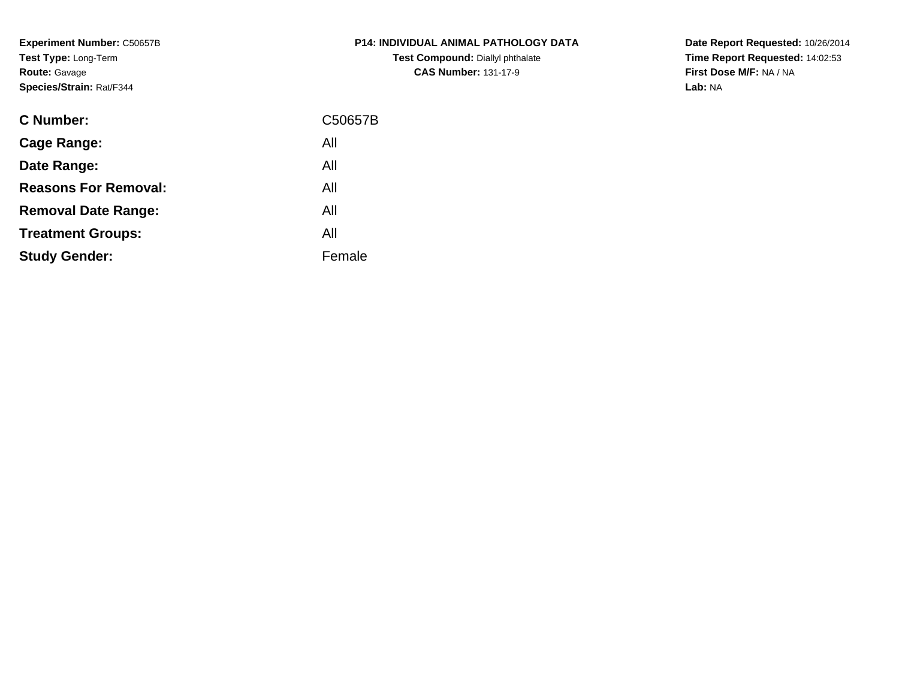**Experiment Number:** C50657B
**Test Type:** Long-Term
**Route:** Gavage
**Species/Strain:** Rat/F344

**P14: INDIVIDUAL ANIMAL PATHOLOGY DATA**
**Test Compound:** Diallyl phthalate
**CAS Number:** 131-17-9

**Date Report Requested:** 10/26/2014
**Time Report Requested:** 14:02:53
**First Dose M/F:** NA / NA
**Lab:** NA

| | |
|---|---|
| **C Number:** | C50657B |
| **Cage Range:** | All |
| **Date Range:** | All |
| **Reasons For Removal:** | All |
| **Removal Date Range:** | All |
| **Treatment Groups:** | All |
| **Study Gender:** | Female |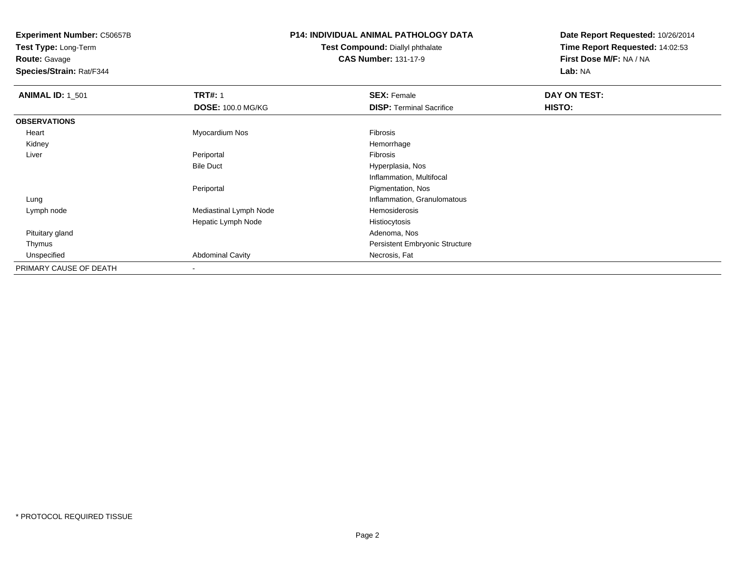**Experiment Number:** C50657B
**Test Type:** Long-Term
**Route:** Gavage
**Species/Strain:** Rat/F344

**P14: INDIVIDUAL ANIMAL PATHOLOGY DATA**
**Test Compound:** Diallyl phthalate
**CAS Number:** 131-17-9

**Date Report Requested:** 10/26/2014
**Time Report Requested:** 14:02:53
**First Dose M/F:** NA / NA
**Lab:** NA

| **ANIMAL ID:** 1_501 | **TRT#:** 1 | **SEX:** Female | **DAY ON TEST:** |
|---|---|---|---|
| | **DOSE:** 100.0 MG/KG | **DISP:** Terminal Sacrifice | **HISTO:** |
| **OBSERVATIONS** | | | |
| Heart | Myocardium Nos | Fibrosis | |
| Kidney | | Hemorrhage | |
| Liver | Periportal | Fibrosis | |
| | Bile Duct | Hyperplasia, Nos | |
| | | Inflammation, Multifocal | |
| | Periportal | Pigmentation, Nos | |
| Lung | | Inflammation, Granulomatous | |
| Lymph node | Mediastinal Lymph Node | Hemosiderosis | |
| | Hepatic Lymph Node | Histiocytosis | |
| Pituitary gland | | Adenoma, Nos | |
| Thymus | | Persistent Embryonic Structure | |
| Unspecified | Abdominal Cavity | Necrosis, Fat | |
| PRIMARY CAUSE OF DEATH | - | | |

* PROTOCOL REQUIRED TISSUE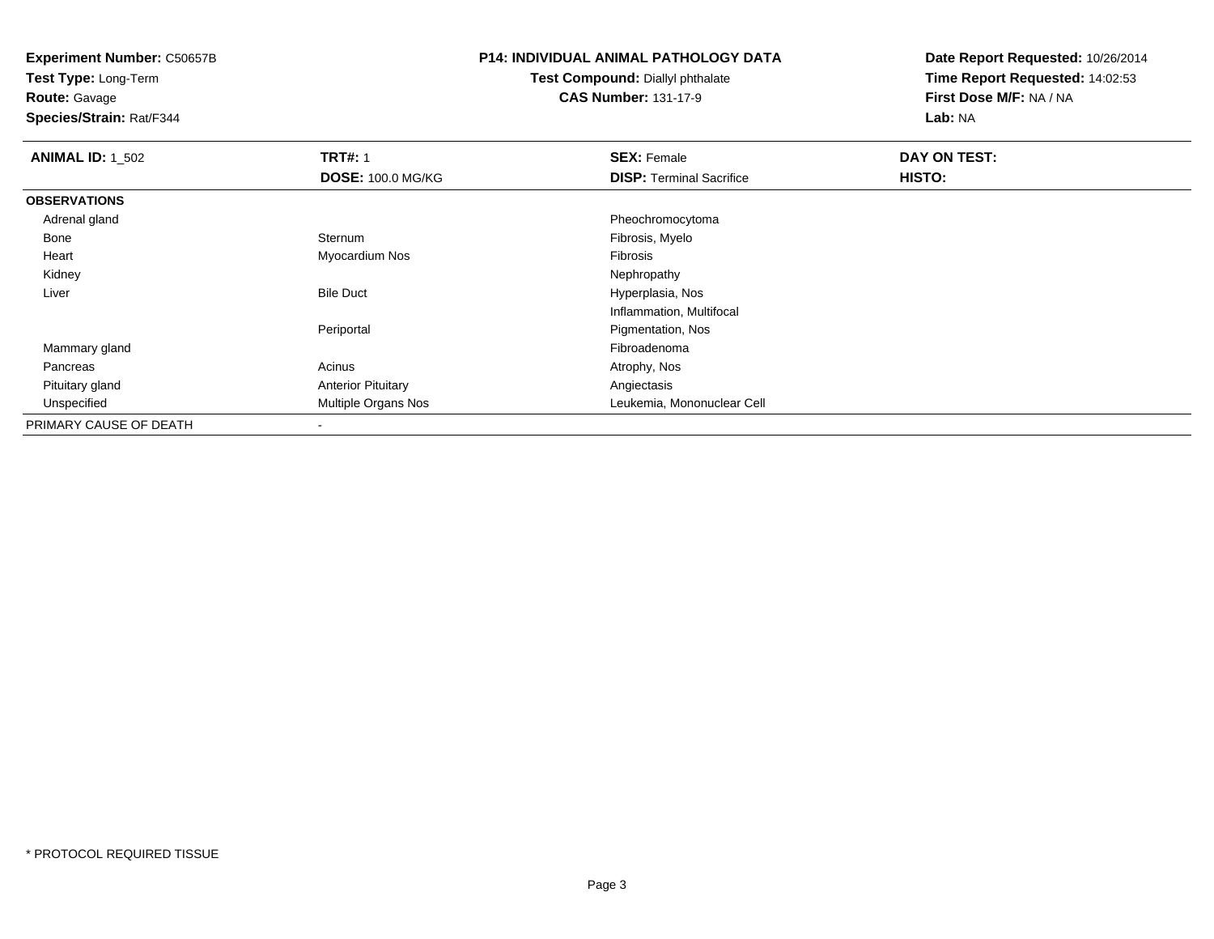**Experiment Number:** C50657B
**Test Type:** Long-Term
**Route:** Gavage
**Species/Strain:** Rat/F344

**P14: INDIVIDUAL ANIMAL PATHOLOGY DATA**
**Test Compound:** Diallyl phthalate
**CAS Number:** 131-17-9

**Date Report Requested:** 10/26/2014
**Time Report Requested:** 14:02:53
**First Dose M/F:** NA / NA
**Lab:** NA

| **ANIMAL ID:** 1_502 | **TRT#:** 1 | **SEX:** Female | **DAY ON TEST:** |
|---|---|---|---|
| | **DOSE:** 100.0 MG/KG | **DISP:** Terminal Sacrifice | **HISTO:** |
| **OBSERVATIONS** | | | |
| Adrenal gland | | Pheochromocytoma | |
| Bone | Sternum | Fibrosis, Myelo | |
| Heart | Myocardium Nos | Fibrosis | |
| Kidney | | Nephropathy | |
| Liver | Bile Duct | Hyperplasia, Nos | |
| | | Inflammation, Multifocal | |
| | Periportal | Pigmentation, Nos | |
| Mammary gland | | Fibroadenoma | |
| Pancreas | Acinus | Atrophy, Nos | |
| Pituitary gland | Anterior Pituitary | Angiectasis | |
| Unspecified | Multiple Organs Nos | Leukemia, Mononuclear Cell | |
| PRIMARY CAUSE OF DEATH | - | | |

* PROTOCOL REQUIRED TISSUE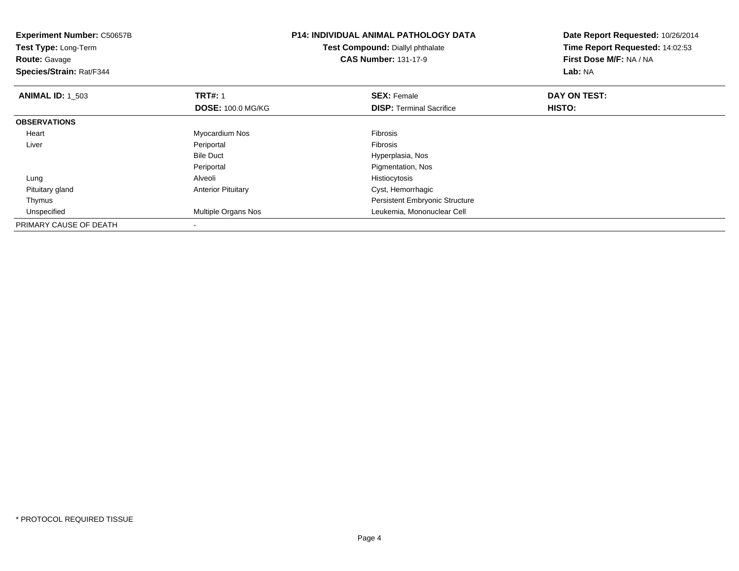**Experiment Number:** C50657B
**Test Type:** Long-Term
**Route:** Gavage
**Species/Strain:** Rat/F344

**P14: INDIVIDUAL ANIMAL PATHOLOGY DATA**
**Test Compound:** Diallyl phthalate
**CAS Number:** 131-17-9

**Date Report Requested:** 10/26/2014
**Time Report Requested:** 14:02:53
**First Dose M/F:** NA / NA
**Lab:** NA

| **ANIMAL ID:** 1_503 | **TRT#:** 1 | **SEX:** Female | **DAY ON TEST:** |
|---|---|---|---|
| | **DOSE:** 100.0 MG/KG | **DISP:** Terminal Sacrifice | **HISTO:** |
| **OBSERVATIONS** | | | |
| Heart | Myocardium Nos | Fibrosis | |
| Liver | Periportal | Fibrosis | |
| | Bile Duct | Hyperplasia, Nos | |
| | Periportal | Pigmentation, Nos | |
| Lung | Alveoli | Histiocytosis | |
| Pituitary gland | Anterior Pituitary | Cyst, Hemorrhagic | |
| Thymus | | Persistent Embryonic Structure | |
| Unspecified | Multiple Organs Nos | Leukemia, Mononuclear Cell | |
| PRIMARY CAUSE OF DEATH | - | | |

\* PROTOCOL REQUIRED TISSUE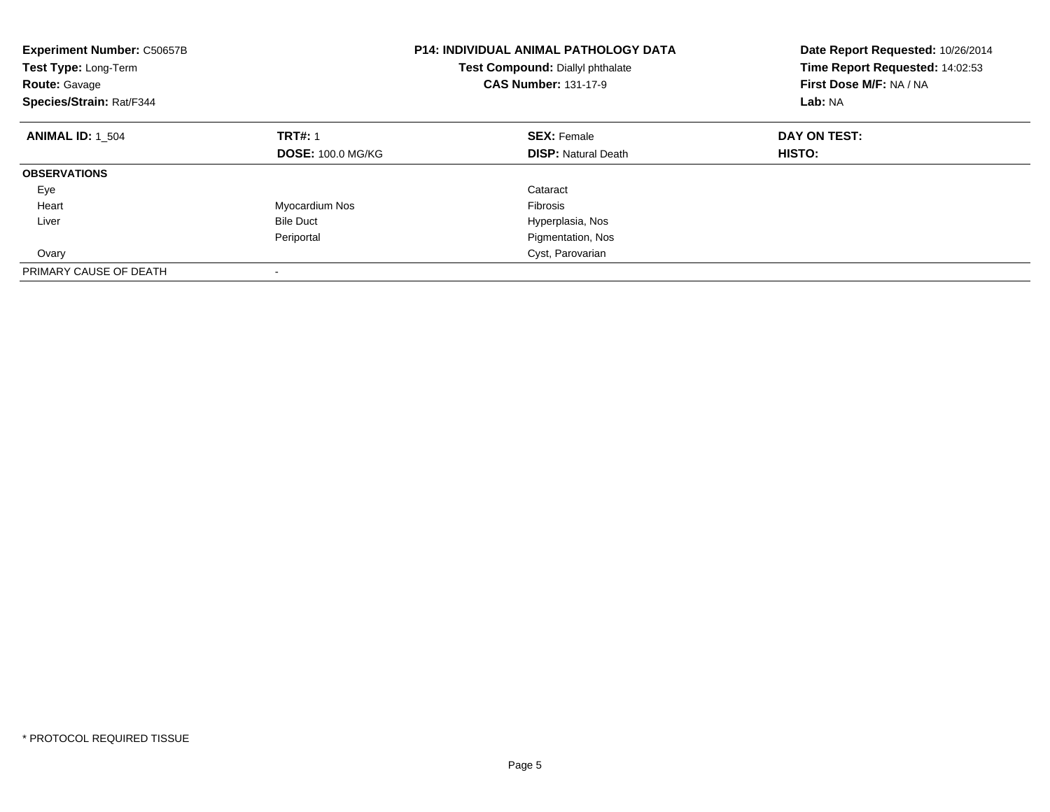**Experiment Number:** C50657B
**Test Type:** Long-Term
**Route:** Gavage
**Species/Strain:** Rat/F344

**P14: INDIVIDUAL ANIMAL PATHOLOGY DATA**
**Test Compound:** Diallyl phthalate
**CAS Number:** 131-17-9

**Date Report Requested:** 10/26/2014
**Time Report Requested:** 14:02:53
**First Dose M/F:** NA / NA
**Lab:** NA

| **ANIMAL ID:** 1_504 | **TRT#:** 1 | **SEX:** Female | **DAY ON TEST:** |
|---|---|---|---|
| | **DOSE:** 100.0 MG/KG | **DISP:** Natural Death | **HISTO:** |
| **OBSERVATIONS** | | | |
| Eye | | Cataract | |
| Heart | Myocardium Nos | Fibrosis | |
| Liver | Bile Duct | Hyperplasia, Nos | |
| | Periportal | Pigmentation, Nos | |
| Ovary | | Cyst, Parovarian | |
| PRIMARY CAUSE OF DEATH | - | | |

* PROTOCOL REQUIRED TISSUE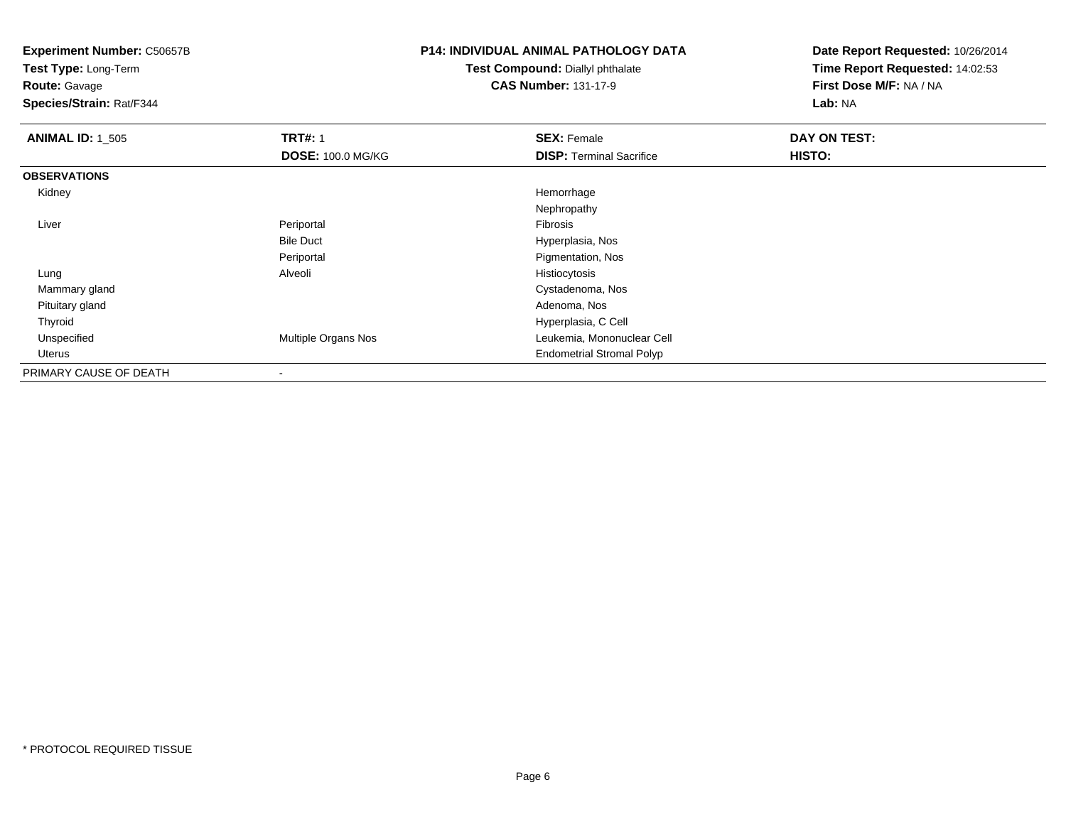**Experiment Number:** C50657B
**Test Type:** Long-Term
**Route:** Gavage
**Species/Strain:** Rat/F344

**P14: INDIVIDUAL ANIMAL PATHOLOGY DATA**
**Test Compound:** Diallyl phthalate
**CAS Number:** 131-17-9

**Date Report Requested:** 10/26/2014
**Time Report Requested:** 14:02:53
**First Dose M/F:** NA / NA
**Lab:** NA

| **ANIMAL ID:** 1_505 | **TRT#:** 1 | **SEX:** Female | **DAY ON TEST:** |
|---|---|---|---|
| | **DOSE:** 100.0 MG/KG | **DISP:** Terminal Sacrifice | **HISTO:** |
| **OBSERVATIONS** | | | |
| Kidney | | Hemorrhage | |
| | | Nephropathy | |
| Liver | Periportal | Fibrosis | |
| | Bile Duct | Hyperplasia, Nos | |
| | Periportal | Pigmentation, Nos | |
| Lung | Alveoli | Histiocytosis | |
| Mammary gland | | Cystadenoma, Nos | |
| Pituitary gland | | Adenoma, Nos | |
| Thyroid | | Hyperplasia, C Cell | |
| Unspecified | Multiple Organs Nos | Leukemia, Mononuclear Cell | |
| Uterus | | Endometrial Stromal Polyp | |
| PRIMARY CAUSE OF DEATH | - | | |

* PROTOCOL REQUIRED TISSUE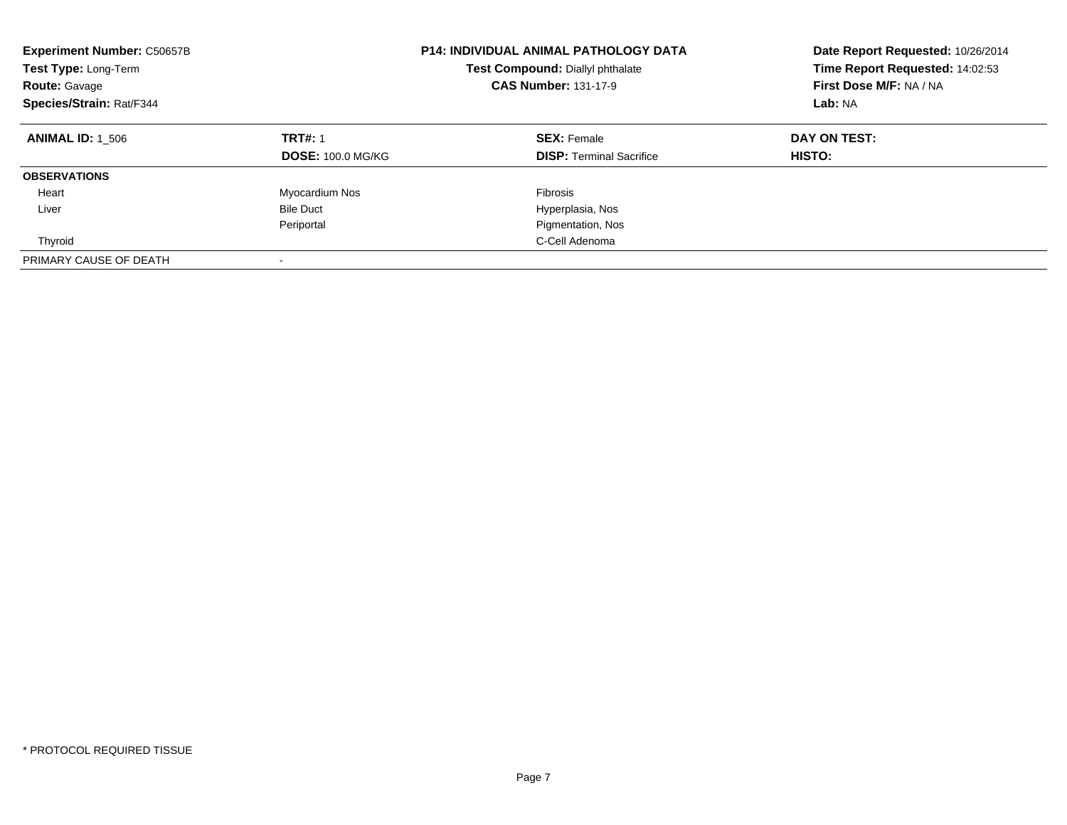**Experiment Number:** C50657B
**Test Type:** Long-Term
**Route:** Gavage
**Species/Strain:** Rat/F344

**P14: INDIVIDUAL ANIMAL PATHOLOGY DATA**
**Test Compound:** Diallyl phthalate
**CAS Number:** 131-17-9

**Date Report Requested:** 10/26/2014
**Time Report Requested:** 14:02:53
**First Dose M/F:** NA / NA
**Lab:** NA

| **ANIMAL ID:** 1_506 | **TRT#:** 1 | **SEX:** Female | **DAY ON TEST:** |
|---|---|---|---|
| | **DOSE:** 100.0 MG/KG | **DISP:** Terminal Sacrifice | **HISTO:** |
| **OBSERVATIONS** | | | |
| Heart | Myocardium Nos | Fibrosis | |
| Liver | Bile Duct | Hyperplasia, Nos | |
| | Periportal | Pigmentation, Nos | |
| Thyroid | | C-Cell Adenoma | |
| PRIMARY CAUSE OF DEATH | - | | |

* PROTOCOL REQUIRED TISSUE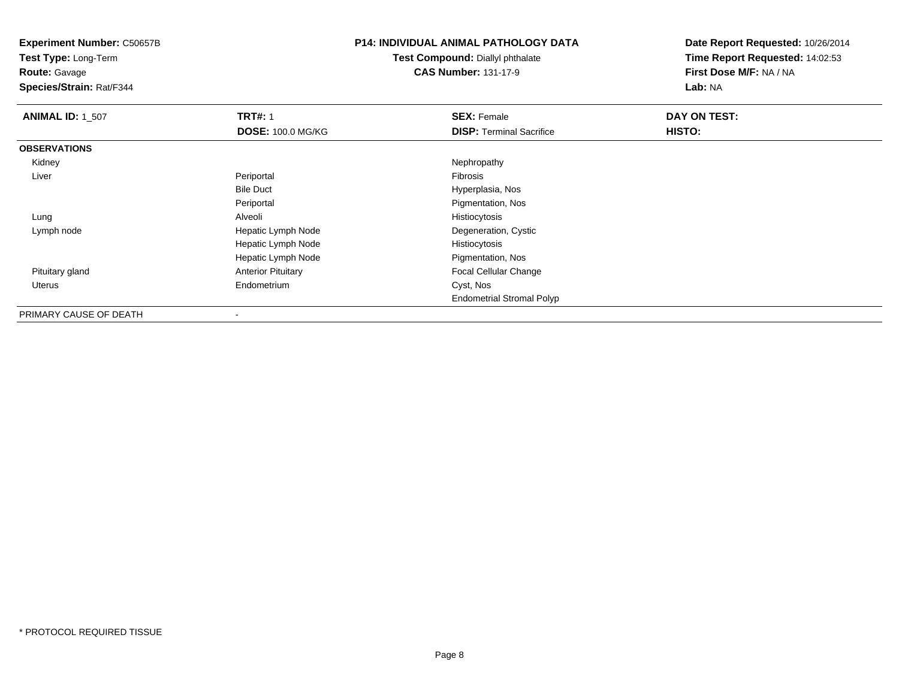**Experiment Number:** C50657B
**Test Type:** Long-Term
**Route:** Gavage
**Species/Strain:** Rat/F344

**P14: INDIVIDUAL ANIMAL PATHOLOGY DATA**
**Test Compound:** Diallyl phthalate
**CAS Number:** 131-17-9

**Date Report Requested:** 10/26/2014
**Time Report Requested:** 14:02:53
**First Dose M/F:** NA / NA
**Lab:** NA

| **ANIMAL ID:** 1_507 | **TRT#:** 1 | **SEX:** Female | **DAY ON TEST:** |
|---|---|---|---|
| | **DOSE:** 100.0 MG/KG | **DISP:** Terminal Sacrifice | **HISTO:** |
| **OBSERVATIONS** | | | |
| Kidney | | Nephropathy | |
| Liver | Periportal | Fibrosis | |
| | Bile Duct | Hyperplasia, Nos | |
| | Periportal | Pigmentation, Nos | |
| Lung | Alveoli | Histiocytosis | |
| Lymph node | Hepatic Lymph Node | Degeneration, Cystic | |
| | Hepatic Lymph Node | Histiocytosis | |
| | Hepatic Lymph Node | Pigmentation, Nos | |
| Pituitary gland | Anterior Pituitary | Focal Cellular Change | |
| Uterus | Endometrium | Cyst, Nos | |
| | | Endometrial Stromal Polyp | |
| PRIMARY CAUSE OF DEATH | - | | |

* PROTOCOL REQUIRED TISSUE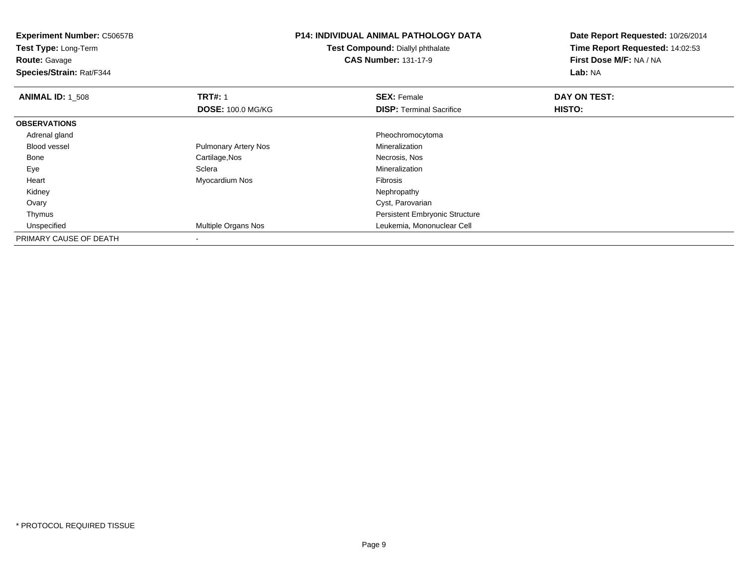**Experiment Number:** C50657B
**Test Type:** Long-Term
**Route:** Gavage
**Species/Strain:** Rat/F344

**P14: INDIVIDUAL ANIMAL PATHOLOGY DATA**
**Test Compound:** Diallyl phthalate
**CAS Number:** 131-17-9

**Date Report Requested:** 10/26/2014
**Time Report Requested:** 14:02:53
**First Dose M/F:** NA / NA
**Lab:** NA

| **ANIMAL ID:** 1_508 | **TRT#:** 1 | **SEX:** Female | **DAY ON TEST:** |
|---|---|---|---|
| | **DOSE:** 100.0 MG/KG | **DISP:** Terminal Sacrifice | **HISTO:** |
| **OBSERVATIONS** | | | |
| Adrenal gland | | Pheochromocytoma | |
| Blood vessel | Pulmonary Artery Nos | Mineralization | |
| Bone | Cartilage,Nos | Necrosis, Nos | |
| Eye | Sclera | Mineralization | |
| Heart | Myocardium Nos | Fibrosis | |
| Kidney | | Nephropathy | |
| Ovary | | Cyst, Parovarian | |
| Thymus | | Persistent Embryonic Structure | |
| Unspecified | Multiple Organs Nos | Leukemia, Mononuclear Cell | |
| PRIMARY CAUSE OF DEATH | - | | |

\* PROTOCOL REQUIRED TISSUE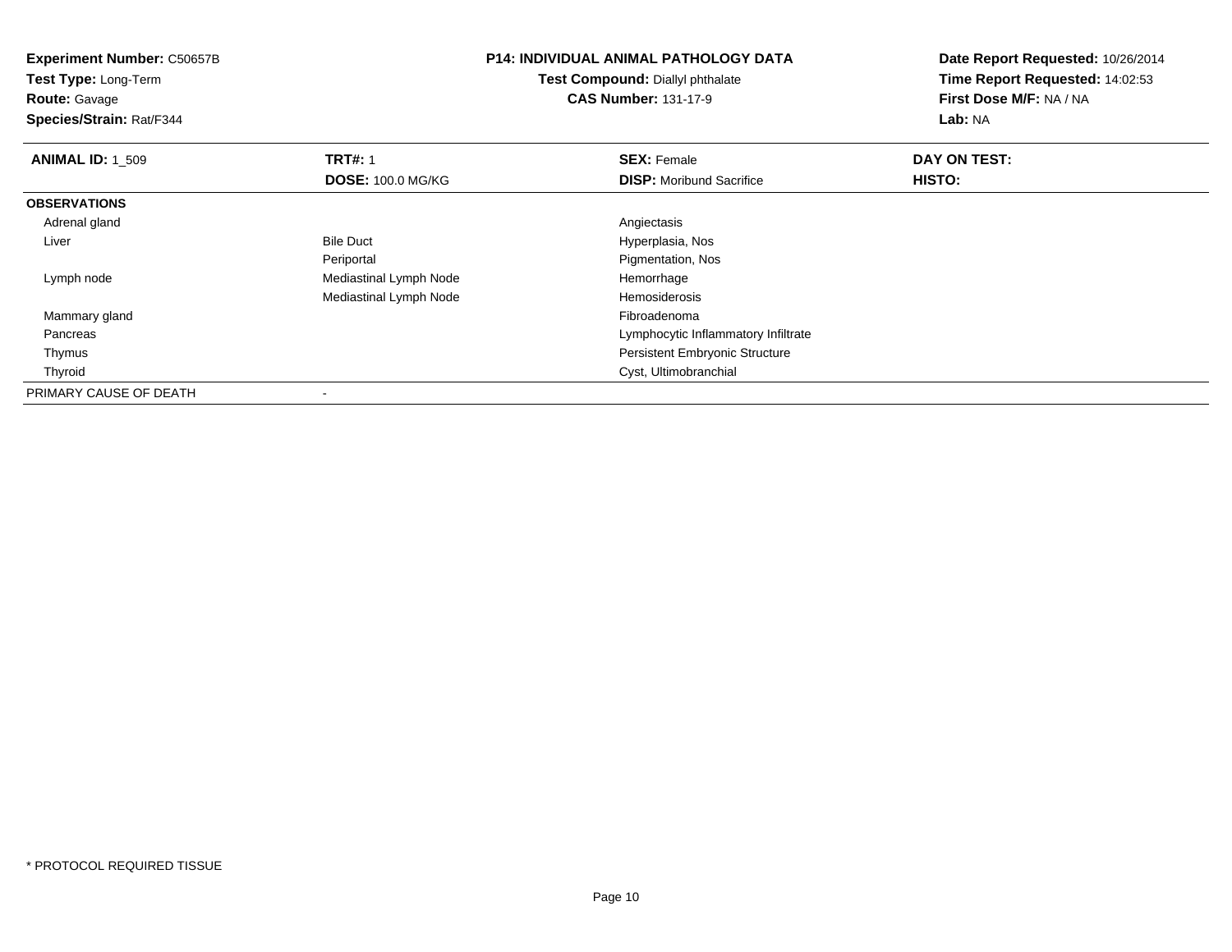**Experiment Number:** C50657B
**Test Type:** Long-Term
**Route:** Gavage
**Species/Strain:** Rat/F344

**P14: INDIVIDUAL ANIMAL PATHOLOGY DATA**
**Test Compound:** Diallyl phthalate
**CAS Number:** 131-17-9

**Date Report Requested:** 10/26/2014
**Time Report Requested:** 14:02:53
**First Dose M/F:** NA / NA
**Lab:** NA

| **ANIMAL ID:** 1_509 | **TRT#:** 1 | **SEX:** Female | **DAY ON TEST:** |
|---|---|---|---|
| | **DOSE:** 100.0 MG/KG | **DISP:** Moribund Sacrifice | **HISTO:** |
| **OBSERVATIONS** | | | |
| Adrenal gland | | Angiectasis | |
| Liver | Bile Duct | Hyperplasia, Nos | |
| | Periportal | Pigmentation, Nos | |
| Lymph node | Mediastinal Lymph Node | Hemorrhage | |
| | Mediastinal Lymph Node | Hemosiderosis | |
| Mammary gland | | Fibroadenoma | |
| Pancreas | | Lymphocytic Inflammatory Infiltrate | |
| Thymus | | Persistent Embryonic Structure | |
| Thyroid | | Cyst, Ultimobranchial | |
| PRIMARY CAUSE OF DEATH | - | | |

* PROTOCOL REQUIRED TISSUE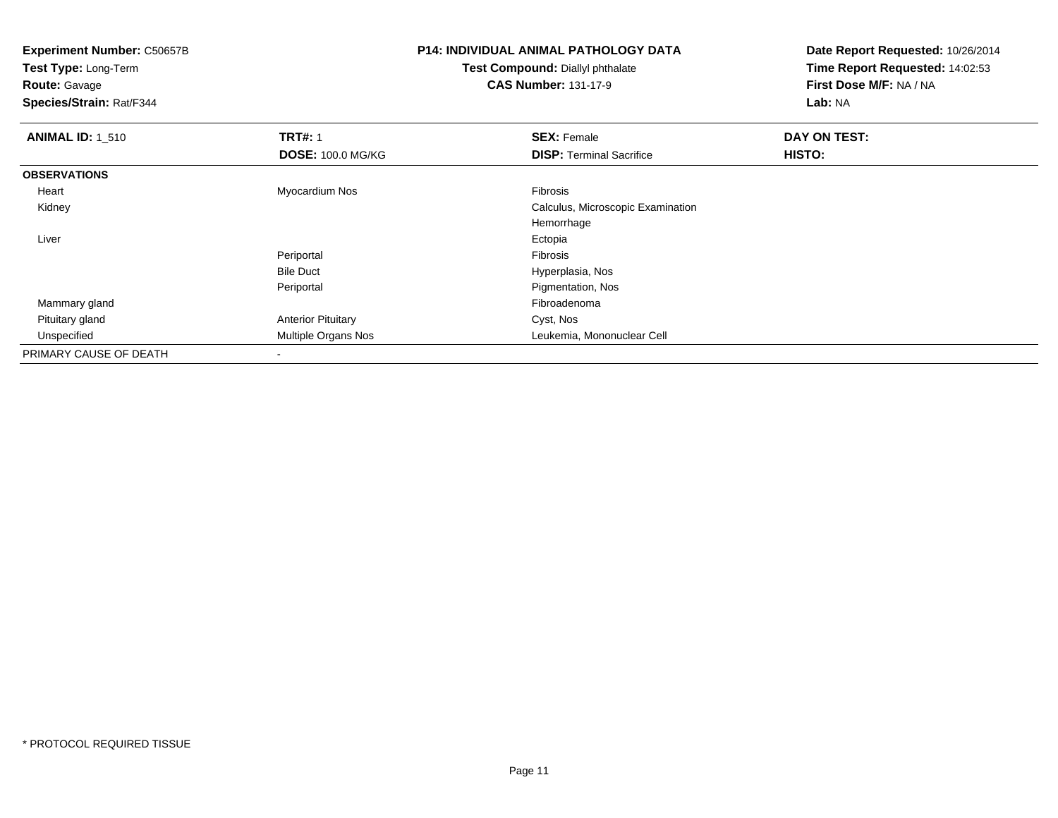**Experiment Number:** C50657B
**Test Type:** Long-Term
**Route:** Gavage
**Species/Strain:** Rat/F344

**P14: INDIVIDUAL ANIMAL PATHOLOGY DATA**
**Test Compound:** Diallyl phthalate
**CAS Number:** 131-17-9

**Date Report Requested:** 10/26/2014
**Time Report Requested:** 14:02:53
**First Dose M/F:** NA / NA
**Lab:** NA

| **ANIMAL ID:** 1_510 | **TRT#:** 1 | **SEX:** Female | **DAY ON TEST:** |
|---|---|---|---|
| | **DOSE:** 100.0 MG/KG | **DISP:** Terminal Sacrifice | **HISTO:** |
| **OBSERVATIONS** | | | |
| Heart | Myocardium Nos | Fibrosis | |
| Kidney | | Calculus, Microscopic Examination | |
| | | Hemorrhage | |
| Liver | | Ectopia | |
| | Periportal | Fibrosis | |
| | Bile Duct | Hyperplasia, Nos | |
| | Periportal | Pigmentation, Nos | |
| Mammary gland | | Fibroadenoma | |
| Pituitary gland | Anterior Pituitary | Cyst, Nos | |
| Unspecified | Multiple Organs Nos | Leukemia, Mononuclear Cell | |
| PRIMARY CAUSE OF DEATH | - | | |

\* PROTOCOL REQUIRED TISSUE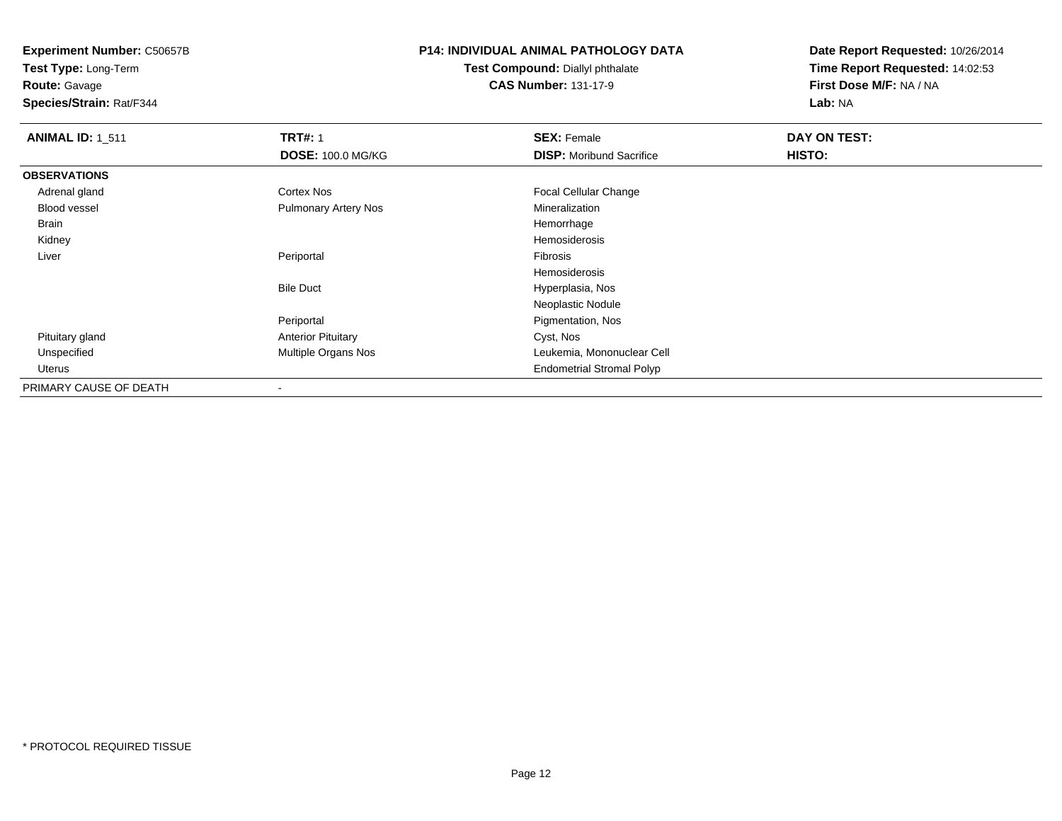**Experiment Number:** C50657B
**Test Type:** Long-Term
**Route:** Gavage
**Species/Strain:** Rat/F344

**P14: INDIVIDUAL ANIMAL PATHOLOGY DATA**
**Test Compound:** Diallyl phthalate
**CAS Number:** 131-17-9

**Date Report Requested:** 10/26/2014
**Time Report Requested:** 14:02:53
**First Dose M/F:** NA / NA
**Lab:** NA

| **ANIMAL ID:** 1_511 | **TRT#:** 1 | **SEX:** Female | **DAY ON TEST:** |
|---|---|---|---|
| | **DOSE:** 100.0 MG/KG | **DISP:** Moribund Sacrifice | **HISTO:** |
| **OBSERVATIONS** | | | |
| Adrenal gland | Cortex Nos | Focal Cellular Change | |
| Blood vessel | Pulmonary Artery Nos | Mineralization | |
| Brain | | Hemorrhage | |
| Kidney | | Hemosiderosis | |
| Liver | Periportal | Fibrosis | |
| | | Hemosiderosis | |
| | Bile Duct | Hyperplasia, Nos | |
| | | Neoplastic Nodule | |
| | Periportal | Pigmentation, Nos | |
| Pituitary gland | Anterior Pituitary | Cyst, Nos | |
| Unspecified | Multiple Organs Nos | Leukemia, Mononuclear Cell | |
| Uterus | | Endometrial Stromal Polyp | |
| PRIMARY CAUSE OF DEATH | - | | |

\* PROTOCOL REQUIRED TISSUE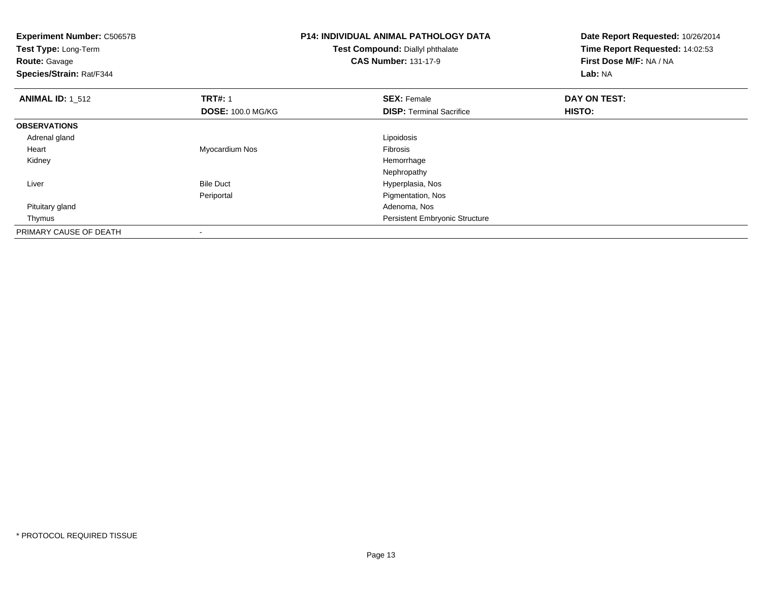**Experiment Number:** C50657B
**Test Type:** Long-Term
**Route:** Gavage
**Species/Strain:** Rat/F344

**P14: INDIVIDUAL ANIMAL PATHOLOGY DATA**
**Test Compound:** Diallyl phthalate
**CAS Number:** 131-17-9

**Date Report Requested:** 10/26/2014
**Time Report Requested:** 14:02:53
**First Dose M/F:** NA / NA
**Lab:** NA

| **ANIMAL ID:** 1_512 | **TRT#:** 1<br>**DOSE:** 100.0 MG/KG | **SEX:** Female<br>**DISP:** Terminal Sacrifice | **DAY ON TEST:**<br>**HISTO:** |
|---|---|---|---|
| **OBSERVATIONS** | | | |
| Adrenal gland | | Lipoidosis | |
| Heart | Myocardium Nos | Fibrosis | |
| Kidney | | Hemorrhage | |
| | | Nephropathy | |
| Liver | Bile Duct | Hyperplasia, Nos | |
| | Periportal | Pigmentation, Nos | |
| Pituitary gland | | Adenoma, Nos | |
| Thymus | | Persistent Embryonic Structure | |
| PRIMARY CAUSE OF DEATH | - | | |

* PROTOCOL REQUIRED TISSUE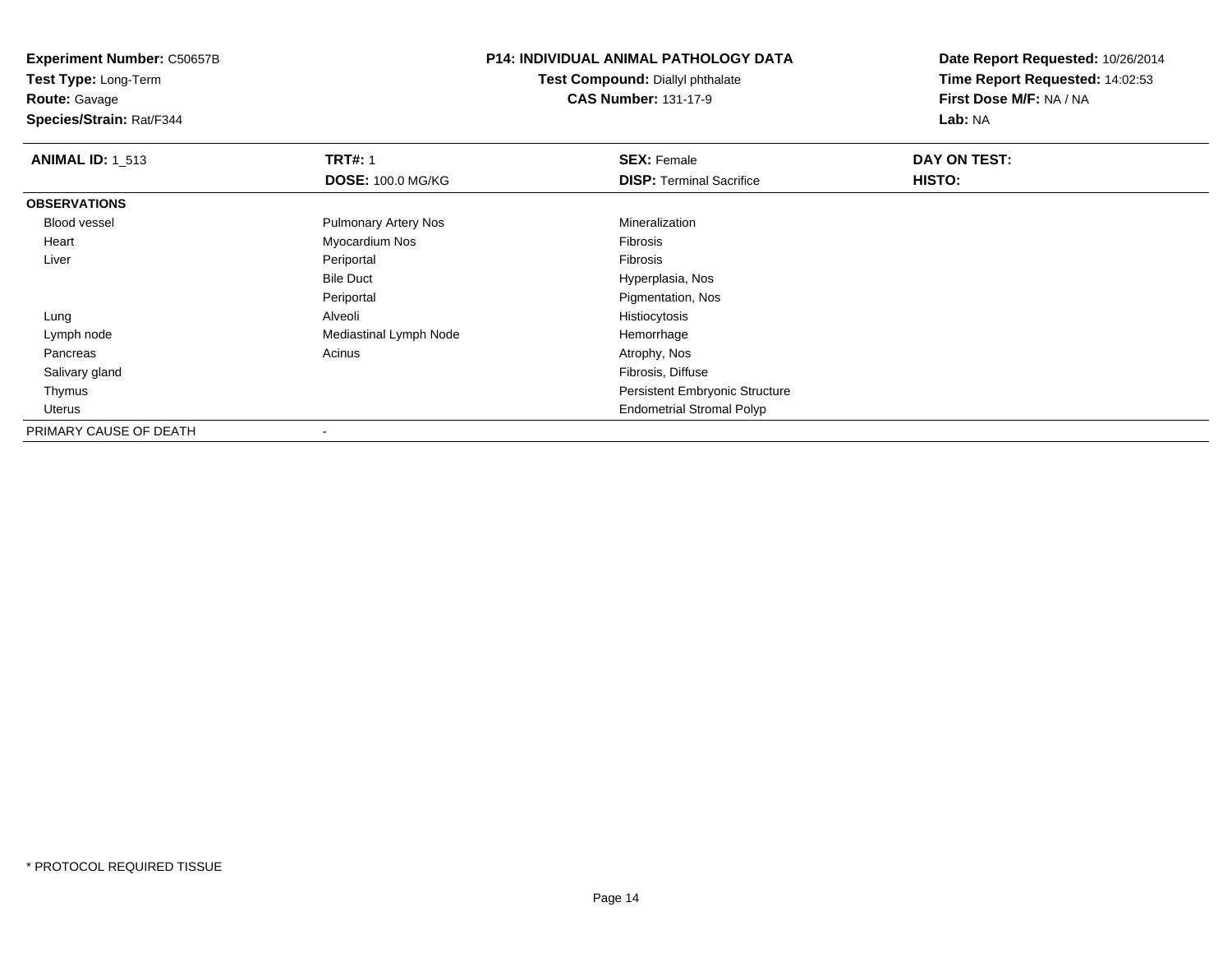**Experiment Number:** C50657B
**Test Type:** Long-Term
**Route:** Gavage
**Species/Strain:** Rat/F344

**P14: INDIVIDUAL ANIMAL PATHOLOGY DATA**
**Test Compound:** Diallyl phthalate
**CAS Number:** 131-17-9

**Date Report Requested:** 10/26/2014
**Time Report Requested:** 14:02:53
**First Dose M/F:** NA / NA
**Lab:** NA

| **ANIMAL ID:** 1_513 | **TRT#:** 1 | **SEX:** Female | **DAY ON TEST:** |
|---|---|---|---|
| | **DOSE:** 100.0 MG/KG | **DISP:** Terminal Sacrifice | **HISTO:** |
| **OBSERVATIONS** | | | |
| Blood vessel | Pulmonary Artery Nos | Mineralization | |
| Heart | Myocardium Nos | Fibrosis | |
| Liver | Periportal | Fibrosis | |
| | Bile Duct | Hyperplasia, Nos | |
| | Periportal | Pigmentation, Nos | |
| Lung | Alveoli | Histiocytosis | |
| Lymph node | Mediastinal Lymph Node | Hemorrhage | |
| Pancreas | Acinus | Atrophy, Nos | |
| Salivary gland | | Fibrosis, Diffuse | |
| Thymus | | Persistent Embryonic Structure | |
| Uterus | | Endometrial Stromal Polyp | |
| PRIMARY CAUSE OF DEATH | - | | |

* PROTOCOL REQUIRED TISSUE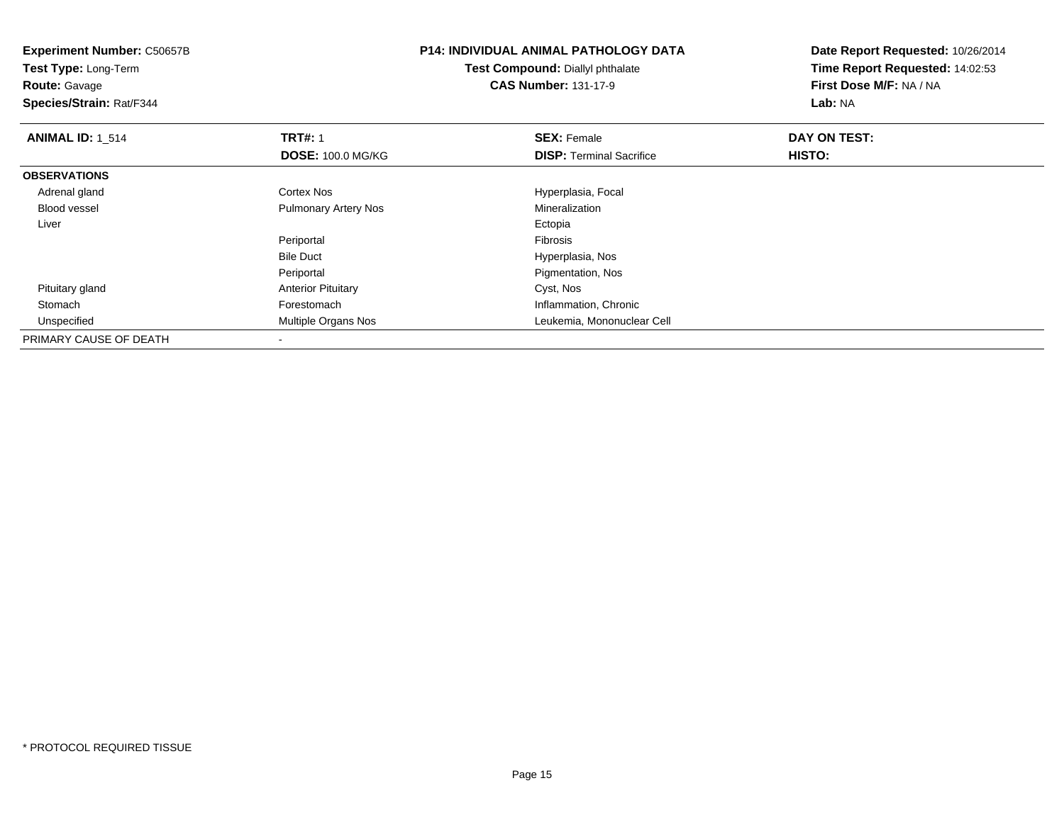**Experiment Number:** C50657B
**Test Type:** Long-Term
**Route:** Gavage
**Species/Strain:** Rat/F344

**P14: INDIVIDUAL ANIMAL PATHOLOGY DATA**
**Test Compound:** Diallyl phthalate
**CAS Number:** 131-17-9

**Date Report Requested:** 10/26/2014
**Time Report Requested:** 14:02:53
**First Dose M/F:** NA / NA
**Lab:** NA

| **ANIMAL ID:** 1_514 | **TRT#:** 1 | **SEX:** Female | **DAY ON TEST:** |
|---|---|---|---|
| | **DOSE:** 100.0 MG/KG | **DISP:** Terminal Sacrifice | **HISTO:** |
| **OBSERVATIONS** | | | |
| Adrenal gland | Cortex Nos | Hyperplasia, Focal | |
| Blood vessel | Pulmonary Artery Nos | Mineralization | |
| Liver | | Ectopia | |
| | Periportal | Fibrosis | |
| | Bile Duct | Hyperplasia, Nos | |
| | Periportal | Pigmentation, Nos | |
| Pituitary gland | Anterior Pituitary | Cyst, Nos | |
| Stomach | Forestomach | Inflammation, Chronic | |
| Unspecified | Multiple Organs Nos | Leukemia, Mononuclear Cell | |
| PRIMARY CAUSE OF DEATH | - | | |

* PROTOCOL REQUIRED TISSUE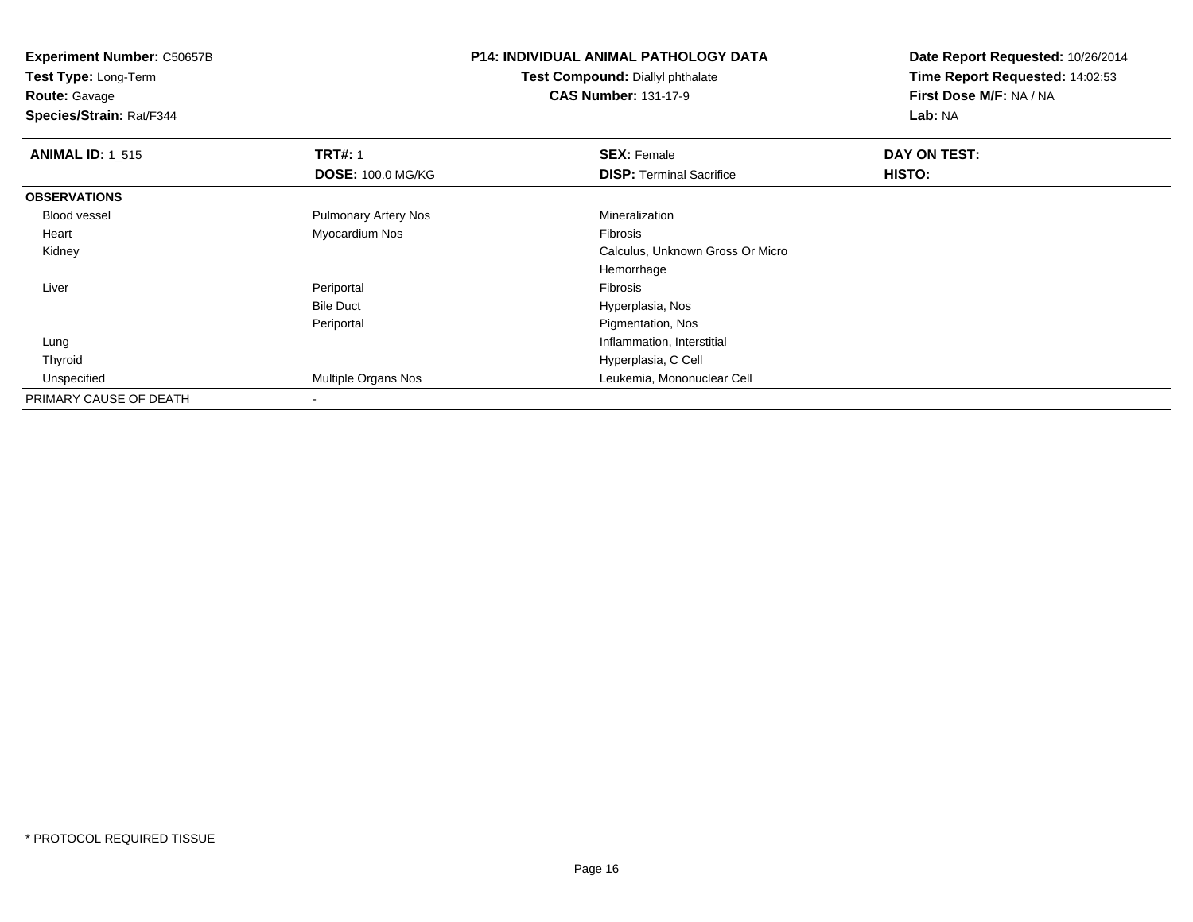**Experiment Number:** C50657B
**Test Type:** Long-Term
**Route:** Gavage
**Species/Strain:** Rat/F344

**P14: INDIVIDUAL ANIMAL PATHOLOGY DATA**
**Test Compound:** Diallyl phthalate
**CAS Number:** 131-17-9

**Date Report Requested:** 10/26/2014
**Time Report Requested:** 14:02:53
**First Dose M/F:** NA / NA
**Lab:** NA

| **ANIMAL ID:** 1_515 | **TRT#:** 1 | **SEX:** Female | **DAY ON TEST:** |
|---|---|---|---|
| | **DOSE:** 100.0 MG/KG | **DISP:** Terminal Sacrifice | **HISTO:** |
| **OBSERVATIONS** | | | |
| Blood vessel | Pulmonary Artery Nos | Mineralization | |
| Heart | Myocardium Nos | Fibrosis | |
| Kidney | | Calculus, Unknown Gross Or Micro | |
| | | Hemorrhage | |
| Liver | Periportal | Fibrosis | |
| | Bile Duct | Hyperplasia, Nos | |
| | Periportal | Pigmentation, Nos | |
| Lung | | Inflammation, Interstitial | |
| Thyroid | | Hyperplasia, C Cell | |
| Unspecified | Multiple Organs Nos | Leukemia, Mononuclear Cell | |
| PRIMARY CAUSE OF DEATH | - | | |

\* PROTOCOL REQUIRED TISSUE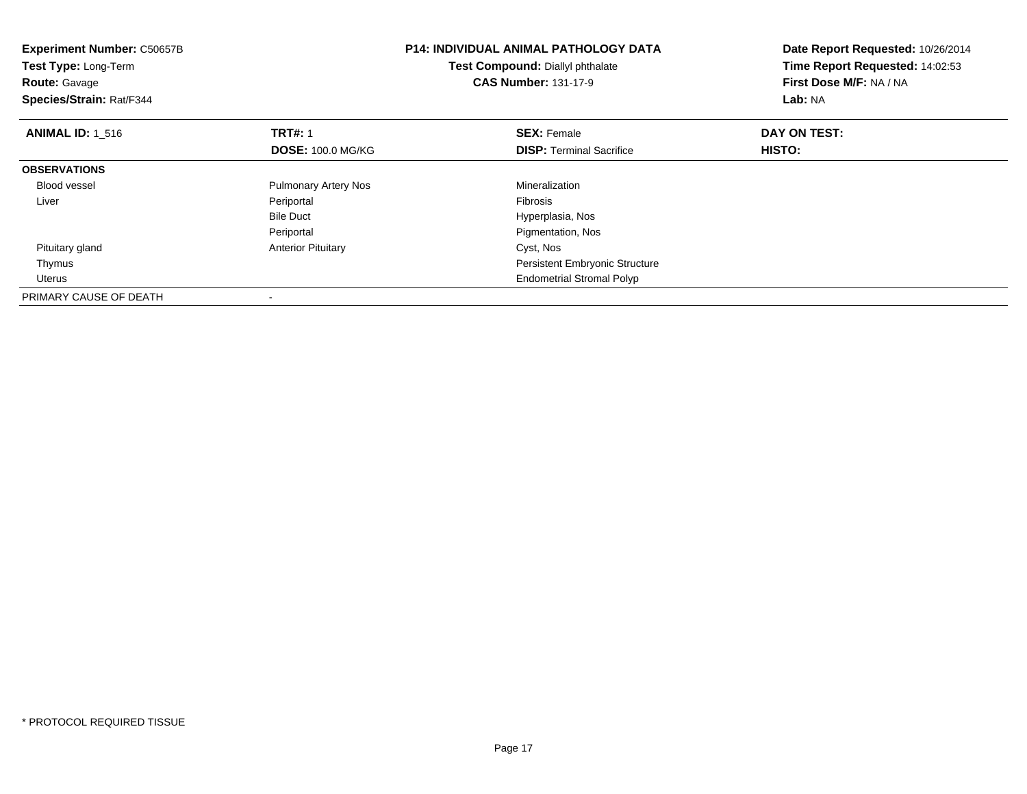**Experiment Number:** C50657B
**Test Type:** Long-Term
**Route:** Gavage
**Species/Strain:** Rat/F344

**P14: INDIVIDUAL ANIMAL PATHOLOGY DATA**
**Test Compound:** Diallyl phthalate
**CAS Number:** 131-17-9

**Date Report Requested:** 10/26/2014
**Time Report Requested:** 14:02:53
**First Dose M/F:** NA / NA
**Lab:** NA

| **ANIMAL ID:** 1_516 | **TRT#:** 1 | **SEX:** Female | **DAY ON TEST:** |
|---|---|---|---|
| | **DOSE:** 100.0 MG/KG | **DISP:** Terminal Sacrifice | **HISTO:** |
| **OBSERVATIONS** | | | |
| Blood vessel | Pulmonary Artery Nos | Mineralization | |
| Liver | Periportal | Fibrosis | |
| | Bile Duct | Hyperplasia, Nos | |
| | Periportal | Pigmentation, Nos | |
| Pituitary gland | Anterior Pituitary | Cyst, Nos | |
| Thymus | | Persistent Embryonic Structure | |
| Uterus | | Endometrial Stromal Polyp | |
| PRIMARY CAUSE OF DEATH | - | | |

* PROTOCOL REQUIRED TISSUE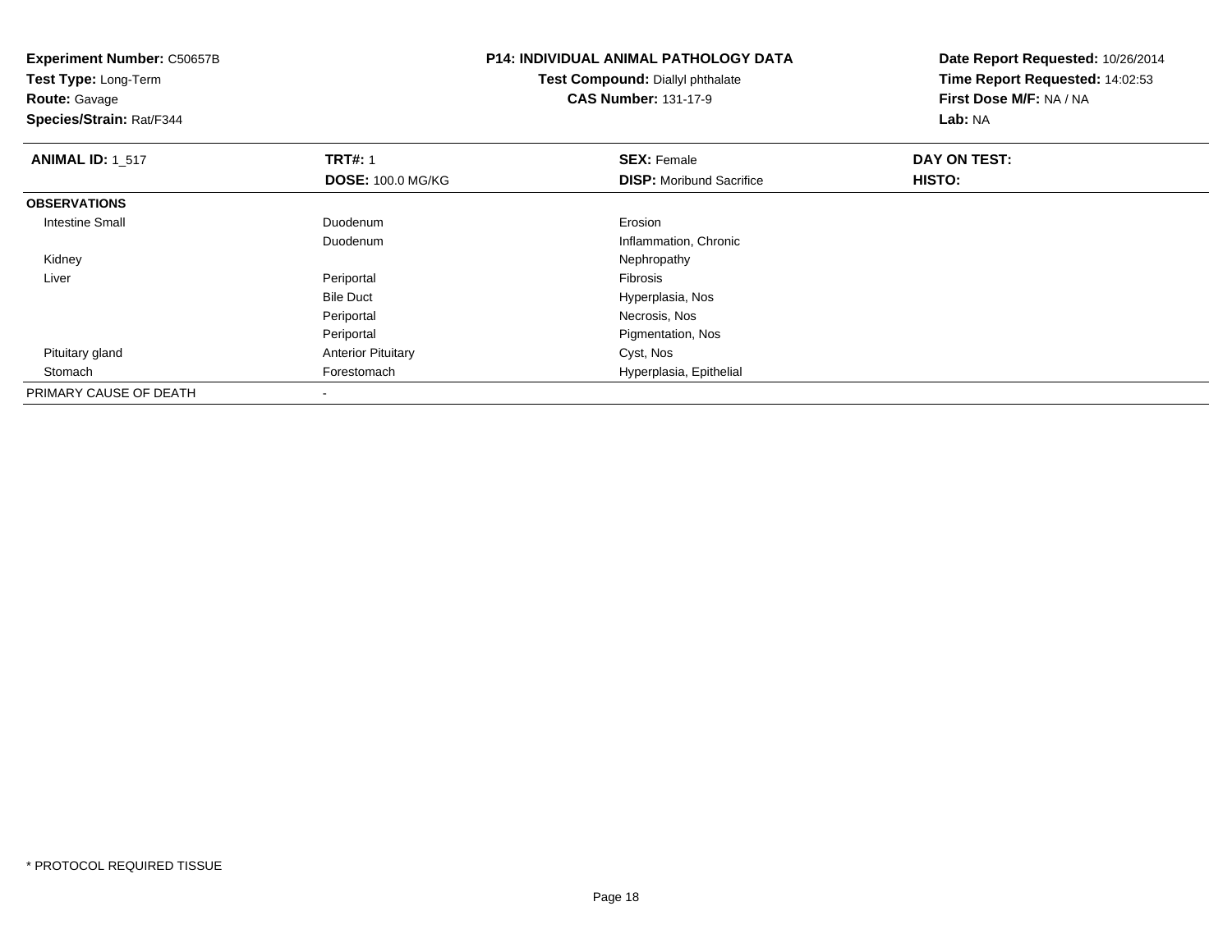**Experiment Number:** C50657B
**Test Type:** Long-Term
**Route:** Gavage
**Species/Strain:** Rat/F344

**P14: INDIVIDUAL ANIMAL PATHOLOGY DATA**
**Test Compound:** Diallyl phthalate
**CAS Number:** 131-17-9

**Date Report Requested:** 10/26/2014
**Time Report Requested:** 14:02:53
**First Dose M/F:** NA / NA
**Lab:** NA

| **ANIMAL ID:** 1_517 | **TRT#:** 1 | **SEX:** Female | **DAY ON TEST:** |
|---|---|---|---|
| | **DOSE:** 100.0 MG/KG | **DISP:** Moribund Sacrifice | **HISTO:** |
| **OBSERVATIONS** | | | |
| Intestine Small | Duodenum | Erosion | |
| | Duodenum | Inflammation, Chronic | |
| Kidney | | Nephropathy | |
| Liver | Periportal | Fibrosis | |
| | Bile Duct | Hyperplasia, Nos | |
| | Periportal | Necrosis, Nos | |
| | Periportal | Pigmentation, Nos | |
| Pituitary gland | Anterior Pituitary | Cyst, Nos | |
| Stomach | Forestomach | Hyperplasia, Epithelial | |
| PRIMARY CAUSE OF DEATH | - | | |

* PROTOCOL REQUIRED TISSUE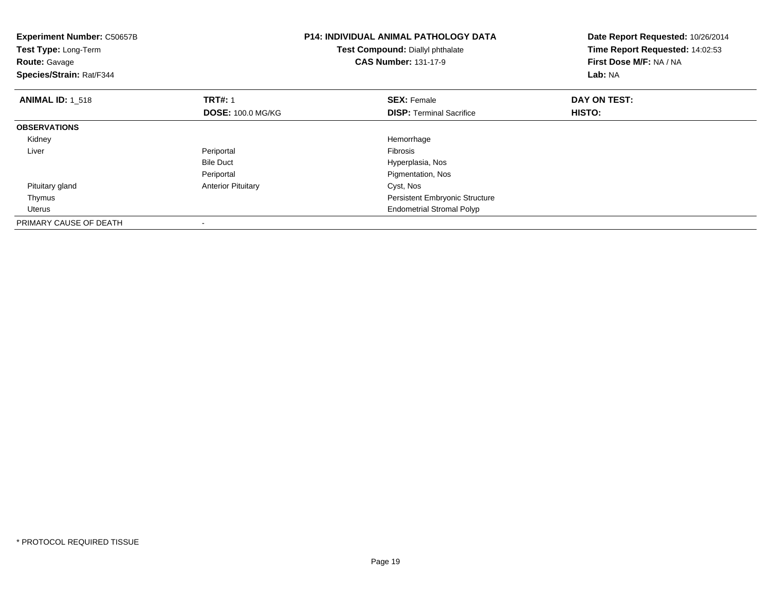**Experiment Number:** C50657B
**Test Type:** Long-Term
**Route:** Gavage
**Species/Strain:** Rat/F344

**P14: INDIVIDUAL ANIMAL PATHOLOGY DATA**
**Test Compound:** Diallyl phthalate
**CAS Number:** 131-17-9

**Date Report Requested:** 10/26/2014
**Time Report Requested:** 14:02:53
**First Dose M/F:** NA / NA
**Lab:** NA

| **ANIMAL ID:** 1_518 | **TRT#:** 1 | **SEX:** Female | **DAY ON TEST:** |
|---|---|---|---|
| | **DOSE:** 100.0 MG/KG | **DISP:** Terminal Sacrifice | **HISTO:** |
| **OBSERVATIONS** | | | |
| Kidney | | Hemorrhage | |
| Liver | Periportal | Fibrosis | |
| | Bile Duct | Hyperplasia, Nos | |
| | Periportal | Pigmentation, Nos | |
| Pituitary gland | Anterior Pituitary | Cyst, Nos | |
| Thymus | | Persistent Embryonic Structure | |
| Uterus | | Endometrial Stromal Polyp | |
| PRIMARY CAUSE OF DEATH | - | | |

* PROTOCOL REQUIRED TISSUE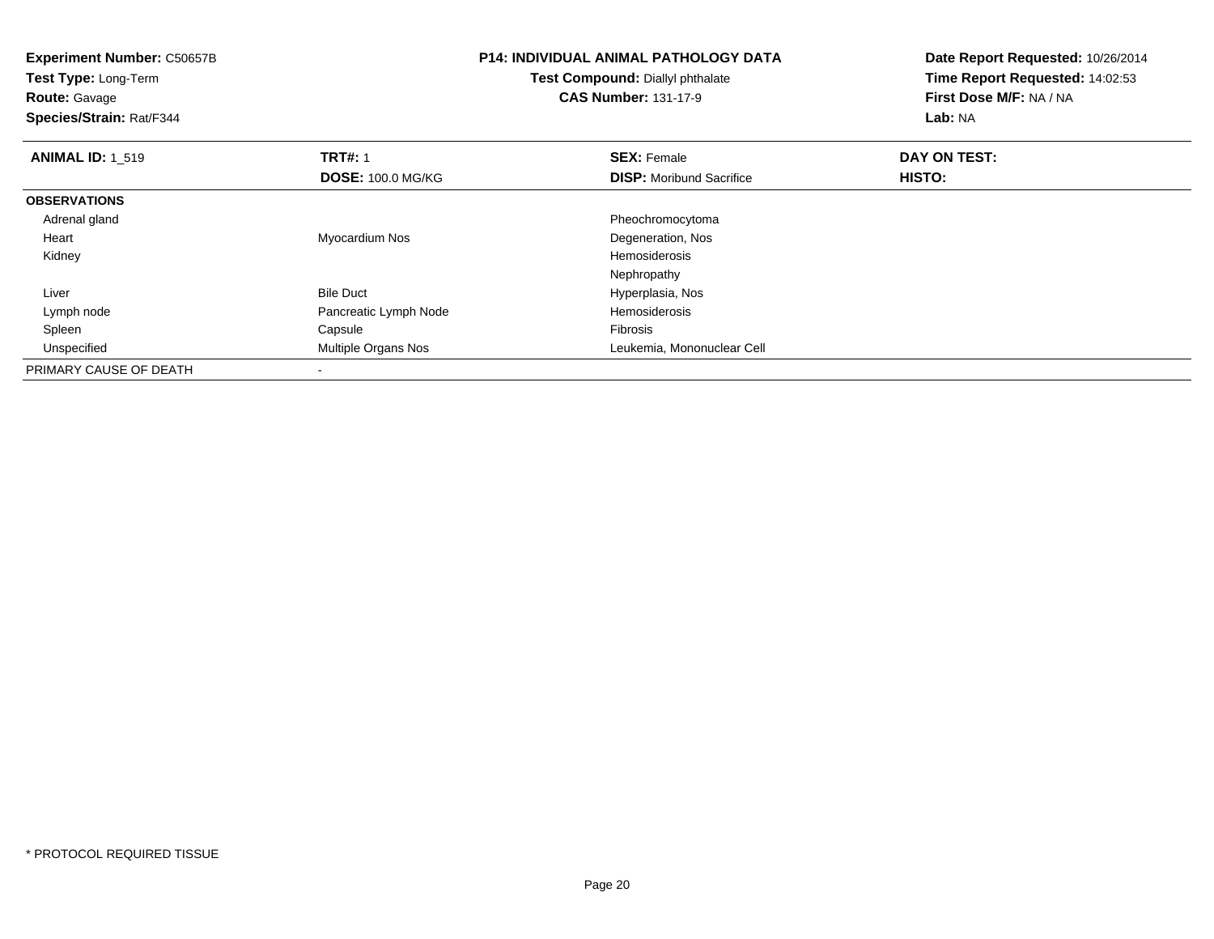**Experiment Number:** C50657B
**Test Type:** Long-Term
**Route:** Gavage
**Species/Strain:** Rat/F344

**P14: INDIVIDUAL ANIMAL PATHOLOGY DATA**
**Test Compound:** Diallyl phthalate
**CAS Number:** 131-17-9

**Date Report Requested:** 10/26/2014
**Time Report Requested:** 14:02:53
**First Dose M/F:** NA / NA
**Lab:** NA

| **ANIMAL ID:** 1_519 | **TRT#:** 1 | **SEX:** Female | **DAY ON TEST:** |
|---|---|---|---|
| | **DOSE:** 100.0 MG/KG | **DISP:** Moribund Sacrifice | **HISTO:** |
| **OBSERVATIONS** | | | |
| Adrenal gland | | Pheochromocytoma | |
| Heart | Myocardium Nos | Degeneration, Nos | |
| Kidney | | Hemosiderosis | |
| | | Nephropathy | |
| Liver | Bile Duct | Hyperplasia, Nos | |
| Lymph node | Pancreatic Lymph Node | Hemosiderosis | |
| Spleen | Capsule | Fibrosis | |
| Unspecified | Multiple Organs Nos | Leukemia, Mononuclear Cell | |
| PRIMARY CAUSE OF DEATH | - | | |

* PROTOCOL REQUIRED TISSUE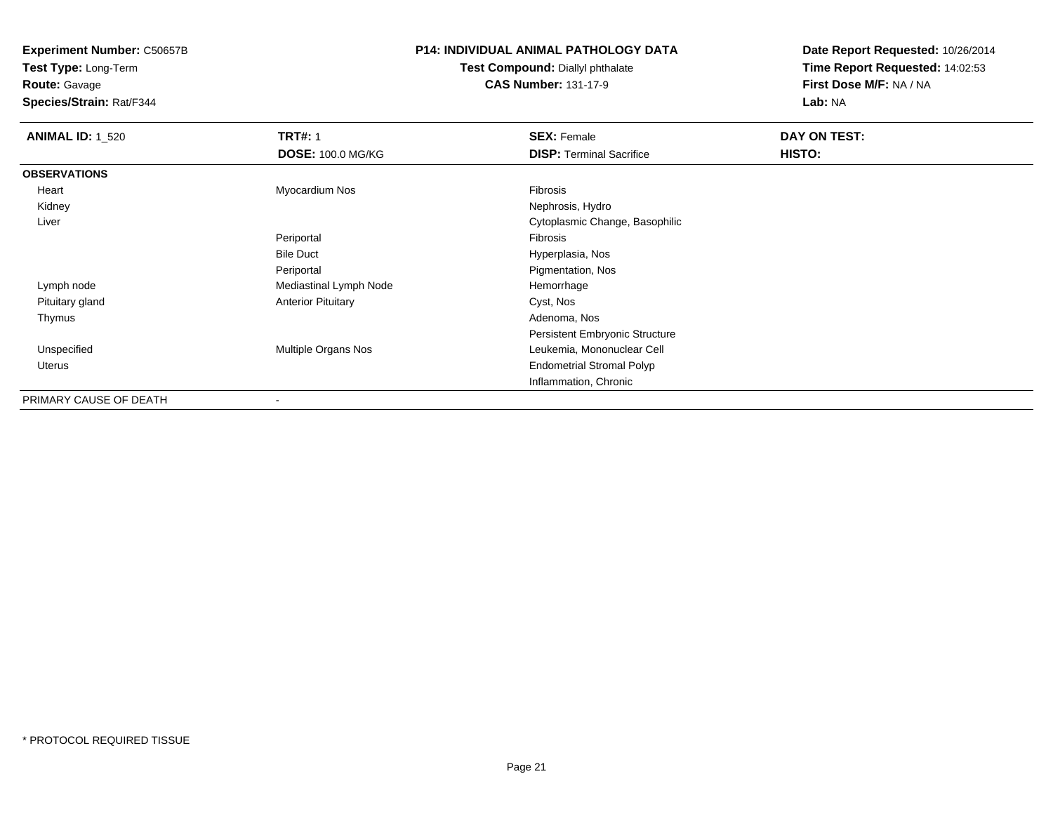**Experiment Number:** C50657B
**Test Type:** Long-Term
**Route:** Gavage
**Species/Strain:** Rat/F344

**P14: INDIVIDUAL ANIMAL PATHOLOGY DATA**
**Test Compound:** Diallyl phthalate
**CAS Number:** 131-17-9

**Date Report Requested:** 10/26/2014
**Time Report Requested:** 14:02:53
**First Dose M/F:** NA / NA
**Lab:** NA

| **ANIMAL ID:** 1_520 | **TRT#:** 1 | **SEX:** Female | **DAY ON TEST:** |
|---|---|---|---|
| | **DOSE:** 100.0 MG/KG | **DISP:** Terminal Sacrifice | **HISTO:** |
| **OBSERVATIONS** | | | |
| Heart | Myocardium Nos | Fibrosis | |
| Kidney | | Nephrosis, Hydro | |
| Liver | | Cytoplasmic Change, Basophilic | |
| | Periportal | Fibrosis | |
| | Bile Duct | Hyperplasia, Nos | |
| | Periportal | Pigmentation, Nos | |
| Lymph node | Mediastinal Lymph Node | Hemorrhage | |
| Pituitary gland | Anterior Pituitary | Cyst, Nos | |
| Thymus | | Adenoma, Nos | |
| | | Persistent Embryonic Structure | |
| Unspecified | Multiple Organs Nos | Leukemia, Mononuclear Cell | |
| Uterus | | Endometrial Stromal Polyp | |
| | | Inflammation, Chronic | |
| PRIMARY CAUSE OF DEATH | - | | |

* PROTOCOL REQUIRED TISSUE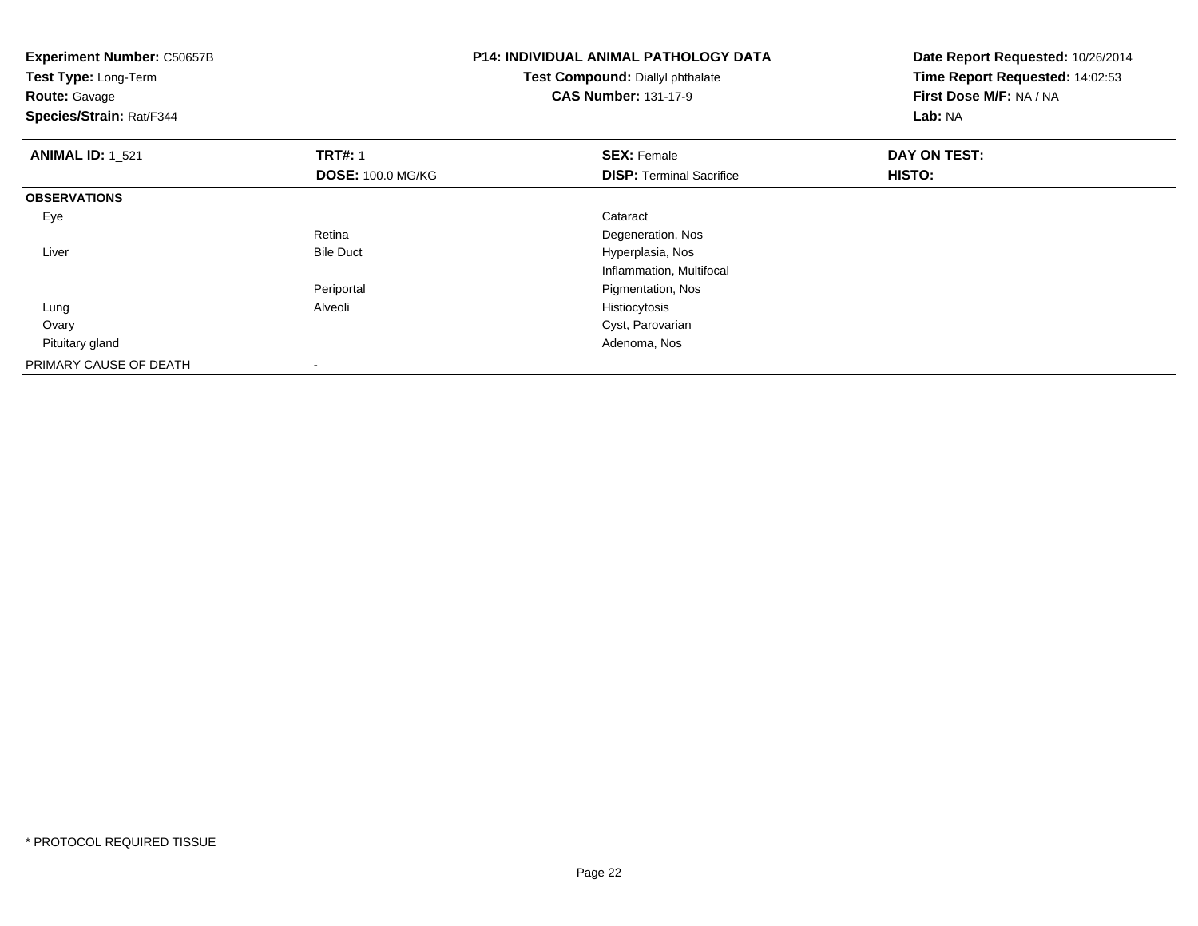**Experiment Number:** C50657B
**Test Type:** Long-Term
**Route:** Gavage
**Species/Strain:** Rat/F344

## P14: INDIVIDUAL ANIMAL PATHOLOGY DATA

**Test Compound:** Diallyl phthalate
**CAS Number:** 131-17-9

**Date Report Requested:** 10/26/2014
**Time Report Requested:** 14:02:53
**First Dose M/F:** NA / NA
**Lab:** NA

| **ANIMAL ID:** 1_521 | **TRT#:** 1 | **SEX:** Female | **DAY ON TEST:** |
|---|---|---|---|
| | **DOSE:** 100.0 MG/KG | **DISP:** Terminal Sacrifice | **HISTO:** |
| **OBSERVATIONS** | | | |
| Eye | | Cataract | |
| | Retina | Degeneration, Nos | |
| Liver | Bile Duct | Hyperplasia, Nos | |
| | | Inflammation, Multifocal | |
| | Periportal | Pigmentation, Nos | |
| Lung | Alveoli | Histiocytosis | |
| Ovary | | Cyst, Parovarian | |
| Pituitary gland | | Adenoma, Nos | |
| PRIMARY CAUSE OF DEATH | - | | |

* PROTOCOL REQUIRED TISSUE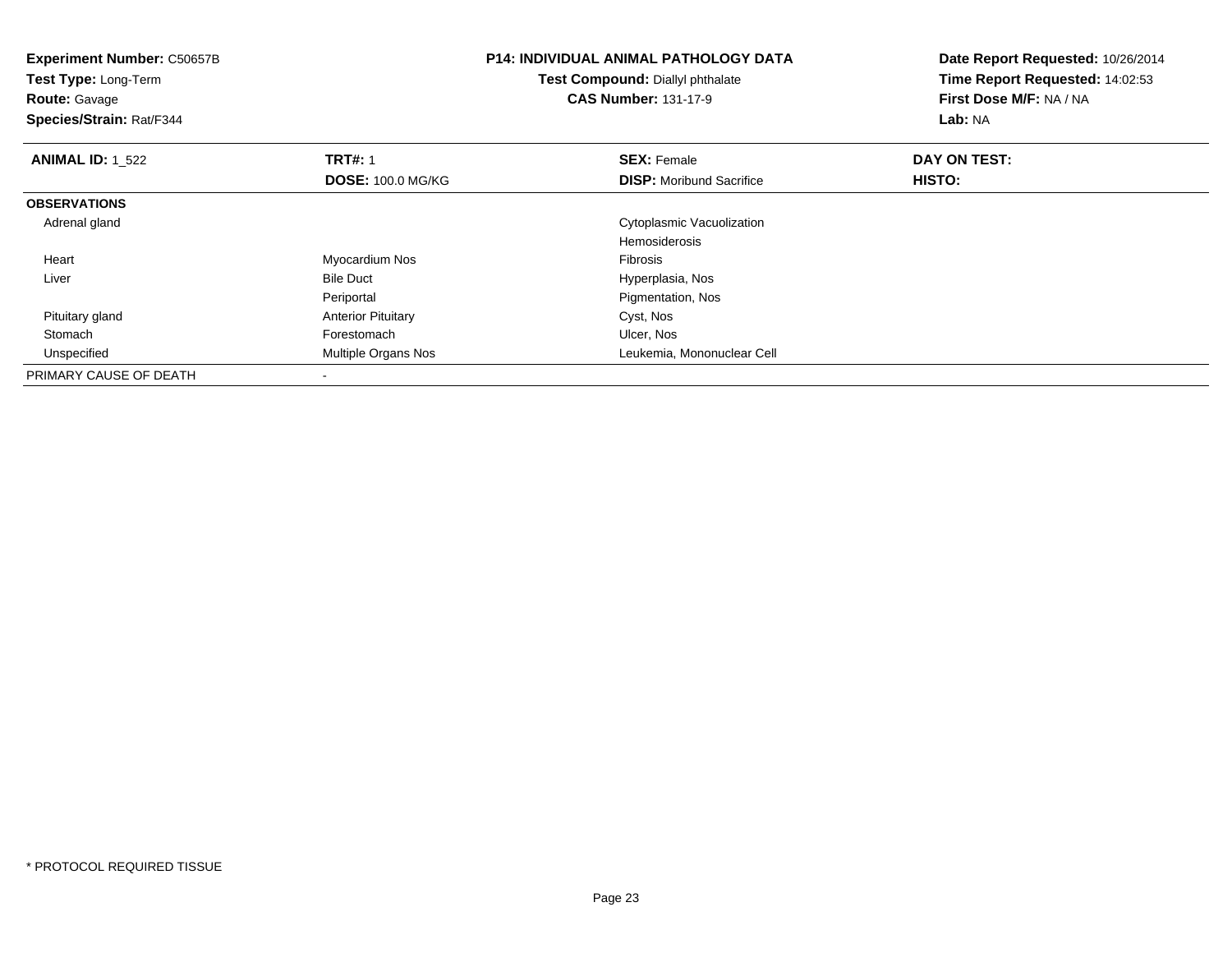**Experiment Number:** C50657B
**Test Type:** Long-Term
**Route:** Gavage
**Species/Strain:** Rat/F344

**P14: INDIVIDUAL ANIMAL PATHOLOGY DATA**
**Test Compound:** Diallyl phthalate
**CAS Number:** 131-17-9

**Date Report Requested:** 10/26/2014
**Time Report Requested:** 14:02:53
**First Dose M/F:** NA / NA
**Lab:** NA

| **ANIMAL ID:** 1_522 | **TRT#:** 1 | **SEX:** Female | **DAY ON TEST:** |
|---|---|---|---|
| | **DOSE:** 100.0 MG/KG | **DISP:** Moribund Sacrifice | **HISTO:** |
| **OBSERVATIONS** | | | |
| Adrenal gland | | Cytoplasmic Vacuolization | |
| | | Hemosiderosis | |
| Heart | Myocardium Nos | Fibrosis | |
| Liver | Bile Duct | Hyperplasia, Nos | |
| | Periportal | Pigmentation, Nos | |
| Pituitary gland | Anterior Pituitary | Cyst, Nos | |
| Stomach | Forestomach | Ulcer, Nos | |
| Unspecified | Multiple Organs Nos | Leukemia, Mononuclear Cell | |
| PRIMARY CAUSE OF DEATH | - | | |

* PROTOCOL REQUIRED TISSUE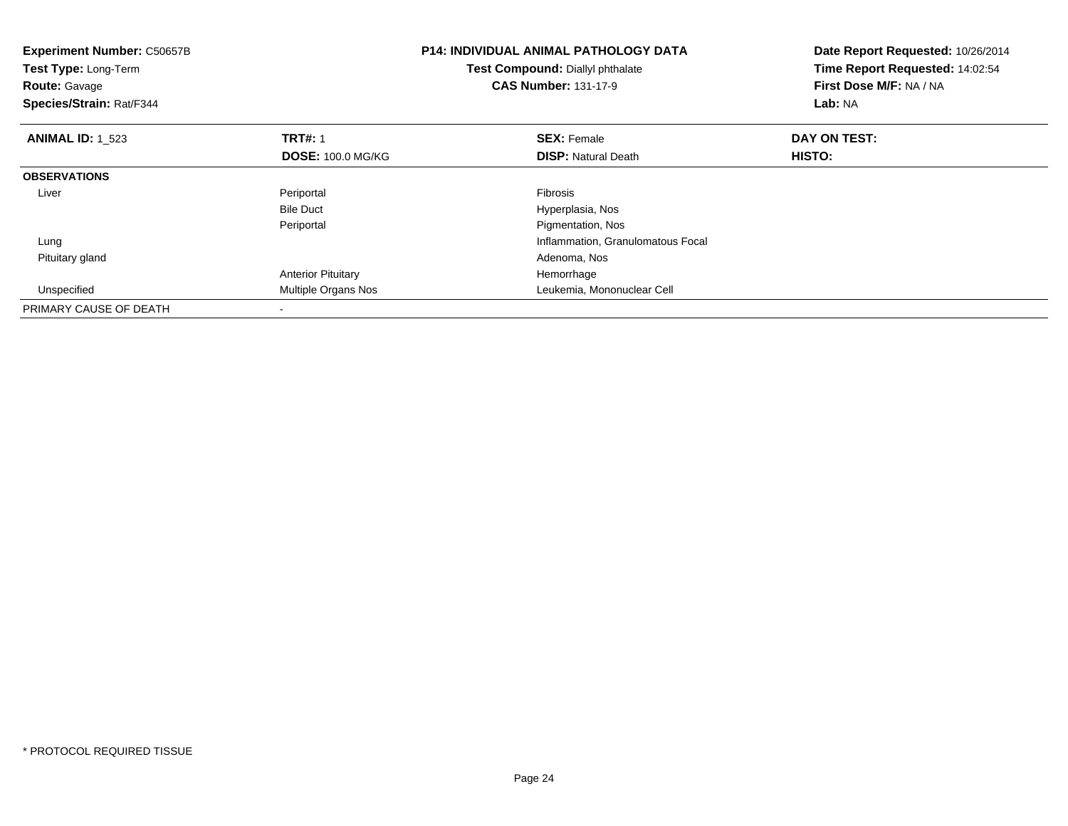**Experiment Number:** C50657B
**Test Type:** Long-Term
**Route:** Gavage
**Species/Strain:** Rat/F344

**P14: INDIVIDUAL ANIMAL PATHOLOGY DATA**
**Test Compound:** Diallyl phthalate
**CAS Number:** 131-17-9

**Date Report Requested:** 10/26/2014
**Time Report Requested:** 14:02:54
**First Dose M/F:** NA / NA
**Lab:** NA

| **ANIMAL ID:** 1_523 | **TRT#:** 1 | **SEX:** Female | **DAY ON TEST:** |
|---|---|---|---|
| | **DOSE:** 100.0 MG/KG | **DISP:** Natural Death | **HISTO:** |
| **OBSERVATIONS** | | | |
| Liver | Periportal | Fibrosis | |
| | Bile Duct | Hyperplasia, Nos | |
| | Periportal | Pigmentation, Nos | |
| Lung | | Inflammation, Granulomatous Focal | |
| Pituitary gland | | Adenoma, Nos | |
| | Anterior Pituitary | Hemorrhage | |
| Unspecified | Multiple Organs Nos | Leukemia, Mononuclear Cell | |
| PRIMARY CAUSE OF DEATH | - | | |

* PROTOCOL REQUIRED TISSUE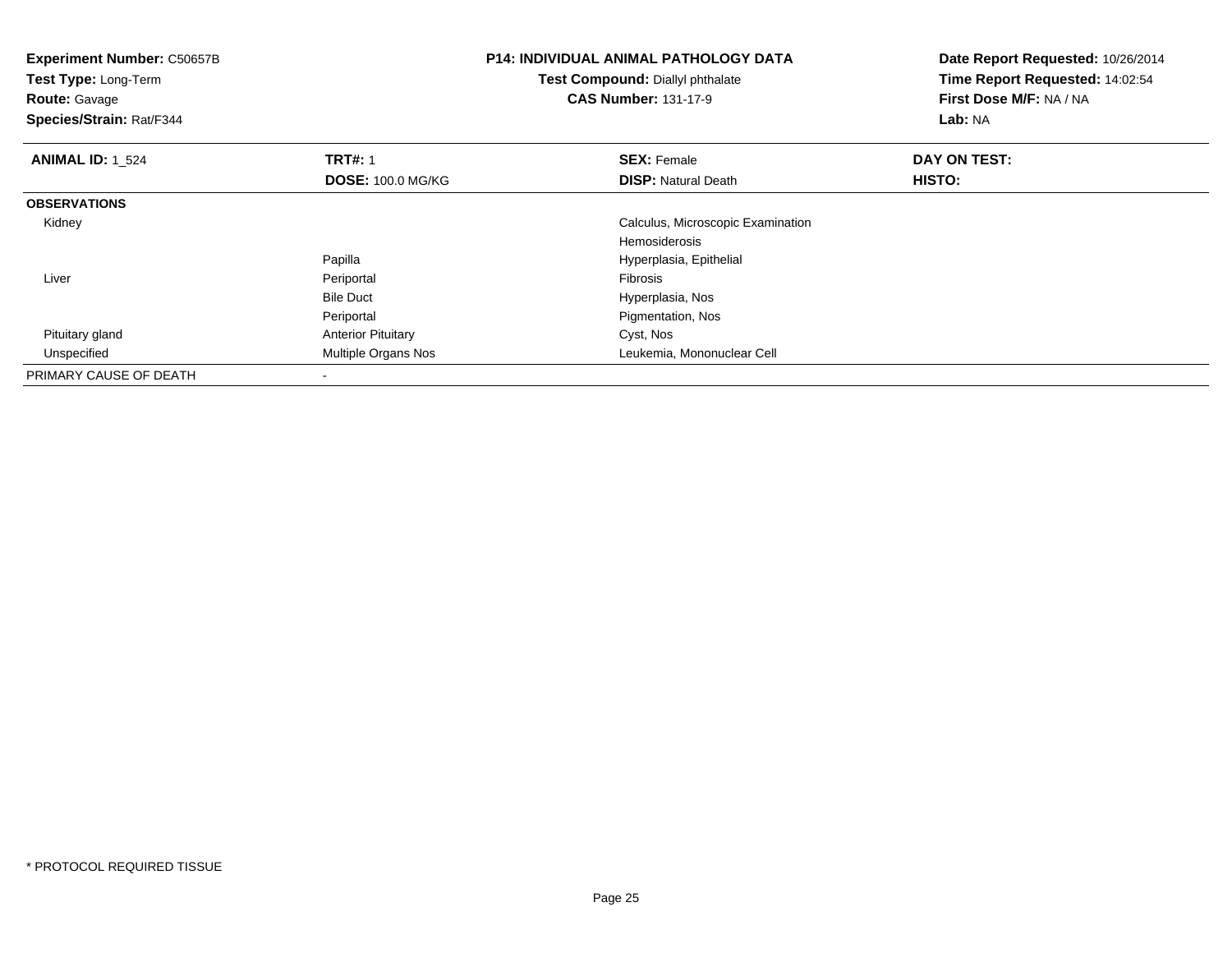**Experiment Number:** C50657B
**Test Type:** Long-Term
**Route:** Gavage
**Species/Strain:** Rat/F344

**P14: INDIVIDUAL ANIMAL PATHOLOGY DATA**
**Test Compound:** Diallyl phthalate
**CAS Number:** 131-17-9

**Date Report Requested:** 10/26/2014
**Time Report Requested:** 14:02:54
**First Dose M/F:** NA / NA
**Lab:** NA

| **ANIMAL ID:** 1_524 | **TRT#:** 1 | **SEX:** Female | **DAY ON TEST:** |
|---|---|---|---|
| | **DOSE:** 100.0 MG/KG | **DISP:** Natural Death | **HISTO:** |
| **OBSERVATIONS** | | | |
| Kidney | | Calculus, Microscopic Examination | |
| | | Hemosiderosis | |
| | Papilla | Hyperplasia, Epithelial | |
| Liver | Periportal | Fibrosis | |
| | Bile Duct | Hyperplasia, Nos | |
| | Periportal | Pigmentation, Nos | |
| Pituitary gland | Anterior Pituitary | Cyst, Nos | |
| Unspecified | Multiple Organs Nos | Leukemia, Mononuclear Cell | |
| PRIMARY CAUSE OF DEATH | - | | |

* PROTOCOL REQUIRED TISSUE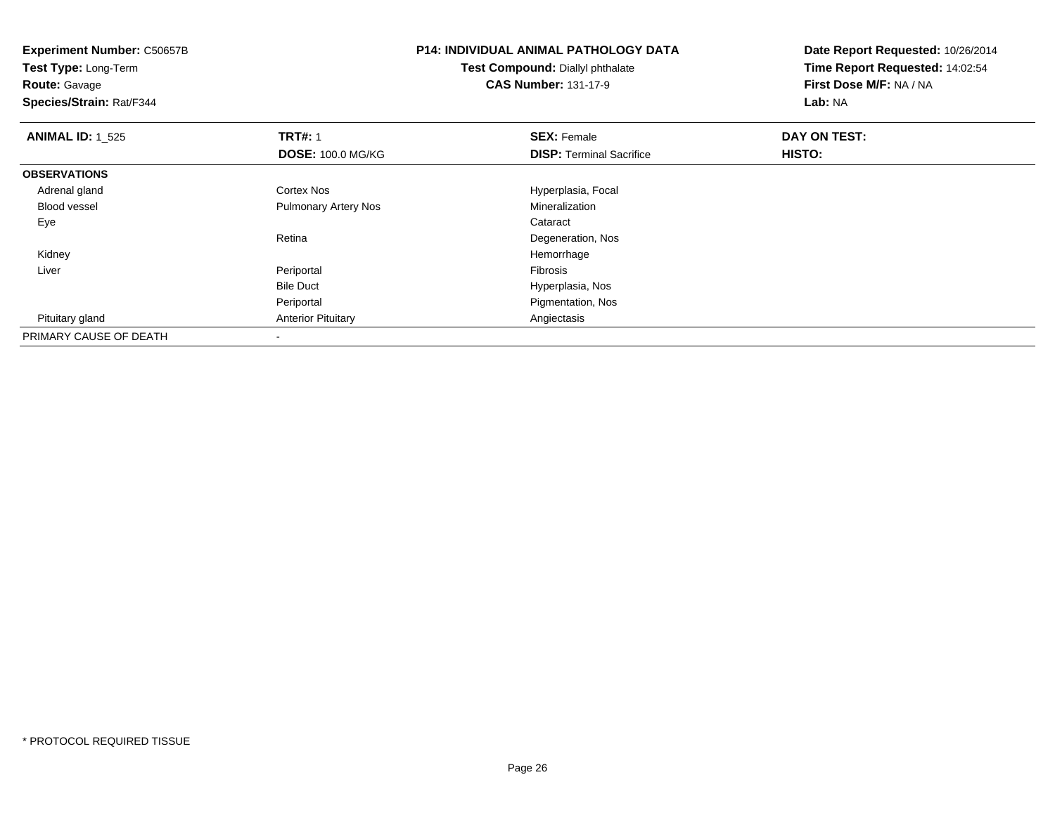**Experiment Number:** C50657B
**Test Type:** Long-Term
**Route:** Gavage
**Species/Strain:** Rat/F344

**P14: INDIVIDUAL ANIMAL PATHOLOGY DATA**
**Test Compound:** Diallyl phthalate
**CAS Number:** 131-17-9

**Date Report Requested:** 10/26/2014
**Time Report Requested:** 14:02:54
**First Dose M/F:** NA / NA
**Lab:** NA

| **ANIMAL ID:** 1_525 | **TRT#:** 1 | **SEX:** Female | **DAY ON TEST:** |
|---|---|---|---|
| | **DOSE:** 100.0 MG/KG | **DISP:** Terminal Sacrifice | **HISTO:** |
| **OBSERVATIONS** | | | |
| Adrenal gland | Cortex Nos | Hyperplasia, Focal | |
| Blood vessel | Pulmonary Artery Nos | Mineralization | |
| Eye | | Cataract | |
| | Retina | Degeneration, Nos | |
| Kidney | | Hemorrhage | |
| Liver | Periportal | Fibrosis | |
| | Bile Duct | Hyperplasia, Nos | |
| | Periportal | Pigmentation, Nos | |
| Pituitary gland | Anterior Pituitary | Angiectasis | |
| PRIMARY CAUSE OF DEATH | - | | |

* PROTOCOL REQUIRED TISSUE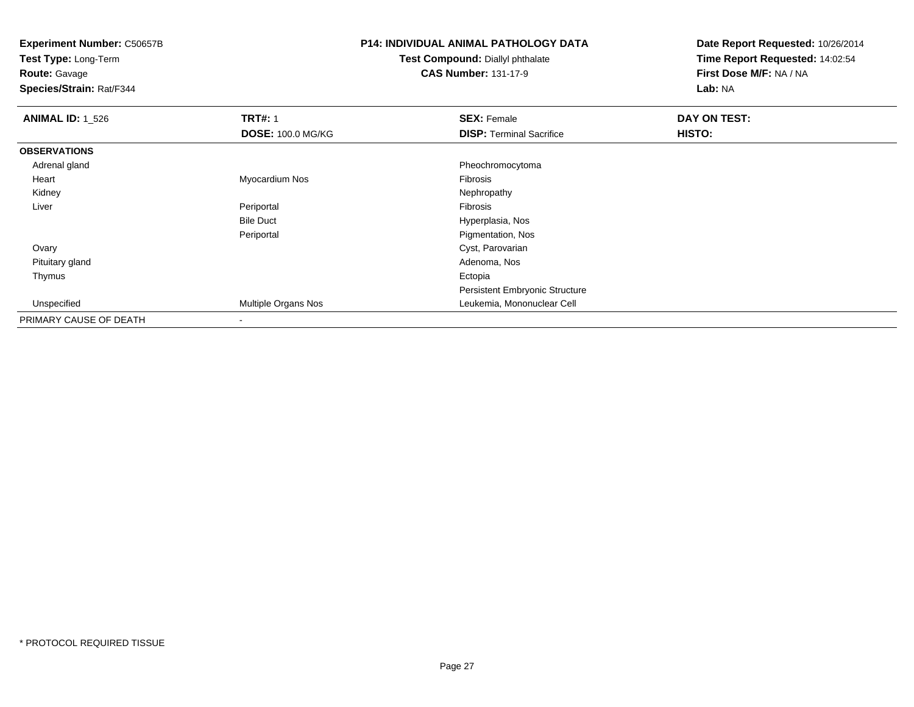**Experiment Number:** C50657B
**Test Type:** Long-Term
**Route:** Gavage
**Species/Strain:** Rat/F344

**P14: INDIVIDUAL ANIMAL PATHOLOGY DATA**
**Test Compound:** Diallyl phthalate
**CAS Number:** 131-17-9

**Date Report Requested:** 10/26/2014
**Time Report Requested:** 14:02:54
**First Dose M/F:** NA / NA
**Lab:** NA

| **ANIMAL ID:** 1_526 | **TRT#:** 1 | **SEX:** Female | **DAY ON TEST:** |
|---|---|---|---|
| | **DOSE:** 100.0 MG/KG | **DISP:** Terminal Sacrifice | **HISTO:** |
| **OBSERVATIONS** | | | |
| Adrenal gland | | Pheochromocytoma | |
| Heart | Myocardium Nos | Fibrosis | |
| Kidney | | Nephropathy | |
| Liver | Periportal | Fibrosis | |
| | Bile Duct | Hyperplasia, Nos | |
| | Periportal | Pigmentation, Nos | |
| Ovary | | Cyst, Parovarian | |
| Pituitary gland | | Adenoma, Nos | |
| Thymus | | Ectopia | |
| | | Persistent Embryonic Structure | |
| Unspecified | Multiple Organs Nos | Leukemia, Mononuclear Cell | |
| PRIMARY CAUSE OF DEATH | - | | |

* PROTOCOL REQUIRED TISSUE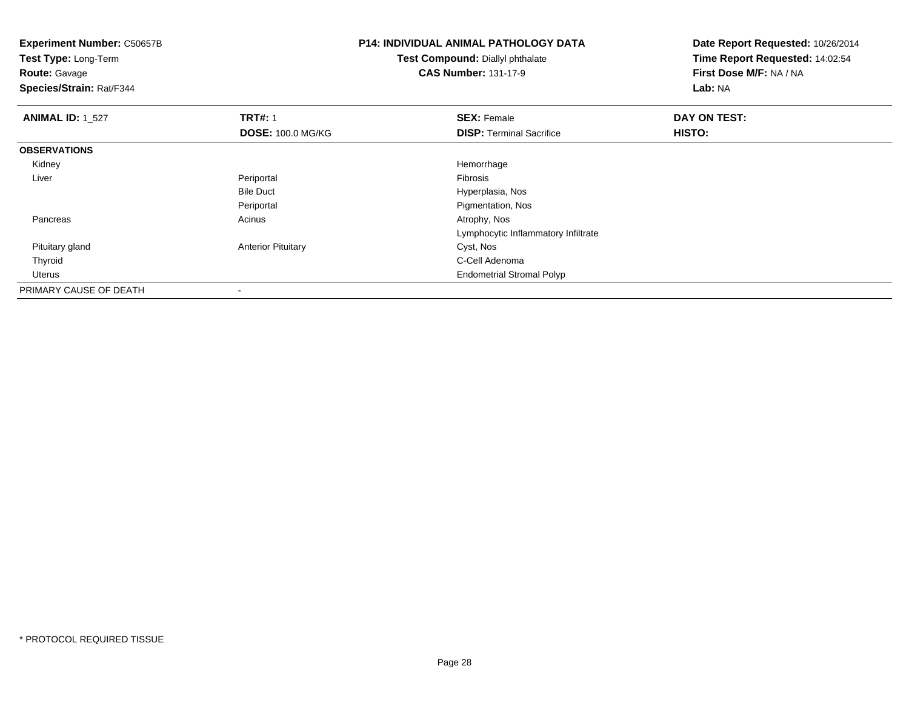**Experiment Number:** C50657B
**Test Type:** Long-Term
**Route:** Gavage
**Species/Strain:** Rat/F344

**P14: INDIVIDUAL ANIMAL PATHOLOGY DATA**
**Test Compound:** Diallyl phthalate
**CAS Number:** 131-17-9

**Date Report Requested:** 10/26/2014
**Time Report Requested:** 14:02:54
**First Dose M/F:** NA / NA
**Lab:** NA

| **ANIMAL ID:** 1_527 | **TRT#:** 1 | **SEX:** Female | **DAY ON TEST:** |
|---|---|---|---|
| | **DOSE:** 100.0 MG/KG | **DISP:** Terminal Sacrifice | **HISTO:** |
| **OBSERVATIONS** | | | |
| Kidney | | Hemorrhage | |
| Liver | Periportal | Fibrosis | |
| | Bile Duct | Hyperplasia, Nos | |
| | Periportal | Pigmentation, Nos | |
| Pancreas | Acinus | Atrophy, Nos | |
| | | Lymphocytic Inflammatory Infiltrate | |
| Pituitary gland | Anterior Pituitary | Cyst, Nos | |
| Thyroid | | C-Cell Adenoma | |
| Uterus | | Endometrial Stromal Polyp | |
| PRIMARY CAUSE OF DEATH | - | | |

* PROTOCOL REQUIRED TISSUE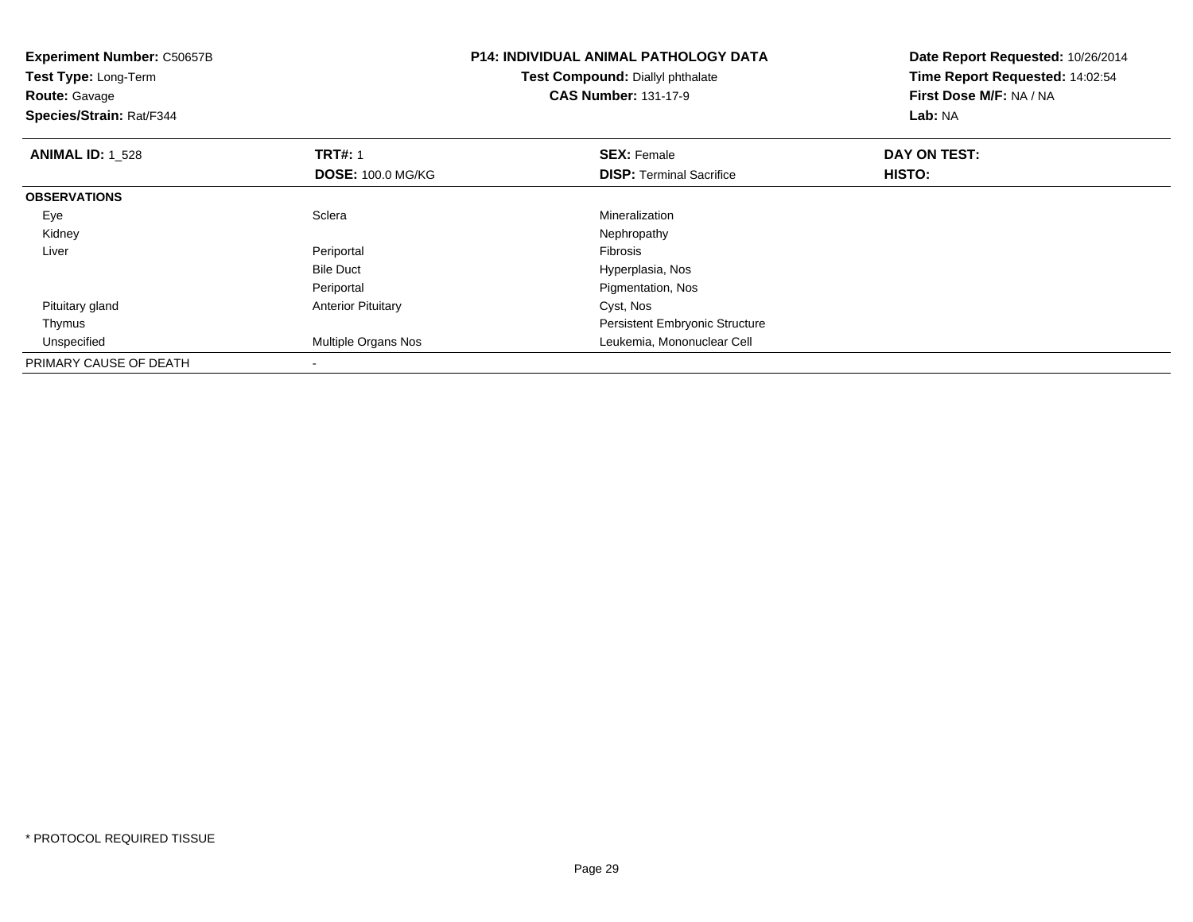**Experiment Number:** C50657B
**Test Type:** Long-Term
**Route:** Gavage
**Species/Strain:** Rat/F344

**P14: INDIVIDUAL ANIMAL PATHOLOGY DATA**
**Test Compound:** Diallyl phthalate
**CAS Number:** 131-17-9

**Date Report Requested:** 10/26/2014
**Time Report Requested:** 14:02:54
**First Dose M/F:** NA / NA
**Lab:** NA

| **ANIMAL ID:** 1_528 | **TRT#:** 1 | **SEX:** Female | **DAY ON TEST:** |
|---|---|---|---|
| | **DOSE:** 100.0 MG/KG | **DISP:** Terminal Sacrifice | **HISTO:** |
| **OBSERVATIONS** | | | |
| Eye | Sclera | Mineralization | |
| Kidney | | Nephropathy | |
| Liver | Periportal | Fibrosis | |
| | Bile Duct | Hyperplasia, Nos | |
| | Periportal | Pigmentation, Nos | |
| Pituitary gland | Anterior Pituitary | Cyst, Nos | |
| Thymus | | Persistent Embryonic Structure | |
| Unspecified | Multiple Organs Nos | Leukemia, Mononuclear Cell | |
| PRIMARY CAUSE OF DEATH | - | | |

* PROTOCOL REQUIRED TISSUE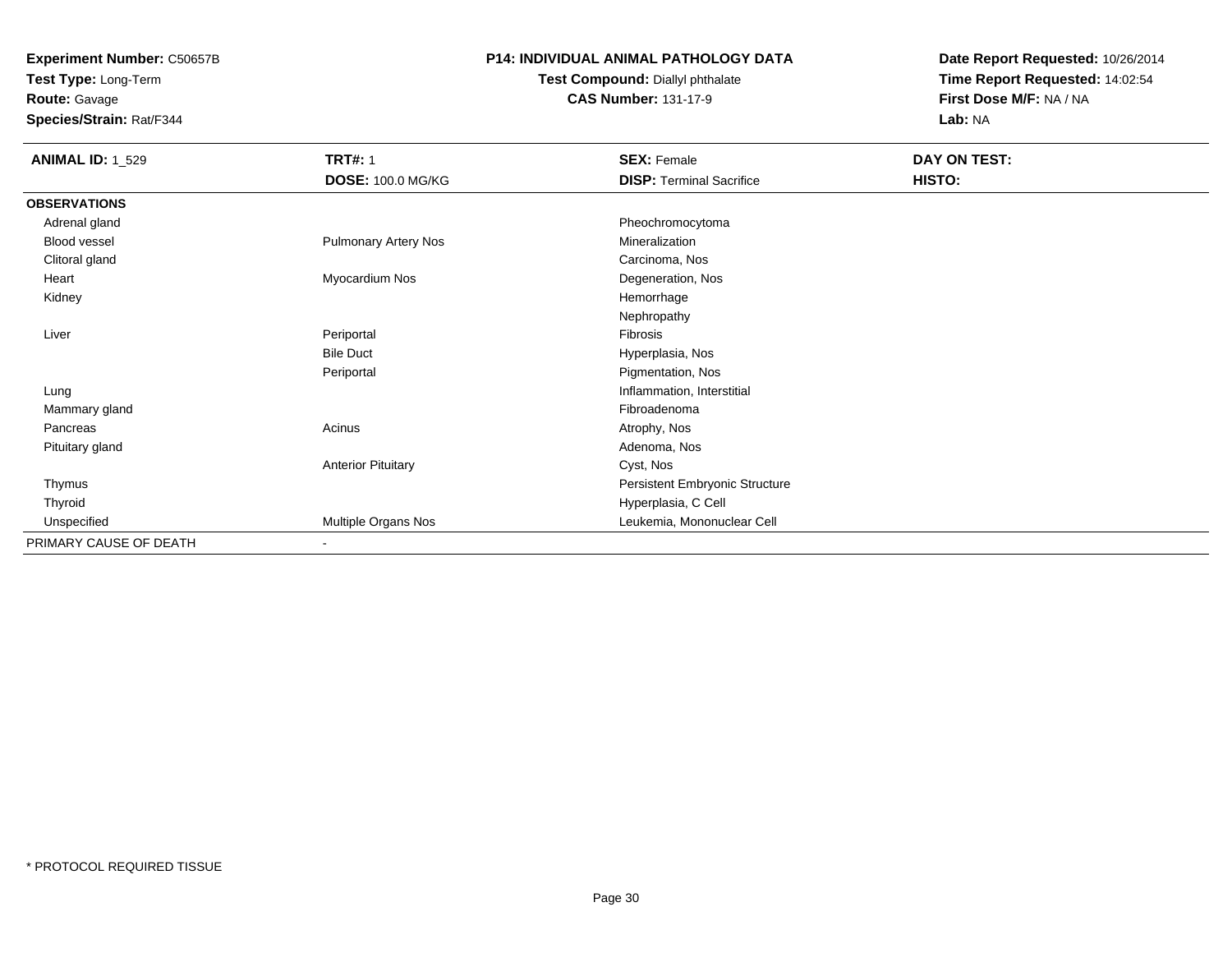**Experiment Number:** C50657B
**Test Type:** Long-Term
**Route:** Gavage
**Species/Strain:** Rat/F344

**P14: INDIVIDUAL ANIMAL PATHOLOGY DATA**
**Test Compound:** Diallyl phthalate
**CAS Number:** 131-17-9

**Date Report Requested:** 10/26/2014
**Time Report Requested:** 14:02:54
**First Dose M/F:** NA / NA
**Lab:** NA

| **ANIMAL ID:** 1_529 | **TRT#:** 1 | **SEX:** Female | **DAY ON TEST:** |
|---|---|---|---|
| | **DOSE:** 100.0 MG/KG | **DISP:** Terminal Sacrifice | **HISTO:** |
| **OBSERVATIONS** | | | |
| Adrenal gland | | Pheochromocytoma | |
| Blood vessel | Pulmonary Artery Nos | Mineralization | |
| Clitoral gland | | Carcinoma, Nos | |
| Heart | Myocardium Nos | Degeneration, Nos | |
| Kidney | | Hemorrhage | |
| | | Nephropathy | |
| Liver | Periportal | Fibrosis | |
| | Bile Duct | Hyperplasia, Nos | |
| | Periportal | Pigmentation, Nos | |
| Lung | | Inflammation, Interstitial | |
| Mammary gland | | Fibroadenoma | |
| Pancreas | Acinus | Atrophy, Nos | |
| Pituitary gland | | Adenoma, Nos | |
| | Anterior Pituitary | Cyst, Nos | |
| Thymus | | Persistent Embryonic Structure | |
| Thyroid | | Hyperplasia, C Cell | |
| Unspecified | Multiple Organs Nos | Leukemia, Mononuclear Cell | |
| PRIMARY CAUSE OF DEATH | - | | |

* PROTOCOL REQUIRED TISSUE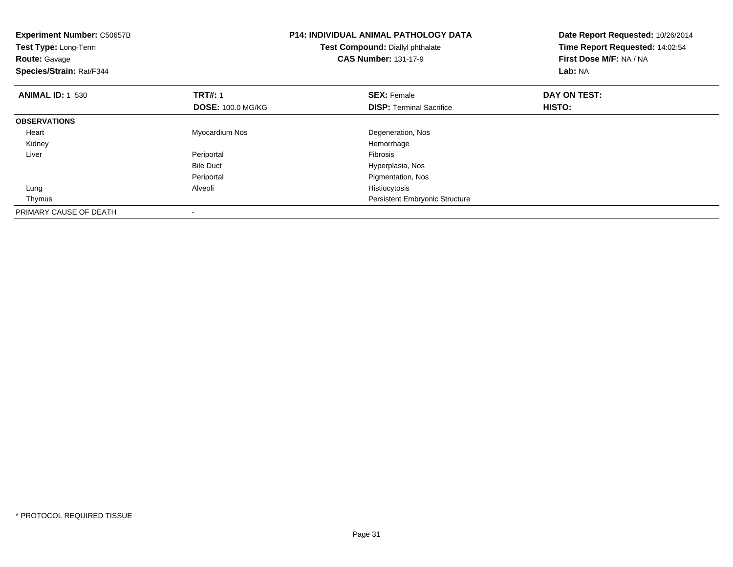**Experiment Number:** C50657B
**Test Type:** Long-Term
**Route:** Gavage
**Species/Strain:** Rat/F344

**P14: INDIVIDUAL ANIMAL PATHOLOGY DATA**
**Test Compound:** Diallyl phthalate
**CAS Number:** 131-17-9

**Date Report Requested:** 10/26/2014
**Time Report Requested:** 14:02:54
**First Dose M/F:** NA / NA
**Lab:** NA

| **ANIMAL ID:** 1_530 | **TRT#:** 1 | **SEX:** Female | **DAY ON TEST:** |
|---|---|---|---|
| | **DOSE:** 100.0 MG/KG | **DISP:** Terminal Sacrifice | **HISTO:** |
| **OBSERVATIONS** | | | |
| Heart | Myocardium Nos | Degeneration, Nos | |
| Kidney | | Hemorrhage | |
| Liver | Periportal | Fibrosis | |
| | Bile Duct | Hyperplasia, Nos | |
| | Periportal | Pigmentation, Nos | |
| Lung | Alveoli | Histiocytosis | |
| Thymus | | Persistent Embryonic Structure | |
| PRIMARY CAUSE OF DEATH | - | | |

\* PROTOCOL REQUIRED TISSUE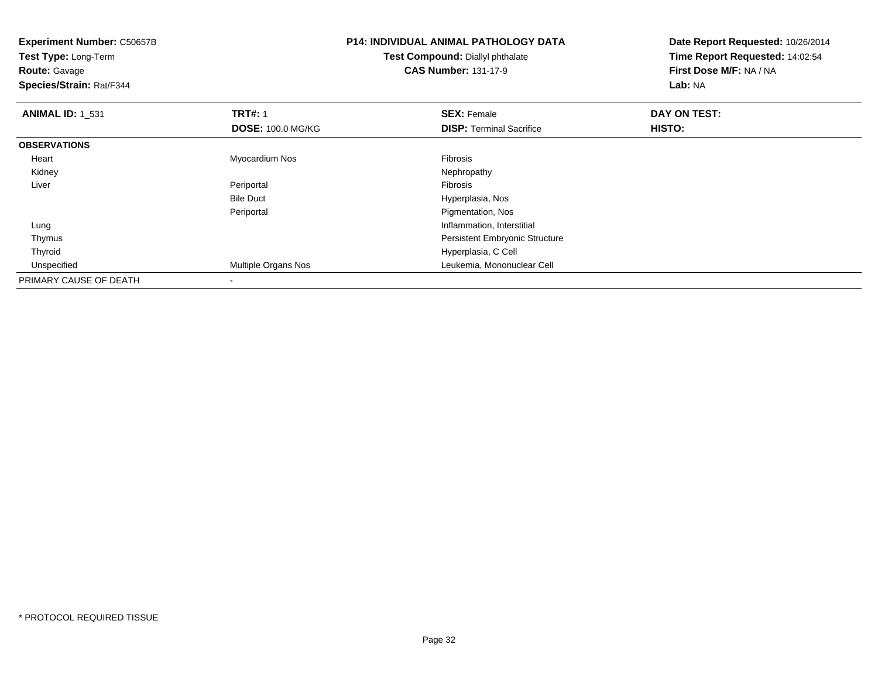**Experiment Number:** C50657B
**Test Type:** Long-Term
**Route:** Gavage
**Species/Strain:** Rat/F344

**P14: INDIVIDUAL ANIMAL PATHOLOGY DATA**
**Test Compound:** Diallyl phthalate
**CAS Number:** 131-17-9

**Date Report Requested:** 10/26/2014
**Time Report Requested:** 14:02:54
**First Dose M/F:** NA / NA
**Lab:** NA

| **ANIMAL ID:** 1_531 | **TRT#:** 1 | **SEX:** Female | **DAY ON TEST:** |
|---|---|---|---|
| | **DOSE:** 100.0 MG/KG | **DISP:** Terminal Sacrifice | **HISTO:** |
| **OBSERVATIONS** | | | |
| Heart | Myocardium Nos | Fibrosis | |
| Kidney | | Nephropathy | |
| Liver | Periportal | Fibrosis | |
| | Bile Duct | Hyperplasia, Nos | |
| | Periportal | Pigmentation, Nos | |
| Lung | | Inflammation, Interstitial | |
| Thymus | | Persistent Embryonic Structure | |
| Thyroid | | Hyperplasia, C Cell | |
| Unspecified | Multiple Organs Nos | Leukemia, Mononuclear Cell | |
| PRIMARY CAUSE OF DEATH | - | | |

* PROTOCOL REQUIRED TISSUE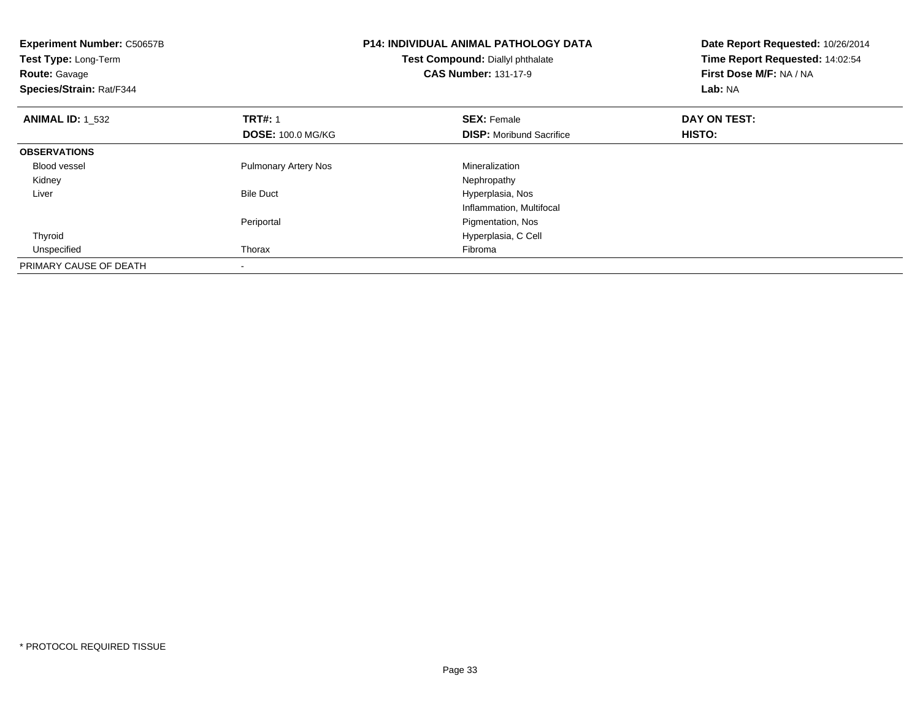**Experiment Number:** C50657B
**Test Type:** Long-Term
**Route:** Gavage
**Species/Strain:** Rat/F344

**P14: INDIVIDUAL ANIMAL PATHOLOGY DATA**
**Test Compound:** Diallyl phthalate
**CAS Number:** 131-17-9

**Date Report Requested:** 10/26/2014
**Time Report Requested:** 14:02:54
**First Dose M/F:** NA / NA
**Lab:** NA

| **ANIMAL ID:** 1_532 | **TRT#:** 1 | **SEX:** Female | **DAY ON TEST:** |
|---|---|---|---|
| | **DOSE:** 100.0 MG/KG | **DISP:** Moribund Sacrifice | **HISTO:** |
| **OBSERVATIONS** | | | |
| Blood vessel | Pulmonary Artery Nos | Mineralization | |
| Kidney | | Nephropathy | |
| Liver | Bile Duct | Hyperplasia, Nos | |
| | | Inflammation, Multifocal | |
| | Periportal | Pigmentation, Nos | |
| Thyroid | | Hyperplasia, C Cell | |
| Unspecified | Thorax | Fibroma | |
| PRIMARY CAUSE OF DEATH | - | | |

* PROTOCOL REQUIRED TISSUE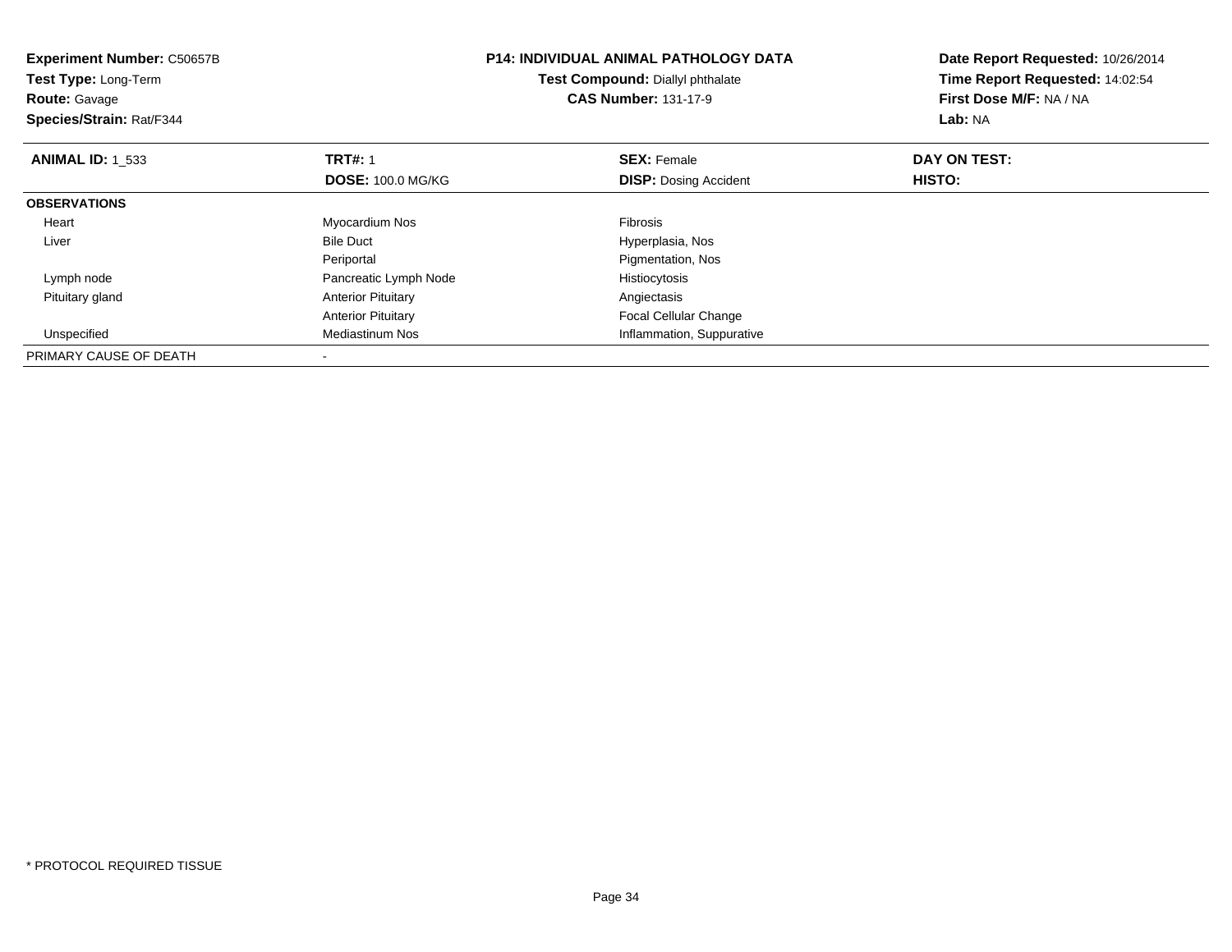**Experiment Number:** C50657B
**Test Type:** Long-Term
**Route:** Gavage
**Species/Strain:** Rat/F344

**P14: INDIVIDUAL ANIMAL PATHOLOGY DATA**
**Test Compound:** Diallyl phthalate
**CAS Number:** 131-17-9

**Date Report Requested:** 10/26/2014
**Time Report Requested:** 14:02:54
**First Dose M/F:** NA / NA
**Lab:** NA

| **ANIMAL ID:** 1_533 | **TRT#:** 1 | **SEX:** Female | **DAY ON TEST:** |
|---|---|---|---|
| | **DOSE:** 100.0 MG/KG | **DISP:** Dosing Accident | **HISTO:** |
| **OBSERVATIONS** | | | |
| Heart | Myocardium Nos | Fibrosis | |
| Liver | Bile Duct | Hyperplasia, Nos | |
| | Periportal | Pigmentation, Nos | |
| Lymph node | Pancreatic Lymph Node | Histiocytosis | |
| Pituitary gland | Anterior Pituitary | Angiectasis | |
| | Anterior Pituitary | Focal Cellular Change | |
| Unspecified | Mediastinum Nos | Inflammation, Suppurative | |
| PRIMARY CAUSE OF DEATH | - | | |

\* PROTOCOL REQUIRED TISSUE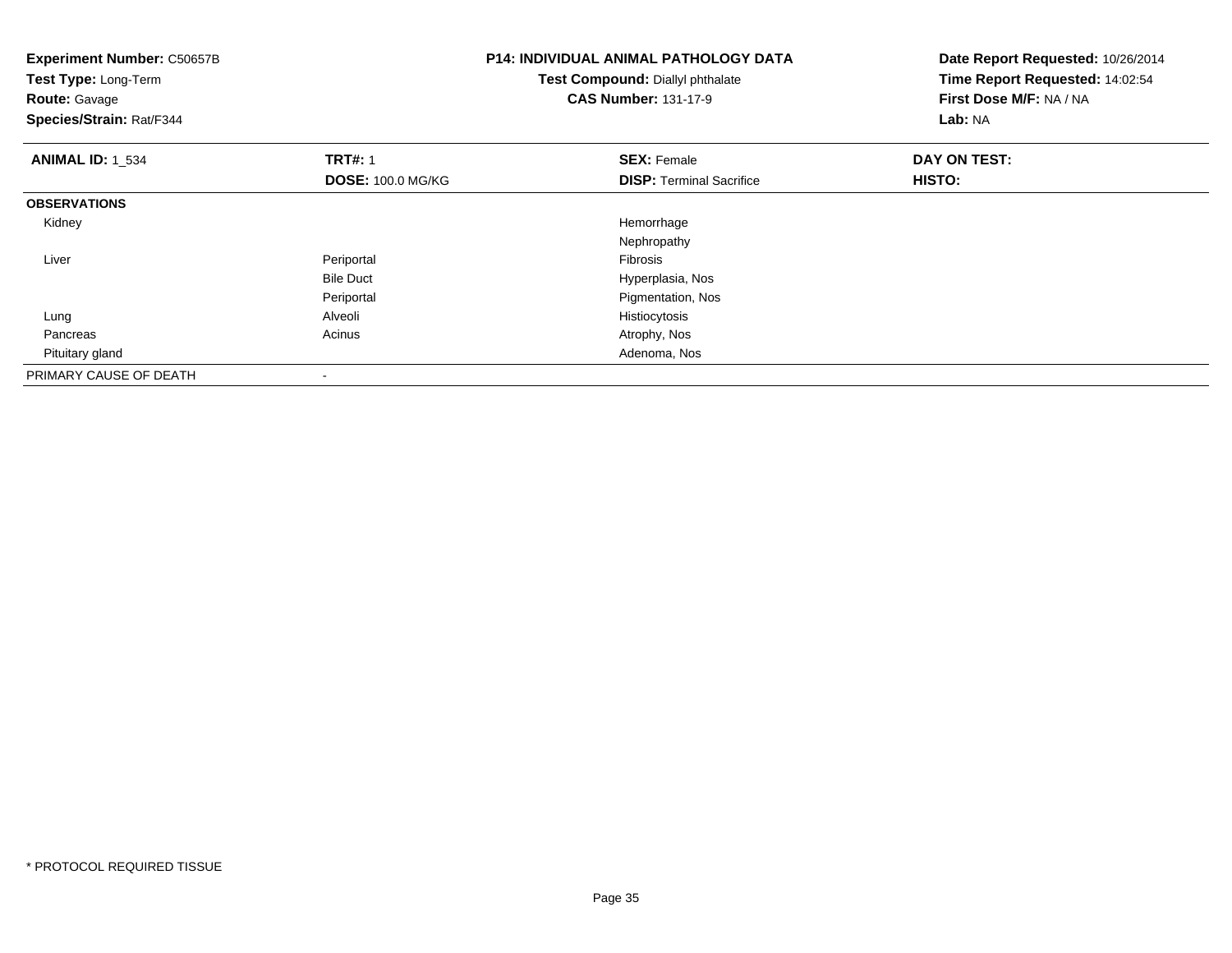**Experiment Number:** C50657B
**Test Type:** Long-Term
**Route:** Gavage
**Species/Strain:** Rat/F344

**P14: INDIVIDUAL ANIMAL PATHOLOGY DATA**
**Test Compound:** Diallyl phthalate
**CAS Number:** 131-17-9

**Date Report Requested:** 10/26/2014
**Time Report Requested:** 14:02:54
**First Dose M/F:** NA / NA
**Lab:** NA

| **ANIMAL ID:** 1_534 | **TRT#:** 1 | **SEX:** Female | **DAY ON TEST:** |
|---|---|---|---|
| | **DOSE:** 100.0 MG/KG | **DISP:** Terminal Sacrifice | **HISTO:** |
| **OBSERVATIONS** | | | |
| Kidney | | Hemorrhage | |
| | | Nephropathy | |
| Liver | Periportal | Fibrosis | |
| | Bile Duct | Hyperplasia, Nos | |
| | Periportal | Pigmentation, Nos | |
| Lung | Alveoli | Histiocytosis | |
| Pancreas | Acinus | Atrophy, Nos | |
| Pituitary gland | | Adenoma, Nos | |
| PRIMARY CAUSE OF DEATH | - | | |

* PROTOCOL REQUIRED TISSUE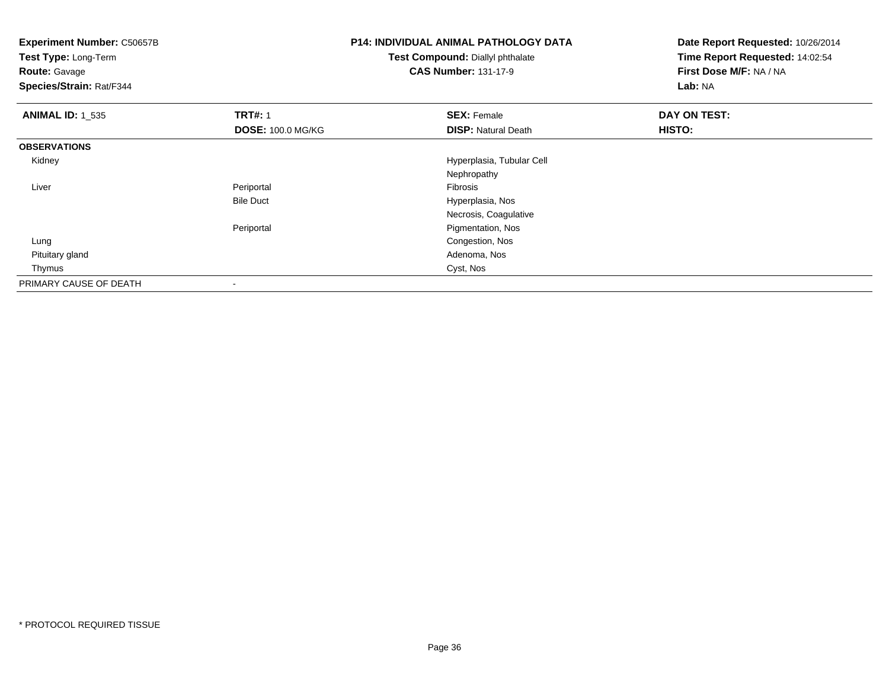**Experiment Number:** C50657B
**Test Type:** Long-Term
**Route:** Gavage
**Species/Strain:** Rat/F344

**P14: INDIVIDUAL ANIMAL PATHOLOGY DATA**
**Test Compound:** Diallyl phthalate
**CAS Number:** 131-17-9

**Date Report Requested:** 10/26/2014
**Time Report Requested:** 14:02:54
**First Dose M/F:** NA / NA
**Lab:** NA

| **ANIMAL ID:** 1_535 | **TRT#:** 1 | **SEX:** Female | **DAY ON TEST:** |
|---|---|---|---|
| | **DOSE:** 100.0 MG/KG | **DISP:** Natural Death | **HISTO:** |
| **OBSERVATIONS** | | | |
| Kidney | | Hyperplasia, Tubular Cell | |
| | | Nephropathy | |
| Liver | Periportal | Fibrosis | |
| | Bile Duct | Hyperplasia, Nos | |
| | | Necrosis, Coagulative | |
| | Periportal | Pigmentation, Nos | |
| Lung | | Congestion, Nos | |
| Pituitary gland | | Adenoma, Nos | |
| Thymus | | Cyst, Nos | |
| PRIMARY CAUSE OF DEATH | - | | |

* PROTOCOL REQUIRED TISSUE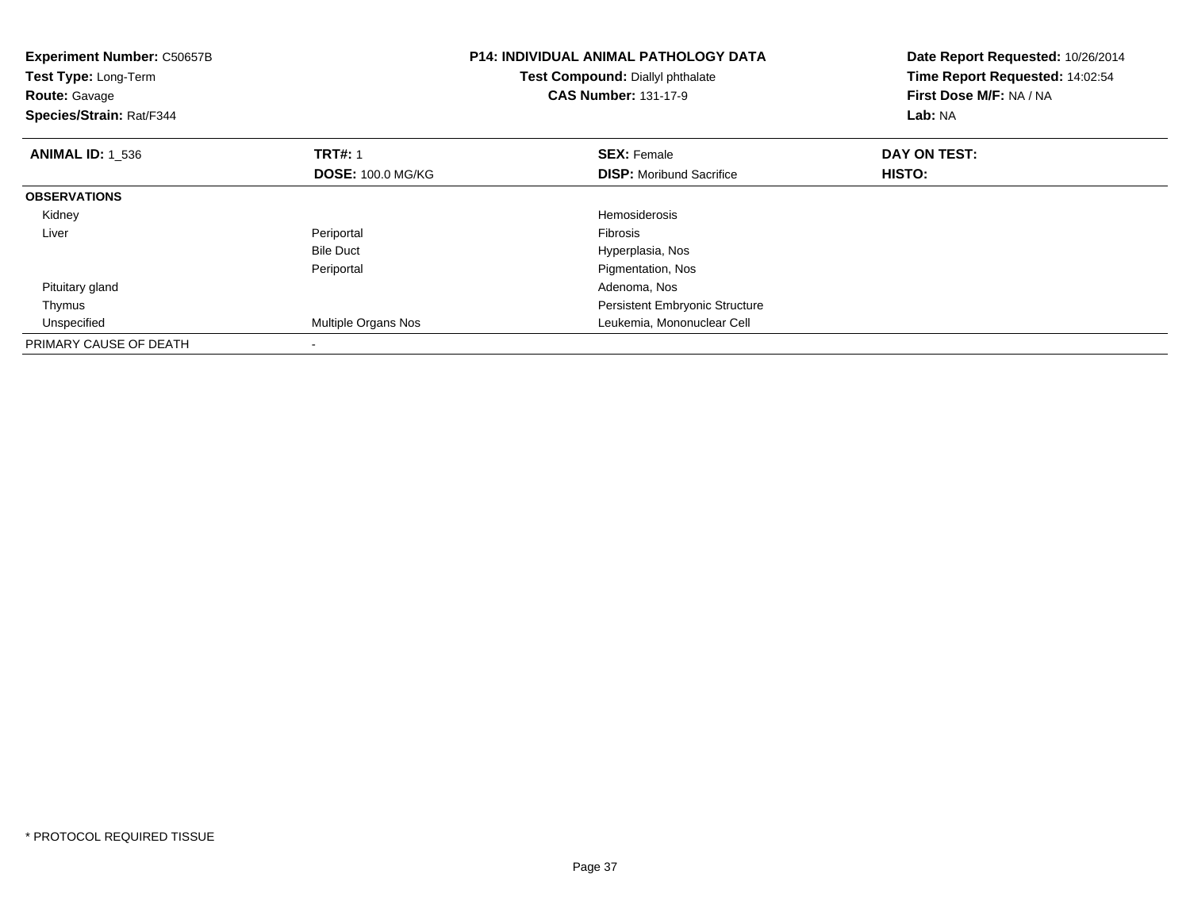**Experiment Number:** C50657B
**Test Type:** Long-Term
**Route:** Gavage
**Species/Strain:** Rat/F344

**P14: INDIVIDUAL ANIMAL PATHOLOGY DATA**
**Test Compound:** Diallyl phthalate
**CAS Number:** 131-17-9

**Date Report Requested:** 10/26/2014
**Time Report Requested:** 14:02:54
**First Dose M/F:** NA / NA
**Lab:** NA

| **ANIMAL ID:** 1_536 | **TRT#:** 1 | **SEX:** Female | **DAY ON TEST:** |
|---|---|---|---|
| | **DOSE:** 100.0 MG/KG | **DISP:** Moribund Sacrifice | **HISTO:** |
| **OBSERVATIONS** | | | |
| Kidney | | Hemosiderosis | |
| Liver | Periportal | Fibrosis | |
| | Bile Duct | Hyperplasia, Nos | |
| | Periportal | Pigmentation, Nos | |
| Pituitary gland | | Adenoma, Nos | |
| Thymus | | Persistent Embryonic Structure | |
| Unspecified | Multiple Organs Nos | Leukemia, Mononuclear Cell | |
| PRIMARY CAUSE OF DEATH | - | | |

* PROTOCOL REQUIRED TISSUE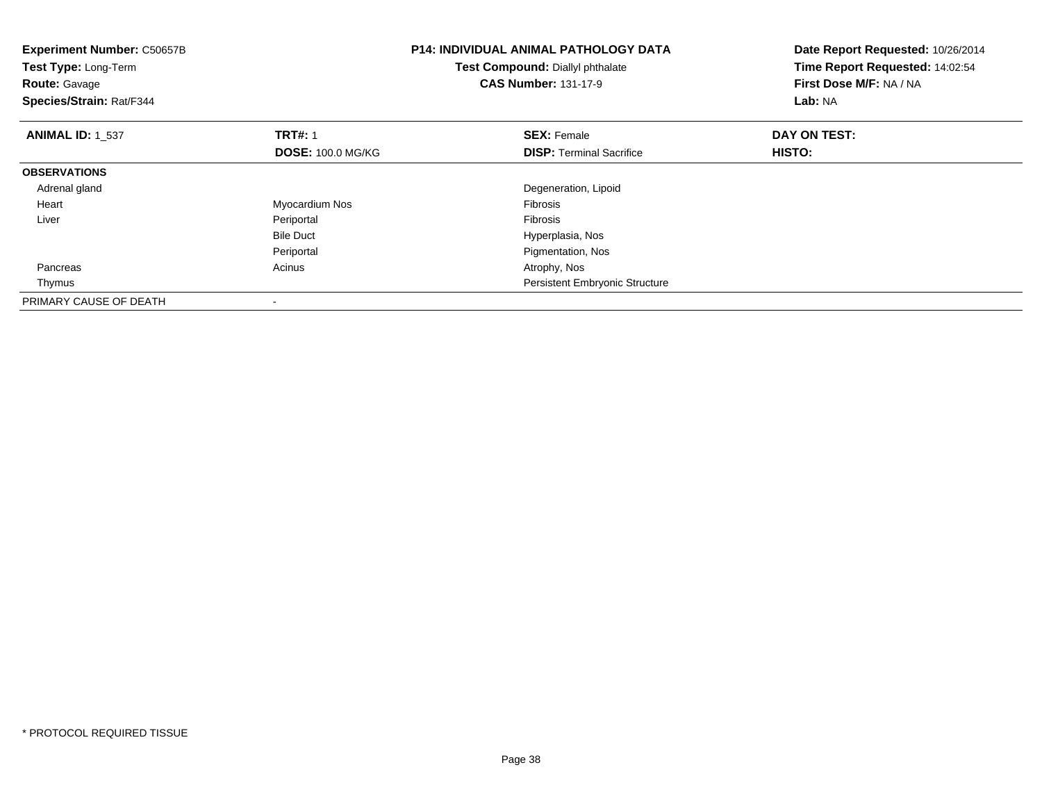**Experiment Number:** C50657B
**Test Type:** Long-Term
**Route:** Gavage
**Species/Strain:** Rat/F344

**P14: INDIVIDUAL ANIMAL PATHOLOGY DATA**
**Test Compound:** Diallyl phthalate
**CAS Number:** 131-17-9

**Date Report Requested:** 10/26/2014
**Time Report Requested:** 14:02:54
**First Dose M/F:** NA / NA
**Lab:** NA

| **ANIMAL ID:** 1_537 | **TRT#:** 1 | **SEX:** Female | **DAY ON TEST:** |
|---|---|---|---|
| | **DOSE:** 100.0 MG/KG | **DISP:** Terminal Sacrifice | **HISTO:** |
| **OBSERVATIONS** | | | |
| Adrenal gland | | Degeneration, Lipoid | |
| Heart | Myocardium Nos | Fibrosis | |
| Liver | Periportal | Fibrosis | |
| | Bile Duct | Hyperplasia, Nos | |
| | Periportal | Pigmentation, Nos | |
| Pancreas | Acinus | Atrophy, Nos | |
| Thymus | | Persistent Embryonic Structure | |
| PRIMARY CAUSE OF DEATH | - | | |

\* PROTOCOL REQUIRED TISSUE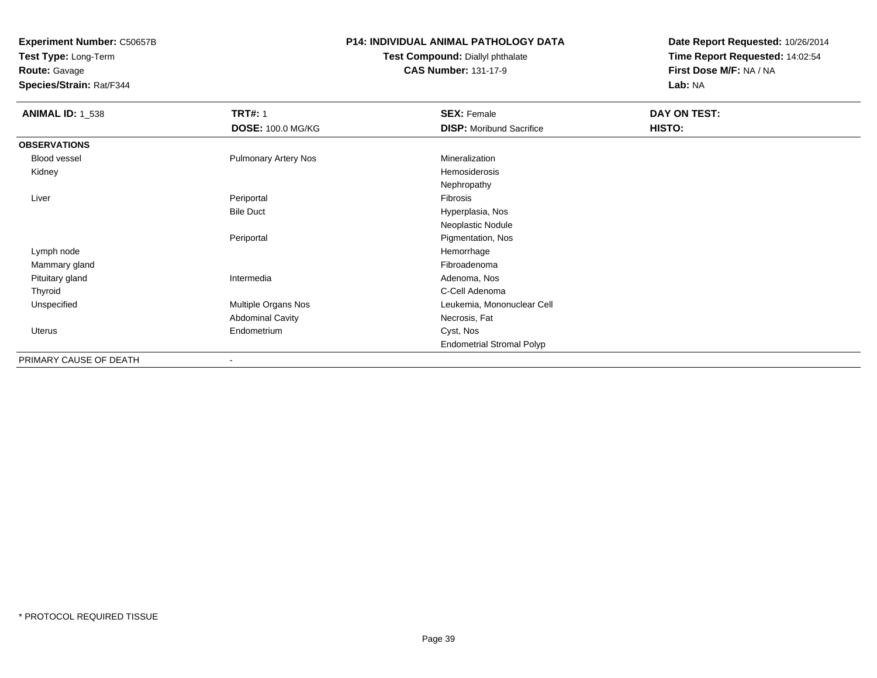**Experiment Number:** C50657B
**Test Type:** Long-Term
**Route:** Gavage
**Species/Strain:** Rat/F344

**P14: INDIVIDUAL ANIMAL PATHOLOGY DATA**
**Test Compound:** Diallyl phthalate
**CAS Number:** 131-17-9

**Date Report Requested:** 10/26/2014
**Time Report Requested:** 14:02:54
**First Dose M/F:** NA / NA
**Lab:** NA

| **ANIMAL ID:** 1_538 | **TRT#:** 1 | **SEX:** Female | **DAY ON TEST:** |
|---|---|---|---|
| | **DOSE:** 100.0 MG/KG | **DISP:** Moribund Sacrifice | **HISTO:** |
| **OBSERVATIONS** | | | |
| Blood vessel | Pulmonary Artery Nos | Mineralization | |
| Kidney | | Hemosiderosis | |
| | | Nephropathy | |
| Liver | Periportal | Fibrosis | |
| | Bile Duct | Hyperplasia, Nos | |
| | | Neoplastic Nodule | |
| | Periportal | Pigmentation, Nos | |
| Lymph node | | Hemorrhage | |
| Mammary gland | | Fibroadenoma | |
| Pituitary gland | Intermedia | Adenoma, Nos | |
| Thyroid | | C-Cell Adenoma | |
| Unspecified | Multiple Organs Nos | Leukemia, Mononuclear Cell | |
| | Abdominal Cavity | Necrosis, Fat | |
| Uterus | Endometrium | Cyst, Nos | |
| | | Endometrial Stromal Polyp | |
| PRIMARY CAUSE OF DEATH | - | | |

* PROTOCOL REQUIRED TISSUE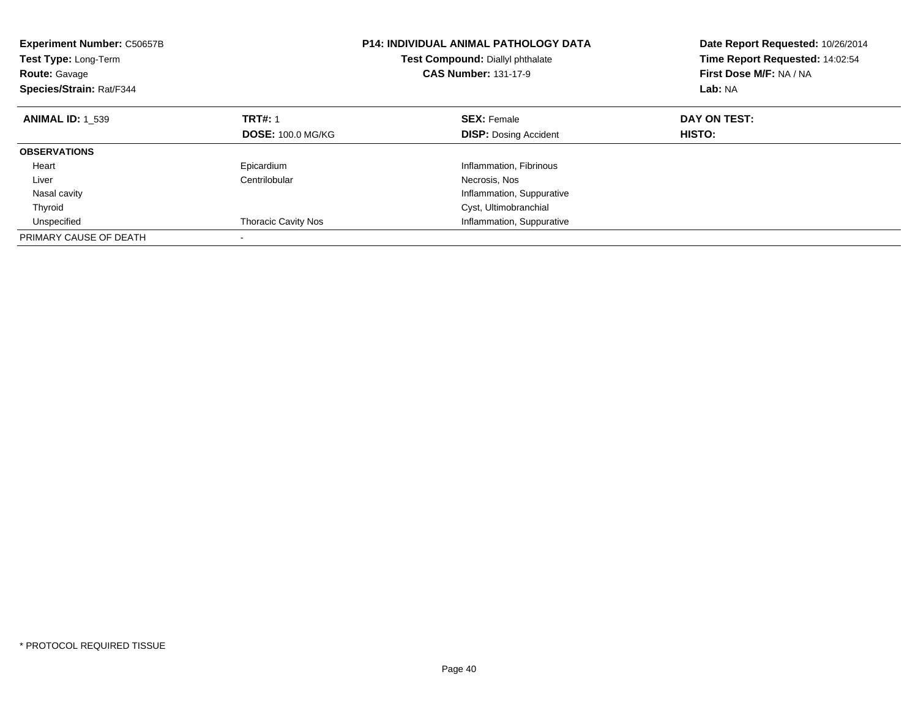**Experiment Number:** C50657B
**Test Type:** Long-Term
**Route:** Gavage
**Species/Strain:** Rat/F344

**P14: INDIVIDUAL ANIMAL PATHOLOGY DATA**
**Test Compound:** Diallyl phthalate
**CAS Number:** 131-17-9

**Date Report Requested:** 10/26/2014
**Time Report Requested:** 14:02:54
**First Dose M/F:** NA / NA
**Lab:** NA

| **ANIMAL ID:** 1_539 | **TRT#:** 1 | **SEX:** Female | **DAY ON TEST:** |
|---|---|---|---|
| | **DOSE:** 100.0 MG/KG | **DISP:** Dosing Accident | **HISTO:** |
| **OBSERVATIONS** | | | |
| Heart | Epicardium | Inflammation, Fibrinous | |
| Liver | Centrilobular | Necrosis, Nos | |
| Nasal cavity | | Inflammation, Suppurative | |
| Thyroid | | Cyst, Ultimobranchial | |
| Unspecified | Thoracic Cavity Nos | Inflammation, Suppurative | |
| PRIMARY CAUSE OF DEATH | - | | |

* PROTOCOL REQUIRED TISSUE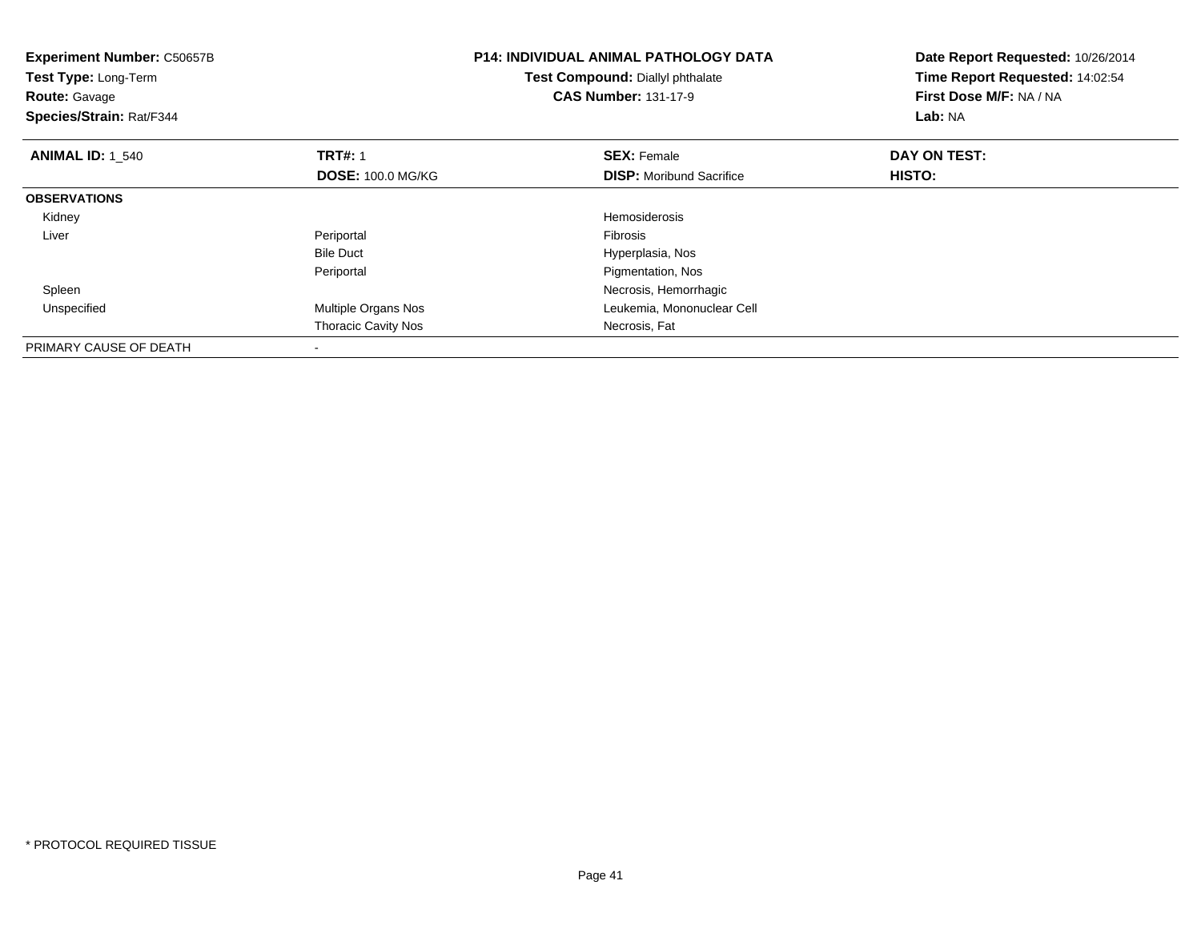**Experiment Number:** C50657B
**Test Type:** Long-Term
**Route:** Gavage
**Species/Strain:** Rat/F344

**P14: INDIVIDUAL ANIMAL PATHOLOGY DATA**
**Test Compound:** Diallyl phthalate
**CAS Number:** 131-17-9

**Date Report Requested:** 10/26/2014
**Time Report Requested:** 14:02:54
**First Dose M/F:** NA / NA
**Lab:** NA

| **ANIMAL ID:** 1_540 | **TRT#:** 1 | **SEX:** Female | **DAY ON TEST:** |
|---|---|---|---|
| | **DOSE:** 100.0 MG/KG | **DISP:** Moribund Sacrifice | **HISTO:** |
| **OBSERVATIONS** | | | |
| Kidney | | Hemosiderosis | |
| Liver | Periportal | Fibrosis | |
| | Bile Duct | Hyperplasia, Nos | |
| | Periportal | Pigmentation, Nos | |
| Spleen | | Necrosis, Hemorrhagic | |
| Unspecified | Multiple Organs Nos | Leukemia, Mononuclear Cell | |
| | Thoracic Cavity Nos | Necrosis, Fat | |
| PRIMARY CAUSE OF DEATH | - | | |

* PROTOCOL REQUIRED TISSUE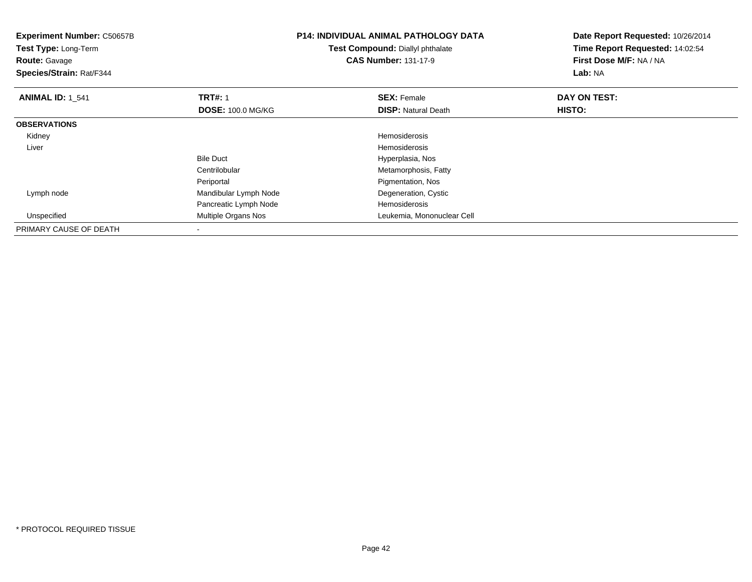**Experiment Number:** C50657B
**Test Type:** Long-Term
**Route:** Gavage
**Species/Strain:** Rat/F344

**P14: INDIVIDUAL ANIMAL PATHOLOGY DATA**
**Test Compound:** Diallyl phthalate
**CAS Number:** 131-17-9

**Date Report Requested:** 10/26/2014
**Time Report Requested:** 14:02:54
**First Dose M/F:** NA / NA
**Lab:** NA

| **ANIMAL ID:** 1_541 | **TRT#:** 1 | **SEX:** Female | **DAY ON TEST:** |
|---|---|---|---|
| | **DOSE:** 100.0 MG/KG | **DISP:** Natural Death | **HISTO:** |
| **OBSERVATIONS** | | | |
| Kidney | | Hemosiderosis | |
| Liver | | Hemosiderosis | |
| | Bile Duct | Hyperplasia, Nos | |
| | Centrilobular | Metamorphosis, Fatty | |
| | Periportal | Pigmentation, Nos | |
| Lymph node | Mandibular Lymph Node | Degeneration, Cystic | |
| | Pancreatic Lymph Node | Hemosiderosis | |
| Unspecified | Multiple Organs Nos | Leukemia, Mononuclear Cell | |
| PRIMARY CAUSE OF DEATH | - | | |

* PROTOCOL REQUIRED TISSUE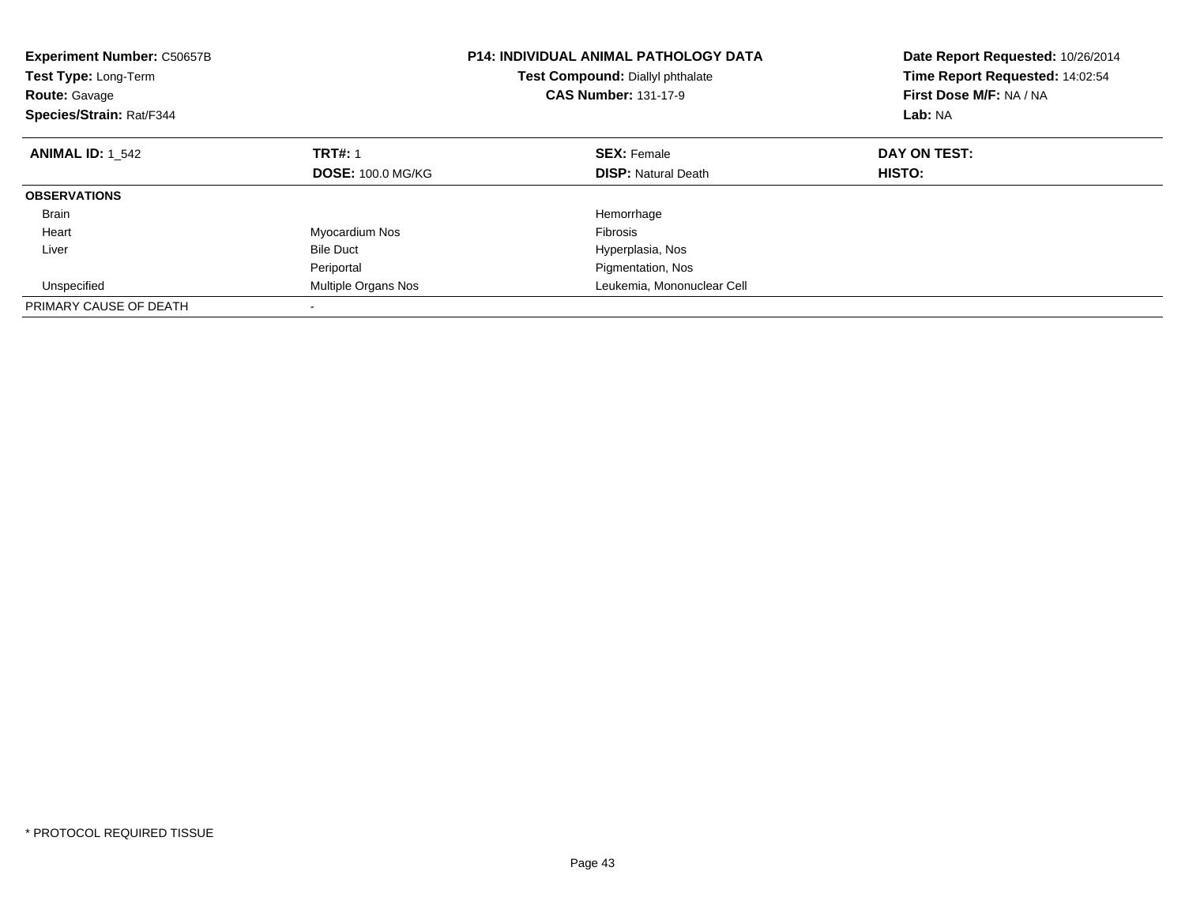**Experiment Number:** C50657B
**Test Type:** Long-Term
**Route:** Gavage
**Species/Strain:** Rat/F344

**P14: INDIVIDUAL ANIMAL PATHOLOGY DATA**
**Test Compound:** Diallyl phthalate
**CAS Number:** 131-17-9

**Date Report Requested:** 10/26/2014
**Time Report Requested:** 14:02:54
**First Dose M/F:** NA / NA
**Lab:** NA

| **ANIMAL ID:** 1_542 | **TRT#:** 1 | **SEX:** Female | **DAY ON TEST:** |
|---|---|---|---|
| | **DOSE:** 100.0 MG/KG | **DISP:** Natural Death | **HISTO:** |
| **OBSERVATIONS** | | | |
| Brain | | Hemorrhage | |
| Heart | Myocardium Nos | Fibrosis | |
| Liver | Bile Duct | Hyperplasia, Nos | |
| | Periportal | Pigmentation, Nos | |
| Unspecified | Multiple Organs Nos | Leukemia, Mononuclear Cell | |
| PRIMARY CAUSE OF DEATH | - | | |

\* PROTOCOL REQUIRED TISSUE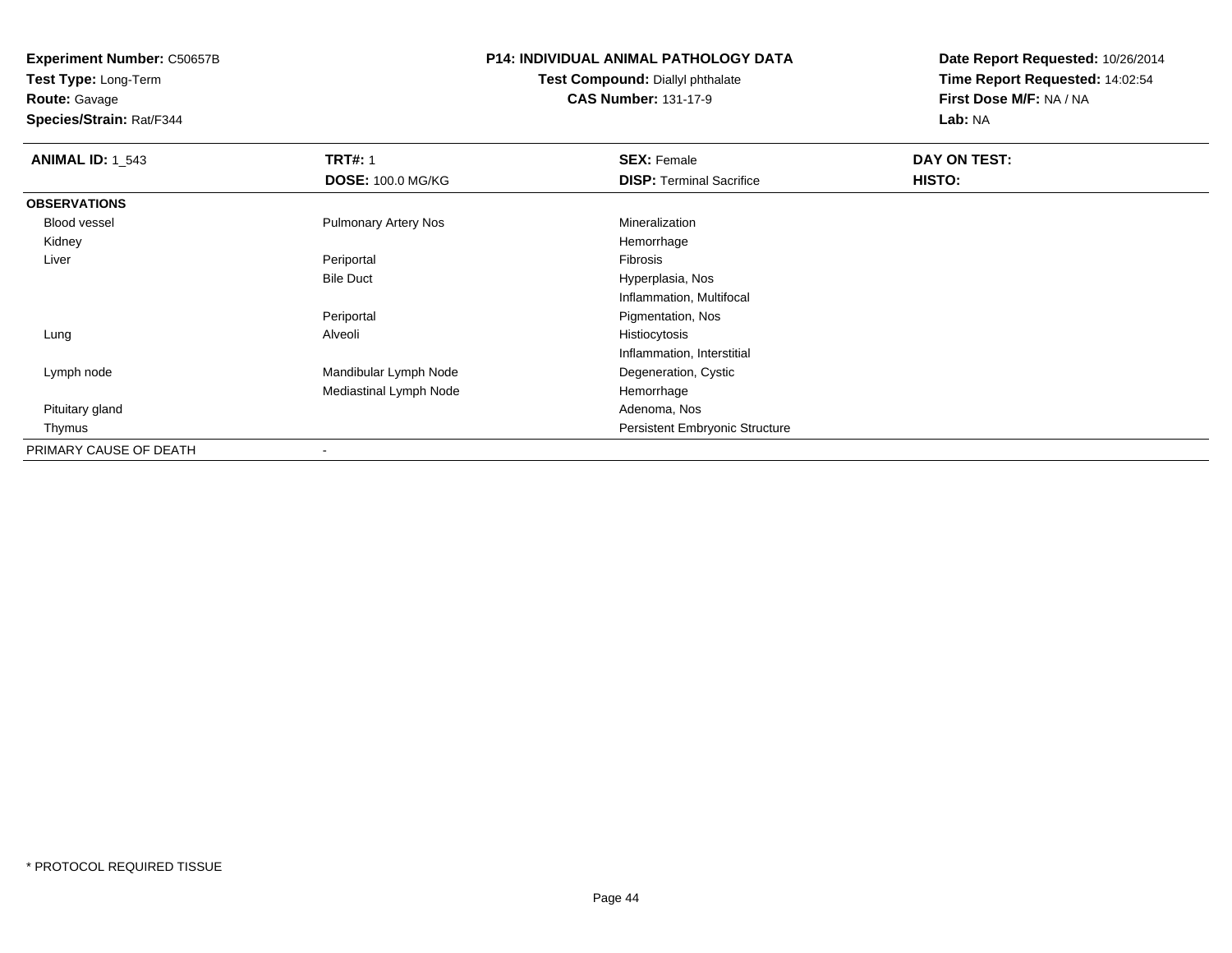**Experiment Number:** C50657B
**Test Type:** Long-Term
**Route:** Gavage
**Species/Strain:** Rat/F344

**P14: INDIVIDUAL ANIMAL PATHOLOGY DATA**
**Test Compound:** Diallyl phthalate
**CAS Number:** 131-17-9

**Date Report Requested:** 10/26/2014
**Time Report Requested:** 14:02:54
**First Dose M/F:** NA / NA
**Lab:** NA

| **ANIMAL ID:** 1_543 | **TRT#:** 1 | **SEX:** Female | **DAY ON TEST:** |
|---|---|---|---|
| | **DOSE:** 100.0 MG/KG | **DISP:** Terminal Sacrifice | **HISTO:** |
| **OBSERVATIONS** | | | |
| Blood vessel | Pulmonary Artery Nos | Mineralization | |
| Kidney | | Hemorrhage | |
| Liver | Periportal | Fibrosis | |
| | Bile Duct | Hyperplasia, Nos | |
| | | Inflammation, Multifocal | |
| | Periportal | Pigmentation, Nos | |
| Lung | Alveoli | Histiocytosis | |
| | | Inflammation, Interstitial | |
| Lymph node | Mandibular Lymph Node | Degeneration, Cystic | |
| | Mediastinal Lymph Node | Hemorrhage | |
| Pituitary gland | | Adenoma, Nos | |
| Thymus | | Persistent Embryonic Structure | |
| PRIMARY CAUSE OF DEATH | - | | |

\* PROTOCOL REQUIRED TISSUE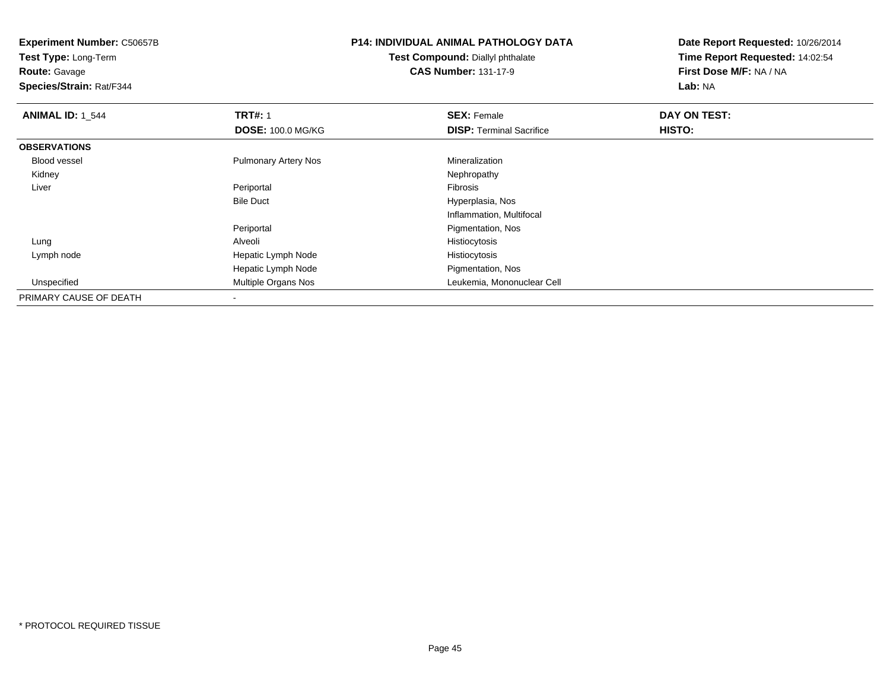**Experiment Number:** C50657B
**Test Type:** Long-Term
**Route:** Gavage
**Species/Strain:** Rat/F344

**P14: INDIVIDUAL ANIMAL PATHOLOGY DATA**
**Test Compound:** Diallyl phthalate
**CAS Number:** 131-17-9

**Date Report Requested:** 10/26/2014
**Time Report Requested:** 14:02:54
**First Dose M/F:** NA / NA
**Lab:** NA

| **ANIMAL ID:** 1_544 | **TRT#:** 1 | **SEX:** Female | **DAY ON TEST:** |
|---|---|---|---|
| | **DOSE:** 100.0 MG/KG | **DISP:** Terminal Sacrifice | **HISTO:** |
| **OBSERVATIONS** | | | |
| Blood vessel | Pulmonary Artery Nos | Mineralization | |
| Kidney | | Nephropathy | |
| Liver | Periportal | Fibrosis | |
| | Bile Duct | Hyperplasia, Nos | |
| | | Inflammation, Multifocal | |
| | Periportal | Pigmentation, Nos | |
| Lung | Alveoli | Histiocytosis | |
| Lymph node | Hepatic Lymph Node | Histiocytosis | |
| | Hepatic Lymph Node | Pigmentation, Nos | |
| Unspecified | Multiple Organs Nos | Leukemia, Mononuclear Cell | |
| PRIMARY CAUSE OF DEATH | - | | |

* PROTOCOL REQUIRED TISSUE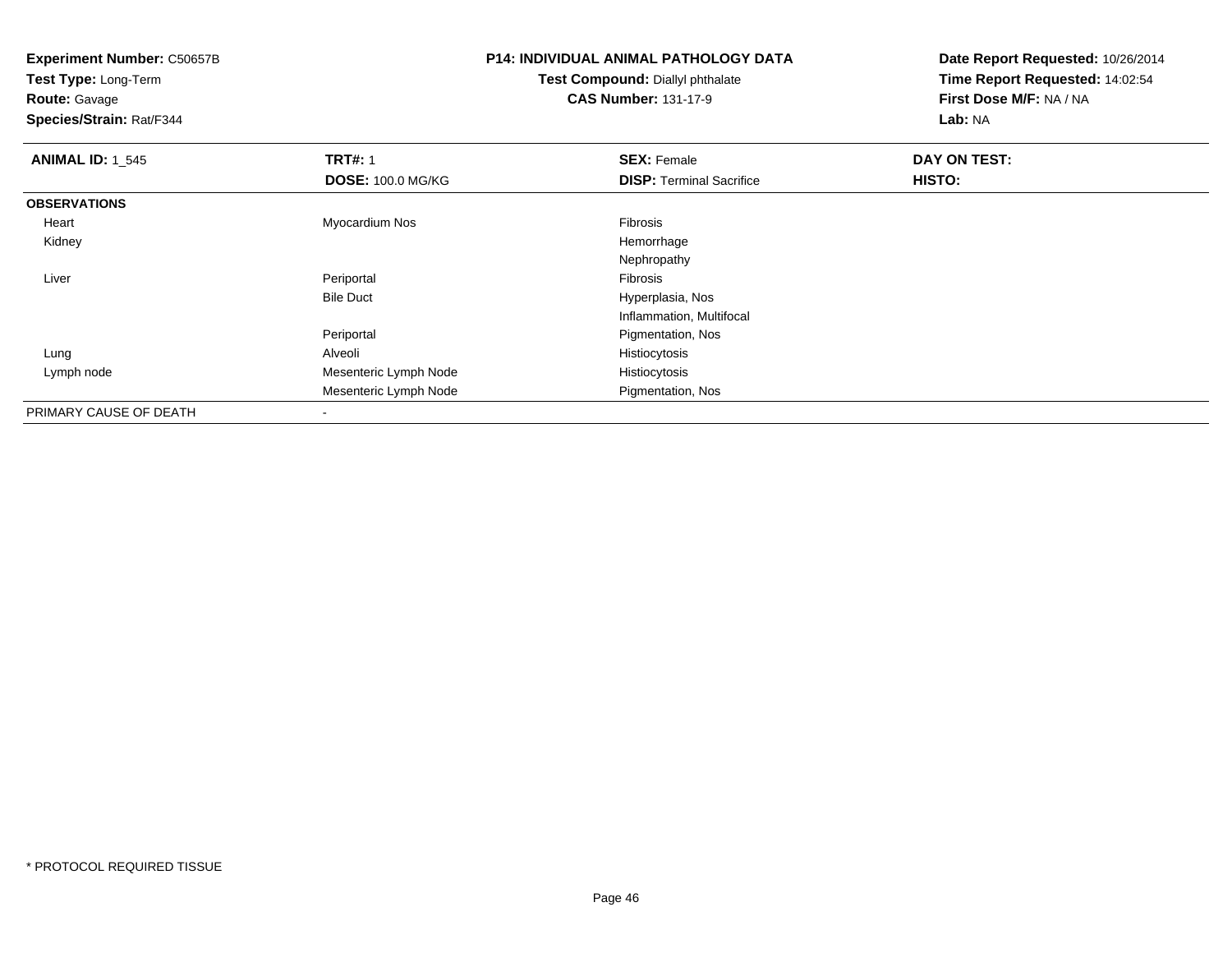**Experiment Number:** C50657B
**Test Type:** Long-Term
**Route:** Gavage
**Species/Strain:** Rat/F344

**P14: INDIVIDUAL ANIMAL PATHOLOGY DATA**
**Test Compound:** Diallyl phthalate
**CAS Number:** 131-17-9

**Date Report Requested:** 10/26/2014
**Time Report Requested:** 14:02:54
**First Dose M/F:** NA / NA
**Lab:** NA

| **ANIMAL ID:** 1_545 | **TRT#:** 1 | **SEX:** Female | **DAY ON TEST:** |
|---|---|---|---|
| | **DOSE:** 100.0 MG/KG | **DISP:** Terminal Sacrifice | **HISTO:** |
| **OBSERVATIONS** | | | |
| Heart | Myocardium Nos | Fibrosis | |
| Kidney | | Hemorrhage | |
| | | Nephropathy | |
| Liver | Periportal | Fibrosis | |
| | Bile Duct | Hyperplasia, Nos | |
| | | Inflammation, Multifocal | |
| | Periportal | Pigmentation, Nos | |
| Lung | Alveoli | Histiocytosis | |
| Lymph node | Mesenteric Lymph Node | Histiocytosis | |
| | Mesenteric Lymph Node | Pigmentation, Nos | |
| PRIMARY CAUSE OF DEATH | - | | |

* PROTOCOL REQUIRED TISSUE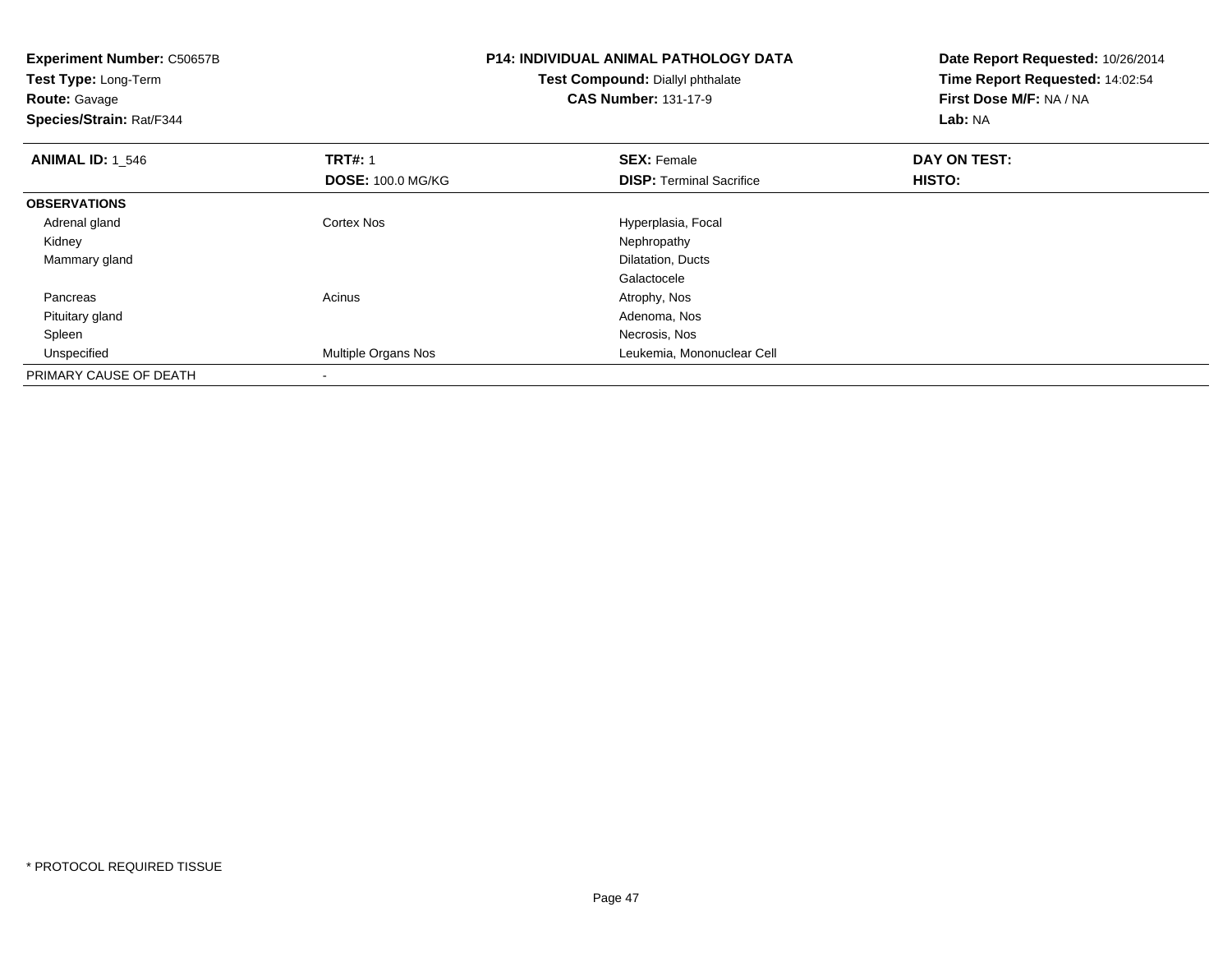**Experiment Number:** C50657B
**Test Type:** Long-Term
**Route:** Gavage
**Species/Strain:** Rat/F344

**P14: INDIVIDUAL ANIMAL PATHOLOGY DATA**
**Test Compound:** Diallyl phthalate
**CAS Number:** 131-17-9

**Date Report Requested:** 10/26/2014
**Time Report Requested:** 14:02:54
**First Dose M/F:** NA / NA
**Lab:** NA

| **ANIMAL ID:** 1_546 | **TRT#:** 1 | **SEX:** Female | **DAY ON TEST:** |
|---|---|---|---|
| | **DOSE:** 100.0 MG/KG | **DISP:** Terminal Sacrifice | **HISTO:** |
| **OBSERVATIONS** | | | |
| Adrenal gland | Cortex Nos | Hyperplasia, Focal | |
| Kidney | | Nephropathy | |
| Mammary gland | | Dilatation, Ducts | |
| | | Galactocele | |
| Pancreas | Acinus | Atrophy, Nos | |
| Pituitary gland | | Adenoma, Nos | |
| Spleen | | Necrosis, Nos | |
| Unspecified | Multiple Organs Nos | Leukemia, Mononuclear Cell | |
| PRIMARY CAUSE OF DEATH | - | | |

* PROTOCOL REQUIRED TISSUE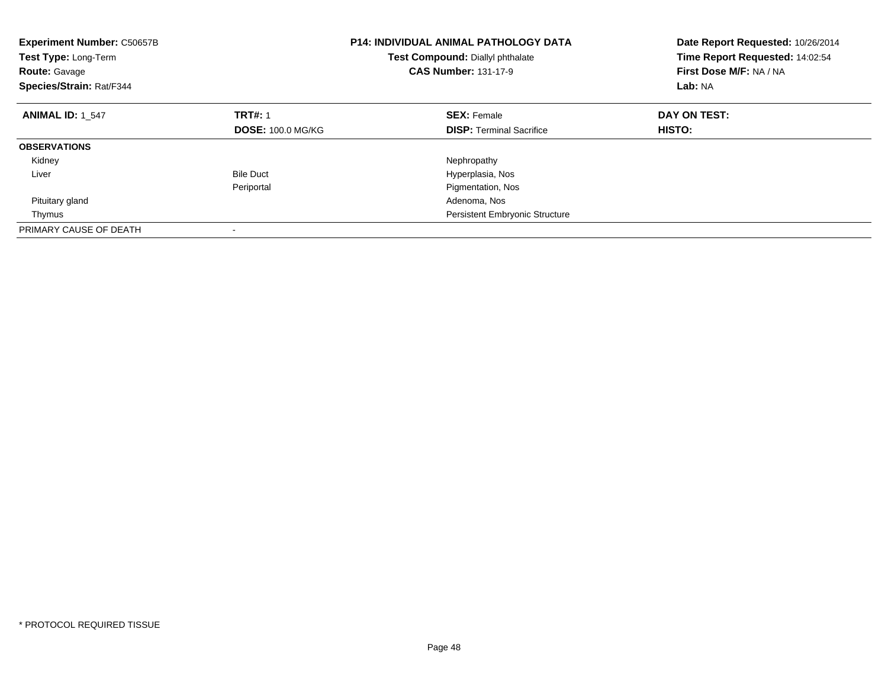**Experiment Number:** C50657B
**Test Type:** Long-Term
**Route:** Gavage
**Species/Strain:** Rat/F344

**P14: INDIVIDUAL ANIMAL PATHOLOGY DATA**
**Test Compound:** Diallyl phthalate
**CAS Number:** 131-17-9

**Date Report Requested:** 10/26/2014
**Time Report Requested:** 14:02:54
**First Dose M/F:** NA / NA
**Lab:** NA

| **ANIMAL ID:** 1_547 | **TRT#:** 1 | **SEX:** Female | **DAY ON TEST:** |
|---|---|---|---|
| | **DOSE:** 100.0 MG/KG | **DISP:** Terminal Sacrifice | **HISTO:** |
| **OBSERVATIONS** | | | |
| Kidney | | Nephropathy | |
| Liver | Bile Duct | Hyperplasia, Nos | |
| | Periportal | Pigmentation, Nos | |
| Pituitary gland | | Adenoma, Nos | |
| Thymus | | Persistent Embryonic Structure | |
| PRIMARY CAUSE OF DEATH | - | | |

\* PROTOCOL REQUIRED TISSUE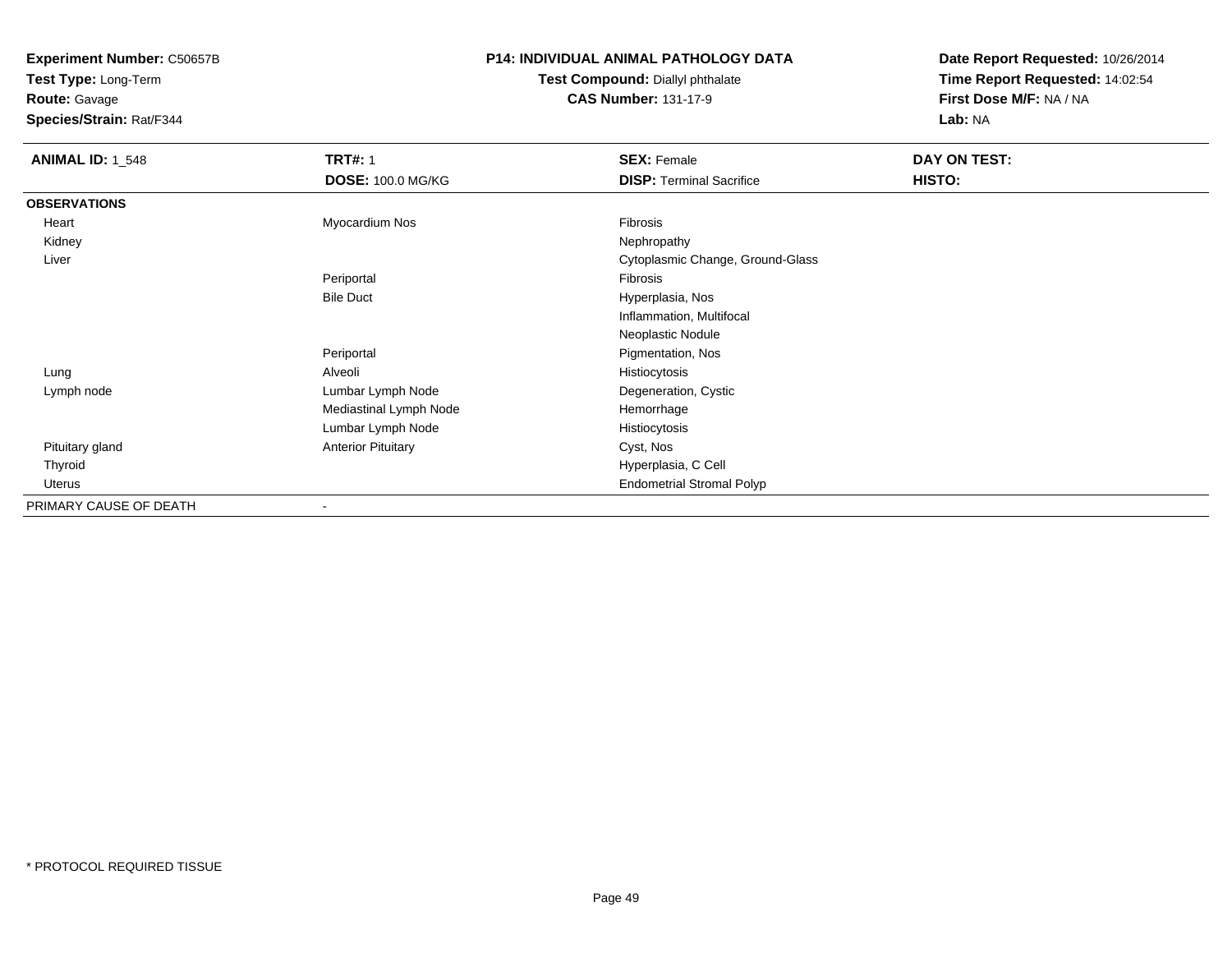**Experiment Number:** C50657B
**Test Type:** Long-Term
**Route:** Gavage
**Species/Strain:** Rat/F344

**P14: INDIVIDUAL ANIMAL PATHOLOGY DATA**
**Test Compound:** Diallyl phthalate
**CAS Number:** 131-17-9

**Date Report Requested:** 10/26/2014
**Time Report Requested:** 14:02:54
**First Dose M/F:** NA / NA
**Lab:** NA

| **ANIMAL ID:** 1_548 | **TRT#:** 1 | **SEX:** Female | **DAY ON TEST:** |
|---|---|---|---|
| | **DOSE:** 100.0 MG/KG | **DISP:** Terminal Sacrifice | **HISTO:** |
| **OBSERVATIONS** | | | |
| Heart | Myocardium Nos | Fibrosis | |
| Kidney | | Nephropathy | |
| Liver | | Cytoplasmic Change, Ground-Glass | |
| | Periportal | Fibrosis | |
| | Bile Duct | Hyperplasia, Nos | |
| | | Inflammation, Multifocal | |
| | | Neoplastic Nodule | |
| | Periportal | Pigmentation, Nos | |
| Lung | Alveoli | Histiocytosis | |
| Lymph node | Lumbar Lymph Node | Degeneration, Cystic | |
| | Mediastinal Lymph Node | Hemorrhage | |
| | Lumbar Lymph Node | Histiocytosis | |
| Pituitary gland | Anterior Pituitary | Cyst, Nos | |
| Thyroid | | Hyperplasia, C Cell | |
| Uterus | | Endometrial Stromal Polyp | |
| PRIMARY CAUSE OF DEATH | - | | |

\* PROTOCOL REQUIRED TISSUE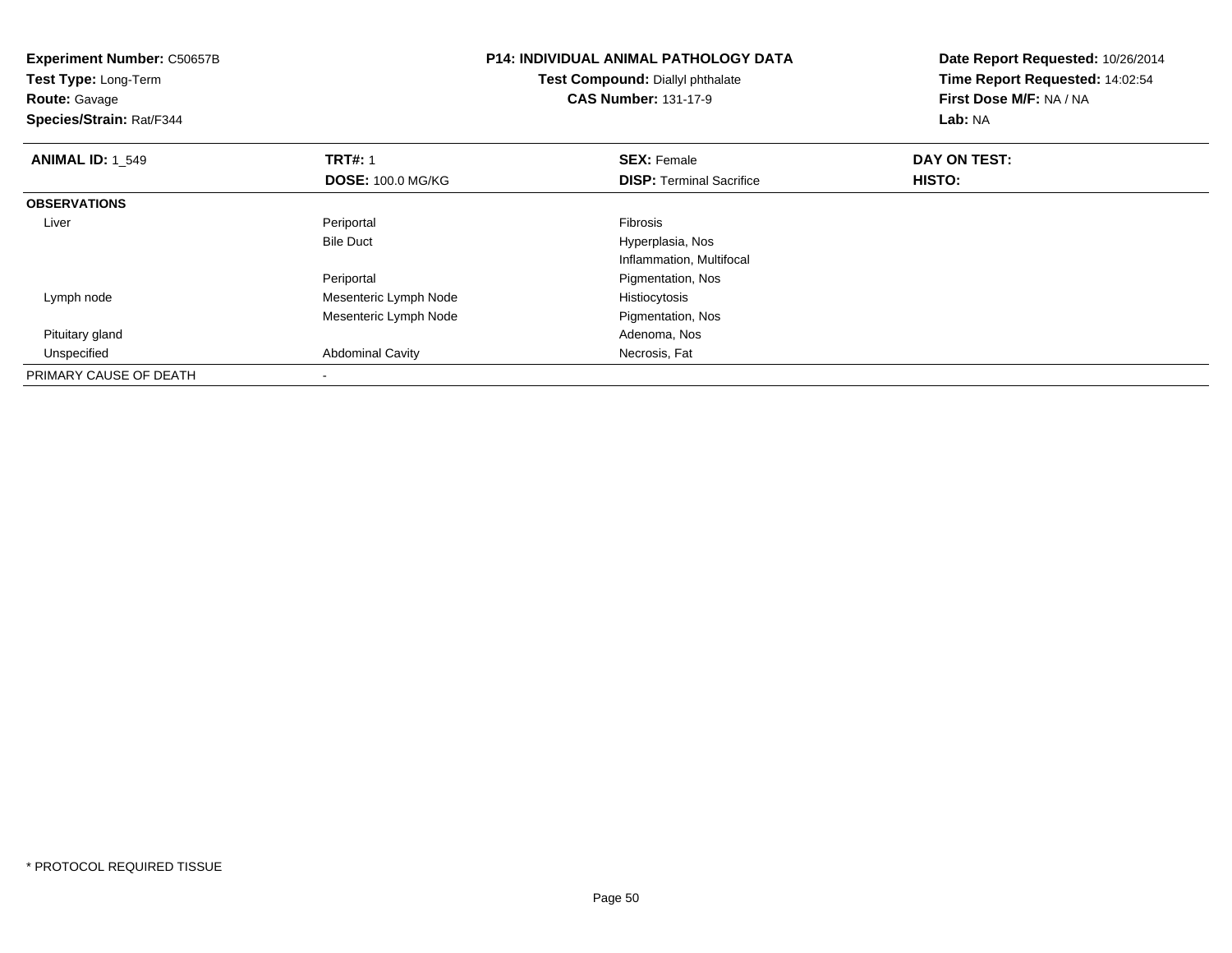**Experiment Number:** C50657B
**Test Type:** Long-Term
**Route:** Gavage
**Species/Strain:** Rat/F344

**P14: INDIVIDUAL ANIMAL PATHOLOGY DATA**
**Test Compound:** Diallyl phthalate
**CAS Number:** 131-17-9

**Date Report Requested:** 10/26/2014
**Time Report Requested:** 14:02:54
**First Dose M/F:** NA / NA
**Lab:** NA

| **ANIMAL ID:** 1_549 | **TRT#:** 1 | **SEX:** Female | **DAY ON TEST:** |
|---|---|---|---|
| | **DOSE:** 100.0 MG/KG | **DISP:** Terminal Sacrifice | **HISTO:** |
| **OBSERVATIONS** | | | |
| Liver | Periportal | Fibrosis | |
| | Bile Duct | Hyperplasia, Nos | |
| | | Inflammation, Multifocal | |
| | Periportal | Pigmentation, Nos | |
| Lymph node | Mesenteric Lymph Node | Histiocytosis | |
| | Mesenteric Lymph Node | Pigmentation, Nos | |
| Pituitary gland | | Adenoma, Nos | |
| Unspecified | Abdominal Cavity | Necrosis, Fat | |
| PRIMARY CAUSE OF DEATH | - | | |

* PROTOCOL REQUIRED TISSUE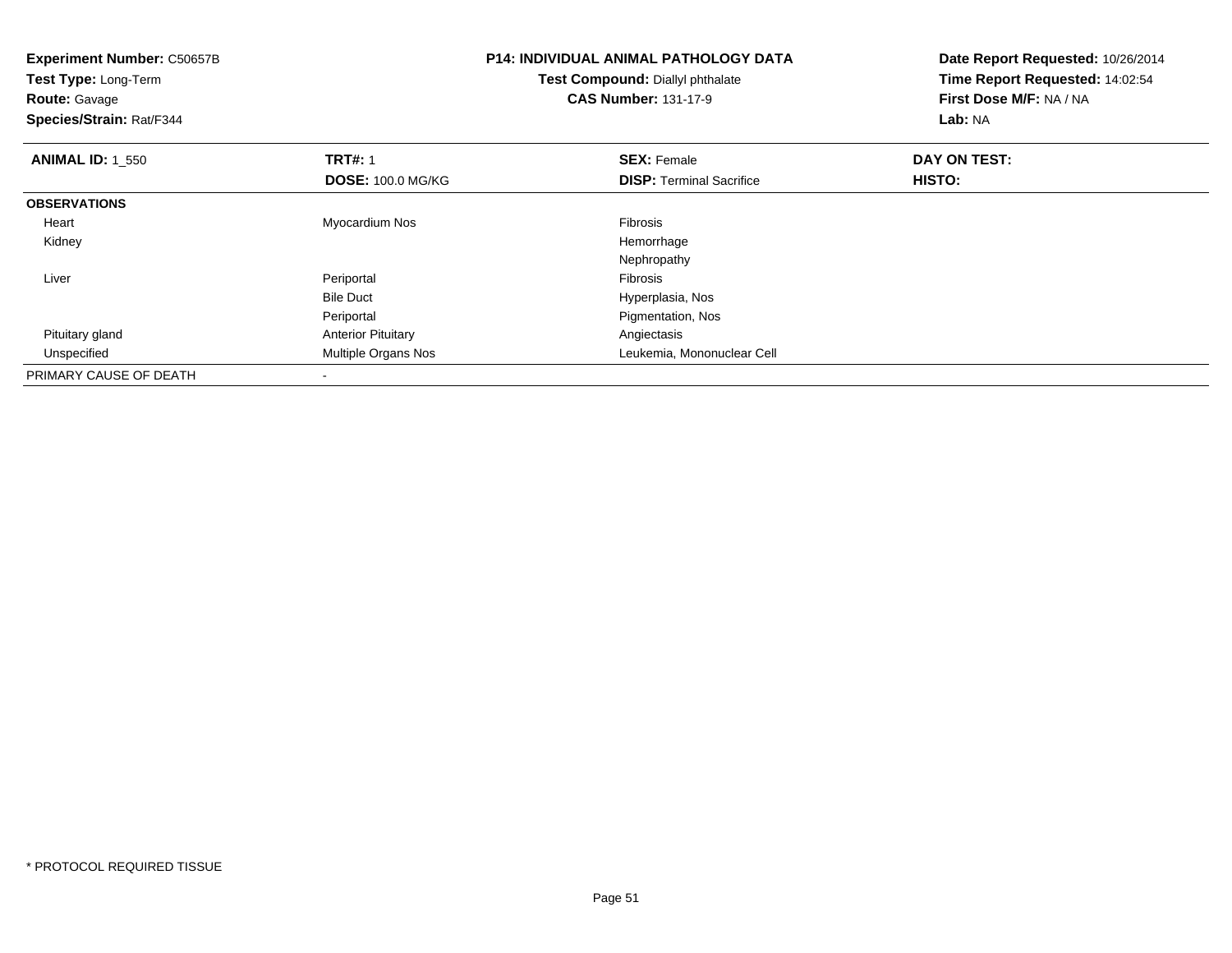**Experiment Number:** C50657B
**Test Type:** Long-Term
**Route:** Gavage
**Species/Strain:** Rat/F344

**P14: INDIVIDUAL ANIMAL PATHOLOGY DATA**
**Test Compound:** Diallyl phthalate
**CAS Number:** 131-17-9

**Date Report Requested:** 10/26/2014
**Time Report Requested:** 14:02:54
**First Dose M/F:** NA / NA
**Lab:** NA

| **ANIMAL ID:** 1_550 | **TRT#:** 1 | **SEX:** Female | **DAY ON TEST:** |
|---|---|---|---|
| | **DOSE:** 100.0 MG/KG | **DISP:** Terminal Sacrifice | **HISTO:** |
| **OBSERVATIONS** | | | |
| Heart | Myocardium Nos | Fibrosis | |
| Kidney | | Hemorrhage | |
| | | Nephropathy | |
| Liver | Periportal | Fibrosis | |
| | Bile Duct | Hyperplasia, Nos | |
| | Periportal | Pigmentation, Nos | |
| Pituitary gland | Anterior Pituitary | Angiectasis | |
| Unspecified | Multiple Organs Nos | Leukemia, Mononuclear Cell | |
| PRIMARY CAUSE OF DEATH | - | | |

* PROTOCOL REQUIRED TISSUE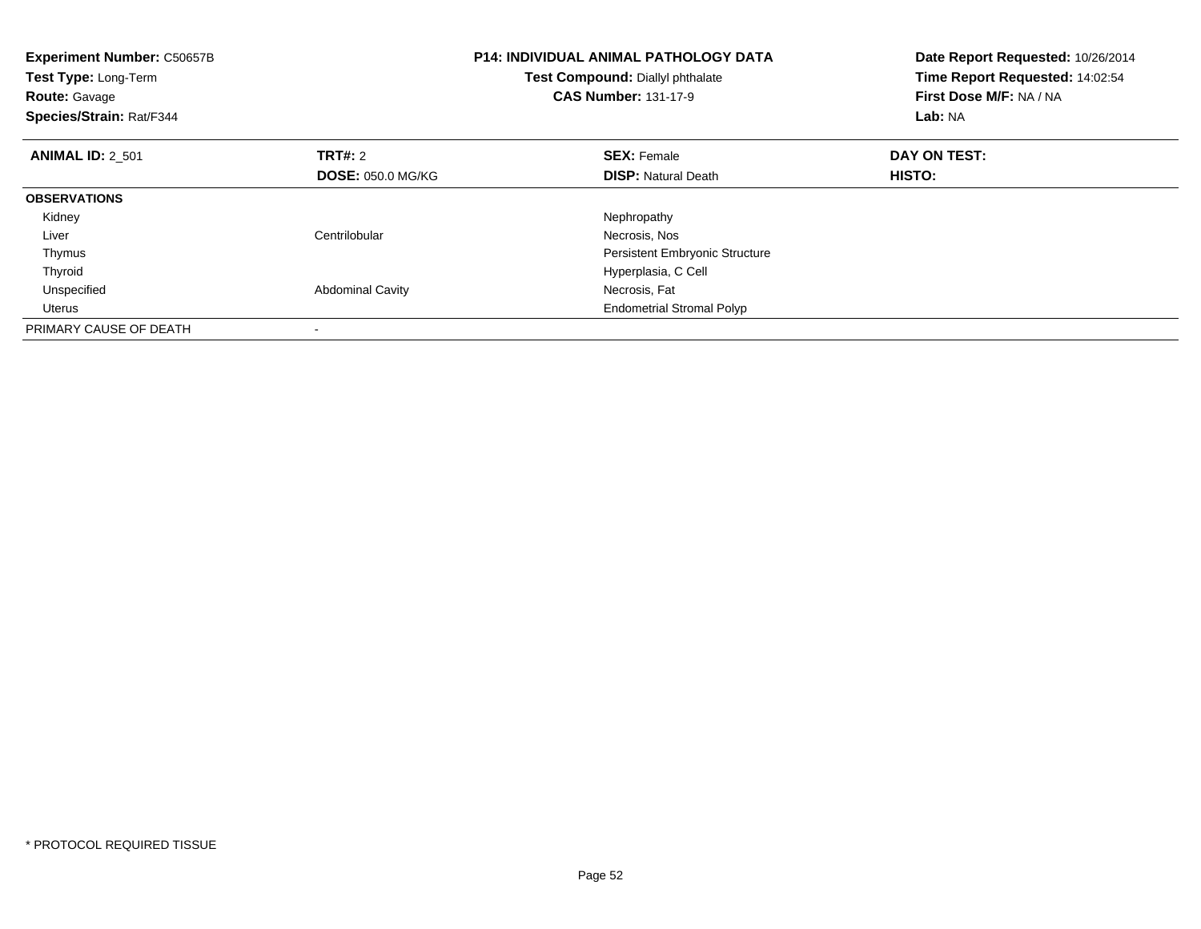**Experiment Number:** C50657B
**Test Type:** Long-Term
**Route:** Gavage
**Species/Strain:** Rat/F344

**P14: INDIVIDUAL ANIMAL PATHOLOGY DATA**
**Test Compound:** Diallyl phthalate
**CAS Number:** 131-17-9

**Date Report Requested:** 10/26/2014
**Time Report Requested:** 14:02:54
**First Dose M/F:** NA / NA
**Lab:** NA

| **ANIMAL ID:** 2_501 | **TRT#:** 2 | **SEX:** Female | **DAY ON TEST:** |
|---|---|---|---|
| | **DOSE:** 050.0 MG/KG | **DISP:** Natural Death | **HISTO:** |
| **OBSERVATIONS** | | | |
| Kidney | | Nephropathy | |
| Liver | Centrilobular | Necrosis, Nos | |
| Thymus | | Persistent Embryonic Structure | |
| Thyroid | | Hyperplasia, C Cell | |
| Unspecified | Abdominal Cavity | Necrosis, Fat | |
| Uterus | | Endometrial Stromal Polyp | |
| PRIMARY CAUSE OF DEATH | - | | |

* PROTOCOL REQUIRED TISSUE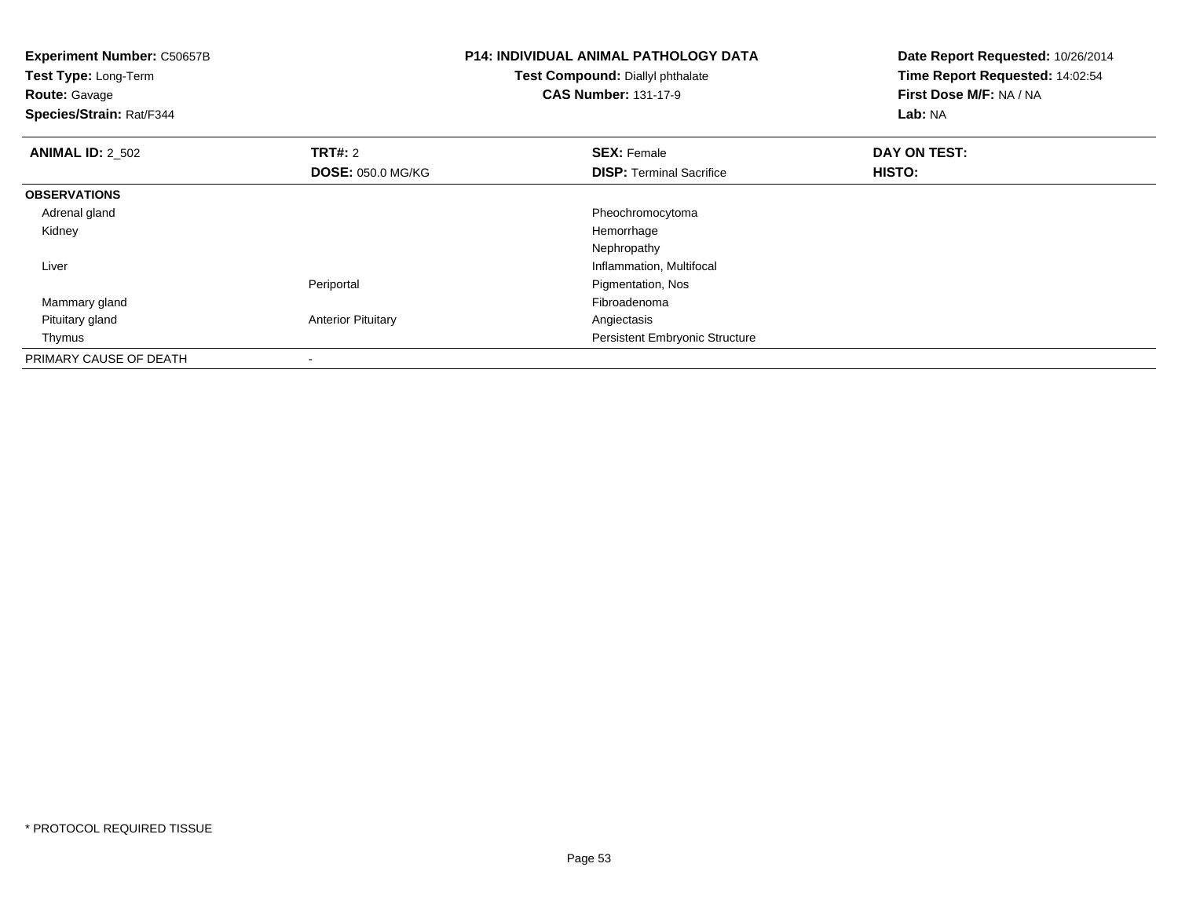**Experiment Number:** C50657B
**Test Type:** Long-Term
**Route:** Gavage
**Species/Strain:** Rat/F344

**P14: INDIVIDUAL ANIMAL PATHOLOGY DATA**
**Test Compound:** Diallyl phthalate
**CAS Number:** 131-17-9

**Date Report Requested:** 10/26/2014
**Time Report Requested:** 14:02:54
**First Dose M/F:** NA / NA
**Lab:** NA

| **ANIMAL ID:** 2_502 | **TRT#:** 2 | **SEX:** Female | **DAY ON TEST:** |
|---|---|---|---|
| | **DOSE:** 050.0 MG/KG | **DISP:** Terminal Sacrifice | **HISTO:** |
| **OBSERVATIONS** | | | |
| Adrenal gland | | Pheochromocytoma | |
| Kidney | | Hemorrhage | |
| | | Nephropathy | |
| Liver | | Inflammation, Multifocal | |
| | Periportal | Pigmentation, Nos | |
| Mammary gland | | Fibroadenoma | |
| Pituitary gland | Anterior Pituitary | Angiectasis | |
| Thymus | | Persistent Embryonic Structure | |
| PRIMARY CAUSE OF DEATH | - | | |

* PROTOCOL REQUIRED TISSUE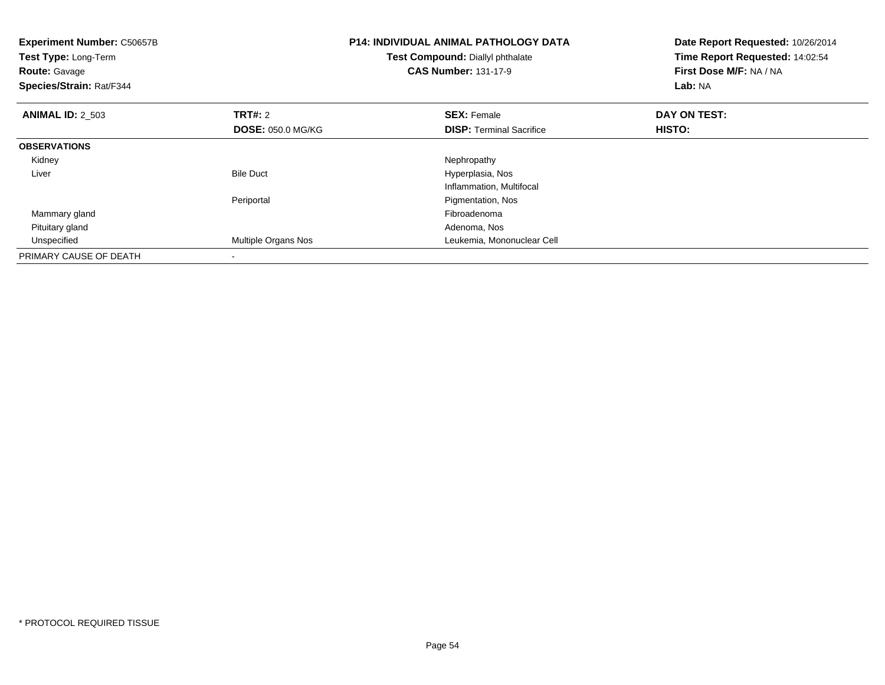**Experiment Number:** C50657B
**Test Type:** Long-Term
**Route:** Gavage
**Species/Strain:** Rat/F344

**P14: INDIVIDUAL ANIMAL PATHOLOGY DATA**
**Test Compound:** Diallyl phthalate
**CAS Number:** 131-17-9

**Date Report Requested:** 10/26/2014
**Time Report Requested:** 14:02:54
**First Dose M/F:** NA / NA
**Lab:** NA

| **ANIMAL ID:** 2_503 | **TRT#:** 2 | **SEX:** Female | **DAY ON TEST:** |
|---|---|---|---|
| | **DOSE:** 050.0 MG/KG | **DISP:** Terminal Sacrifice | **HISTO:** |
| **OBSERVATIONS** | | | |
| Kidney | | Nephropathy | |
| Liver | Bile Duct | Hyperplasia, Nos | |
| | | Inflammation, Multifocal | |
| | Periportal | Pigmentation, Nos | |
| Mammary gland | | Fibroadenoma | |
| Pituitary gland | | Adenoma, Nos | |
| Unspecified | Multiple Organs Nos | Leukemia, Mononuclear Cell | |
| PRIMARY CAUSE OF DEATH | - | | |

* PROTOCOL REQUIRED TISSUE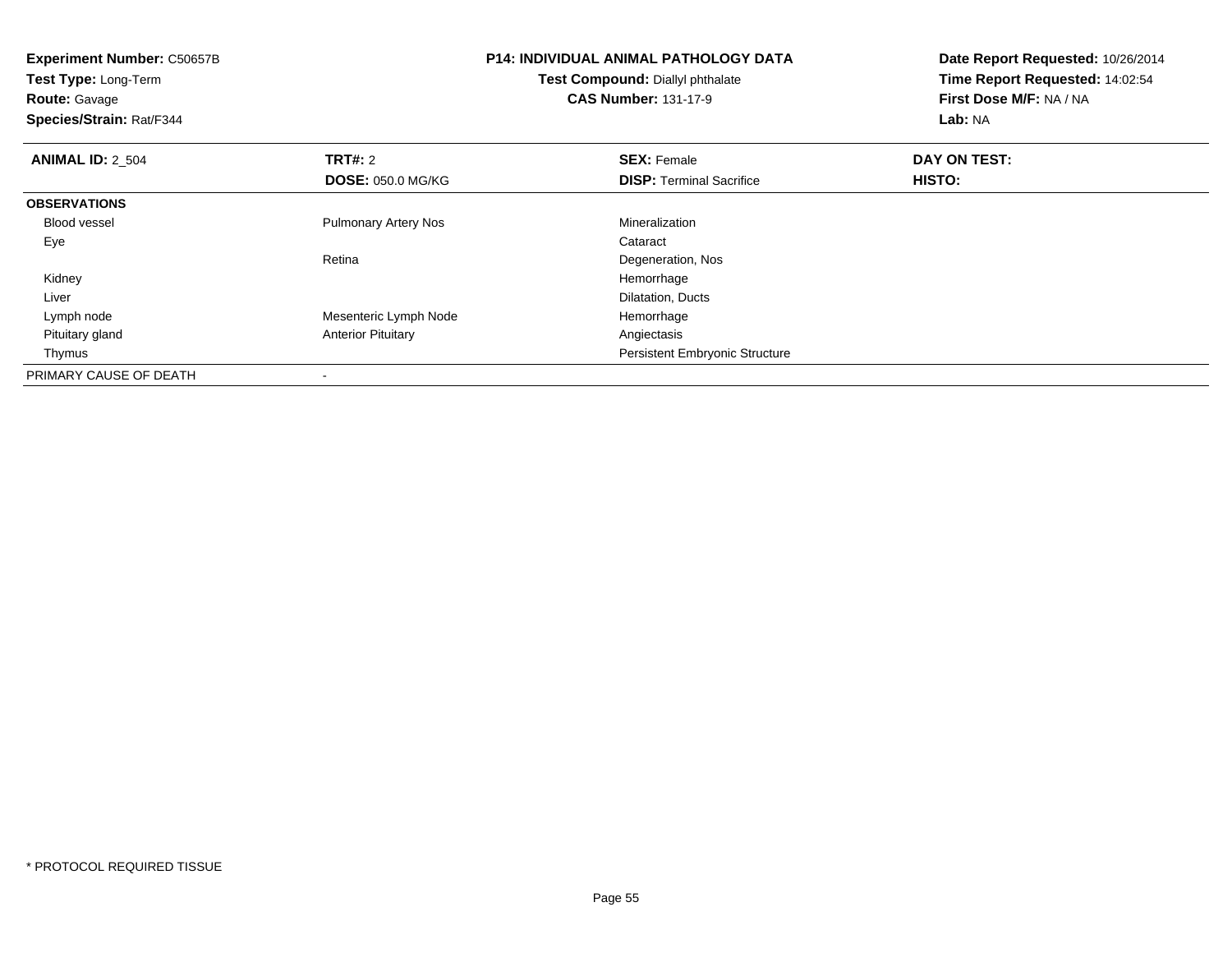**Experiment Number:** C50657B
**Test Type:** Long-Term
**Route:** Gavage
**Species/Strain:** Rat/F344

**P14: INDIVIDUAL ANIMAL PATHOLOGY DATA**
**Test Compound:** Diallyl phthalate
**CAS Number:** 131-17-9

**Date Report Requested:** 10/26/2014
**Time Report Requested:** 14:02:54
**First Dose M/F:** NA / NA
**Lab:** NA

| **ANIMAL ID:** 2_504 | **TRT#:** 2 | **SEX:** Female | **DAY ON TEST:** |
|---|---|---|---|
| | **DOSE:** 050.0 MG/KG | **DISP:** Terminal Sacrifice | **HISTO:** |
| **OBSERVATIONS** | | | |
| Blood vessel | Pulmonary Artery Nos | Mineralization | |
| Eye | | Cataract | |
| | Retina | Degeneration, Nos | |
| Kidney | | Hemorrhage | |
| Liver | | Dilatation, Ducts | |
| Lymph node | Mesenteric Lymph Node | Hemorrhage | |
| Pituitary gland | Anterior Pituitary | Angiectasis | |
| Thymus | | Persistent Embryonic Structure | |
| PRIMARY CAUSE OF DEATH | - | | |

\* PROTOCOL REQUIRED TISSUE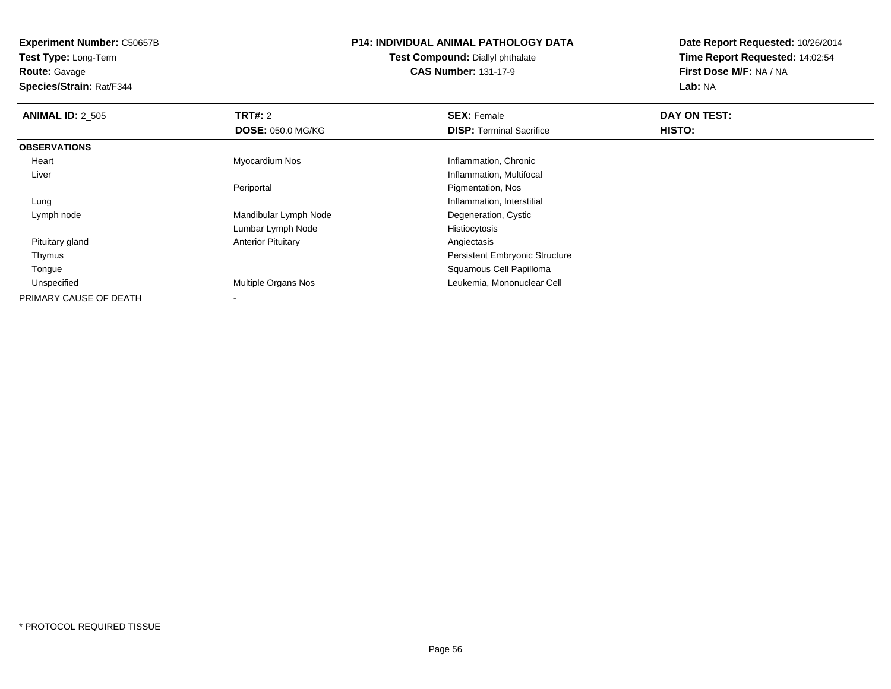**Experiment Number:** C50657B
**Test Type:** Long-Term
**Route:** Gavage
**Species/Strain:** Rat/F344

**P14: INDIVIDUAL ANIMAL PATHOLOGY DATA**
**Test Compound:** Diallyl phthalate
**CAS Number:** 131-17-9

**Date Report Requested:** 10/26/2014
**Time Report Requested:** 14:02:54
**First Dose M/F:** NA / NA
**Lab:** NA

| **ANIMAL ID:** 2_505 | **TRT#:** 2 | **SEX:** Female | **DAY ON TEST:** |
|---|---|---|---|
| | **DOSE:** 050.0 MG/KG | **DISP:** Terminal Sacrifice | **HISTO:** |
| **OBSERVATIONS** | | | |
| Heart | Myocardium Nos | Inflammation, Chronic | |
| Liver | | Inflammation, Multifocal | |
| | Periportal | Pigmentation, Nos | |
| Lung | | Inflammation, Interstitial | |
| Lymph node | Mandibular Lymph Node | Degeneration, Cystic | |
| | Lumbar Lymph Node | Histiocytosis | |
| Pituitary gland | Anterior Pituitary | Angiectasis | |
| Thymus | | Persistent Embryonic Structure | |
| Tongue | | Squamous Cell Papilloma | |
| Unspecified | Multiple Organs Nos | Leukemia, Mononuclear Cell | |
| PRIMARY CAUSE OF DEATH | - | | |

* PROTOCOL REQUIRED TISSUE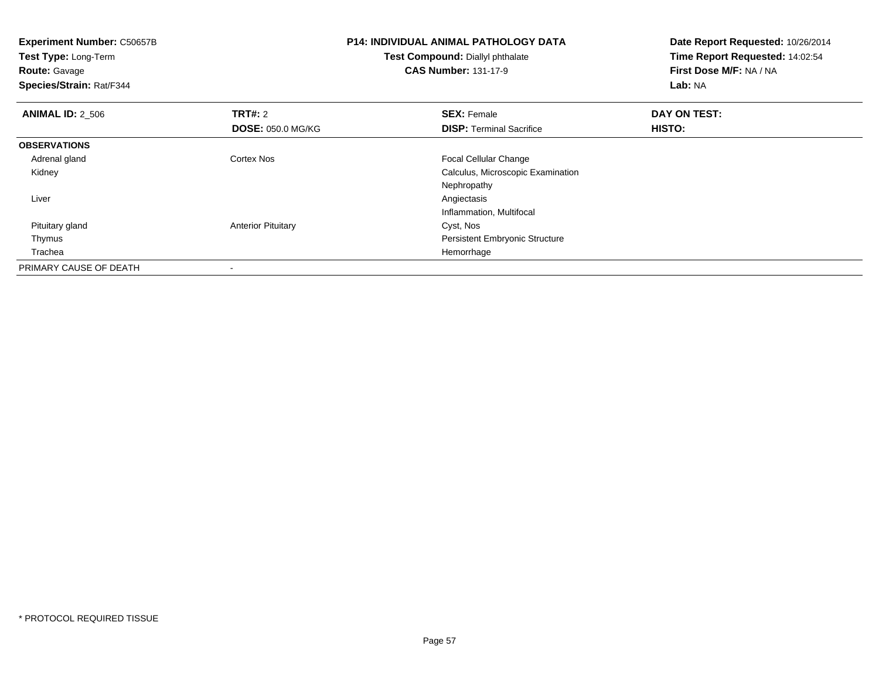**Experiment Number:** C50657B
**Test Type:** Long-Term
**Route:** Gavage
**Species/Strain:** Rat/F344

**P14: INDIVIDUAL ANIMAL PATHOLOGY DATA**
**Test Compound:** Diallyl phthalate
**CAS Number:** 131-17-9

**Date Report Requested:** 10/26/2014
**Time Report Requested:** 14:02:54
**First Dose M/F:** NA / NA
**Lab:** NA

| **ANIMAL ID:** 2_506 | **TRT#:** 2 | **SEX:** Female | **DAY ON TEST:** |
|---|---|---|---|
| | **DOSE:** 050.0 MG/KG | **DISP:** Terminal Sacrifice | **HISTO:** |
| **OBSERVATIONS** | | | |
| Adrenal gland | Cortex Nos | Focal Cellular Change | |
| Kidney | | Calculus, Microscopic Examination | |
| | | Nephropathy | |
| Liver | | Angiectasis | |
| | | Inflammation, Multifocal | |
| Pituitary gland | Anterior Pituitary | Cyst, Nos | |
| Thymus | | Persistent Embryonic Structure | |
| Trachea | | Hemorrhage | |
| PRIMARY CAUSE OF DEATH | - | | |

* PROTOCOL REQUIRED TISSUE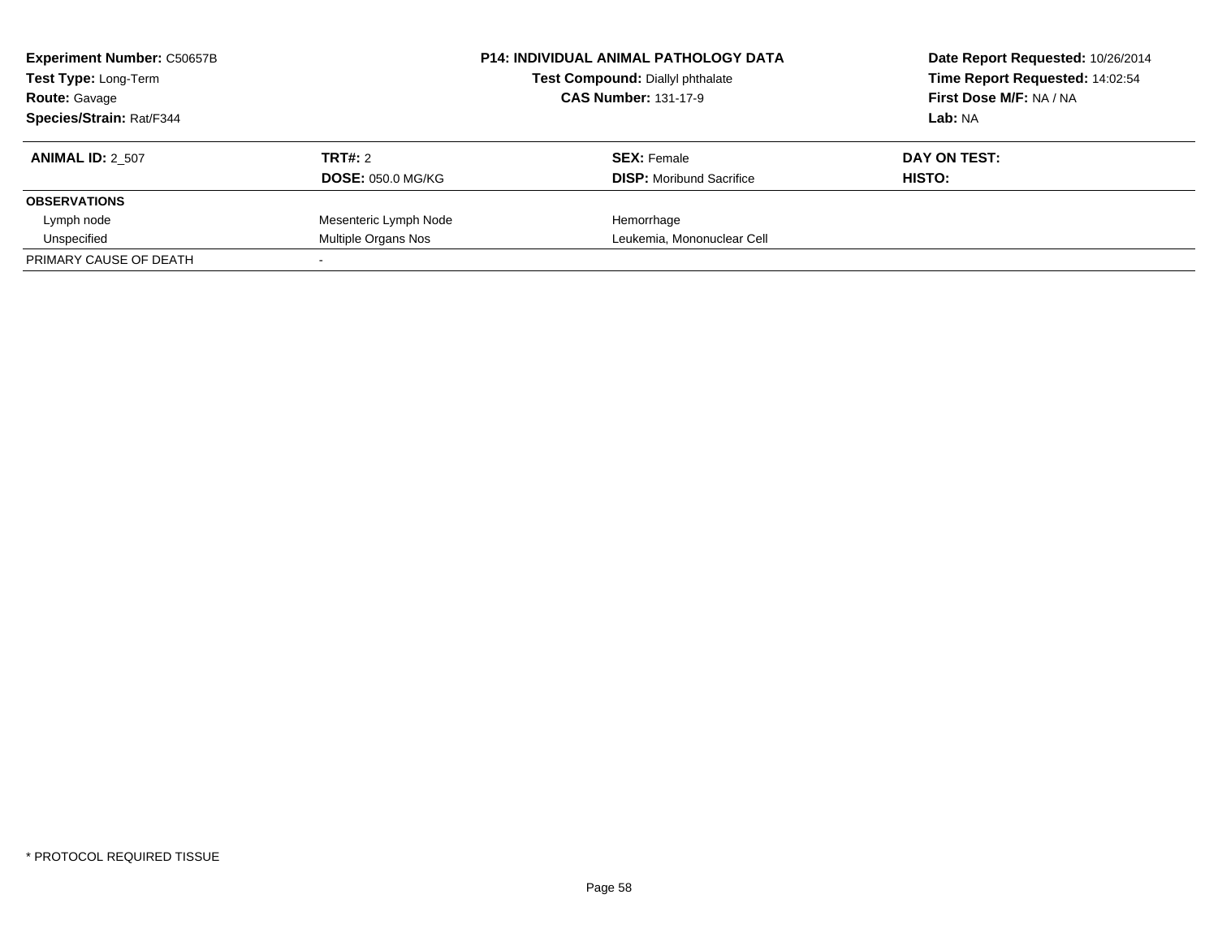**Experiment Number:** C50657B
**Test Type:** Long-Term
**Route:** Gavage
**Species/Strain:** Rat/F344

**P14: INDIVIDUAL ANIMAL PATHOLOGY DATA**
**Test Compound:** Diallyl phthalate
**CAS Number:** 131-17-9

**Date Report Requested:** 10/26/2014
**Time Report Requested:** 14:02:54
**First Dose M/F:** NA / NA
**Lab:** NA

| **ANIMAL ID:** 2_507 | **TRT#:** 2 | **SEX:** Female | **DAY ON TEST:** |
|---|---|---|---|
| | **DOSE:** 050.0 MG/KG | **DISP:** Moribund Sacrifice | **HISTO:** |
| **OBSERVATIONS** | | | |
| Lymph node | Mesenteric Lymph Node | Hemorrhage | |
| Unspecified | Multiple Organs Nos | Leukemia, Mononuclear Cell | |
| PRIMARY CAUSE OF DEATH | - | | |

* PROTOCOL REQUIRED TISSUE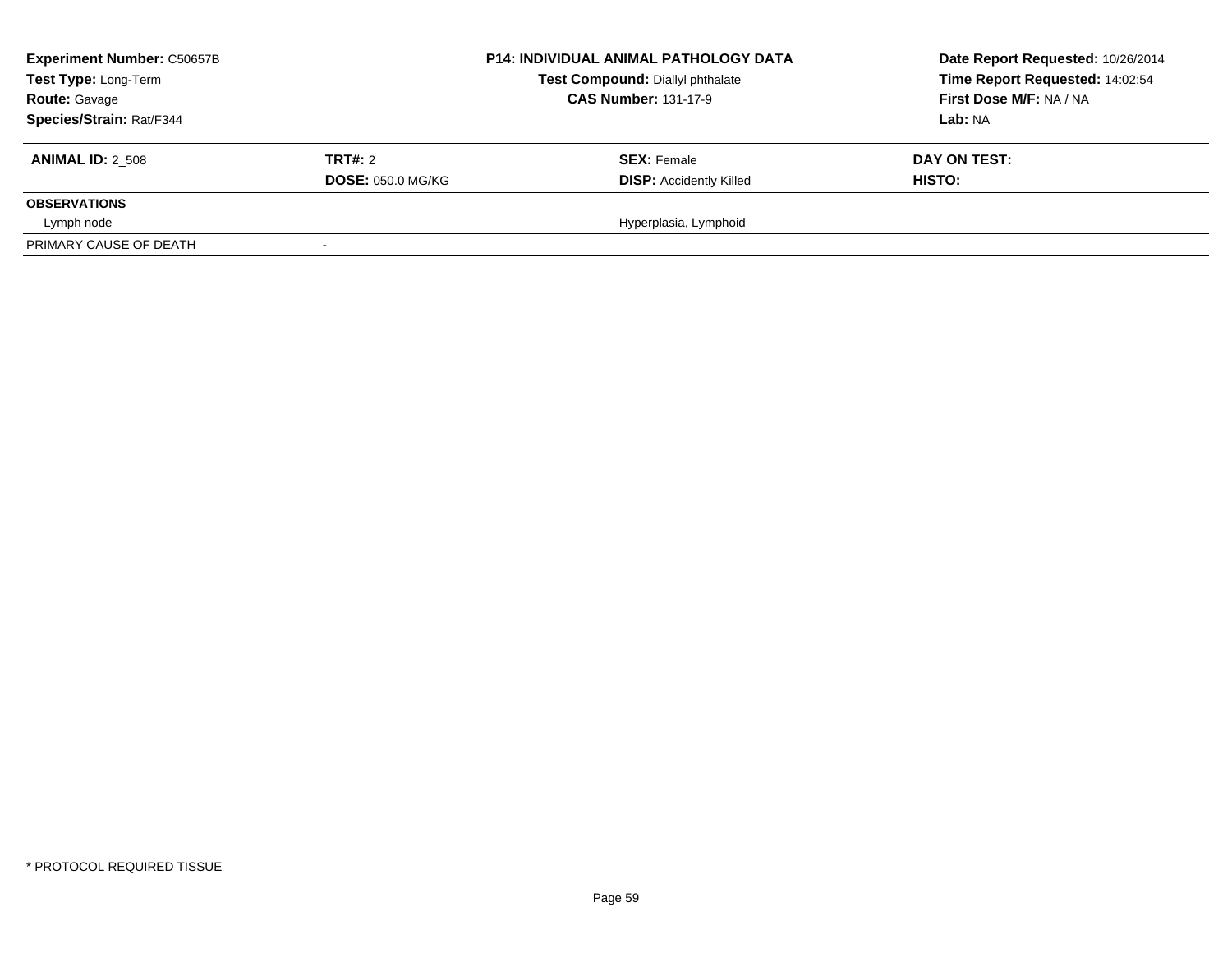**Experiment Number:** C50657B
**Test Type:** Long-Term
**Route:** Gavage
**Species/Strain:** Rat/F344

**P14: INDIVIDUAL ANIMAL PATHOLOGY DATA**
**Test Compound:** Diallyl phthalate
**CAS Number:** 131-17-9

**Date Report Requested:** 10/26/2014
**Time Report Requested:** 14:02:54
**First Dose M/F:** NA / NA
**Lab:** NA

| **ANIMAL ID:** 2_508 | **TRT#:** 2 | **SEX:** Female | **DAY ON TEST:** |
|---|---|---|---|
| | **DOSE:** 050.0 MG/KG | **DISP:** Accidently Killed | **HISTO:** |
| **OBSERVATIONS** | | | |
| Lymph node | | Hyperplasia, Lymphoid | |
| PRIMARY CAUSE OF DEATH | - | | |

* PROTOCOL REQUIRED TISSUE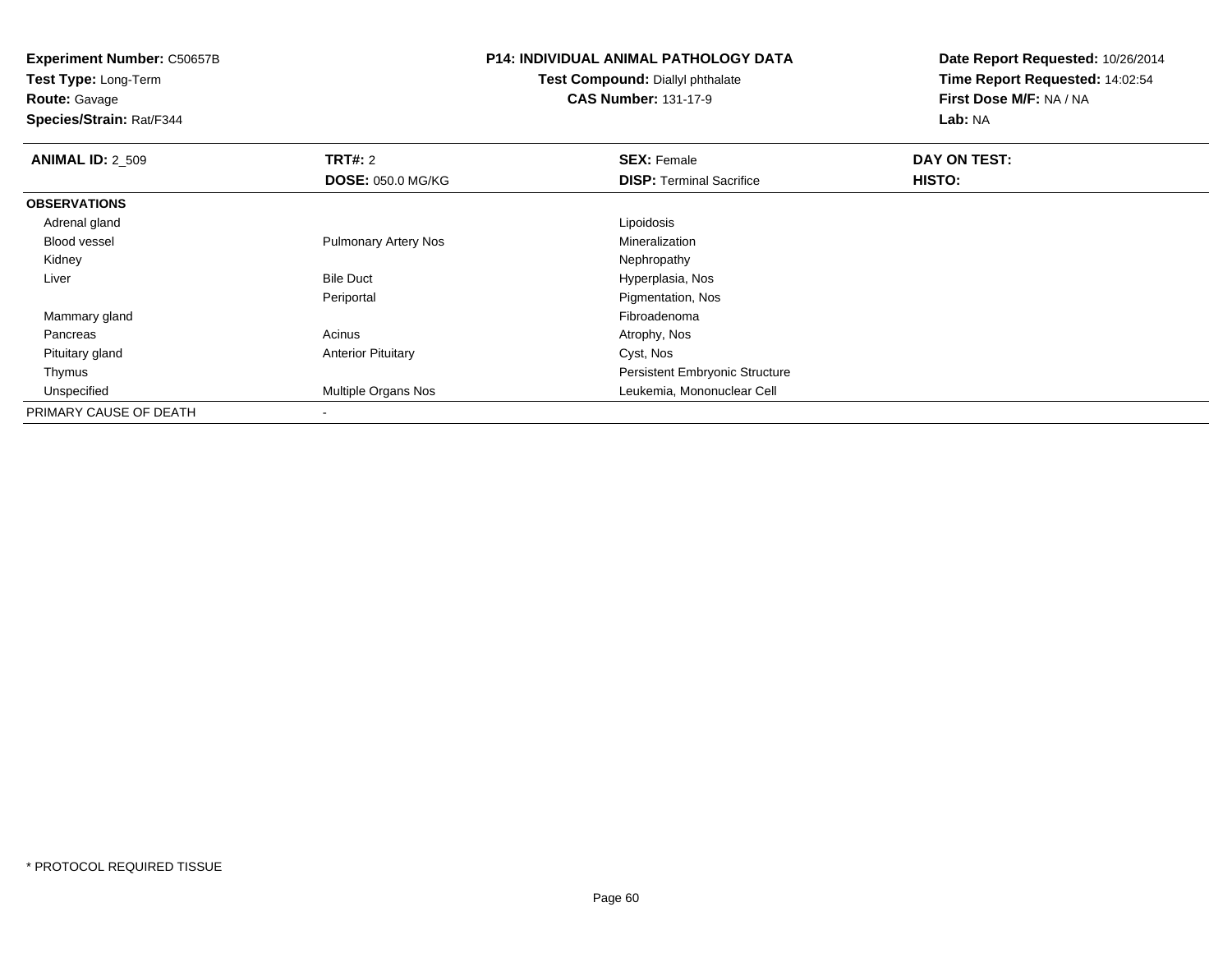**Experiment Number:** C50657B
**Test Type:** Long-Term
**Route:** Gavage
**Species/Strain:** Rat/F344

**P14: INDIVIDUAL ANIMAL PATHOLOGY DATA**
**Test Compound:** Diallyl phthalate
**CAS Number:** 131-17-9

**Date Report Requested:** 10/26/2014
**Time Report Requested:** 14:02:54
**First Dose M/F:** NA / NA
**Lab:** NA

| **ANIMAL ID:** 2_509 | **TRT#:** 2 | **SEX:** Female | **DAY ON TEST:** |
|---|---|---|---|
| | **DOSE:** 050.0 MG/KG | **DISP:** Terminal Sacrifice | **HISTO:** |
| **OBSERVATIONS** | | | |
| Adrenal gland | | Lipoidosis | |
| Blood vessel | Pulmonary Artery Nos | Mineralization | |
| Kidney | | Nephropathy | |
| Liver | Bile Duct | Hyperplasia, Nos | |
| | Periportal | Pigmentation, Nos | |
| Mammary gland | | Fibroadenoma | |
| Pancreas | Acinus | Atrophy, Nos | |
| Pituitary gland | Anterior Pituitary | Cyst, Nos | |
| Thymus | | Persistent Embryonic Structure | |
| Unspecified | Multiple Organs Nos | Leukemia, Mononuclear Cell | |
| PRIMARY CAUSE OF DEATH | - | | |

* PROTOCOL REQUIRED TISSUE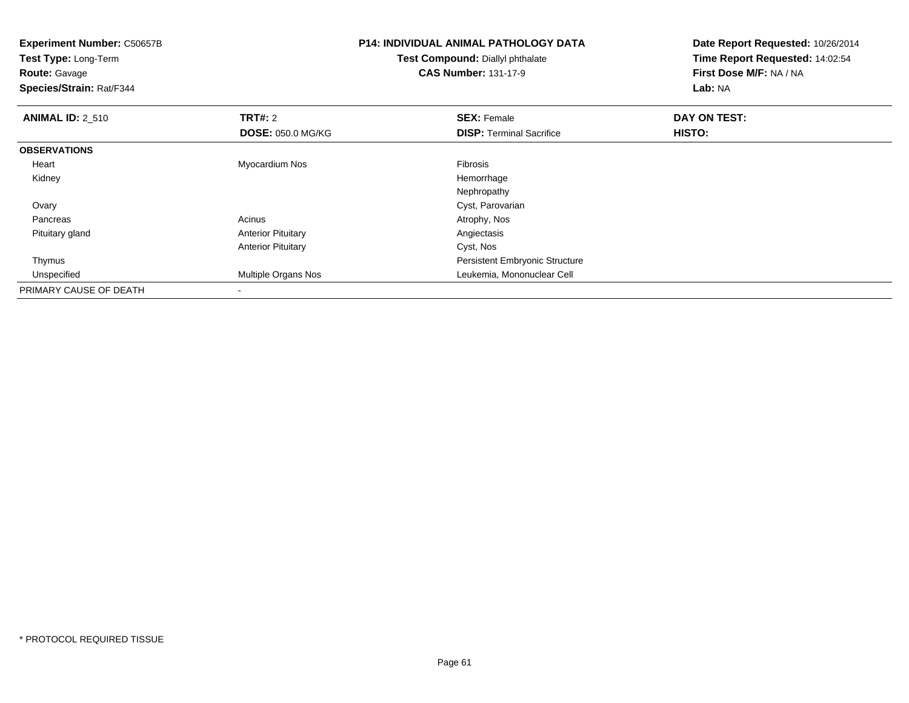**Experiment Number:** C50657B
**Test Type:** Long-Term
**Route:** Gavage
**Species/Strain:** Rat/F344

**P14: INDIVIDUAL ANIMAL PATHOLOGY DATA**
**Test Compound:** Diallyl phthalate
**CAS Number:** 131-17-9

**Date Report Requested:** 10/26/2014
**Time Report Requested:** 14:02:54
**First Dose M/F:** NA / NA
**Lab:** NA

| **ANIMAL ID:** 2_510 | **TRT#:** 2 | **SEX:** Female | **DAY ON TEST:** |
|---|---|---|---|
| | **DOSE:** 050.0 MG/KG | **DISP:** Terminal Sacrifice | **HISTO:** |
| **OBSERVATIONS** | | | |
| Heart | Myocardium Nos | Fibrosis | |
| Kidney | | Hemorrhage | |
| | | Nephropathy | |
| Ovary | | Cyst, Parovarian | |
| Pancreas | Acinus | Atrophy, Nos | |
| Pituitary gland | Anterior Pituitary | Angiectasis | |
| | Anterior Pituitary | Cyst, Nos | |
| Thymus | | Persistent Embryonic Structure | |
| Unspecified | Multiple Organs Nos | Leukemia, Mononuclear Cell | |
| PRIMARY CAUSE OF DEATH | - | | |

* PROTOCOL REQUIRED TISSUE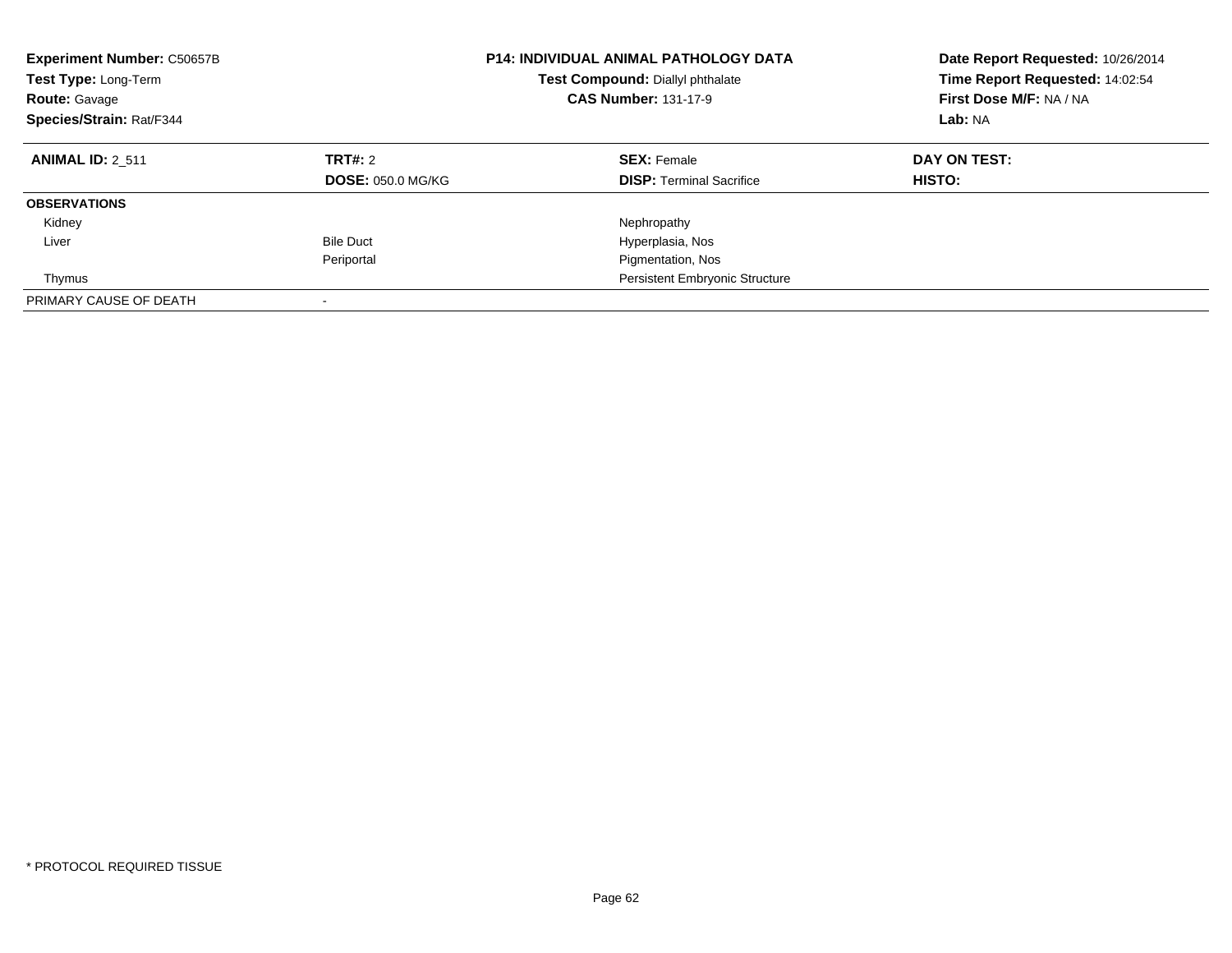| **Experiment Number:** C50657B | | **P14: INDIVIDUAL ANIMAL PATHOLOGY DATA** | **Date Report Requested:** 10/26/2014 |
|---|---|---|---|
| **Test Type:** Long-Term | | **Test Compound:** Diallyl phthalate | **Time Report Requested:** 14:02:54 |
| **Route:** Gavage | | **CAS Number:** 131-17-9 | **First Dose M/F:** NA / NA |
| **Species/Strain:** Rat/F344 | | | **Lab:** NA |

| **ANIMAL ID:** 2_511 | **TRT#:** 2 | **SEX:** Female | **DAY ON TEST:** |
|---|---|---|---|
| | **DOSE:** 050.0 MG/KG | **DISP:** Terminal Sacrifice | **HISTO:** |
| **OBSERVATIONS** | | | |
| Kidney | | Nephropathy | |
| Liver | Bile Duct | Hyperplasia, Nos | |
| | Periportal | Pigmentation, Nos | |
| Thymus | | Persistent Embryonic Structure | |
| PRIMARY CAUSE OF DEATH | - | | |

* PROTOCOL REQUIRED TISSUE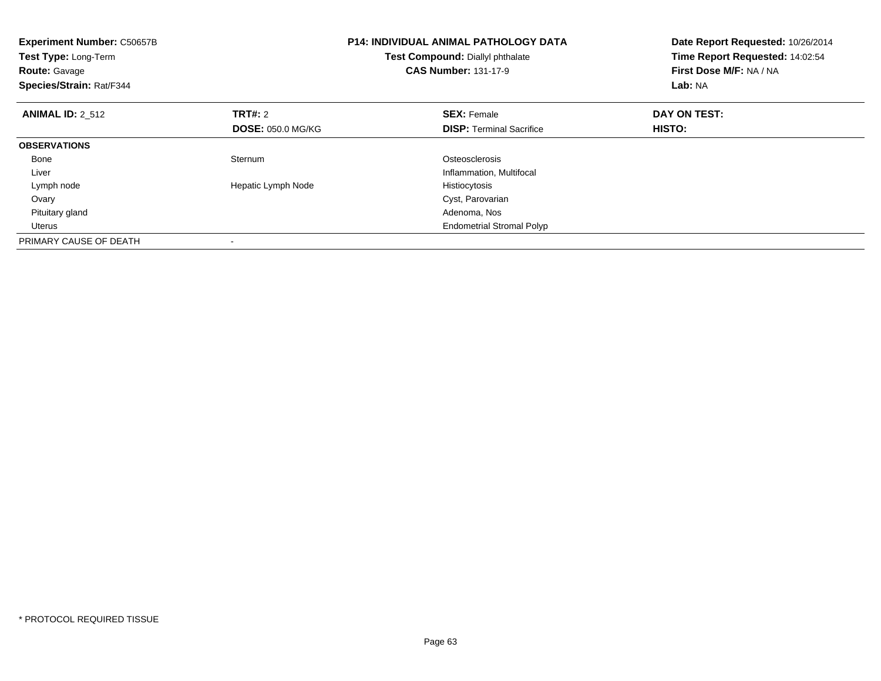**Experiment Number:** C50657B
**Test Type:** Long-Term
**Route:** Gavage
**Species/Strain:** Rat/F344

**P14: INDIVIDUAL ANIMAL PATHOLOGY DATA**
**Test Compound:** Diallyl phthalate
**CAS Number:** 131-17-9

**Date Report Requested:** 10/26/2014
**Time Report Requested:** 14:02:54
**First Dose M/F:** NA / NA
**Lab:** NA

| **ANIMAL ID:** 2_512 | **TRT#:** 2 | **SEX:** Female | **DAY ON TEST:** |
|---|---|---|---|
| | **DOSE:** 050.0 MG/KG | **DISP:** Terminal Sacrifice | **HISTO:** |
| **OBSERVATIONS** | | | |
| Bone | Sternum | Osteosclerosis | |
| Liver | | Inflammation, Multifocal | |
| Lymph node | Hepatic Lymph Node | Histiocytosis | |
| Ovary | | Cyst, Parovarian | |
| Pituitary gland | | Adenoma, Nos | |
| Uterus | | Endometrial Stromal Polyp | |
| PRIMARY CAUSE OF DEATH | - | | |

* PROTOCOL REQUIRED TISSUE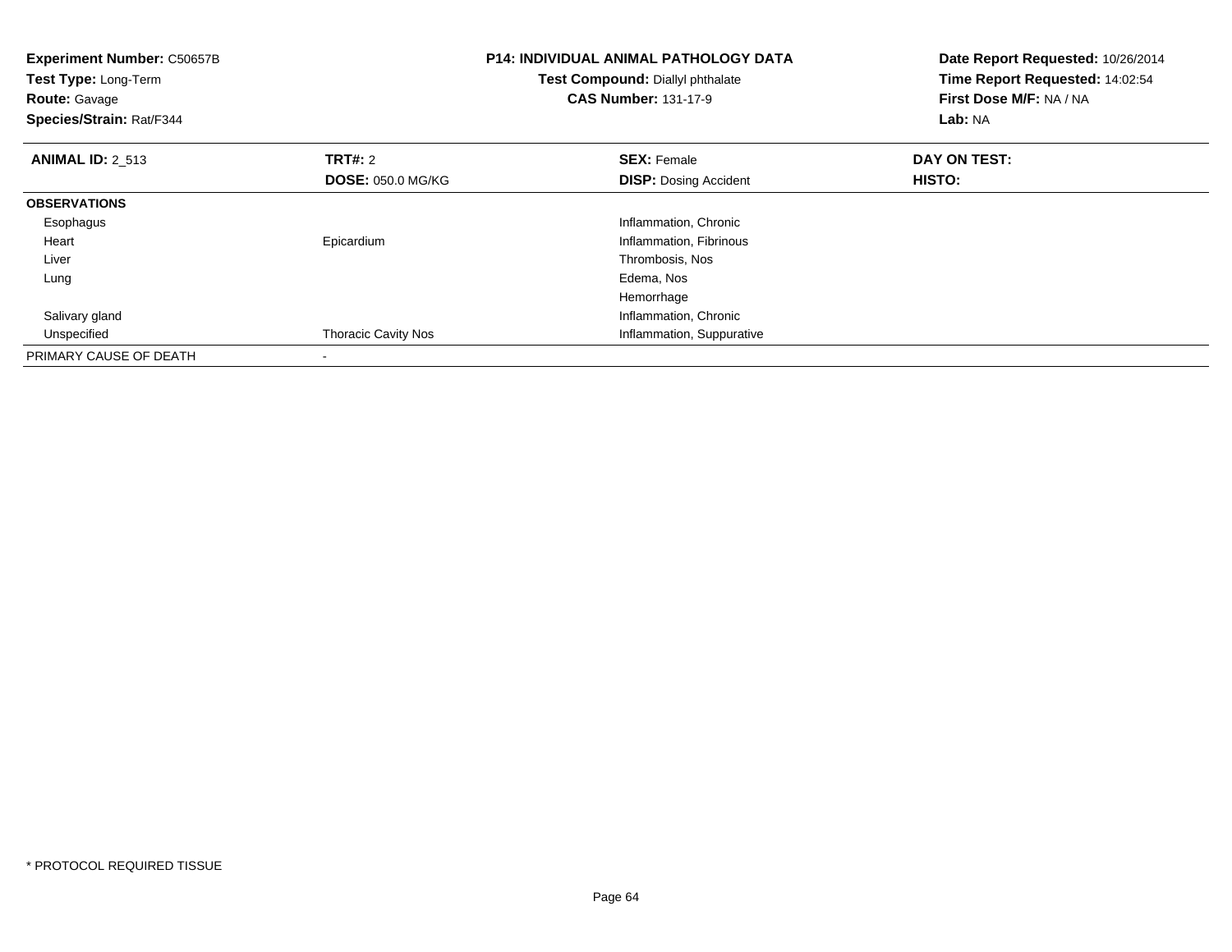**Experiment Number:** C50657B
**Test Type:** Long-Term
**Route:** Gavage
**Species/Strain:** Rat/F344

**P14: INDIVIDUAL ANIMAL PATHOLOGY DATA**
**Test Compound:** Diallyl phthalate
**CAS Number:** 131-17-9

**Date Report Requested:** 10/26/2014
**Time Report Requested:** 14:02:54
**First Dose M/F:** NA / NA
**Lab:** NA

| **ANIMAL ID:** 2_513 | **TRT#:** 2 | **SEX:** Female | **DAY ON TEST:** |
|---|---|---|---|
| | **DOSE:** 050.0 MG/KG | **DISP:** Dosing Accident | **HISTO:** |
| **OBSERVATIONS** | | | |
| Esophagus | | Inflammation, Chronic | |
| Heart | Epicardium | Inflammation, Fibrinous | |
| Liver | | Thrombosis, Nos | |
| Lung | | Edema, Nos | |
| | | Hemorrhage | |
| Salivary gland | | Inflammation, Chronic | |
| Unspecified | Thoracic Cavity Nos | Inflammation, Suppurative | |
| PRIMARY CAUSE OF DEATH | - | | |

* PROTOCOL REQUIRED TISSUE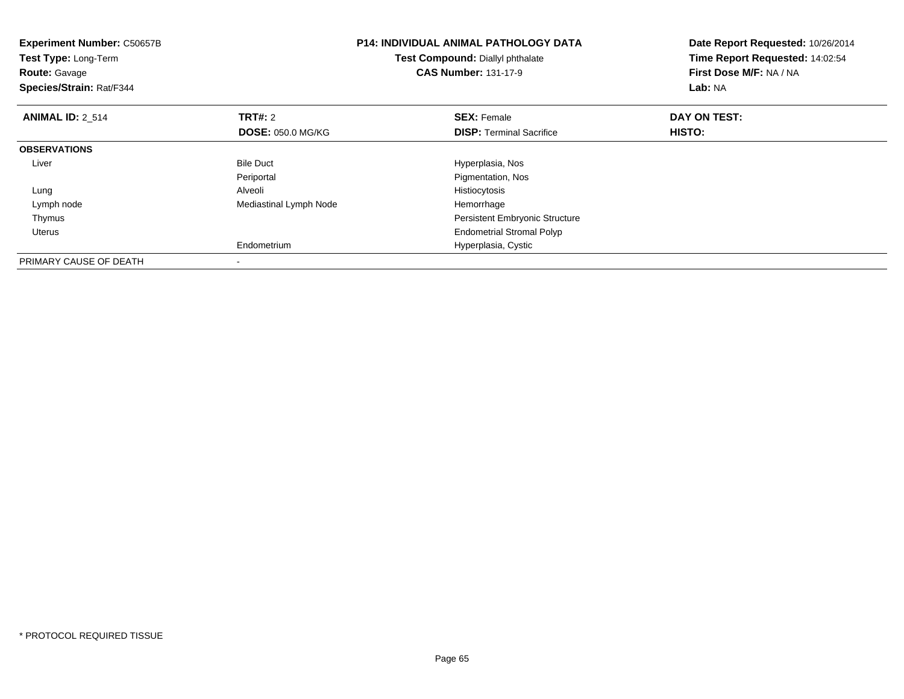**Experiment Number:** C50657B
**Test Type:** Long-Term
**Route:** Gavage
**Species/Strain:** Rat/F344

**P14: INDIVIDUAL ANIMAL PATHOLOGY DATA**
**Test Compound:** Diallyl phthalate
**CAS Number:** 131-17-9

**Date Report Requested:** 10/26/2014
**Time Report Requested:** 14:02:54
**First Dose M/F:** NA / NA
**Lab:** NA

| **ANIMAL ID:** 2_514 | **TRT#:** 2 | **SEX:** Female | **DAY ON TEST:** |
|---|---|---|---|
| | **DOSE:** 050.0 MG/KG | **DISP:** Terminal Sacrifice | **HISTO:** |
| **OBSERVATIONS** | | | |
| Liver | Bile Duct | Hyperplasia, Nos | |
| | Periportal | Pigmentation, Nos | |
| Lung | Alveoli | Histiocytosis | |
| Lymph node | Mediastinal Lymph Node | Hemorrhage | |
| Thymus | | Persistent Embryonic Structure | |
| Uterus | | Endometrial Stromal Polyp | |
| | Endometrium | Hyperplasia, Cystic | |
| PRIMARY CAUSE OF DEATH | - | | |

* PROTOCOL REQUIRED TISSUE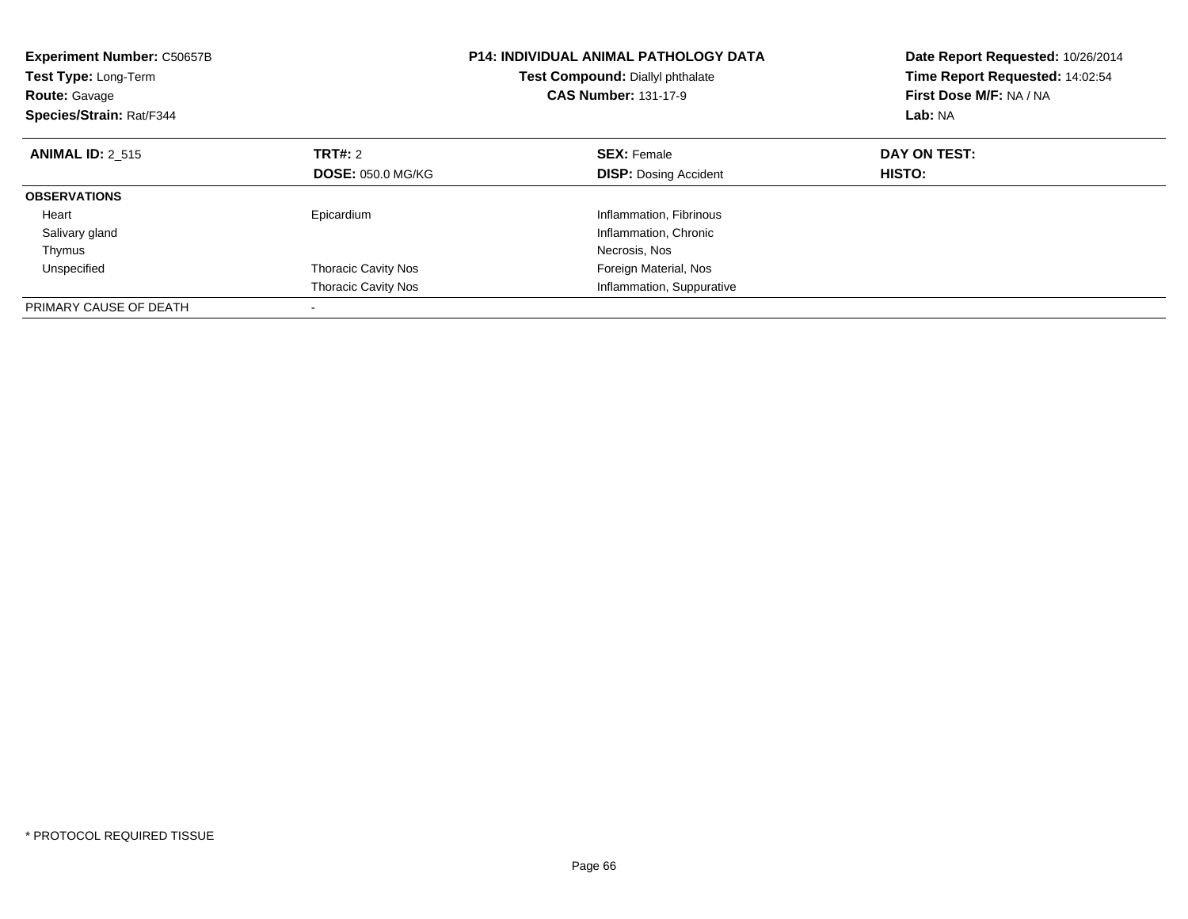**Experiment Number:** C50657B
**Test Type:** Long-Term
**Route:** Gavage
**Species/Strain:** Rat/F344

**P14: INDIVIDUAL ANIMAL PATHOLOGY DATA**
**Test Compound:** Diallyl phthalate
**CAS Number:** 131-17-9

**Date Report Requested:** 10/26/2014
**Time Report Requested:** 14:02:54
**First Dose M/F:** NA / NA
**Lab:** NA

| **ANIMAL ID:** 2_515 | **TRT#:** 2 | **SEX:** Female | **DAY ON TEST:** |
|---|---|---|---|
| | **DOSE:** 050.0 MG/KG | **DISP:** Dosing Accident | **HISTO:** |
| **OBSERVATIONS** | | | |
| Heart | Epicardium | Inflammation, Fibrinous | |
| Salivary gland | | Inflammation, Chronic | |
| Thymus | | Necrosis, Nos | |
| Unspecified | Thoracic Cavity Nos | Foreign Material, Nos | |
| | Thoracic Cavity Nos | Inflammation, Suppurative | |
| PRIMARY CAUSE OF DEATH | - | | |

* PROTOCOL REQUIRED TISSUE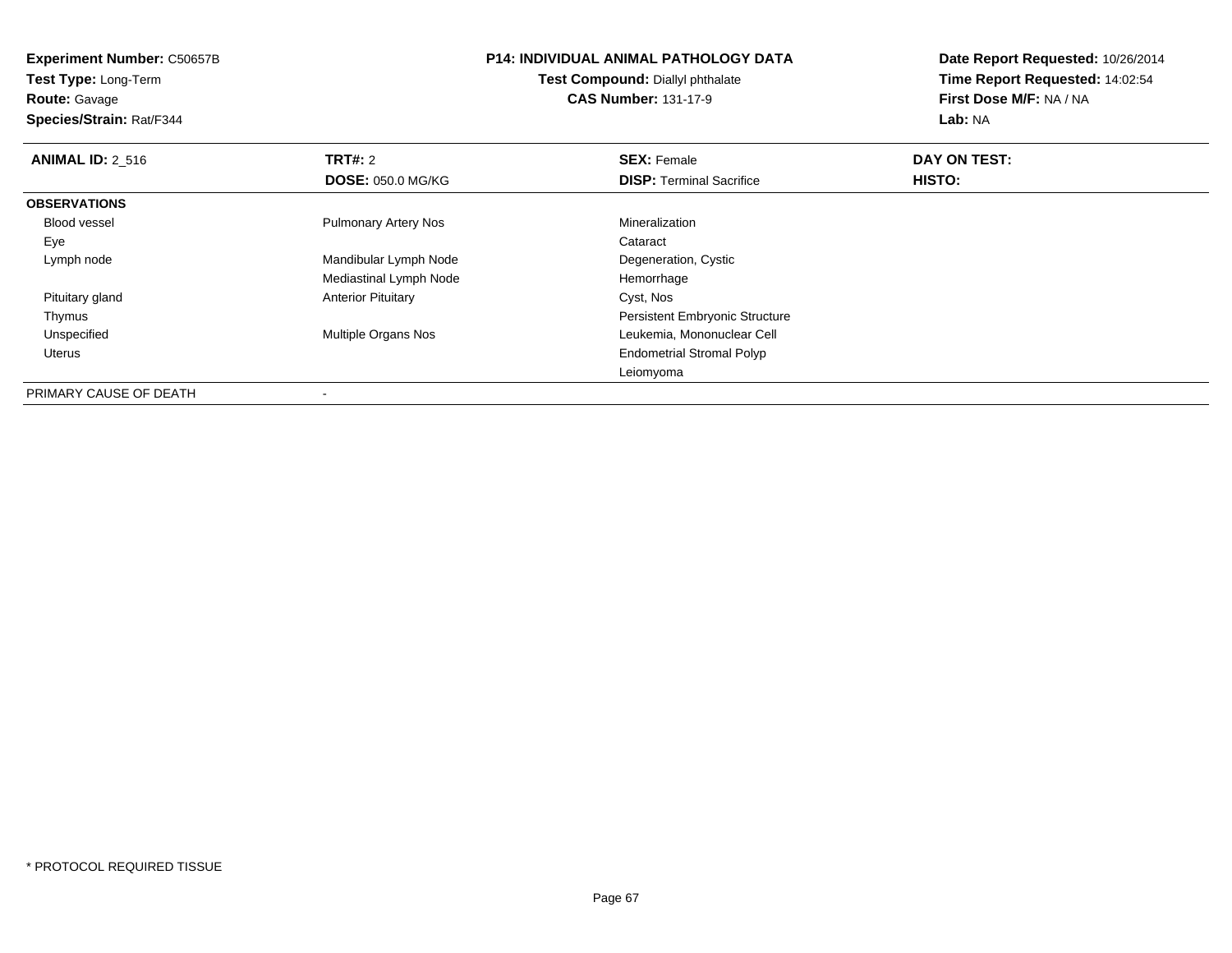**Experiment Number:** C50657B
**Test Type:** Long-Term
**Route:** Gavage
**Species/Strain:** Rat/F344

**P14: INDIVIDUAL ANIMAL PATHOLOGY DATA**
**Test Compound:** Diallyl phthalate
**CAS Number:** 131-17-9

**Date Report Requested:** 10/26/2014
**Time Report Requested:** 14:02:54
**First Dose M/F:** NA / NA
**Lab:** NA

| **ANIMAL ID:** 2_516 | **TRT#:** 2 | **SEX:** Female | **DAY ON TEST:** |
|---|---|---|---|
| | **DOSE:** 050.0 MG/KG | **DISP:** Terminal Sacrifice | **HISTO:** |
| **OBSERVATIONS** | | | |
| Blood vessel | Pulmonary Artery Nos | Mineralization | |
| Eye | | Cataract | |
| Lymph node | Mandibular Lymph Node | Degeneration, Cystic | |
| | Mediastinal Lymph Node | Hemorrhage | |
| Pituitary gland | Anterior Pituitary | Cyst, Nos | |
| Thymus | | Persistent Embryonic Structure | |
| Unspecified | Multiple Organs Nos | Leukemia, Mononuclear Cell | |
| Uterus | | Endometrial Stromal Polyp | |
| | | Leiomyoma | |
| PRIMARY CAUSE OF DEATH | - | | |

* PROTOCOL REQUIRED TISSUE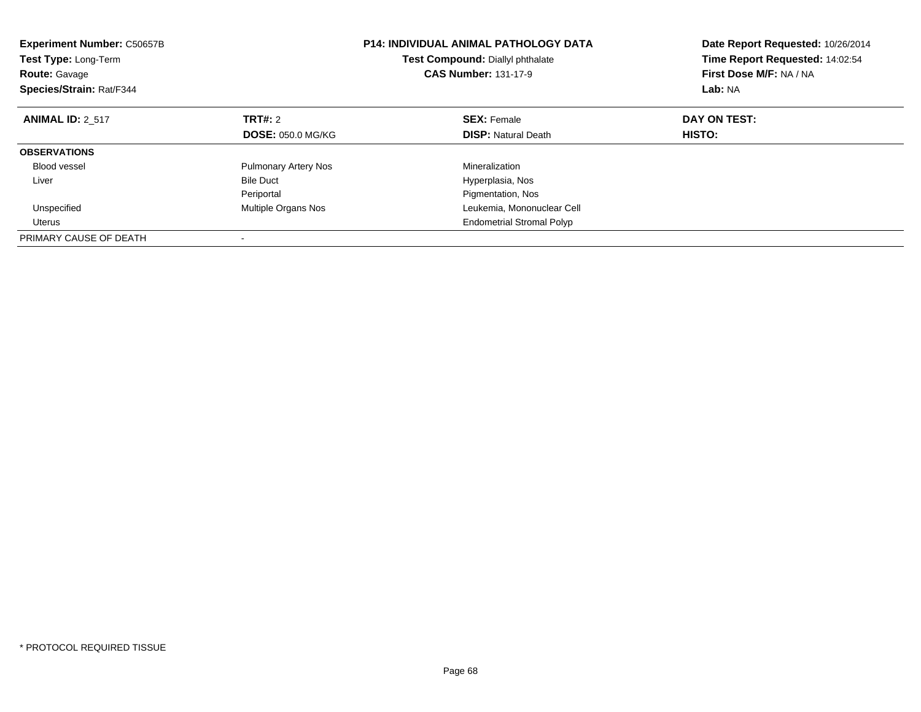**Experiment Number:** C50657B
**Test Type:** Long-Term
**Route:** Gavage
**Species/Strain:** Rat/F344

**P14: INDIVIDUAL ANIMAL PATHOLOGY DATA**
**Test Compound:** Diallyl phthalate
**CAS Number:** 131-17-9

**Date Report Requested:** 10/26/2014
**Time Report Requested:** 14:02:54
**First Dose M/F:** NA / NA
**Lab:** NA

| **ANIMAL ID:** 2_517 | **TRT#:** 2 | **SEX:** Female | **DAY ON TEST:** |
|---|---|---|---|
| | **DOSE:** 050.0 MG/KG | **DISP:** Natural Death | **HISTO:** |
| **OBSERVATIONS** | | | |
| Blood vessel | Pulmonary Artery Nos | Mineralization | |
| Liver | Bile Duct | Hyperplasia, Nos | |
| | Periportal | Pigmentation, Nos | |
| Unspecified | Multiple Organs Nos | Leukemia, Mononuclear Cell | |
| Uterus | | Endometrial Stromal Polyp | |
| PRIMARY CAUSE OF DEATH | - | | |

* PROTOCOL REQUIRED TISSUE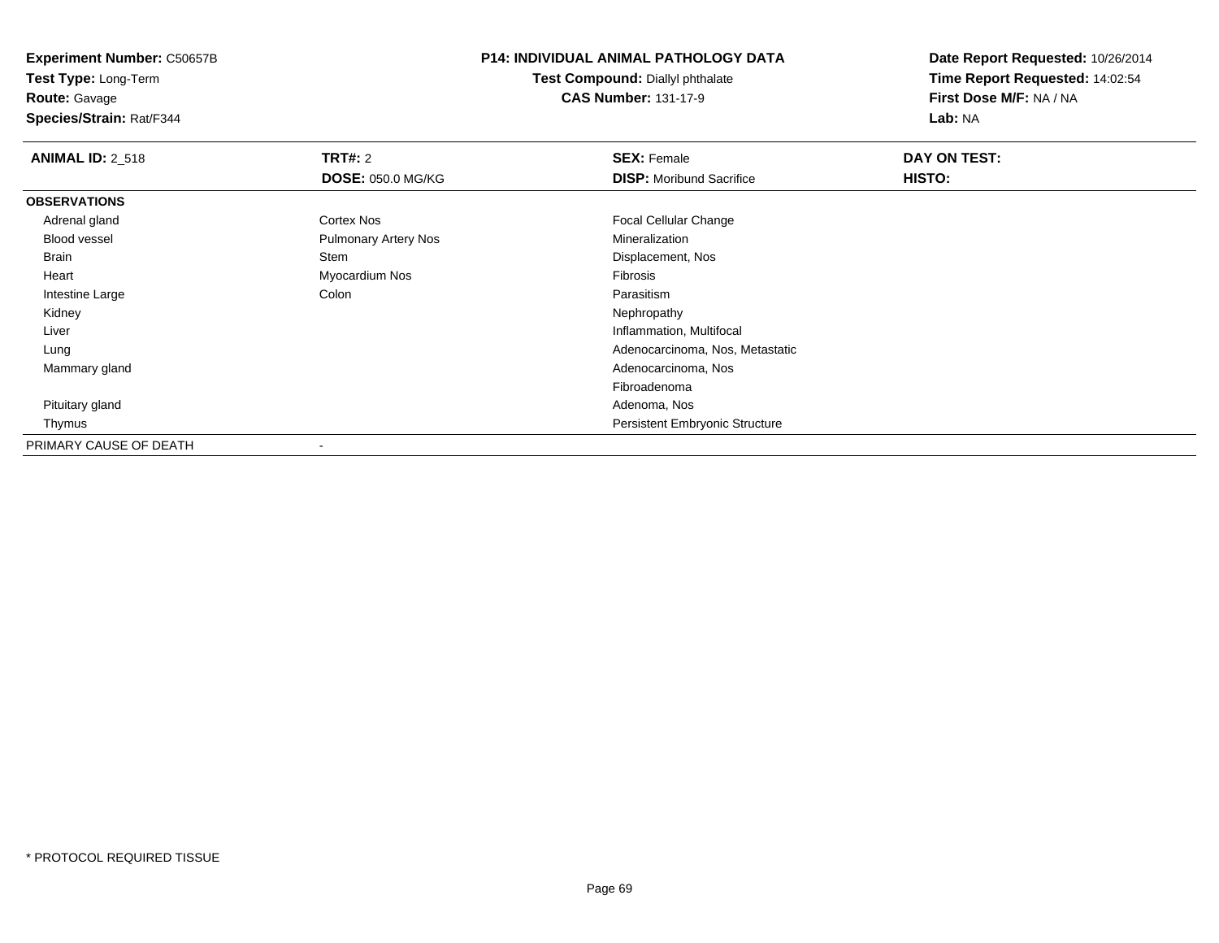**Experiment Number:** C50657B
**Test Type:** Long-Term
**Route:** Gavage
**Species/Strain:** Rat/F344

**P14: INDIVIDUAL ANIMAL PATHOLOGY DATA**
**Test Compound:** Diallyl phthalate
**CAS Number:** 131-17-9

**Date Report Requested:** 10/26/2014
**Time Report Requested:** 14:02:54
**First Dose M/F:** NA / NA
**Lab:** NA

| **ANIMAL ID:** 2_518 | **TRT#:** 2 | **SEX:** Female | **DAY ON TEST:** |
|---|---|---|---|
| | **DOSE:** 050.0 MG/KG | **DISP:** Moribund Sacrifice | **HISTO:** |
| **OBSERVATIONS** | | | |
| Adrenal gland | Cortex Nos | Focal Cellular Change | |
| Blood vessel | Pulmonary Artery Nos | Mineralization | |
| Brain | Stem | Displacement, Nos | |
| Heart | Myocardium Nos | Fibrosis | |
| Intestine Large | Colon | Parasitism | |
| Kidney | | Nephropathy | |
| Liver | | Inflammation, Multifocal | |
| Lung | | Adenocarcinoma, Nos, Metastatic | |
| Mammary gland | | Adenocarcinoma, Nos | |
| | | Fibroadenoma | |
| Pituitary gland | | Adenoma, Nos | |
| Thymus | | Persistent Embryonic Structure | |
| PRIMARY CAUSE OF DEATH | - | | |

* PROTOCOL REQUIRED TISSUE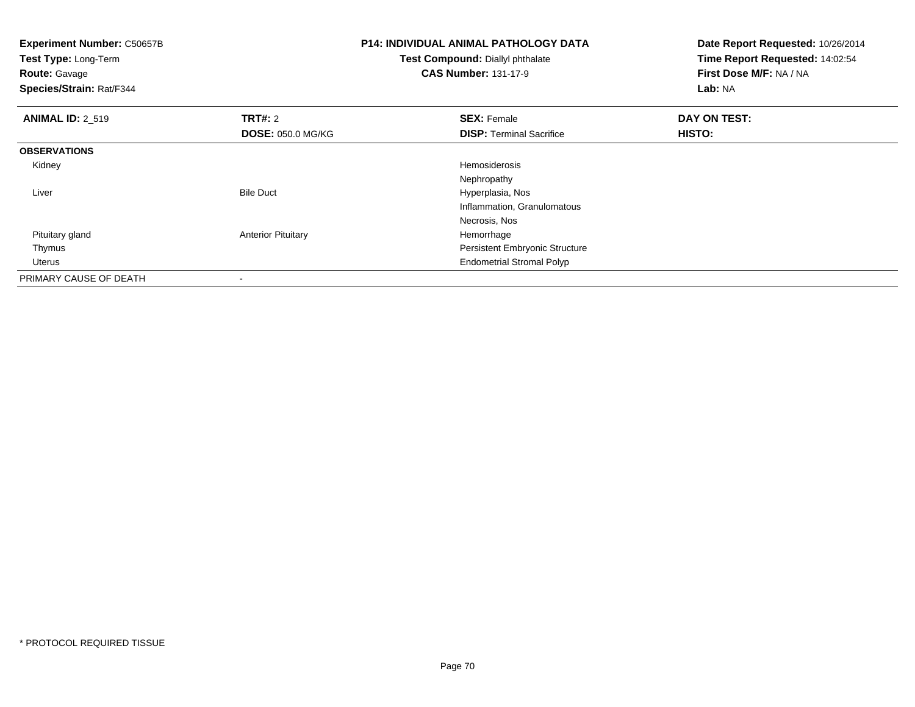**Experiment Number:** C50657B
**Test Type:** Long-Term
**Route:** Gavage
**Species/Strain:** Rat/F344

**P14: INDIVIDUAL ANIMAL PATHOLOGY DATA**
**Test Compound:** Diallyl phthalate
**CAS Number:** 131-17-9

**Date Report Requested:** 10/26/2014
**Time Report Requested:** 14:02:54
**First Dose M/F:** NA / NA
**Lab:** NA

| **ANIMAL ID:** 2_519 | **TRT#:** 2 | **SEX:** Female | **DAY ON TEST:** |
|---|---|---|---|
| | **DOSE:** 050.0 MG/KG | **DISP:** Terminal Sacrifice | **HISTO:** |
| **OBSERVATIONS** | | | |
| Kidney | | Hemosiderosis | |
| | | Nephropathy | |
| Liver | Bile Duct | Hyperplasia, Nos | |
| | | Inflammation, Granulomatous | |
| | | Necrosis, Nos | |
| Pituitary gland | Anterior Pituitary | Hemorrhage | |
| Thymus | | Persistent Embryonic Structure | |
| Uterus | | Endometrial Stromal Polyp | |
| PRIMARY CAUSE OF DEATH | - | | |

* PROTOCOL REQUIRED TISSUE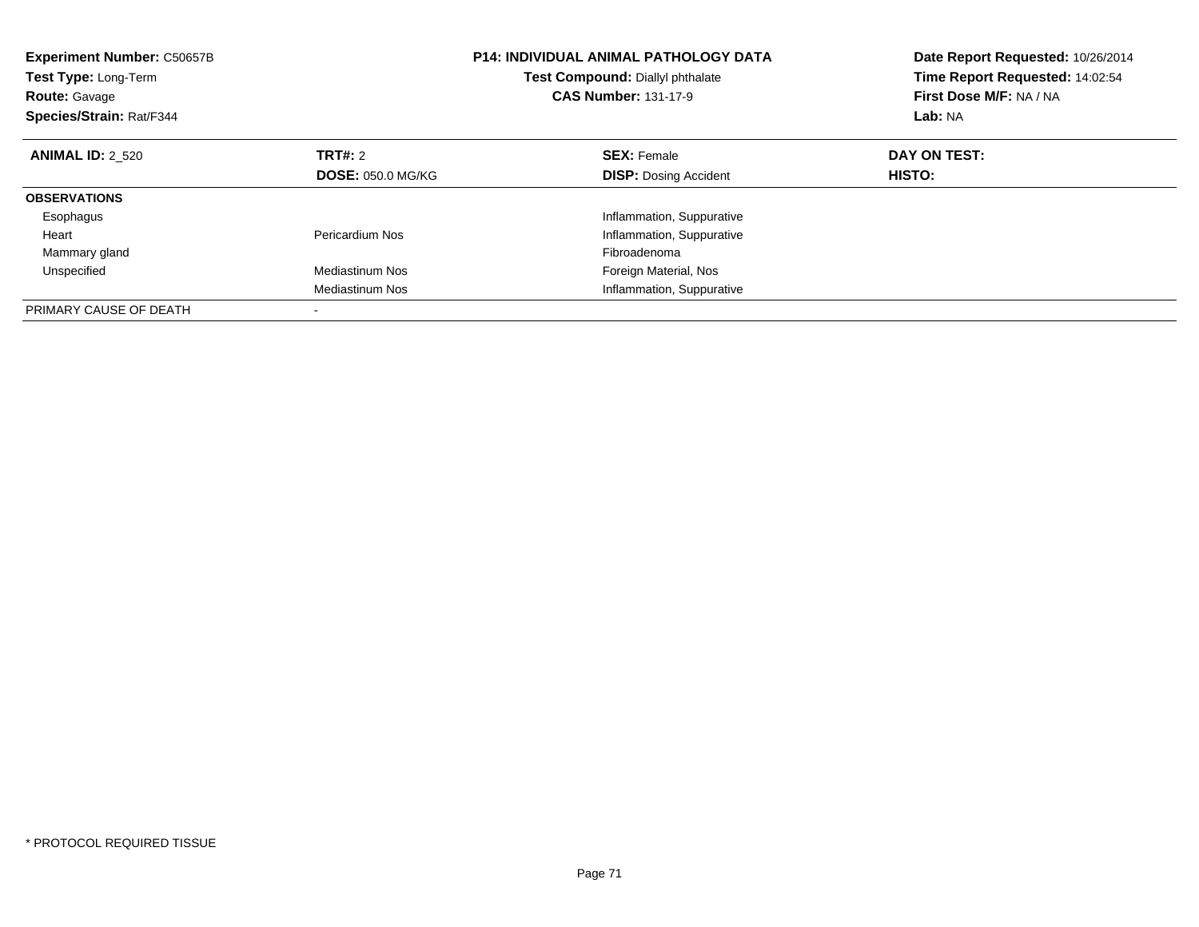| **Experiment Number:** C50657B | **P14: INDIVIDUAL ANIMAL PATHOLOGY DATA** | **Date Report Requested:** 10/26/2014 |
|---|---|---|
| **Test Type:** Long-Term | **Test Compound:** Diallyl phthalate | **Time Report Requested:** 14:02:54 |
| **Route:** Gavage | **CAS Number:** 131-17-9 | **First Dose M/F:** NA / NA |
| **Species/Strain:** Rat/F344 | | **Lab:** NA |

| **ANIMAL ID:** 2_520 | **TRT#:** 2 | **SEX:** Female | **DAY ON TEST:** |
|---|---|---|---|
| | **DOSE:** 050.0 MG/KG | **DISP:** Dosing Accident | **HISTO:** |
| **OBSERVATIONS** | | | |
| Esophagus | | Inflammation, Suppurative | |
| Heart | Pericardium Nos | Inflammation, Suppurative | |
| Mammary gland | | Fibroadenoma | |
| Unspecified | Mediastinum Nos | Foreign Material, Nos | |
| | Mediastinum Nos | Inflammation, Suppurative | |
| PRIMARY CAUSE OF DEATH | - | | |

* PROTOCOL REQUIRED TISSUE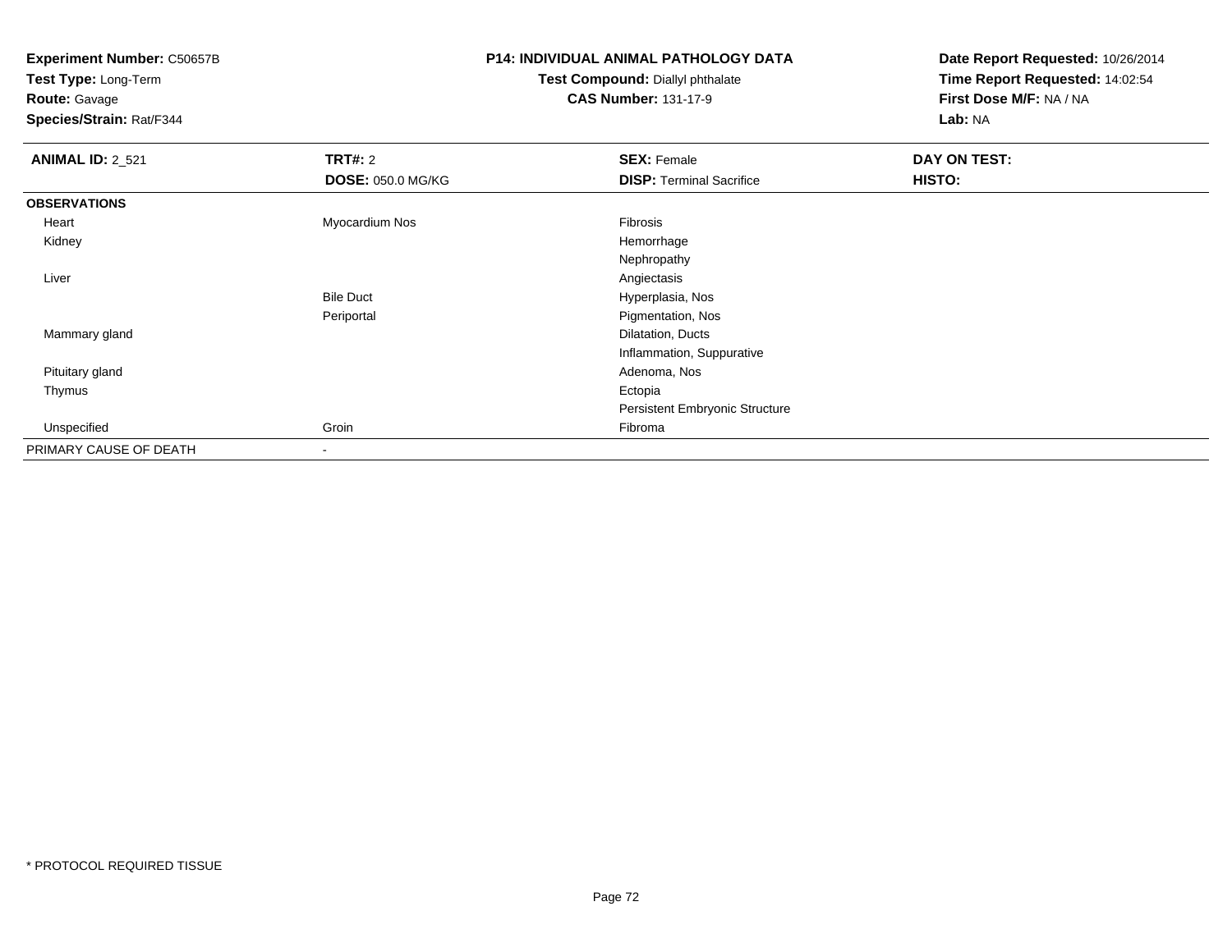**Experiment Number:** C50657B
**Test Type:** Long-Term
**Route:** Gavage
**Species/Strain:** Rat/F344

**P14: INDIVIDUAL ANIMAL PATHOLOGY DATA**
**Test Compound:** Diallyl phthalate
**CAS Number:** 131-17-9

**Date Report Requested:** 10/26/2014
**Time Report Requested:** 14:02:54
**First Dose M/F:** NA / NA
**Lab:** NA

| **ANIMAL ID:** 2_521 | **TRT#:** 2 | **SEX:** Female | **DAY ON TEST:** |
|---|---|---|---|
| | **DOSE:** 050.0 MG/KG | **DISP:** Terminal Sacrifice | **HISTO:** |
| **OBSERVATIONS** | | | |
| Heart | Myocardium Nos | Fibrosis | |
| Kidney | | Hemorrhage | |
| | | Nephropathy | |
| Liver | | Angiectasis | |
| | Bile Duct | Hyperplasia, Nos | |
| | Periportal | Pigmentation, Nos | |
| Mammary gland | | Dilatation, Ducts | |
| | | Inflammation, Suppurative | |
| Pituitary gland | | Adenoma, Nos | |
| Thymus | | Ectopia | |
| | | Persistent Embryonic Structure | |
| Unspecified | Groin | Fibroma | |
| PRIMARY CAUSE OF DEATH | - | | |

\* PROTOCOL REQUIRED TISSUE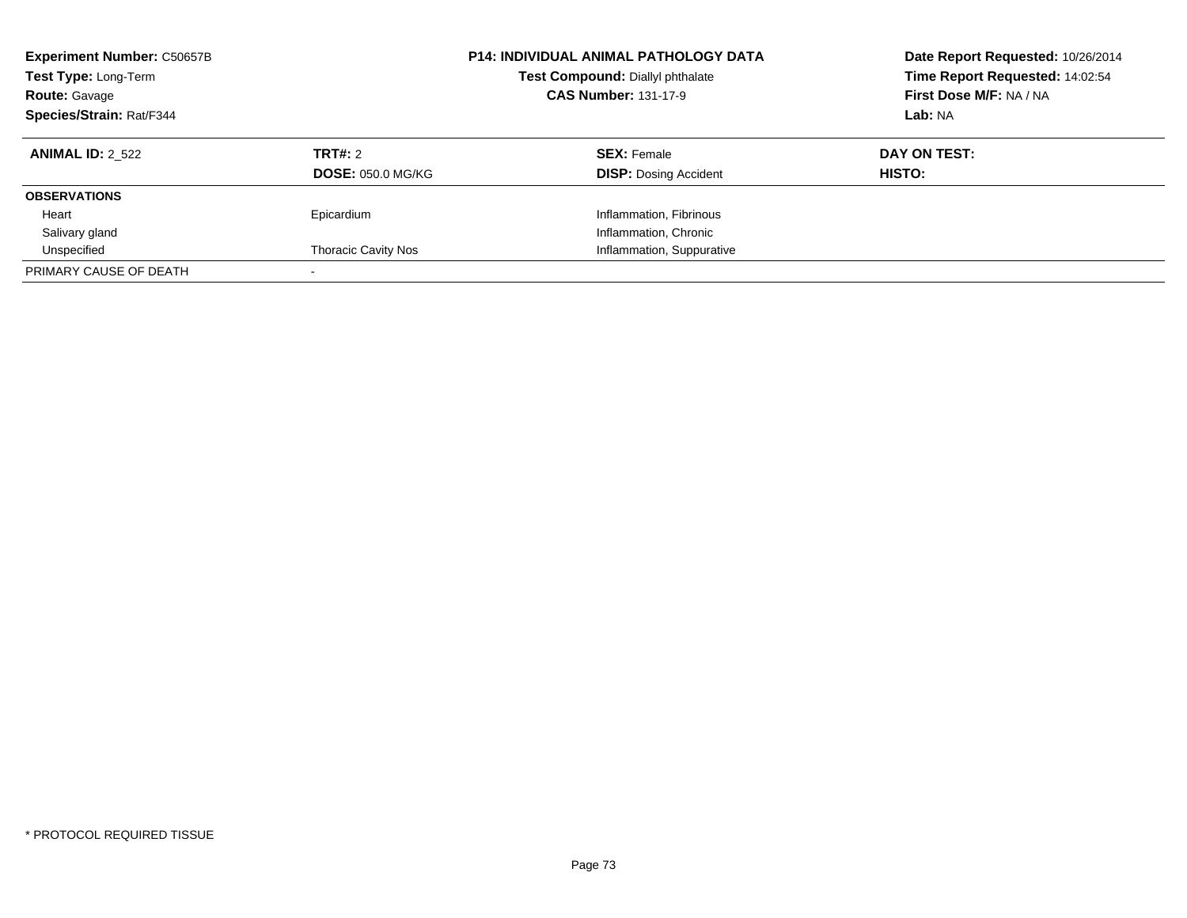**Experiment Number:** C50657B
**Test Type:** Long-Term
**Route:** Gavage
**Species/Strain:** Rat/F344

**P14: INDIVIDUAL ANIMAL PATHOLOGY DATA**
**Test Compound:** Diallyl phthalate
**CAS Number:** 131-17-9

**Date Report Requested:** 10/26/2014
**Time Report Requested:** 14:02:54
**First Dose M/F:** NA / NA
**Lab:** NA

| **ANIMAL ID:** 2_522 | **TRT#:** 2 | **SEX:** Female | **DAY ON TEST:** |
|---|---|---|---|
| | **DOSE:** 050.0 MG/KG | **DISP:** Dosing Accident | **HISTO:** |
| **OBSERVATIONS** | | | |
| Heart | Epicardium | Inflammation, Fibrinous | |
| Salivary gland | | Inflammation, Chronic | |
| Unspecified | Thoracic Cavity Nos | Inflammation, Suppurative | |
| PRIMARY CAUSE OF DEATH | - | | |

* PROTOCOL REQUIRED TISSUE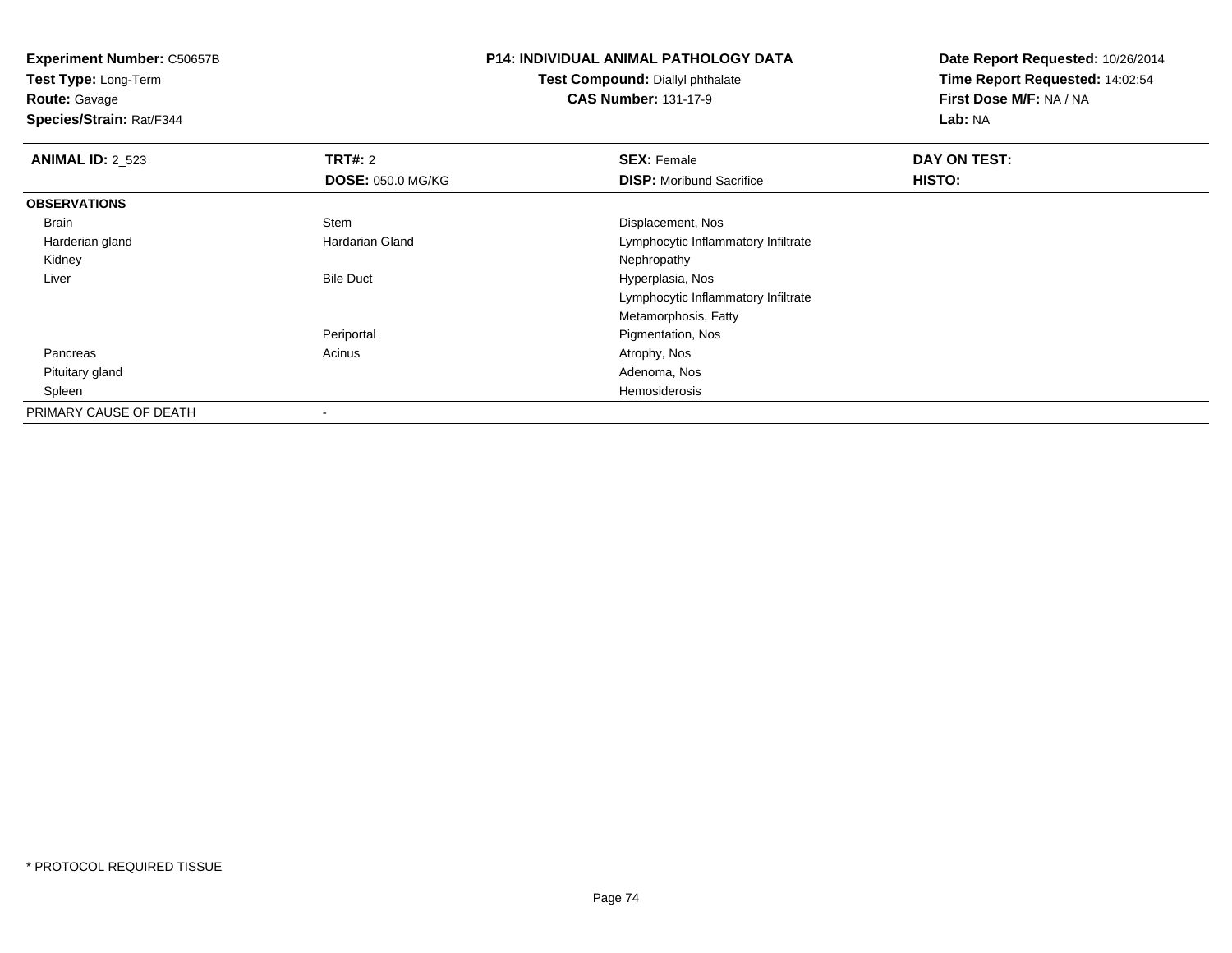**Experiment Number:** C50657B
**Test Type:** Long-Term
**Route:** Gavage
**Species/Strain:** Rat/F344

**P14: INDIVIDUAL ANIMAL PATHOLOGY DATA**
**Test Compound:** Diallyl phthalate
**CAS Number:** 131-17-9

**Date Report Requested:** 10/26/2014
**Time Report Requested:** 14:02:54
**First Dose M/F:** NA / NA
**Lab:** NA

| **ANIMAL ID:** 2_523 | **TRT#:** 2 | **SEX:** Female | **DAY ON TEST:** |
|---|---|---|---|
| | **DOSE:** 050.0 MG/KG | **DISP:** Moribund Sacrifice | **HISTO:** |
| **OBSERVATIONS** | | | |
| Brain | Stem | Displacement, Nos | |
| Harderian gland | Hardarian Gland | Lymphocytic Inflammatory Infiltrate | |
| Kidney | | Nephropathy | |
| Liver | Bile Duct | Hyperplasia, Nos | |
| | | Lymphocytic Inflammatory Infiltrate | |
| | | Metamorphosis, Fatty | |
| | Periportal | Pigmentation, Nos | |
| Pancreas | Acinus | Atrophy, Nos | |
| Pituitary gland | | Adenoma, Nos | |
| Spleen | | Hemosiderosis | |
| PRIMARY CAUSE OF DEATH | - | | |

* PROTOCOL REQUIRED TISSUE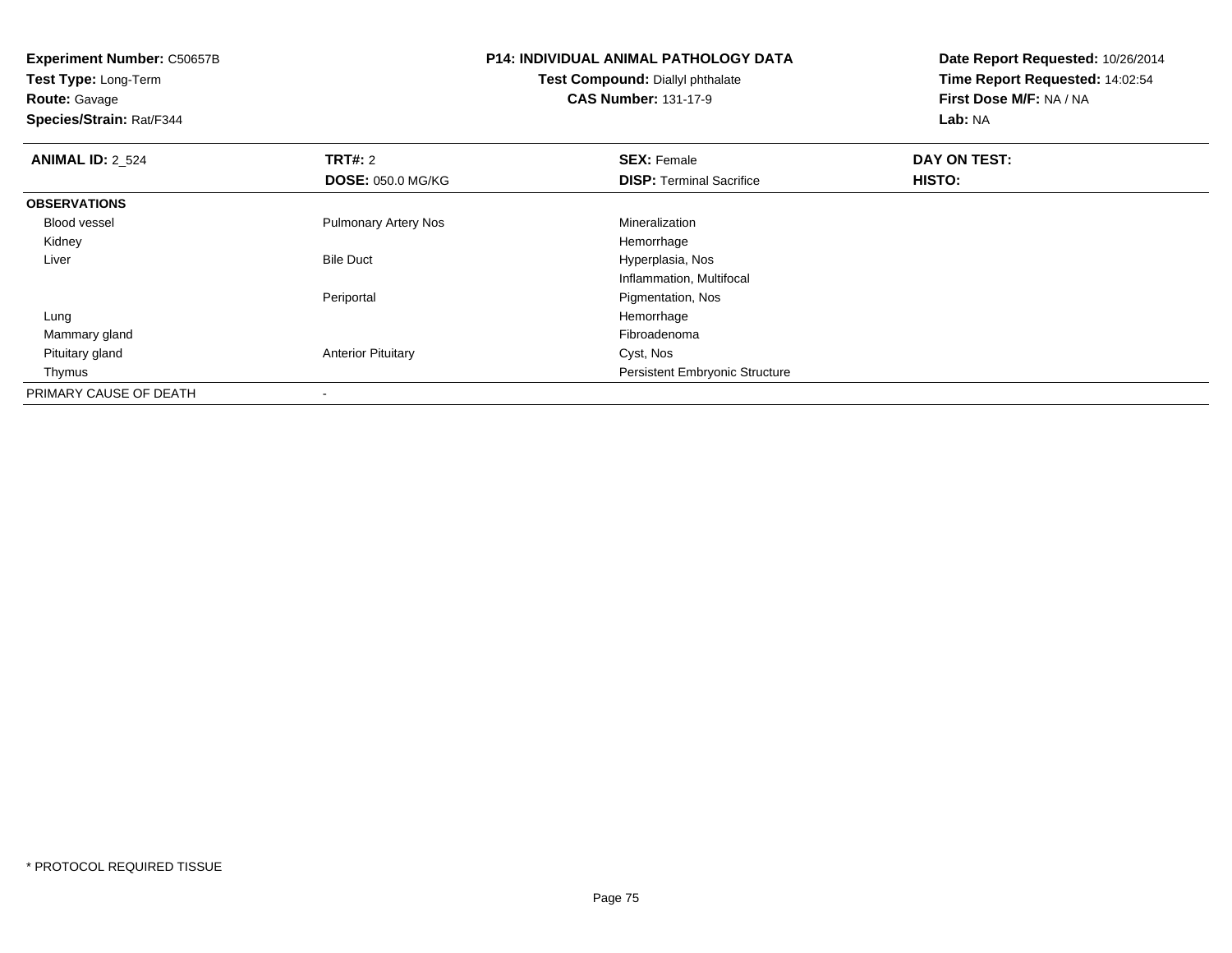**Experiment Number:** C50657B
**Test Type:** Long-Term
**Route:** Gavage
**Species/Strain:** Rat/F344

**P14: INDIVIDUAL ANIMAL PATHOLOGY DATA**
**Test Compound:** Diallyl phthalate
**CAS Number:** 131-17-9

**Date Report Requested:** 10/26/2014
**Time Report Requested:** 14:02:54
**First Dose M/F:** NA / NA
**Lab:** NA

| **ANIMAL ID:** 2_524 | **TRT#:** 2 | **SEX:** Female | **DAY ON TEST:** |
|---|---|---|---|
| | **DOSE:** 050.0 MG/KG | **DISP:** Terminal Sacrifice | **HISTO:** |
| **OBSERVATIONS** | | | |
| Blood vessel | Pulmonary Artery Nos | Mineralization | |
| Kidney | | Hemorrhage | |
| Liver | Bile Duct | Hyperplasia, Nos | |
| | | Inflammation, Multifocal | |
| | Periportal | Pigmentation, Nos | |
| Lung | | Hemorrhage | |
| Mammary gland | | Fibroadenoma | |
| Pituitary gland | Anterior Pituitary | Cyst, Nos | |
| Thymus | | Persistent Embryonic Structure | |
| PRIMARY CAUSE OF DEATH | - | | |

* PROTOCOL REQUIRED TISSUE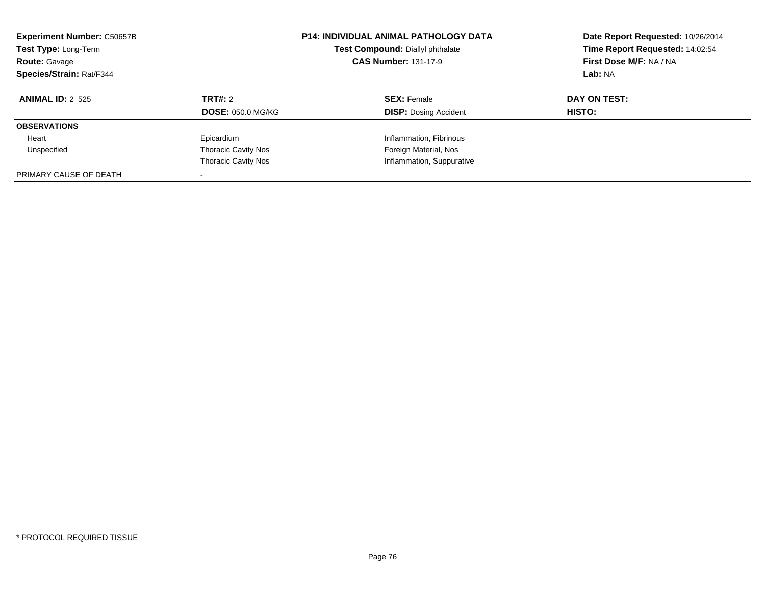**Experiment Number:** C50657B
**Test Type:** Long-Term
**Route:** Gavage
**Species/Strain:** Rat/F344

**P14: INDIVIDUAL ANIMAL PATHOLOGY DATA**
**Test Compound:** Diallyl phthalate
**CAS Number:** 131-17-9

**Date Report Requested:** 10/26/2014
**Time Report Requested:** 14:02:54
**First Dose M/F:** NA / NA
**Lab:** NA

| **ANIMAL ID:** 2_525 | **TRT#:** 2 | **SEX:** Female | **DAY ON TEST:** |
|---|---|---|---|
| | **DOSE:** 050.0 MG/KG | **DISP:** Dosing Accident | **HISTO:** |
| **OBSERVATIONS** | | | |
| Heart | Epicardium | Inflammation, Fibrinous | |
| Unspecified | Thoracic Cavity Nos | Foreign Material, Nos | |
| | Thoracic Cavity Nos | Inflammation, Suppurative | |
| PRIMARY CAUSE OF DEATH | - | | |

* PROTOCOL REQUIRED TISSUE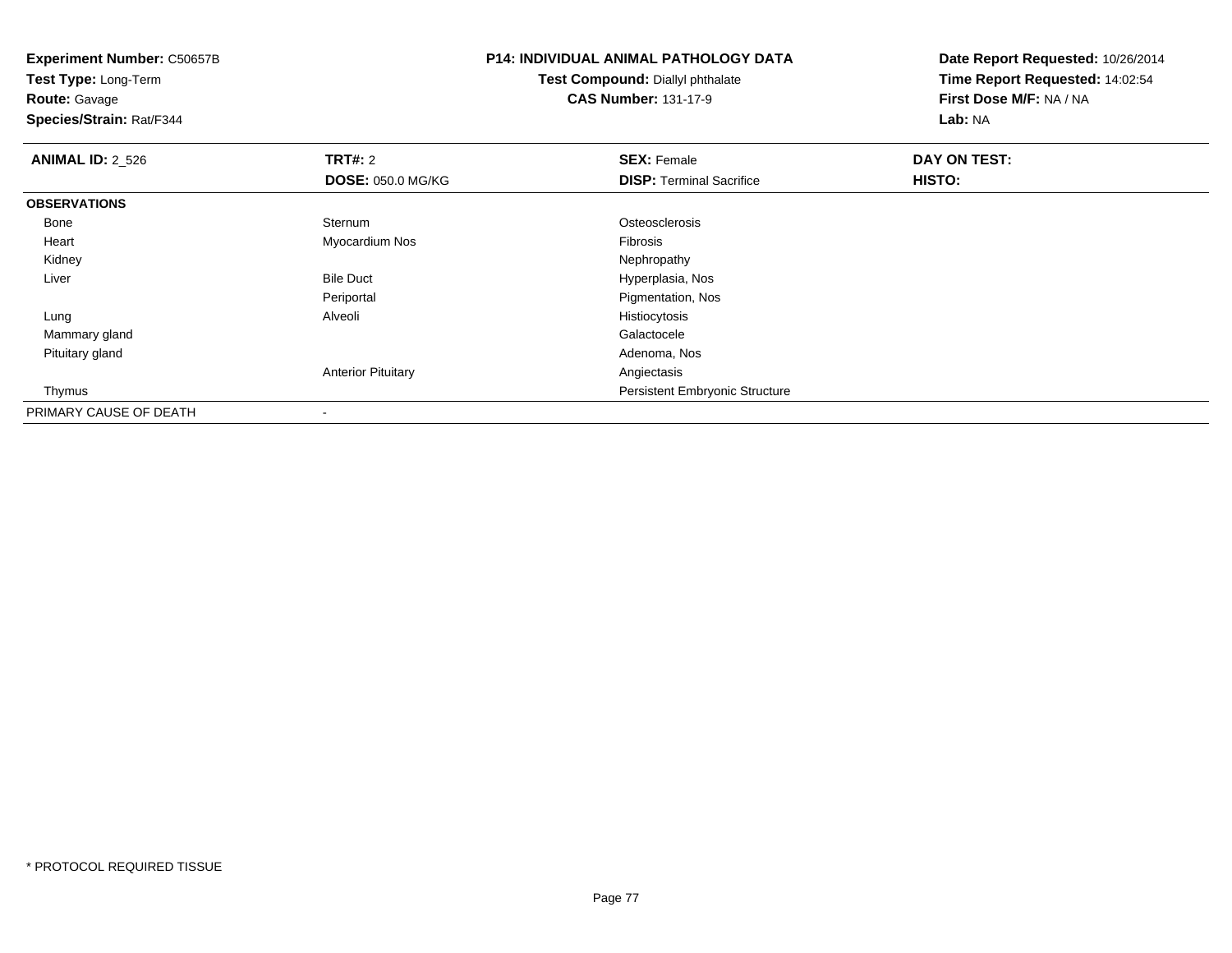**Experiment Number:** C50657B
**Test Type:** Long-Term
**Route:** Gavage
**Species/Strain:** Rat/F344

**P14: INDIVIDUAL ANIMAL PATHOLOGY DATA**
**Test Compound:** Diallyl phthalate
**CAS Number:** 131-17-9

**Date Report Requested:** 10/26/2014
**Time Report Requested:** 14:02:54
**First Dose M/F:** NA / NA
**Lab:** NA

| **ANIMAL ID:** 2_526 | **TRT#:** 2 | **SEX:** Female | **DAY ON TEST:** |
|---|---|---|---|
| | **DOSE:** 050.0 MG/KG | **DISP:** Terminal Sacrifice | **HISTO:** |
| **OBSERVATIONS** | | | |
| Bone | Sternum | Osteosclerosis | |
| Heart | Myocardium Nos | Fibrosis | |
| Kidney | | Nephropathy | |
| Liver | Bile Duct | Hyperplasia, Nos | |
| | Periportal | Pigmentation, Nos | |
| Lung | Alveoli | Histiocytosis | |
| Mammary gland | | Galactocele | |
| Pituitary gland | | Adenoma, Nos | |
| | Anterior Pituitary | Angiectasis | |
| Thymus | | Persistent Embryonic Structure | |
| PRIMARY CAUSE OF DEATH | - | | |

* PROTOCOL REQUIRED TISSUE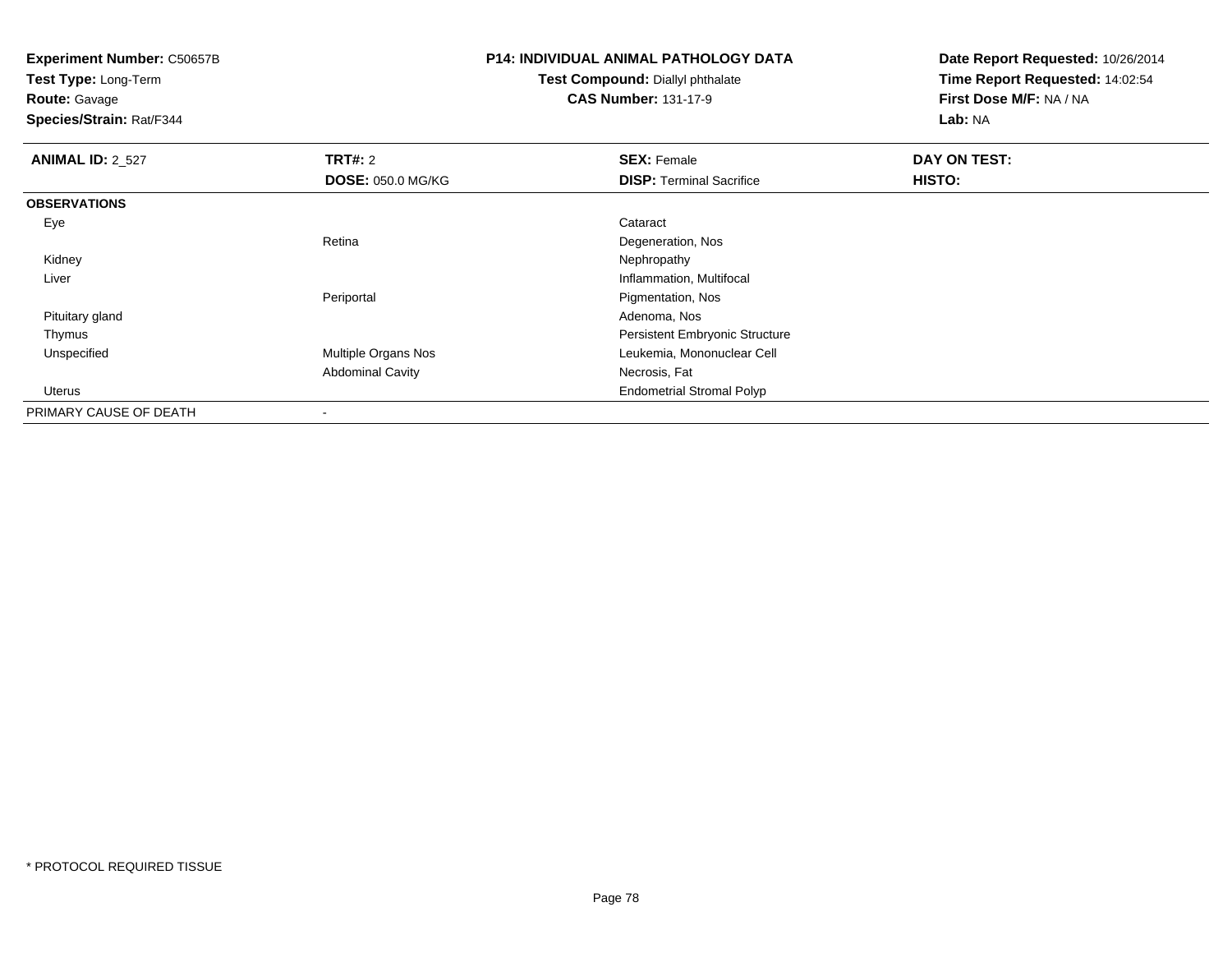**Experiment Number:** C50657B
**Test Type:** Long-Term
**Route:** Gavage
**Species/Strain:** Rat/F344

**P14: INDIVIDUAL ANIMAL PATHOLOGY DATA**
**Test Compound:** Diallyl phthalate
**CAS Number:** 131-17-9

**Date Report Requested:** 10/26/2014
**Time Report Requested:** 14:02:54
**First Dose M/F:** NA / NA
**Lab:** NA

| **ANIMAL ID:** 2_527 | **TRT#:** 2 | **SEX:** Female | **DAY ON TEST:** |
|---|---|---|---|
| | **DOSE:** 050.0 MG/KG | **DISP:** Terminal Sacrifice | **HISTO:** |
| **OBSERVATIONS** | | | |
| Eye | | Cataract | |
| | Retina | Degeneration, Nos | |
| Kidney | | Nephropathy | |
| Liver | | Inflammation, Multifocal | |
| | Periportal | Pigmentation, Nos | |
| Pituitary gland | | Adenoma, Nos | |
| Thymus | | Persistent Embryonic Structure | |
| Unspecified | Multiple Organs Nos | Leukemia, Mononuclear Cell | |
| | Abdominal Cavity | Necrosis, Fat | |
| Uterus | | Endometrial Stromal Polyp | |
| PRIMARY CAUSE OF DEATH | - | | |

\* PROTOCOL REQUIRED TISSUE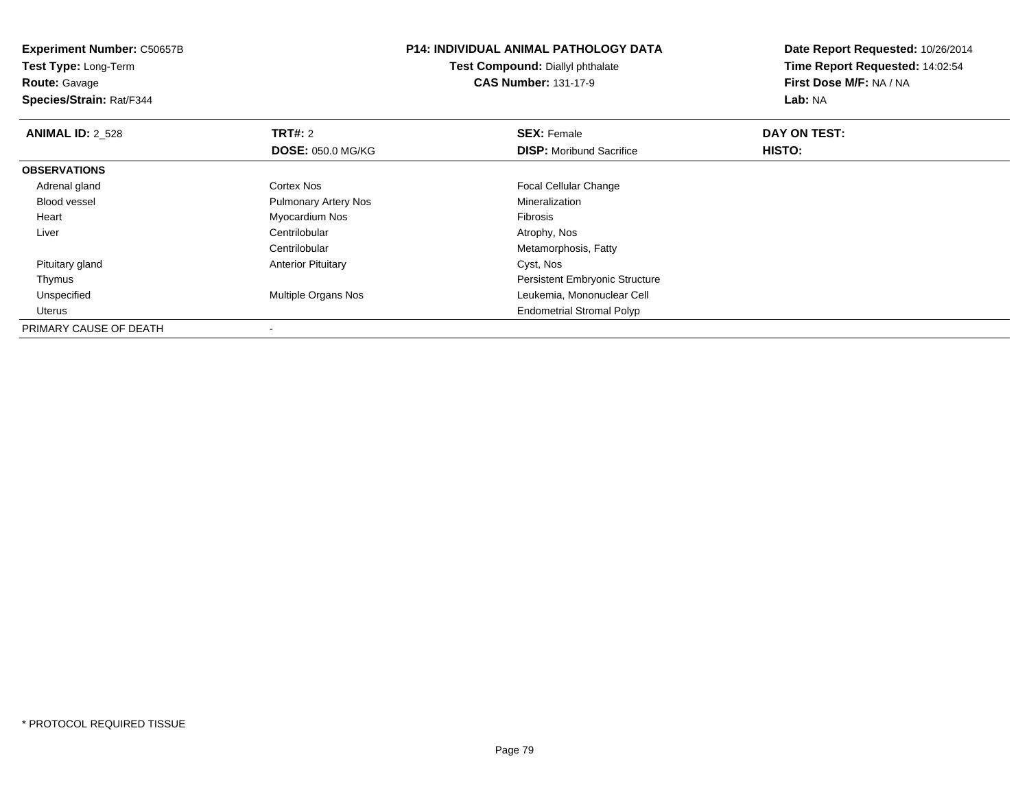**Experiment Number:** C50657B
**Test Type:** Long-Term
**Route:** Gavage
**Species/Strain:** Rat/F344

**P14: INDIVIDUAL ANIMAL PATHOLOGY DATA**
**Test Compound:** Diallyl phthalate
**CAS Number:** 131-17-9

**Date Report Requested:** 10/26/2014
**Time Report Requested:** 14:02:54
**First Dose M/F:** NA / NA
**Lab:** NA

| **ANIMAL ID:** 2_528 | **TRT#:** 2 | **SEX:** Female | **DAY ON TEST:** |
|---|---|---|---|
| | **DOSE:** 050.0 MG/KG | **DISP:** Moribund Sacrifice | **HISTO:** |
| **OBSERVATIONS** | | | |
| Adrenal gland | Cortex Nos | Focal Cellular Change | |
| Blood vessel | Pulmonary Artery Nos | Mineralization | |
| Heart | Myocardium Nos | Fibrosis | |
| Liver | Centrilobular | Atrophy, Nos | |
| | Centrilobular | Metamorphosis, Fatty | |
| Pituitary gland | Anterior Pituitary | Cyst, Nos | |
| Thymus | | Persistent Embryonic Structure | |
| Unspecified | Multiple Organs Nos | Leukemia, Mononuclear Cell | |
| Uterus | | Endometrial Stromal Polyp | |
| PRIMARY CAUSE OF DEATH | - | | |

* PROTOCOL REQUIRED TISSUE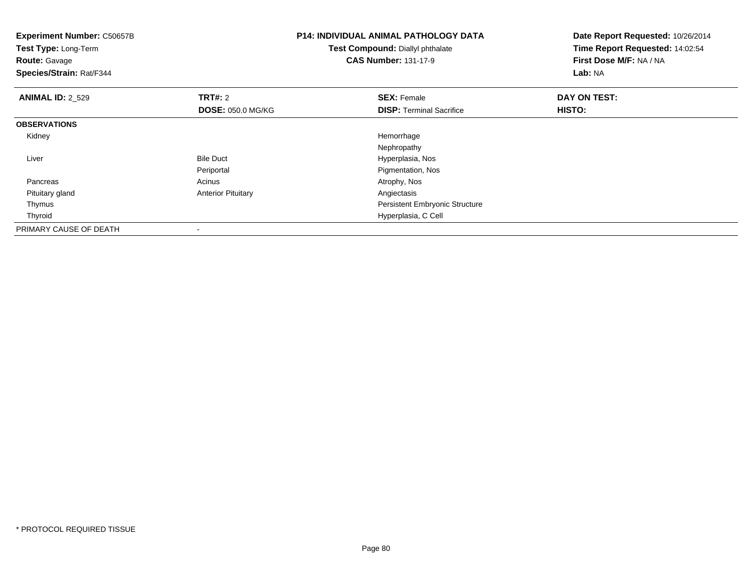**Experiment Number:** C50657B
**Test Type:** Long-Term
**Route:** Gavage
**Species/Strain:** Rat/F344

# P14: INDIVIDUAL ANIMAL PATHOLOGY DATA

**Test Compound:** Diallyl phthalate
**CAS Number:** 131-17-9

**Date Report Requested:** 10/26/2014
**Time Report Requested:** 14:02:54
**First Dose M/F:** NA / NA
**Lab:** NA

| **ANIMAL ID:** 2_529 | **TRT#:** 2 | **SEX:** Female | **DAY ON TEST:** |
|---|---|---|---|
| | **DOSE:** 050.0 MG/KG | **DISP:** Terminal Sacrifice | **HISTO:** |
| **OBSERVATIONS** | | | |
| Kidney | | Hemorrhage | |
| | | Nephropathy | |
| Liver | Bile Duct | Hyperplasia, Nos | |
| | Periportal | Pigmentation, Nos | |
| Pancreas | Acinus | Atrophy, Nos | |
| Pituitary gland | Anterior Pituitary | Angiectasis | |
| Thymus | | Persistent Embryonic Structure | |
| Thyroid | | Hyperplasia, C Cell | |
| PRIMARY CAUSE OF DEATH | - | | |

* PROTOCOL REQUIRED TISSUE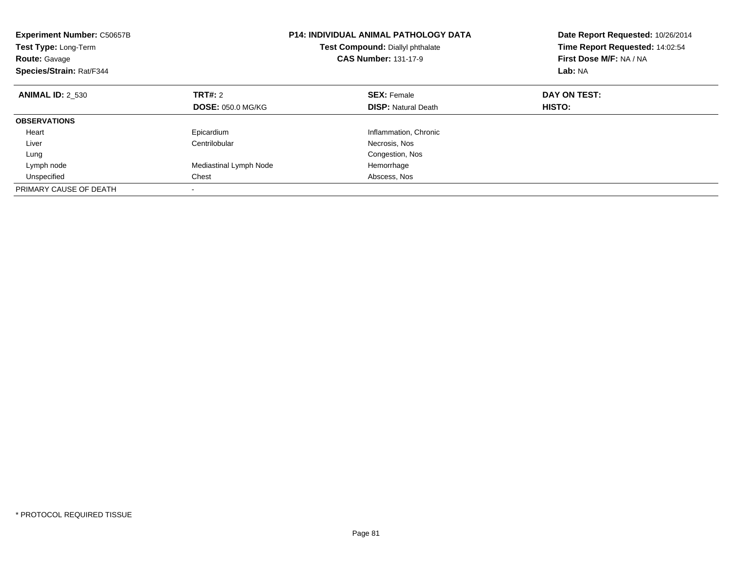**Experiment Number:** C50657B
**Test Type:** Long-Term
**Route:** Gavage
**Species/Strain:** Rat/F344

**P14: INDIVIDUAL ANIMAL PATHOLOGY DATA**
**Test Compound:** Diallyl phthalate
**CAS Number:** 131-17-9

**Date Report Requested:** 10/26/2014
**Time Report Requested:** 14:02:54
**First Dose M/F:** NA / NA
**Lab:** NA

| **ANIMAL ID:** 2_530 | **TRT#:** 2 | **SEX:** Female | **DAY ON TEST:** |
|---|---|---|---|
| | **DOSE:** 050.0 MG/KG | **DISP:** Natural Death | **HISTO:** |
| **OBSERVATIONS** | | | |
| Heart | Epicardium | Inflammation, Chronic | |
| Liver | Centrilobular | Necrosis, Nos | |
| Lung | | Congestion, Nos | |
| Lymph node | Mediastinal Lymph Node | Hemorrhage | |
| Unspecified | Chest | Abscess, Nos | |
| PRIMARY CAUSE OF DEATH | - | | |

* PROTOCOL REQUIRED TISSUE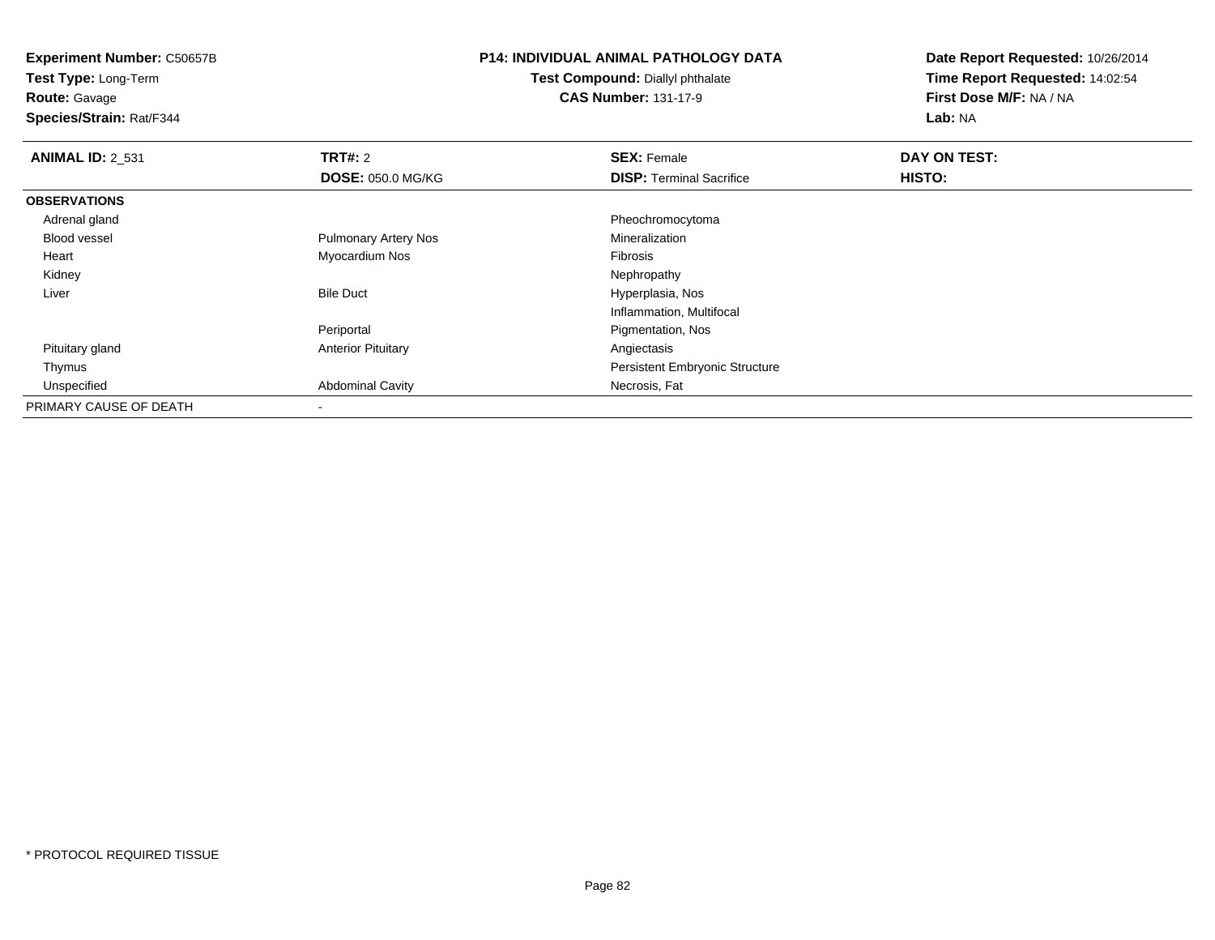**Experiment Number:** C50657B
**Test Type:** Long-Term
**Route:** Gavage
**Species/Strain:** Rat/F344

**P14: INDIVIDUAL ANIMAL PATHOLOGY DATA**
**Test Compound:** Diallyl phthalate
**CAS Number:** 131-17-9

**Date Report Requested:** 10/26/2014
**Time Report Requested:** 14:02:54
**First Dose M/F:** NA / NA
**Lab:** NA

| **ANIMAL ID:** 2_531 | **TRT#:** 2 | **SEX:** Female | **DAY ON TEST:** |
|---|---|---|---|
| | **DOSE:** 050.0 MG/KG | **DISP:** Terminal Sacrifice | **HISTO:** |
| **OBSERVATIONS** | | | |
| Adrenal gland | | Pheochromocytoma | |
| Blood vessel | Pulmonary Artery Nos | Mineralization | |
| Heart | Myocardium Nos | Fibrosis | |
| Kidney | | Nephropathy | |
| Liver | Bile Duct | Hyperplasia, Nos | |
| | | Inflammation, Multifocal | |
| | Periportal | Pigmentation, Nos | |
| Pituitary gland | Anterior Pituitary | Angiectasis | |
| Thymus | | Persistent Embryonic Structure | |
| Unspecified | Abdominal Cavity | Necrosis, Fat | |
| PRIMARY CAUSE OF DEATH | - | | |

* PROTOCOL REQUIRED TISSUE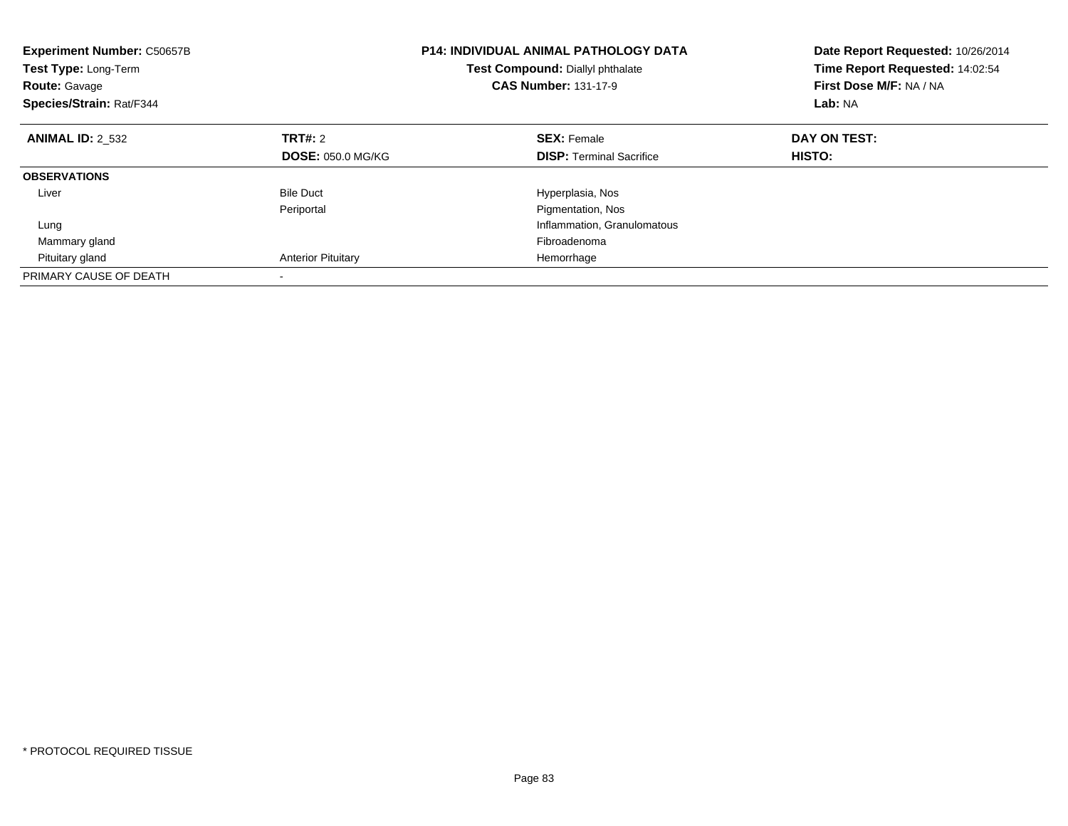**Experiment Number:** C50657B
**Test Type:** Long-Term
**Route:** Gavage
**Species/Strain:** Rat/F344

**P14: INDIVIDUAL ANIMAL PATHOLOGY DATA**
**Test Compound:** Diallyl phthalate
**CAS Number:** 131-17-9

**Date Report Requested:** 10/26/2014
**Time Report Requested:** 14:02:54
**First Dose M/F:** NA / NA
**Lab:** NA

| **ANIMAL ID:** 2_532 | **TRT#:** 2 | **SEX:** Female | **DAY ON TEST:** |
|---|---|---|---|
| | **DOSE:** 050.0 MG/KG | **DISP:** Terminal Sacrifice | **HISTO:** |
| **OBSERVATIONS** | | | |
| Liver | Bile Duct | Hyperplasia, Nos | |
| | Periportal | Pigmentation, Nos | |
| Lung | | Inflammation, Granulomatous | |
| Mammary gland | | Fibroadenoma | |
| Pituitary gland | Anterior Pituitary | Hemorrhage | |
| PRIMARY CAUSE OF DEATH | - | | |

* PROTOCOL REQUIRED TISSUE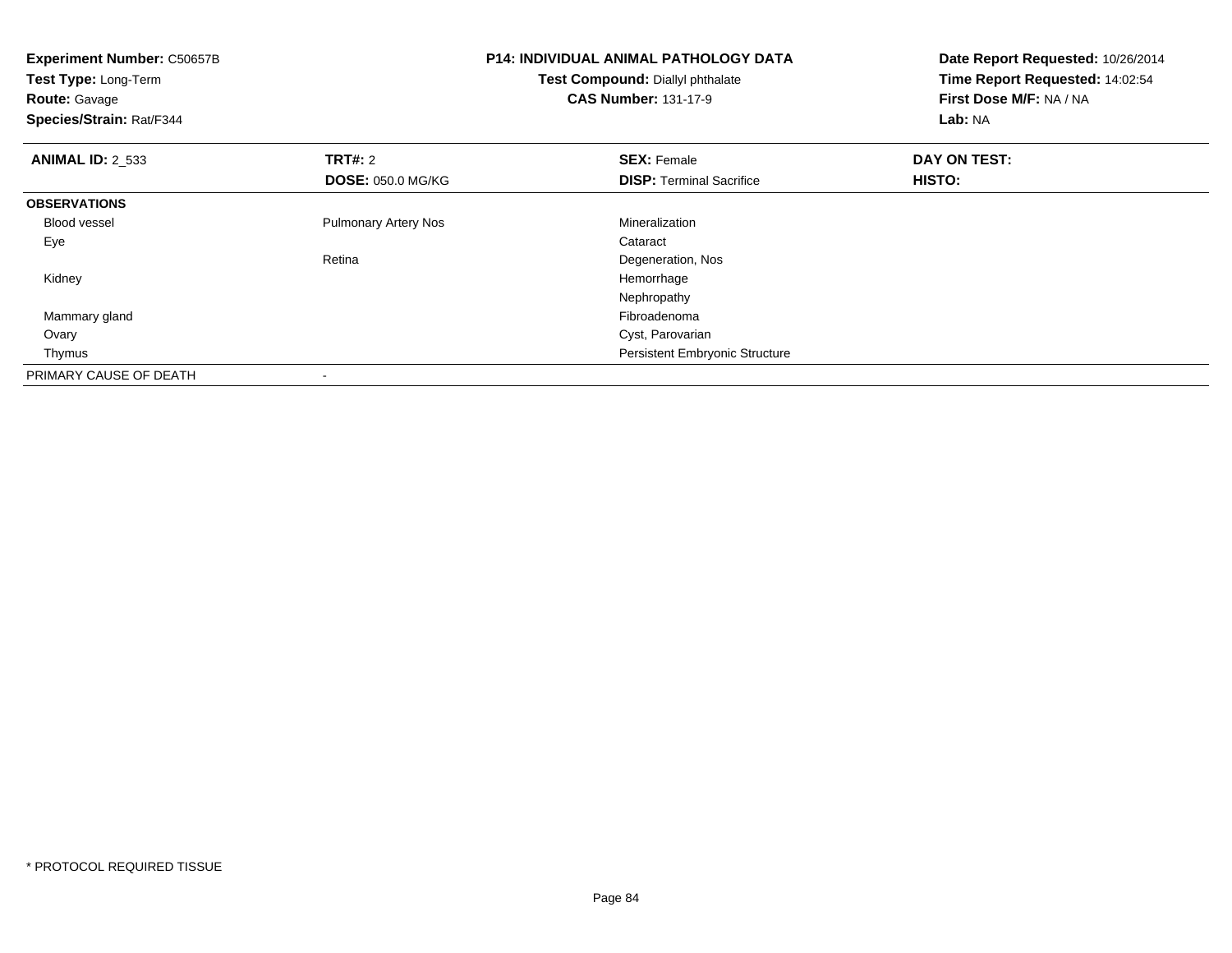**Experiment Number:** C50657B
**Test Type:** Long-Term
**Route:** Gavage
**Species/Strain:** Rat/F344

## P14: INDIVIDUAL ANIMAL PATHOLOGY DATA

**Test Compound:** Diallyl phthalate
**CAS Number:** 131-17-9

**Date Report Requested:** 10/26/2014
**Time Report Requested:** 14:02:54
**First Dose M/F:** NA / NA
**Lab:** NA

| **ANIMAL ID:** 2_533 | **TRT#:** 2 | **SEX:** Female | **DAY ON TEST:** |
|---|---|---|---|
| | **DOSE:** 050.0 MG/KG | **DISP:** Terminal Sacrifice | **HISTO:** |
| **OBSERVATIONS** | | | |
| Blood vessel | Pulmonary Artery Nos | Mineralization | |
| Eye | | Cataract | |
| | Retina | Degeneration, Nos | |
| Kidney | | Hemorrhage | |
| | | Nephropathy | |
| Mammary gland | | Fibroadenoma | |
| Ovary | | Cyst, Parovarian | |
| Thymus | | Persistent Embryonic Structure | |
| PRIMARY CAUSE OF DEATH | - | | |

\* PROTOCOL REQUIRED TISSUE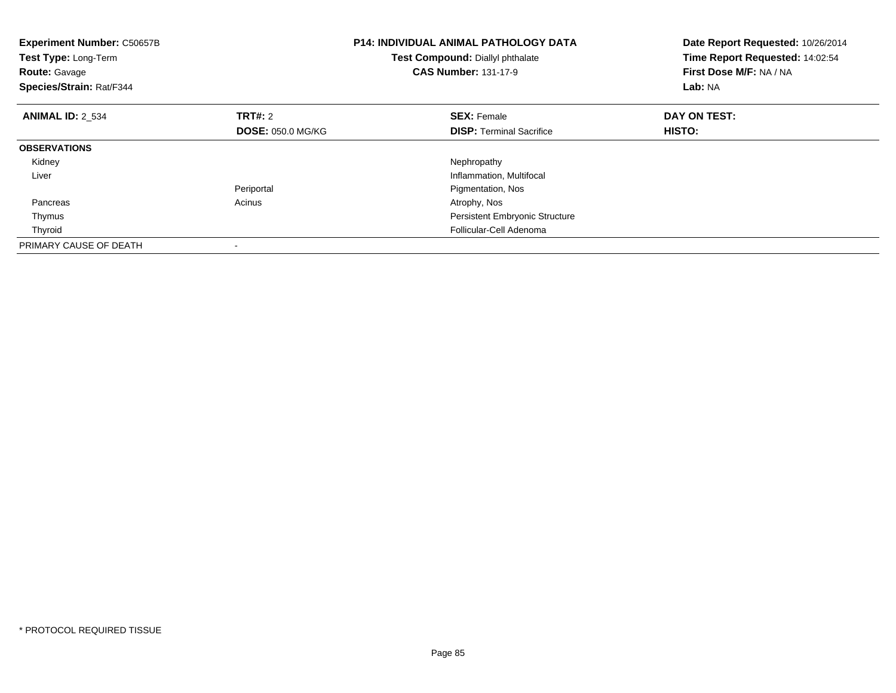**Experiment Number:** C50657B
**Test Type:** Long-Term
**Route:** Gavage
**Species/Strain:** Rat/F344

**P14: INDIVIDUAL ANIMAL PATHOLOGY DATA**
**Test Compound:** Diallyl phthalate
**CAS Number:** 131-17-9

**Date Report Requested:** 10/26/2014
**Time Report Requested:** 14:02:54
**First Dose M/F:** NA / NA
**Lab:** NA

| **ANIMAL ID:** 2_534 | **TRT#:** 2 | **SEX:** Female | **DAY ON TEST:** |
|---|---|---|---|
| | **DOSE:** 050.0 MG/KG | **DISP:** Terminal Sacrifice | **HISTO:** |
| **OBSERVATIONS** | | | |
| Kidney | | Nephropathy | |
| Liver | | Inflammation, Multifocal | |
| | Periportal | Pigmentation, Nos | |
| Pancreas | Acinus | Atrophy, Nos | |
| Thymus | | Persistent Embryonic Structure | |
| Thyroid | | Follicular-Cell Adenoma | |
| PRIMARY CAUSE OF DEATH | - | | |

* PROTOCOL REQUIRED TISSUE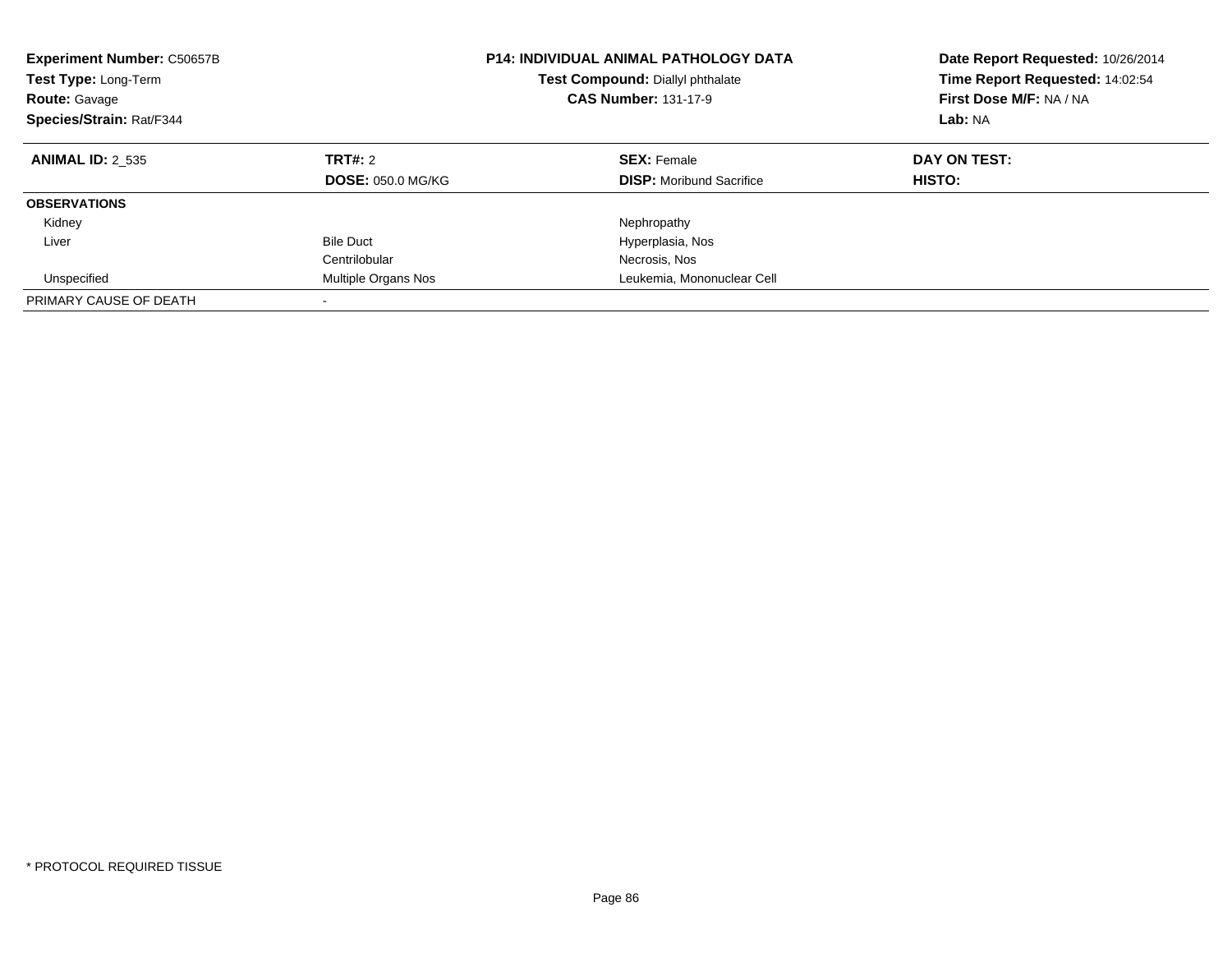**Experiment Number:** C50657B
**Test Type:** Long-Term
**Route:** Gavage
**Species/Strain:** Rat/F344

**P14: INDIVIDUAL ANIMAL PATHOLOGY DATA**
**Test Compound:** Diallyl phthalate
**CAS Number:** 131-17-9

**Date Report Requested:** 10/26/2014
**Time Report Requested:** 14:02:54
**First Dose M/F:** NA / NA
**Lab:** NA

| **ANIMAL ID:** 2_535 | **TRT#:** 2 | **SEX:** Female | **DAY ON TEST:** |
|---|---|---|---|
| | **DOSE:** 050.0 MG/KG | **DISP:** Moribund Sacrifice | **HISTO:** |
| **OBSERVATIONS** | | | |
| Kidney | | Nephropathy | |
| Liver | Bile Duct | Hyperplasia, Nos | |
| | Centrilobular | Necrosis, Nos | |
| Unspecified | Multiple Organs Nos | Leukemia, Mononuclear Cell | |
| PRIMARY CAUSE OF DEATH | - | | |

* PROTOCOL REQUIRED TISSUE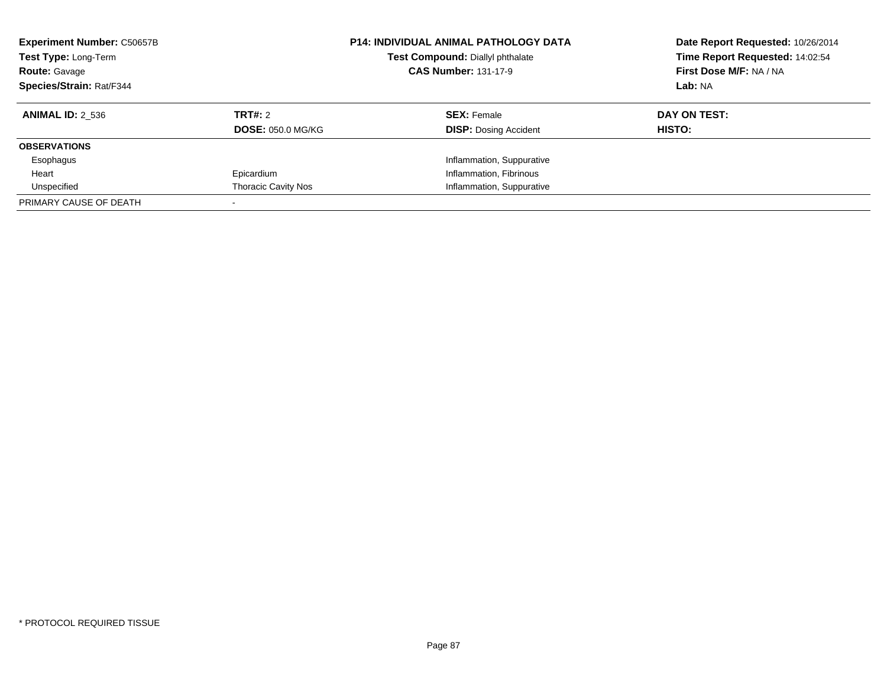**Experiment Number:** C50657B
**Test Type:** Long-Term
**Route:** Gavage
**Species/Strain:** Rat/F344

**P14: INDIVIDUAL ANIMAL PATHOLOGY DATA**
**Test Compound:** Diallyl phthalate
**CAS Number:** 131-17-9

**Date Report Requested:** 10/26/2014
**Time Report Requested:** 14:02:54
**First Dose M/F:** NA / NA
**Lab:** NA

| **ANIMAL ID:** 2_536 | **TRT#:** 2 | **SEX:** Female | **DAY ON TEST:** |
|---|---|---|---|
| | **DOSE:** 050.0 MG/KG | **DISP:** Dosing Accident | **HISTO:** |
| **OBSERVATIONS** | | | |
| Esophagus | | Inflammation, Suppurative | |
| Heart | Epicardium | Inflammation, Fibrinous | |
| Unspecified | Thoracic Cavity Nos | Inflammation, Suppurative | |
| PRIMARY CAUSE OF DEATH | - | | |

* PROTOCOL REQUIRED TISSUE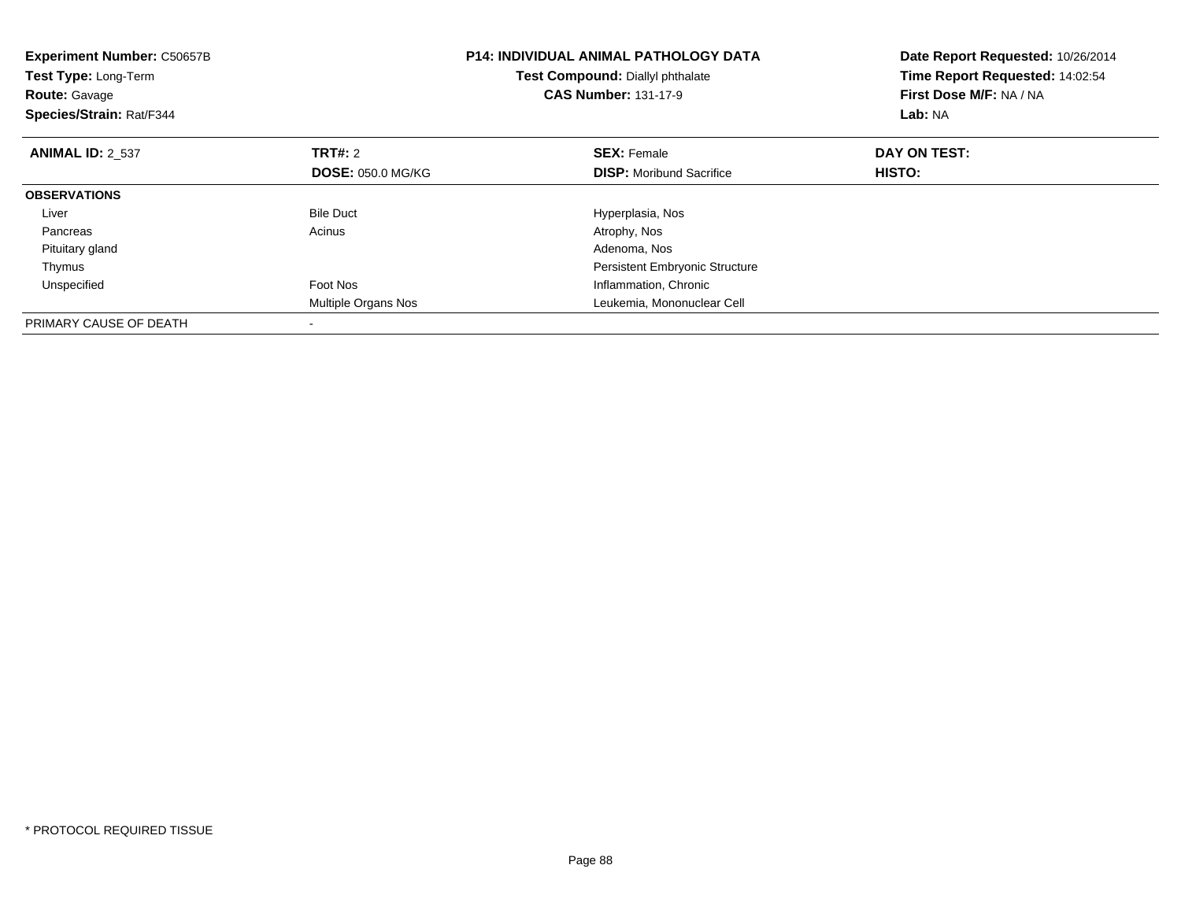**Experiment Number:** C50657B
**Test Type:** Long-Term
**Route:** Gavage
**Species/Strain:** Rat/F344

**P14: INDIVIDUAL ANIMAL PATHOLOGY DATA**
**Test Compound:** Diallyl phthalate
**CAS Number:** 131-17-9

**Date Report Requested:** 10/26/2014
**Time Report Requested:** 14:02:54
**First Dose M/F:** NA / NA
**Lab:** NA

| **ANIMAL ID:** 2_537 | **TRT#:** 2 | **SEX:** Female | **DAY ON TEST:** |
|---|---|---|---|
| | **DOSE:** 050.0 MG/KG | **DISP:** Moribund Sacrifice | **HISTO:** |
| **OBSERVATIONS** | | | |
| Liver | Bile Duct | Hyperplasia, Nos | |
| Pancreas | Acinus | Atrophy, Nos | |
| Pituitary gland | | Adenoma, Nos | |
| Thymus | | Persistent Embryonic Structure | |
| Unspecified | Foot Nos | Inflammation, Chronic | |
| | Multiple Organs Nos | Leukemia, Mononuclear Cell | |
| PRIMARY CAUSE OF DEATH | - | | |

* PROTOCOL REQUIRED TISSUE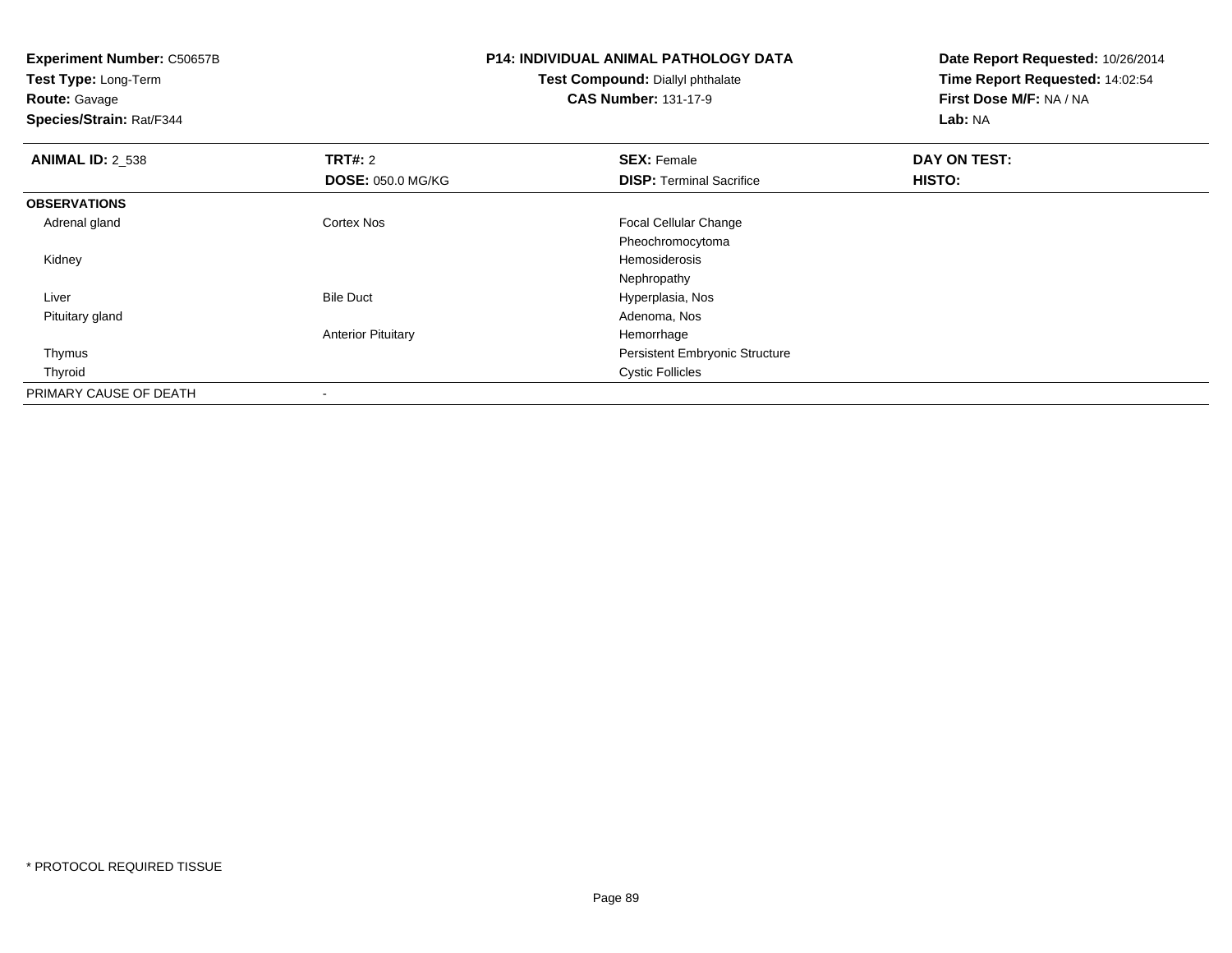**Experiment Number:** C50657B
**Test Type:** Long-Term
**Route:** Gavage
**Species/Strain:** Rat/F344

**P14: INDIVIDUAL ANIMAL PATHOLOGY DATA**
**Test Compound:** Diallyl phthalate
**CAS Number:** 131-17-9

**Date Report Requested:** 10/26/2014
**Time Report Requested:** 14:02:54
**First Dose M/F:** NA / NA
**Lab:** NA

| **ANIMAL ID:** 2_538 | **TRT#:** 2 | **SEX:** Female | **DAY ON TEST:** |
|---|---|---|---|
| | **DOSE:** 050.0 MG/KG | **DISP:** Terminal Sacrifice | **HISTO:** |
| **OBSERVATIONS** | | | |
| Adrenal gland | Cortex Nos | Focal Cellular Change | |
| | | Pheochromocytoma | |
| Kidney | | Hemosiderosis | |
| | | Nephropathy | |
| Liver | Bile Duct | Hyperplasia, Nos | |
| Pituitary gland | | Adenoma, Nos | |
| | Anterior Pituitary | Hemorrhage | |
| Thymus | | Persistent Embryonic Structure | |
| Thyroid | | Cystic Follicles | |
| PRIMARY CAUSE OF DEATH | - | | |

* PROTOCOL REQUIRED TISSUE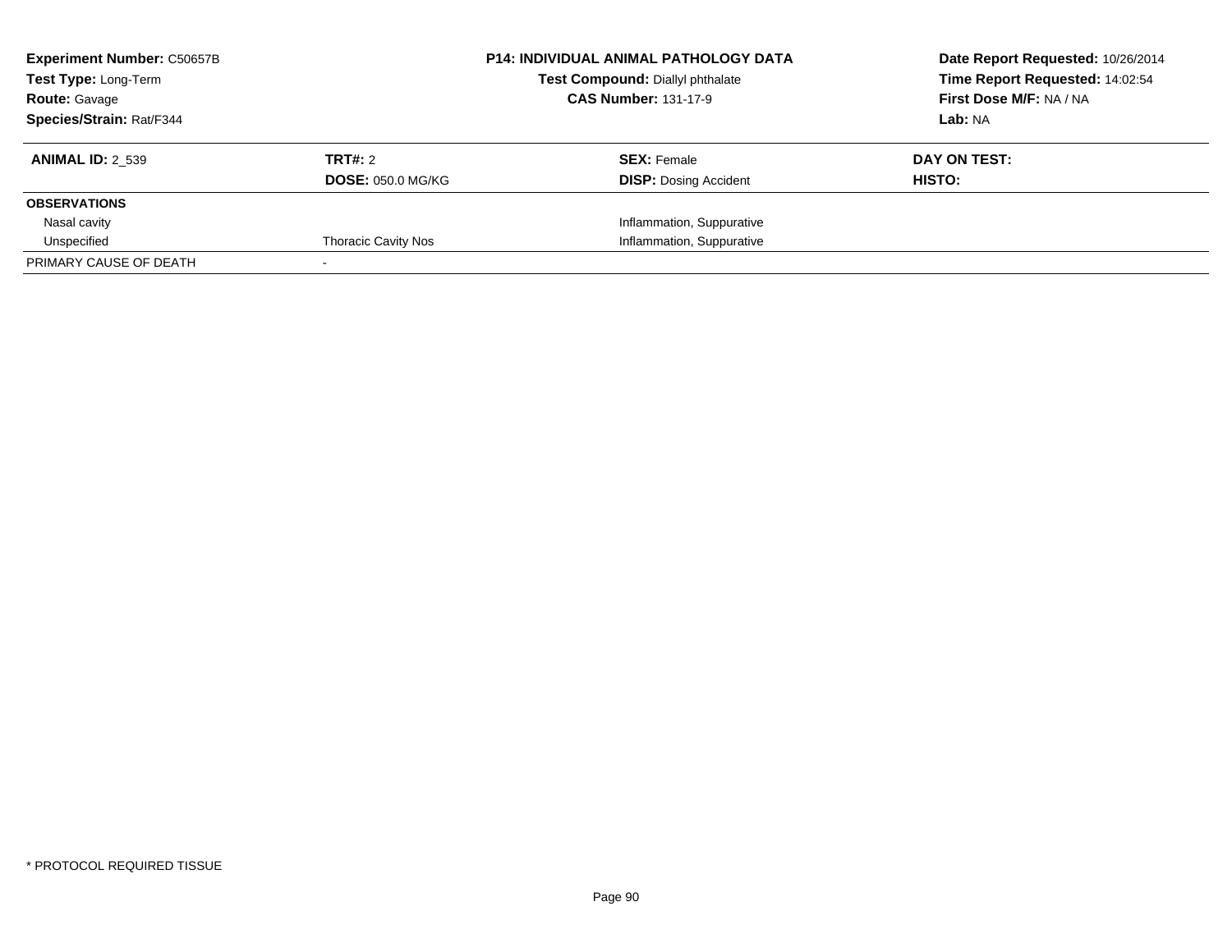**Experiment Number:** C50657B
**Test Type:** Long-Term
**Route:** Gavage
**Species/Strain:** Rat/F344

**P14: INDIVIDUAL ANIMAL PATHOLOGY DATA**
**Test Compound:** Diallyl phthalate
**CAS Number:** 131-17-9

**Date Report Requested:** 10/26/2014
**Time Report Requested:** 14:02:54
**First Dose M/F:** NA / NA
**Lab:** NA

| **ANIMAL ID:** 2_539 | **TRT#:** 2 | **SEX:** Female | **DAY ON TEST:** |
|---|---|---|---|
| | **DOSE:** 050.0 MG/KG | **DISP:** Dosing Accident | **HISTO:** |
| **OBSERVATIONS** | | | |
| Nasal cavity | | Inflammation, Suppurative | |
| Unspecified | Thoracic Cavity Nos | Inflammation, Suppurative | |
| PRIMARY CAUSE OF DEATH | - | | |

* PROTOCOL REQUIRED TISSUE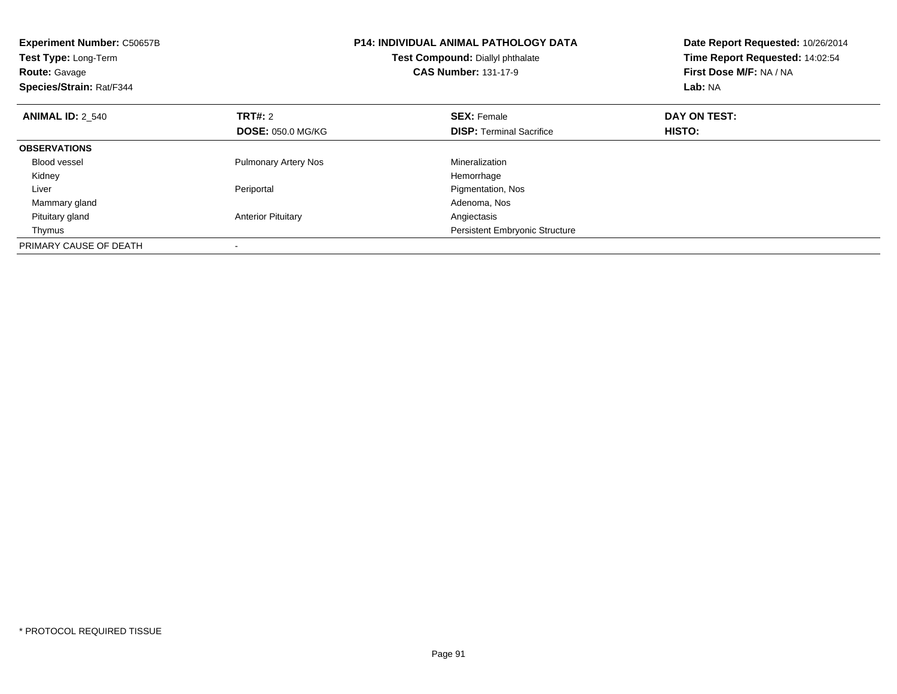**Experiment Number:** C50657B
**Test Type:** Long-Term
**Route:** Gavage
**Species/Strain:** Rat/F344

**P14: INDIVIDUAL ANIMAL PATHOLOGY DATA**
**Test Compound:** Diallyl phthalate
**CAS Number:** 131-17-9

**Date Report Requested:** 10/26/2014
**Time Report Requested:** 14:02:54
**First Dose M/F:** NA / NA
**Lab:** NA

| **ANIMAL ID:** 2_540 | **TRT#:** 2 | **SEX:** Female | **DAY ON TEST:** |
|---|---|---|---|
| | **DOSE:** 050.0 MG/KG | **DISP:** Terminal Sacrifice | **HISTO:** |
| **OBSERVATIONS** | | | |
| Blood vessel | Pulmonary Artery Nos | Mineralization | |
| Kidney | | Hemorrhage | |
| Liver | Periportal | Pigmentation, Nos | |
| Mammary gland | | Adenoma, Nos | |
| Pituitary gland | Anterior Pituitary | Angiectasis | |
| Thymus | | Persistent Embryonic Structure | |
| PRIMARY CAUSE OF DEATH | - | | |

* PROTOCOL REQUIRED TISSUE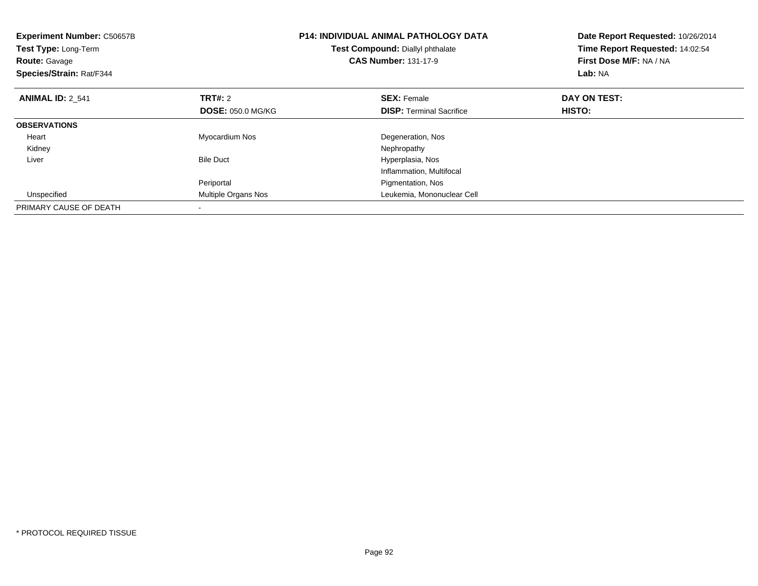**Experiment Number:** C50657B
**Test Type:** Long-Term
**Route:** Gavage
**Species/Strain:** Rat/F344

**P14: INDIVIDUAL ANIMAL PATHOLOGY DATA**
**Test Compound:** Diallyl phthalate
**CAS Number:** 131-17-9

**Date Report Requested:** 10/26/2014
**Time Report Requested:** 14:02:54
**First Dose M/F:** NA / NA
**Lab:** NA

| **ANIMAL ID:** 2_541 | **TRT#:** 2 | **SEX:** Female | **DAY ON TEST:** |
|---|---|---|---|
| | **DOSE:** 050.0 MG/KG | **DISP:** Terminal Sacrifice | **HISTO:** |
| **OBSERVATIONS** | | | |
| Heart | Myocardium Nos | Degeneration, Nos | |
| Kidney | | Nephropathy | |
| Liver | Bile Duct | Hyperplasia, Nos | |
| | | Inflammation, Multifocal | |
| | Periportal | Pigmentation, Nos | |
| Unspecified | Multiple Organs Nos | Leukemia, Mononuclear Cell | |
| PRIMARY CAUSE OF DEATH | - | | |

* PROTOCOL REQUIRED TISSUE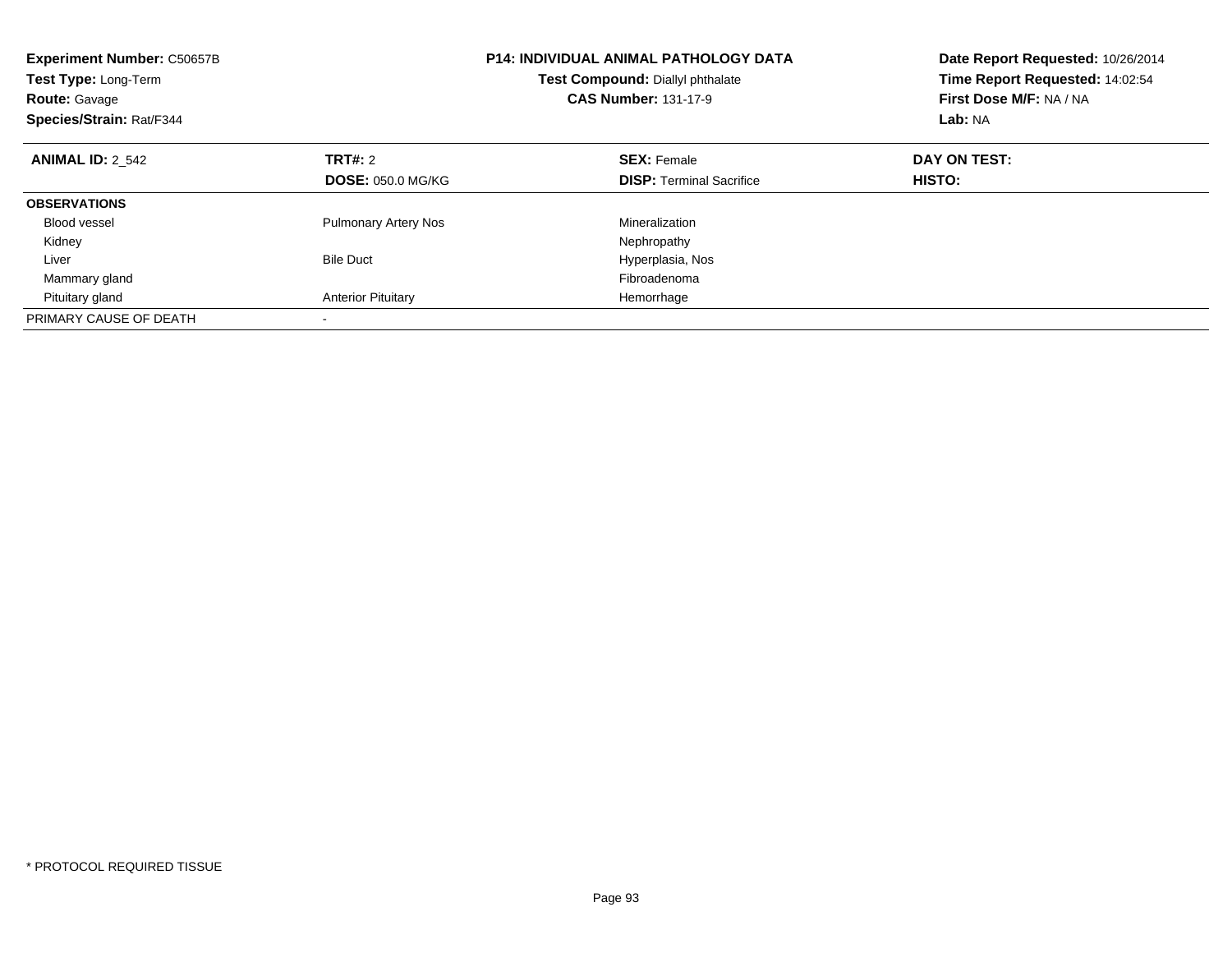**Experiment Number:** C50657B
**Test Type:** Long-Term
**Route:** Gavage
**Species/Strain:** Rat/F344

**P14: INDIVIDUAL ANIMAL PATHOLOGY DATA**
**Test Compound:** Diallyl phthalate
**CAS Number:** 131-17-9

**Date Report Requested:** 10/26/2014
**Time Report Requested:** 14:02:54
**First Dose M/F:** NA / NA
**Lab:** NA

| **ANIMAL ID:** 2_542 | **TRT#:** 2 | **SEX:** Female | **DAY ON TEST:** |
|---|---|---|---|
| | **DOSE:** 050.0 MG/KG | **DISP:** Terminal Sacrifice | **HISTO:** |
| **OBSERVATIONS** | | | |
| Blood vessel | Pulmonary Artery Nos | Mineralization | |
| Kidney | | Nephropathy | |
| Liver | Bile Duct | Hyperplasia, Nos | |
| Mammary gland | | Fibroadenoma | |
| Pituitary gland | Anterior Pituitary | Hemorrhage | |
| PRIMARY CAUSE OF DEATH | - | | |

* PROTOCOL REQUIRED TISSUE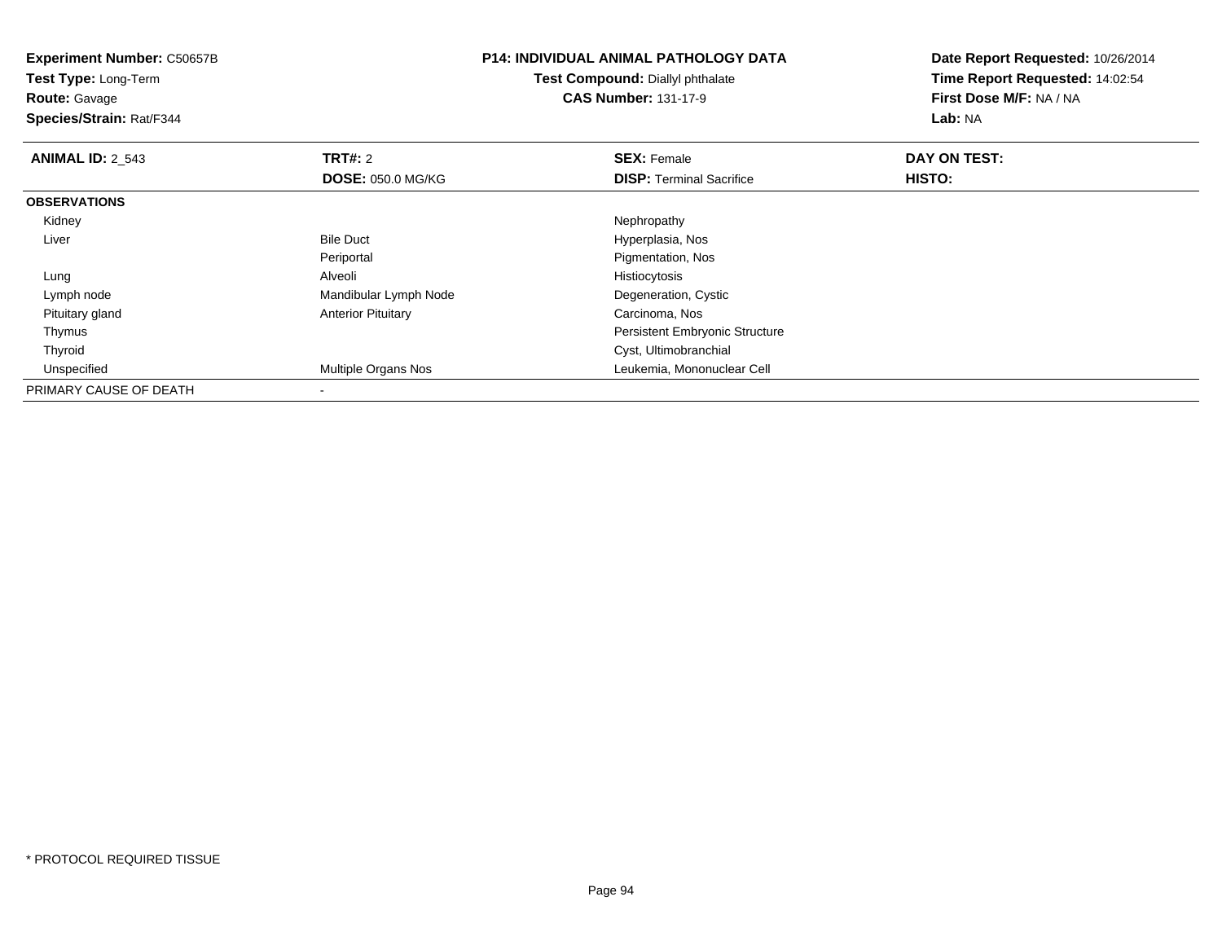**Experiment Number:** C50657B
**Test Type:** Long-Term
**Route:** Gavage
**Species/Strain:** Rat/F344

**P14: INDIVIDUAL ANIMAL PATHOLOGY DATA**
**Test Compound:** Diallyl phthalate
**CAS Number:** 131-17-9

**Date Report Requested:** 10/26/2014
**Time Report Requested:** 14:02:54
**First Dose M/F:** NA / NA
**Lab:** NA

| **ANIMAL ID:** 2_543 | **TRT#:** 2 | **SEX:** Female | **DAY ON TEST:** |
|---|---|---|---|
| | **DOSE:** 050.0 MG/KG | **DISP:** Terminal Sacrifice | **HISTO:** |
| **OBSERVATIONS** | | | |
| Kidney | | Nephropathy | |
| Liver | Bile Duct | Hyperplasia, Nos | |
| | Periportal | Pigmentation, Nos | |
| Lung | Alveoli | Histiocytosis | |
| Lymph node | Mandibular Lymph Node | Degeneration, Cystic | |
| Pituitary gland | Anterior Pituitary | Carcinoma, Nos | |
| Thymus | | Persistent Embryonic Structure | |
| Thyroid | | Cyst, Ultimobranchial | |
| Unspecified | Multiple Organs Nos | Leukemia, Mononuclear Cell | |
| PRIMARY CAUSE OF DEATH | - | | |

\* PROTOCOL REQUIRED TISSUE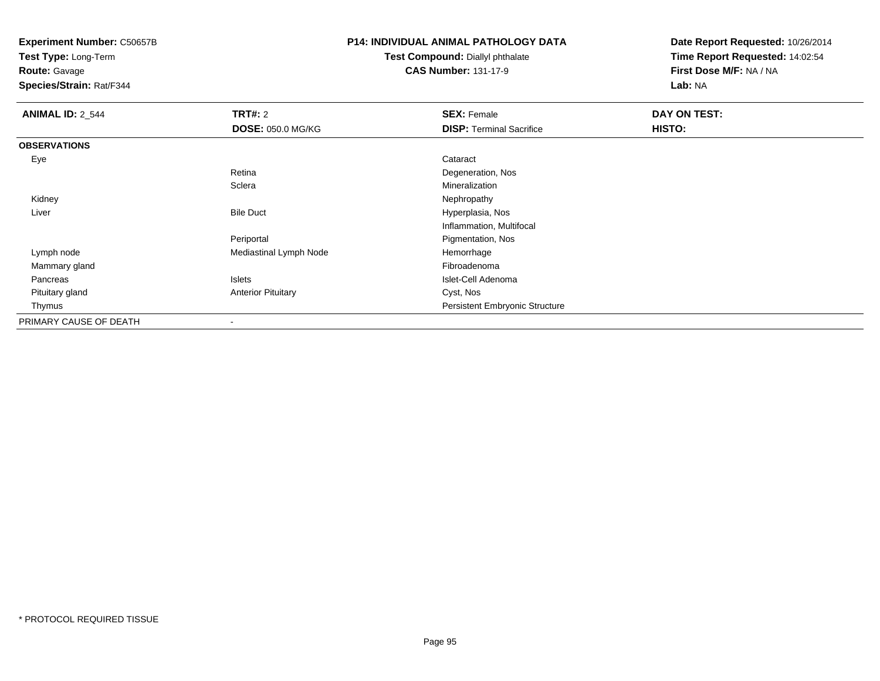**Experiment Number:** C50657B
**Test Type:** Long-Term
**Route:** Gavage
**Species/Strain:** Rat/F344

**P14: INDIVIDUAL ANIMAL PATHOLOGY DATA**
**Test Compound:** Diallyl phthalate
**CAS Number:** 131-17-9

**Date Report Requested:** 10/26/2014
**Time Report Requested:** 14:02:54
**First Dose M/F:** NA / NA
**Lab:** NA

| **ANIMAL ID:** 2_544 | **TRT#:** 2 | **SEX:** Female | **DAY ON TEST:** |
|---|---|---|---|
| | **DOSE:** 050.0 MG/KG | **DISP:** Terminal Sacrifice | **HISTO:** |
| **OBSERVATIONS** | | | |
| Eye | | Cataract | |
| | Retina | Degeneration, Nos | |
| | Sclera | Mineralization | |
| Kidney | | Nephropathy | |
| Liver | Bile Duct | Hyperplasia, Nos | |
| | | Inflammation, Multifocal | |
| | Periportal | Pigmentation, Nos | |
| Lymph node | Mediastinal Lymph Node | Hemorrhage | |
| Mammary gland | | Fibroadenoma | |
| Pancreas | Islets | Islet-Cell Adenoma | |
| Pituitary gland | Anterior Pituitary | Cyst, Nos | |
| Thymus | | Persistent Embryonic Structure | |
| PRIMARY CAUSE OF DEATH | - | | |

* PROTOCOL REQUIRED TISSUE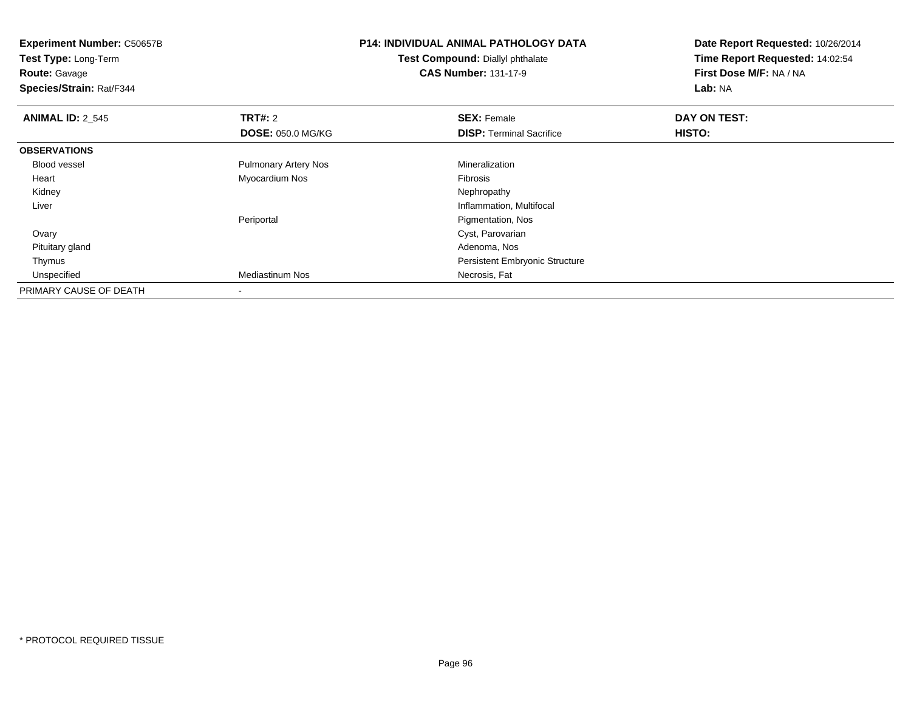**Experiment Number:** C50657B
**Test Type:** Long-Term
**Route:** Gavage
**Species/Strain:** Rat/F344

**P14: INDIVIDUAL ANIMAL PATHOLOGY DATA**
**Test Compound:** Diallyl phthalate
**CAS Number:** 131-17-9

**Date Report Requested:** 10/26/2014
**Time Report Requested:** 14:02:54
**First Dose M/F:** NA / NA
**Lab:** NA

| **ANIMAL ID:** 2_545 | **TRT#:** 2 | **SEX:** Female | **DAY ON TEST:** |
|---|---|---|---|
| | **DOSE:** 050.0 MG/KG | **DISP:** Terminal Sacrifice | **HISTO:** |
| **OBSERVATIONS** | | | |
| Blood vessel | Pulmonary Artery Nos | Mineralization | |
| Heart | Myocardium Nos | Fibrosis | |
| Kidney | | Nephropathy | |
| Liver | | Inflammation, Multifocal | |
| | Periportal | Pigmentation, Nos | |
| Ovary | | Cyst, Parovarian | |
| Pituitary gland | | Adenoma, Nos | |
| Thymus | | Persistent Embryonic Structure | |
| Unspecified | Mediastinum Nos | Necrosis, Fat | |
| PRIMARY CAUSE OF DEATH | - | | |

* PROTOCOL REQUIRED TISSUE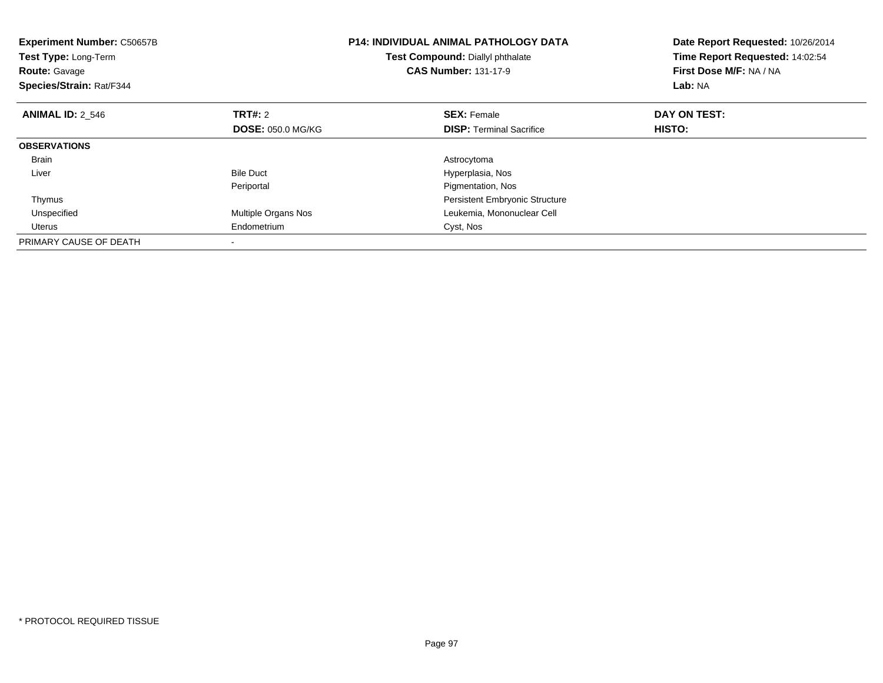**Experiment Number:** C50657B
**Test Type:** Long-Term
**Route:** Gavage
**Species/Strain:** Rat/F344

**P14: INDIVIDUAL ANIMAL PATHOLOGY DATA**
**Test Compound:** Diallyl phthalate
**CAS Number:** 131-17-9

**Date Report Requested:** 10/26/2014
**Time Report Requested:** 14:02:54
**First Dose M/F:** NA / NA
**Lab:** NA

| **ANIMAL ID:** 2_546 | **TRT#:** 2 | **SEX:** Female | **DAY ON TEST:** |
|---|---|---|---|
| | **DOSE:** 050.0 MG/KG | **DISP:** Terminal Sacrifice | **HISTO:** |
| **OBSERVATIONS** | | | |
| Brain | | Astrocytoma | |
| Liver | Bile Duct | Hyperplasia, Nos | |
| | Periportal | Pigmentation, Nos | |
| Thymus | | Persistent Embryonic Structure | |
| Unspecified | Multiple Organs Nos | Leukemia, Mononuclear Cell | |
| Uterus | Endometrium | Cyst, Nos | |
| PRIMARY CAUSE OF DEATH | - | | |

* PROTOCOL REQUIRED TISSUE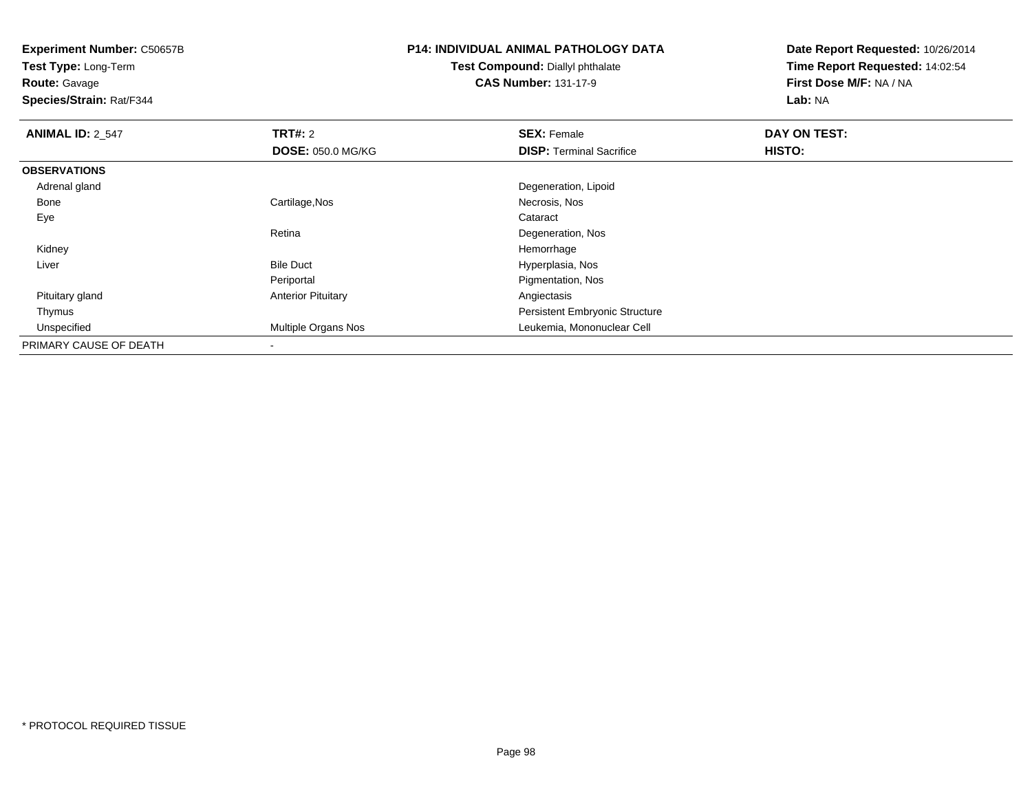**Experiment Number:** C50657B
**Test Type:** Long-Term
**Route:** Gavage
**Species/Strain:** Rat/F344

**P14: INDIVIDUAL ANIMAL PATHOLOGY DATA**
**Test Compound:** Diallyl phthalate
**CAS Number:** 131-17-9

**Date Report Requested:** 10/26/2014
**Time Report Requested:** 14:02:54
**First Dose M/F:** NA / NA
**Lab:** NA

| **ANIMAL ID:** 2_547 | **TRT#:** 2 | **SEX:** Female | **DAY ON TEST:** |
|---|---|---|---|
| | **DOSE:** 050.0 MG/KG | **DISP:** Terminal Sacrifice | **HISTO:** |
| **OBSERVATIONS** | | | |
| Adrenal gland | | Degeneration, Lipoid | |
| Bone | Cartilage,Nos | Necrosis, Nos | |
| Eye | | Cataract | |
| | Retina | Degeneration, Nos | |
| Kidney | | Hemorrhage | |
| Liver | Bile Duct | Hyperplasia, Nos | |
| | Periportal | Pigmentation, Nos | |
| Pituitary gland | Anterior Pituitary | Angiectasis | |
| Thymus | | Persistent Embryonic Structure | |
| Unspecified | Multiple Organs Nos | Leukemia, Mononuclear Cell | |
| PRIMARY CAUSE OF DEATH | - | | |

\* PROTOCOL REQUIRED TISSUE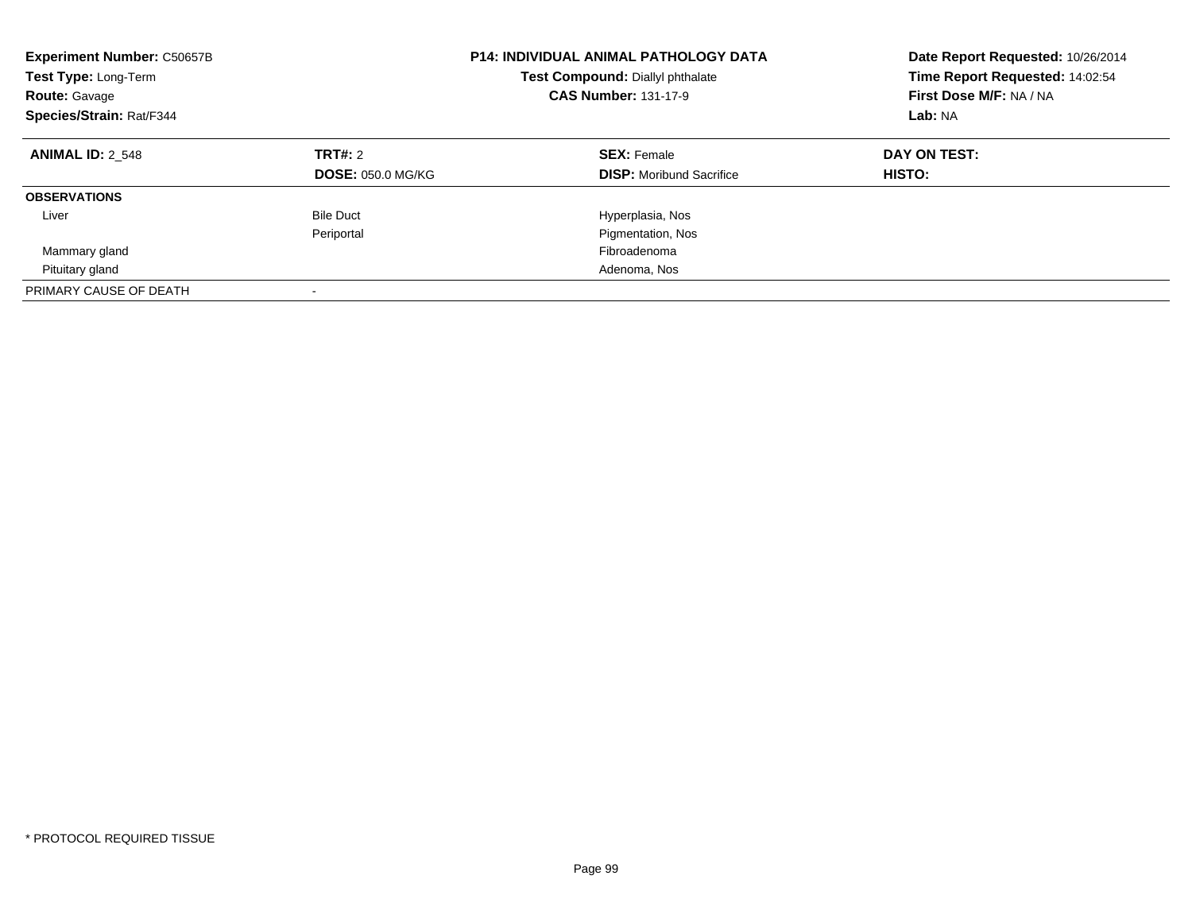**Experiment Number:** C50657B
**Test Type:** Long-Term
**Route:** Gavage
**Species/Strain:** Rat/F344

**P14: INDIVIDUAL ANIMAL PATHOLOGY DATA**
**Test Compound:** Diallyl phthalate
**CAS Number:** 131-17-9

**Date Report Requested:** 10/26/2014
**Time Report Requested:** 14:02:54
**First Dose M/F:** NA / NA
**Lab:** NA

| **ANIMAL ID:** 2_548 | **TRT#:** 2 | **SEX:** Female | **DAY ON TEST:** |
|---|---|---|---|
| | **DOSE:** 050.0 MG/KG | **DISP:** Moribund Sacrifice | **HISTO:** |
| **OBSERVATIONS** | | | |
| Liver | Bile Duct | Hyperplasia, Nos | |
| | Periportal | Pigmentation, Nos | |
| Mammary gland | | Fibroadenoma | |
| Pituitary gland | | Adenoma, Nos | |
| PRIMARY CAUSE OF DEATH | - | | |

* PROTOCOL REQUIRED TISSUE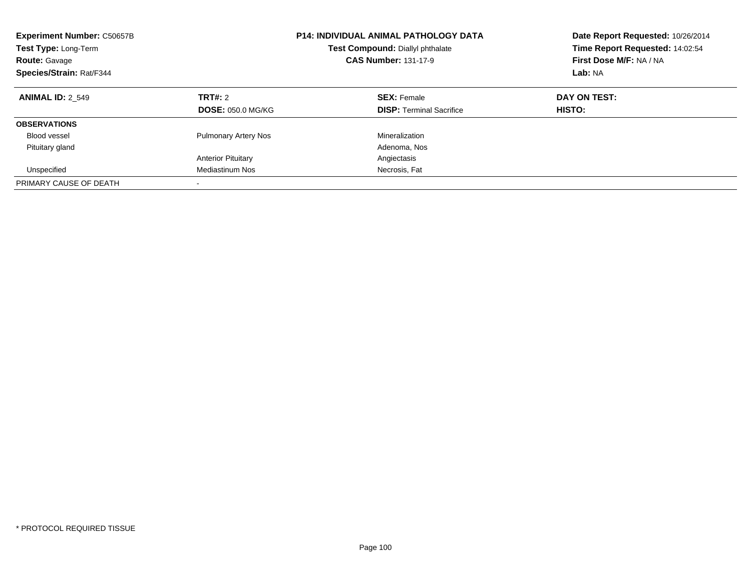**Experiment Number:** C50657B
**Test Type:** Long-Term
**Route:** Gavage
**Species/Strain:** Rat/F344

**P14: INDIVIDUAL ANIMAL PATHOLOGY DATA**
**Test Compound:** Diallyl phthalate
**CAS Number:** 131-17-9

**Date Report Requested:** 10/26/2014
**Time Report Requested:** 14:02:54
**First Dose M/F:** NA / NA
**Lab:** NA

| **ANIMAL ID:** 2_549 | **TRT#:** 2 | **SEX:** Female | **DAY ON TEST:** |
|---|---|---|---|
| | **DOSE:** 050.0 MG/KG | **DISP:** Terminal Sacrifice | **HISTO:** |
| **OBSERVATIONS** | | | |
| Blood vessel | Pulmonary Artery Nos | Mineralization | |
| Pituitary gland | | Adenoma, Nos | |
| | Anterior Pituitary | Angiectasis | |
| Unspecified | Mediastinum Nos | Necrosis, Fat | |
| PRIMARY CAUSE OF DEATH | - | | |

* PROTOCOL REQUIRED TISSUE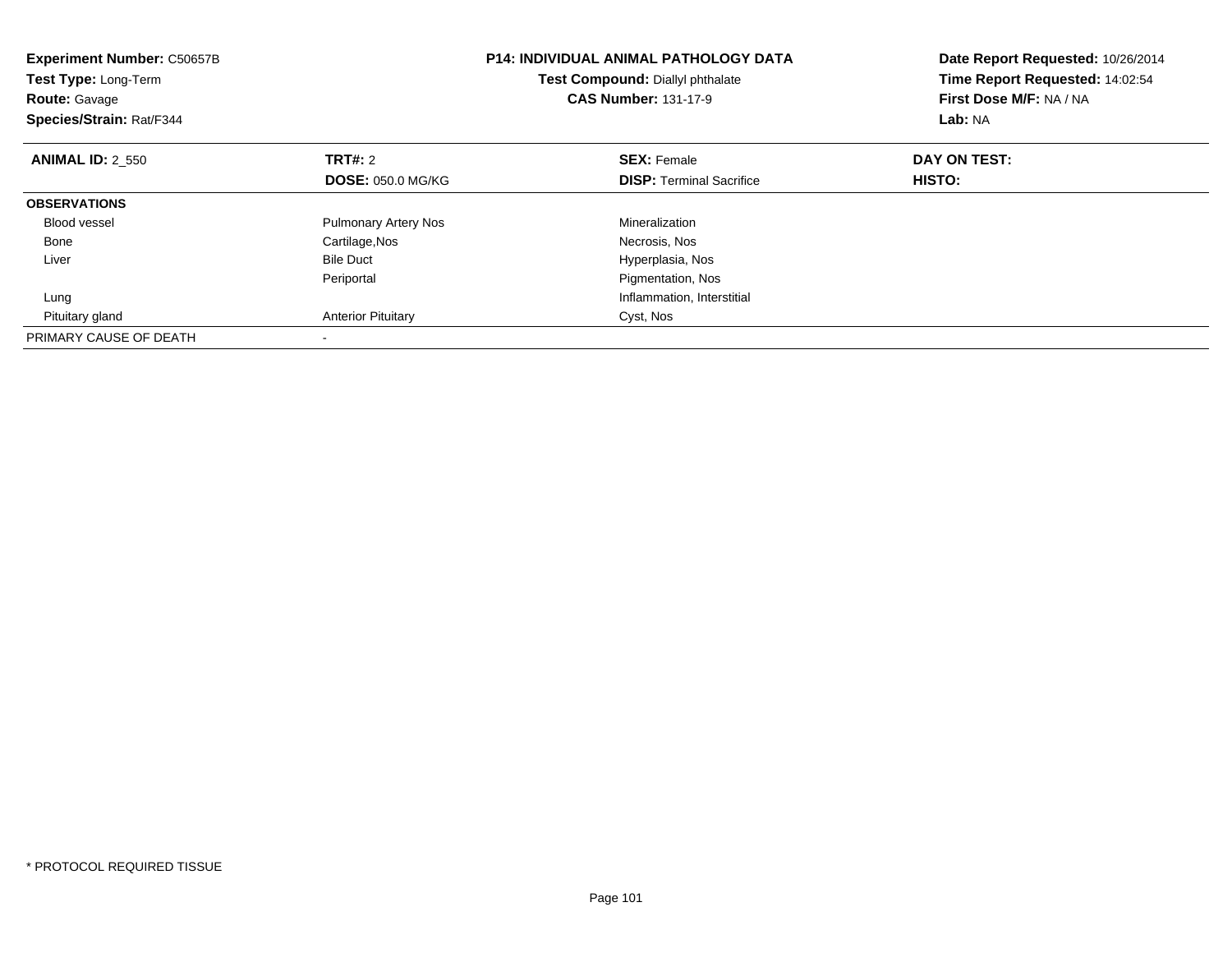**Experiment Number:** C50657B
**Test Type:** Long-Term
**Route:** Gavage
**Species/Strain:** Rat/F344

**P14: INDIVIDUAL ANIMAL PATHOLOGY DATA**
**Test Compound:** Diallyl phthalate
**CAS Number:** 131-17-9

**Date Report Requested:** 10/26/2014
**Time Report Requested:** 14:02:54
**First Dose M/F:** NA / NA
**Lab:** NA

| **ANIMAL ID:** 2_550 | **TRT#:** 2 | **SEX:** Female | **DAY ON TEST:** |
|---|---|---|---|
| | **DOSE:** 050.0 MG/KG | **DISP:** Terminal Sacrifice | **HISTO:** |
| **OBSERVATIONS** | | | |
| Blood vessel | Pulmonary Artery Nos | Mineralization | |
| Bone | Cartilage,Nos | Necrosis, Nos | |
| Liver | Bile Duct | Hyperplasia, Nos | |
| | Periportal | Pigmentation, Nos | |
| Lung | | Inflammation, Interstitial | |
| Pituitary gland | Anterior Pituitary | Cyst, Nos | |
| PRIMARY CAUSE OF DEATH | - | | |

* PROTOCOL REQUIRED TISSUE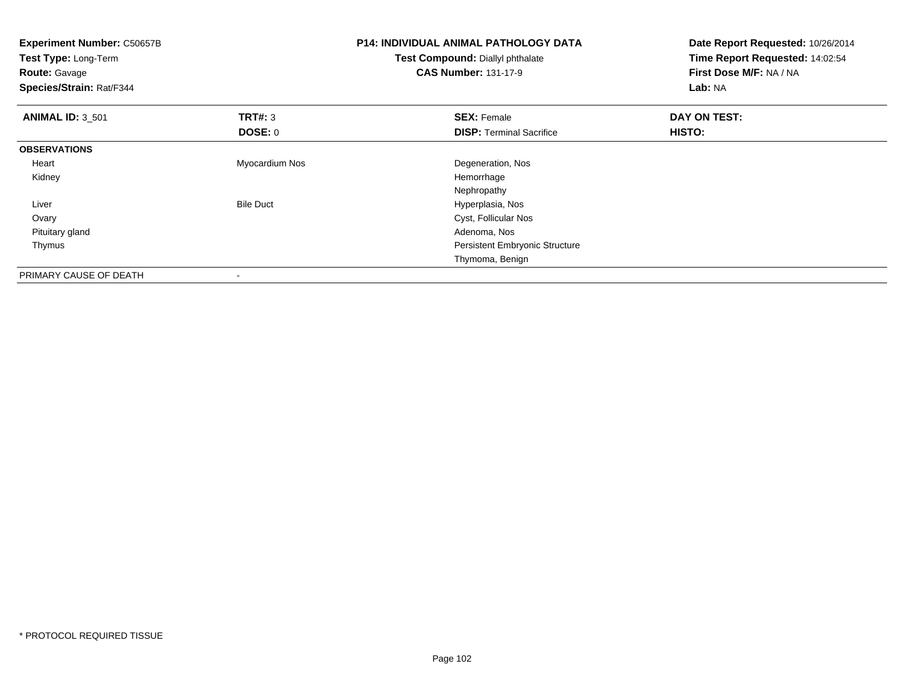**Experiment Number:** C50657B
**Test Type:** Long-Term
**Route:** Gavage
**Species/Strain:** Rat/F344

**P14: INDIVIDUAL ANIMAL PATHOLOGY DATA**
**Test Compound:** Diallyl phthalate
**CAS Number:** 131-17-9

**Date Report Requested:** 10/26/2014
**Time Report Requested:** 14:02:54
**First Dose M/F:** NA / NA
**Lab:** NA

| **ANIMAL ID:** 3_501 | **TRT#:** 3 | **SEX:** Female | **DAY ON TEST:** |
|---|---|---|---|
| | **DOSE:** 0 | **DISP:** Terminal Sacrifice | **HISTO:** |
| **OBSERVATIONS** | | | |
| Heart | Myocardium Nos | Degeneration, Nos | |
| Kidney | | Hemorrhage | |
| | | Nephropathy | |
| Liver | Bile Duct | Hyperplasia, Nos | |
| Ovary | | Cyst, Follicular Nos | |
| Pituitary gland | | Adenoma, Nos | |
| Thymus | | Persistent Embryonic Structure | |
| | | Thymoma, Benign | |
| PRIMARY CAUSE OF DEATH | - | | |

* PROTOCOL REQUIRED TISSUE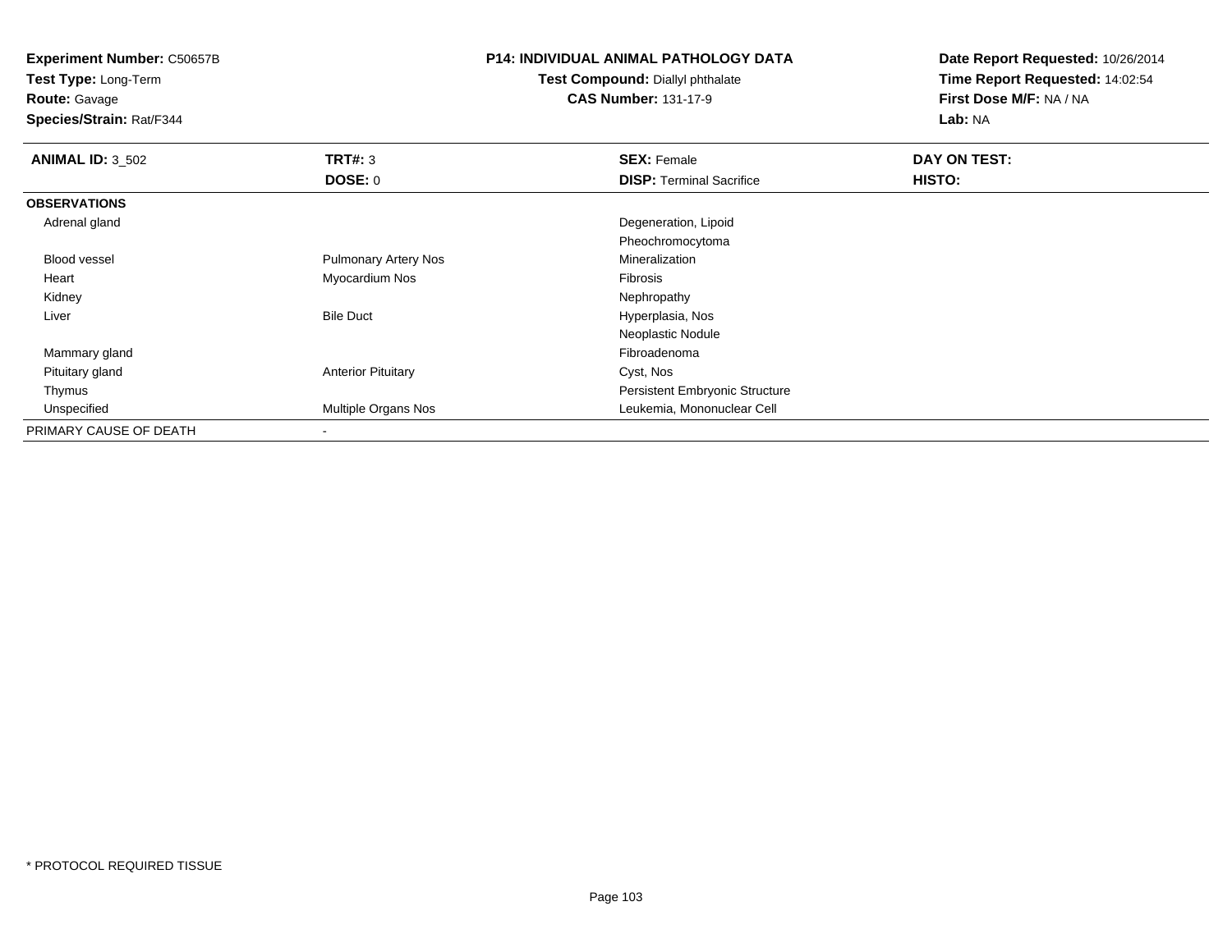**Experiment Number:** C50657B
**Test Type:** Long-Term
**Route:** Gavage
**Species/Strain:** Rat/F344

**P14: INDIVIDUAL ANIMAL PATHOLOGY DATA**
**Test Compound:** Diallyl phthalate
**CAS Number:** 131-17-9

**Date Report Requested:** 10/26/2014
**Time Report Requested:** 14:02:54
**First Dose M/F:** NA / NA
**Lab:** NA

| **ANIMAL ID:** 3_502 | **TRT#:** 3 | **SEX:** Female | **DAY ON TEST:** |
|---|---|---|---|
| | **DOSE:** 0 | **DISP:** Terminal Sacrifice | **HISTO:** |
| **OBSERVATIONS** | | | |
| Adrenal gland | | Degeneration, Lipoid | |
| | | Pheochromocytoma | |
| Blood vessel | Pulmonary Artery Nos | Mineralization | |
| Heart | Myocardium Nos | Fibrosis | |
| Kidney | | Nephropathy | |
| Liver | Bile Duct | Hyperplasia, Nos | |
| | | Neoplastic Nodule | |
| Mammary gland | | Fibroadenoma | |
| Pituitary gland | Anterior Pituitary | Cyst, Nos | |
| Thymus | | Persistent Embryonic Structure | |
| Unspecified | Multiple Organs Nos | Leukemia, Mononuclear Cell | |
| PRIMARY CAUSE OF DEATH | - | | |

* PROTOCOL REQUIRED TISSUE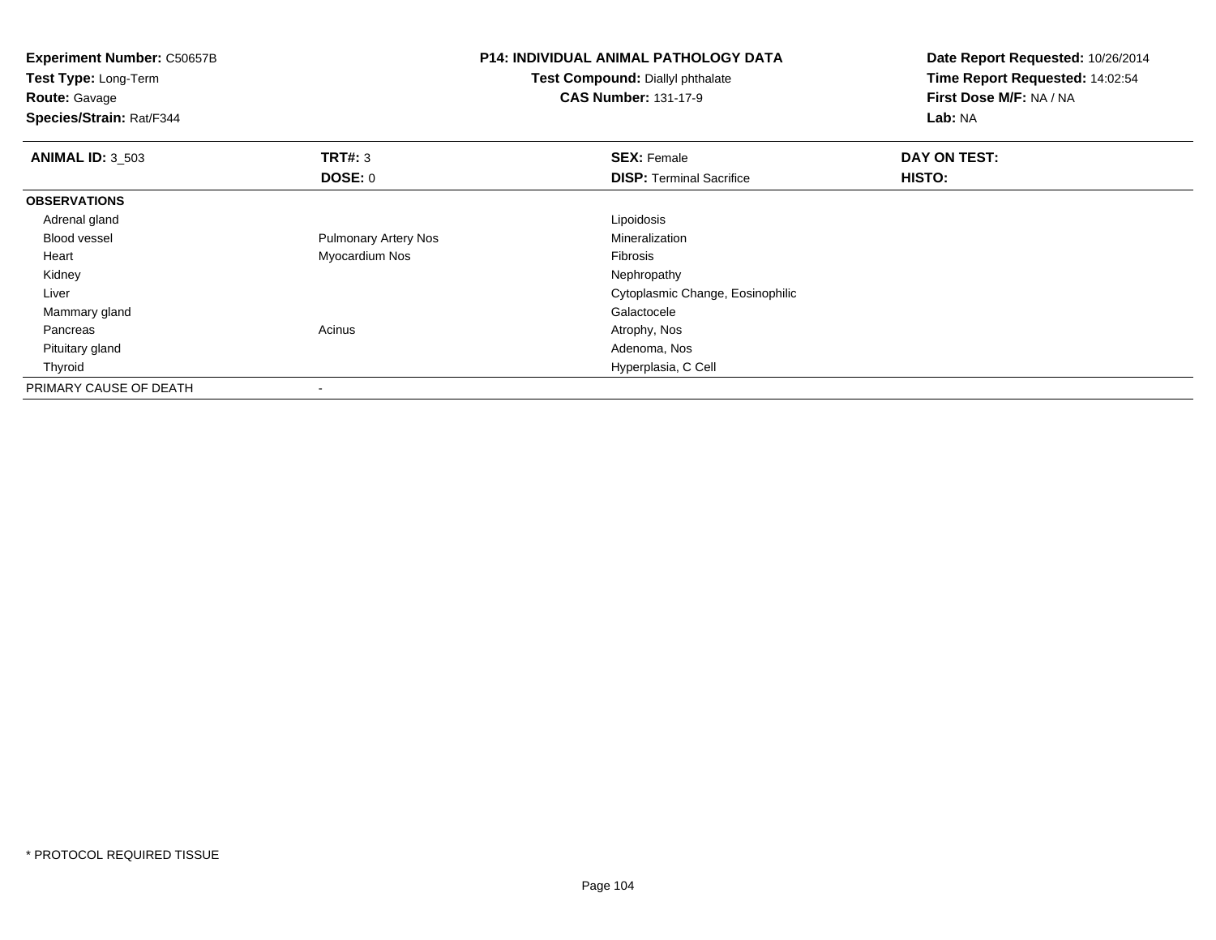**Experiment Number:** C50657B
**Test Type:** Long-Term
**Route:** Gavage
**Species/Strain:** Rat/F344

**P14: INDIVIDUAL ANIMAL PATHOLOGY DATA**
**Test Compound:** Diallyl phthalate
**CAS Number:** 131-17-9

**Date Report Requested:** 10/26/2014
**Time Report Requested:** 14:02:54
**First Dose M/F:** NA / NA
**Lab:** NA

| **ANIMAL ID:** 3_503 | **TRT#:** 3 | **SEX:** Female | **DAY ON TEST:** |
|---|---|---|---|
| | **DOSE:** 0 | **DISP:** Terminal Sacrifice | **HISTO:** |
| **OBSERVATIONS** | | | |
| Adrenal gland | | Lipoidosis | |
| Blood vessel | Pulmonary Artery Nos | Mineralization | |
| Heart | Myocardium Nos | Fibrosis | |
| Kidney | | Nephropathy | |
| Liver | | Cytoplasmic Change, Eosinophilic | |
| Mammary gland | | Galactocele | |
| Pancreas | Acinus | Atrophy, Nos | |
| Pituitary gland | | Adenoma, Nos | |
| Thyroid | | Hyperplasia, C Cell | |
| PRIMARY CAUSE OF DEATH | - | | |

* PROTOCOL REQUIRED TISSUE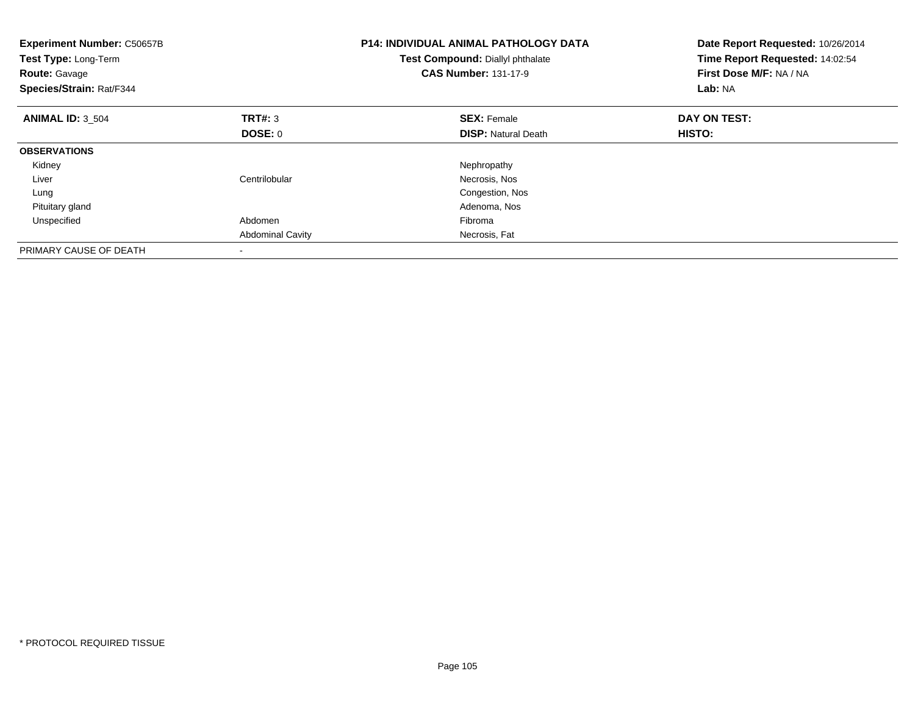**Experiment Number:** C50657B
**Test Type:** Long-Term
**Route:** Gavage
**Species/Strain:** Rat/F344

**P14: INDIVIDUAL ANIMAL PATHOLOGY DATA**
**Test Compound:** Diallyl phthalate
**CAS Number:** 131-17-9

**Date Report Requested:** 10/26/2014
**Time Report Requested:** 14:02:54
**First Dose M/F:** NA / NA
**Lab:** NA

| **ANIMAL ID:** 3_504 | **TRT#:** 3 | **SEX:** Female | **DAY ON TEST:** |
|---|---|---|---|
| | **DOSE:** 0 | **DISP:** Natural Death | **HISTO:** |
| **OBSERVATIONS** | | | |
| Kidney | | Nephropathy | |
| Liver | Centrilobular | Necrosis, Nos | |
| Lung | | Congestion, Nos | |
| Pituitary gland | | Adenoma, Nos | |
| Unspecified | Abdomen | Fibroma | |
| | Abdominal Cavity | Necrosis, Fat | |
| PRIMARY CAUSE OF DEATH | - | | |

* PROTOCOL REQUIRED TISSUE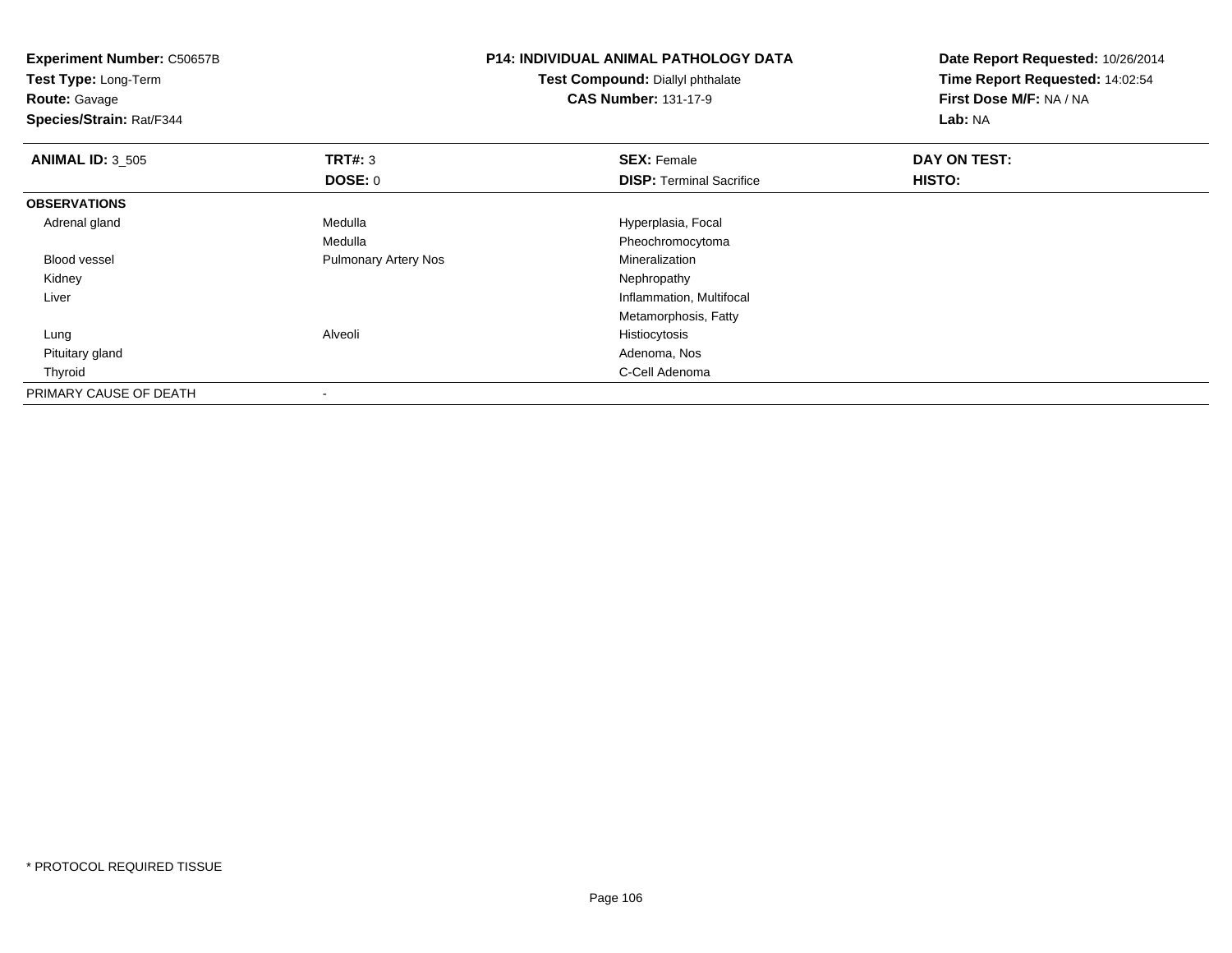**Experiment Number:** C50657B
**Test Type:** Long-Term
**Route:** Gavage
**Species/Strain:** Rat/F344

**P14: INDIVIDUAL ANIMAL PATHOLOGY DATA**
**Test Compound:** Diallyl phthalate
**CAS Number:** 131-17-9

**Date Report Requested:** 10/26/2014
**Time Report Requested:** 14:02:54
**First Dose M/F:** NA / NA
**Lab:** NA

| **ANIMAL ID:** 3_505 | **TRT#:** 3 | **SEX:** Female | **DAY ON TEST:** |
|---|---|---|---|
| | **DOSE:** 0 | **DISP:** Terminal Sacrifice | **HISTO:** |
| **OBSERVATIONS** | | | |
| Adrenal gland | Medulla | Hyperplasia, Focal | |
| | Medulla | Pheochromocytoma | |
| Blood vessel | Pulmonary Artery Nos | Mineralization | |
| Kidney | | Nephropathy | |
| Liver | | Inflammation, Multifocal | |
| | | Metamorphosis, Fatty | |
| Lung | Alveoli | Histiocytosis | |
| Pituitary gland | | Adenoma, Nos | |
| Thyroid | | C-Cell Adenoma | |
| PRIMARY CAUSE OF DEATH | - | | |

* PROTOCOL REQUIRED TISSUE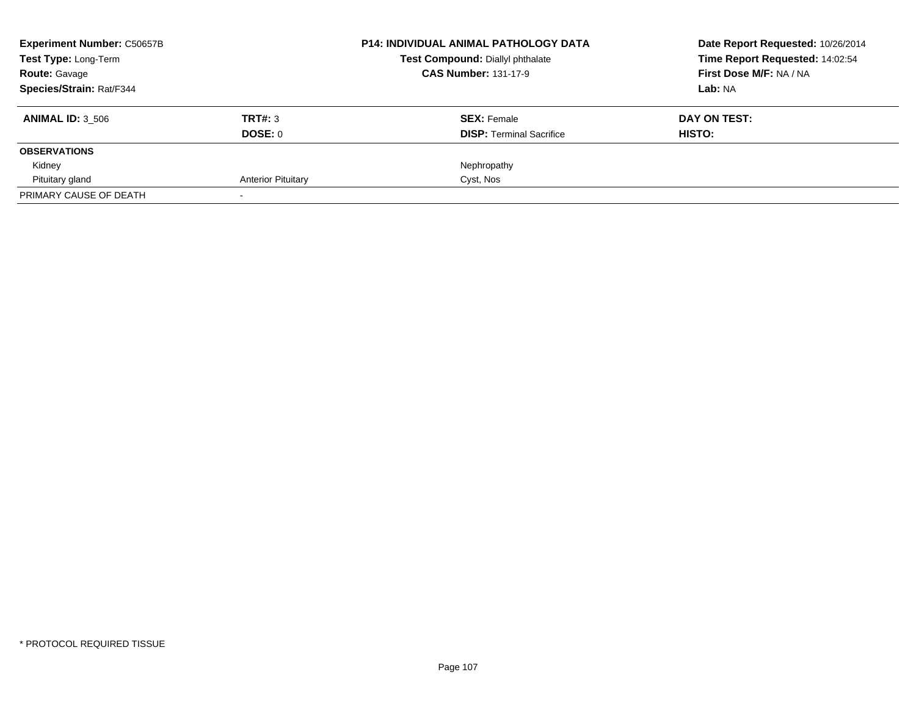**Experiment Number:** C50657B
**Test Type:** Long-Term
**Route:** Gavage
**Species/Strain:** Rat/F344

**P14: INDIVIDUAL ANIMAL PATHOLOGY DATA**
**Test Compound:** Diallyl phthalate
**CAS Number:** 131-17-9

**Date Report Requested:** 10/26/2014
**Time Report Requested:** 14:02:54
**First Dose M/F:** NA / NA
**Lab:** NA

| **ANIMAL ID:** 3_506 | **TRT#:** 3 | **SEX:** Female | **DAY ON TEST:** |
|---|---|---|---|
| | **DOSE:** 0 | **DISP:** Terminal Sacrifice | **HISTO:** |
| **OBSERVATIONS** | | | |
| Kidney | | Nephropathy | |
| Pituitary gland | Anterior Pituitary | Cyst, Nos | |
| PRIMARY CAUSE OF DEATH | - | | |

* PROTOCOL REQUIRED TISSUE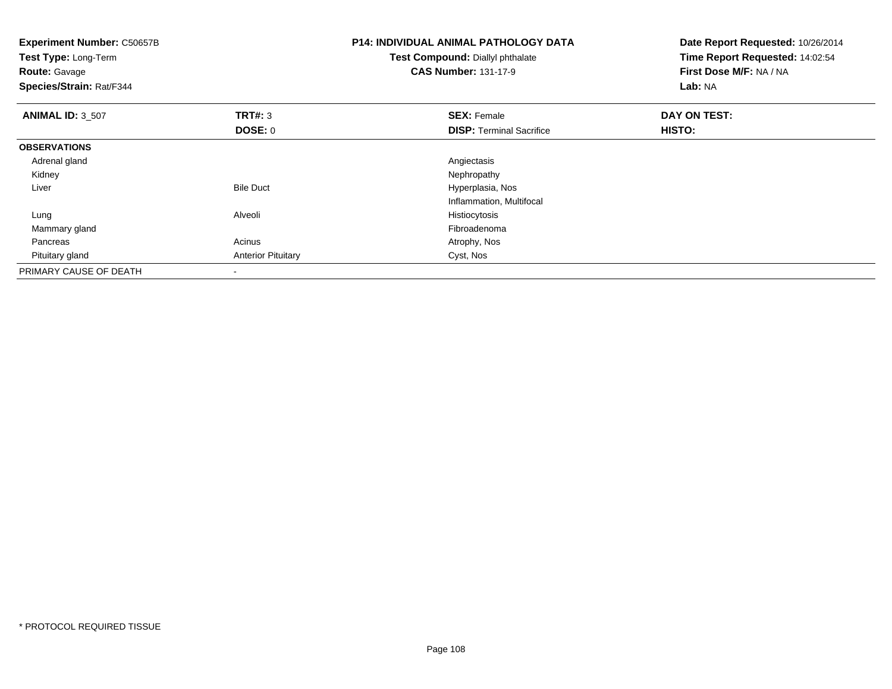**Experiment Number:** C50657B
**Test Type:** Long-Term
**Route:** Gavage
**Species/Strain:** Rat/F344

**P14: INDIVIDUAL ANIMAL PATHOLOGY DATA**
**Test Compound:** Diallyl phthalate
**CAS Number:** 131-17-9

**Date Report Requested:** 10/26/2014
**Time Report Requested:** 14:02:54
**First Dose M/F:** NA / NA
**Lab:** NA

| **ANIMAL ID:** 3_507 | **TRT#:** 3 | **SEX:** Female | **DAY ON TEST:** |
|---|---|---|---|
| | **DOSE:** 0 | **DISP:** Terminal Sacrifice | **HISTO:** |
| **OBSERVATIONS** | | | |
| Adrenal gland | | Angiectasis | |
| Kidney | | Nephropathy | |
| Liver | Bile Duct | Hyperplasia, Nos | |
| | | Inflammation, Multifocal | |
| Lung | Alveoli | Histiocytosis | |
| Mammary gland | | Fibroadenoma | |
| Pancreas | Acinus | Atrophy, Nos | |
| Pituitary gland | Anterior Pituitary | Cyst, Nos | |
| PRIMARY CAUSE OF DEATH | - | | |

* PROTOCOL REQUIRED TISSUE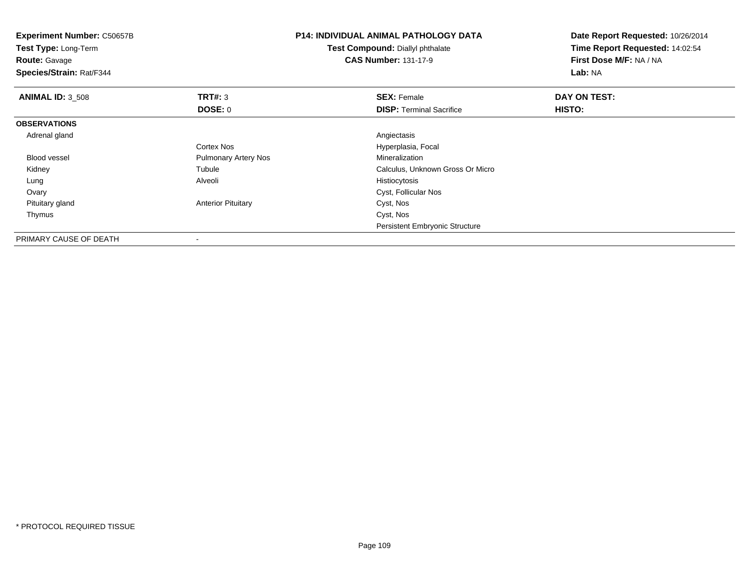**Experiment Number:** C50657B
**Test Type:** Long-Term
**Route:** Gavage
**Species/Strain:** Rat/F344

**P14: INDIVIDUAL ANIMAL PATHOLOGY DATA**
**Test Compound:** Diallyl phthalate
**CAS Number:** 131-17-9

**Date Report Requested:** 10/26/2014
**Time Report Requested:** 14:02:54
**First Dose M/F:** NA / NA
**Lab:** NA

| **ANIMAL ID:** 3_508 | **TRT#:** 3 | **SEX:** Female | **DAY ON TEST:** |
|---|---|---|---|
| | **DOSE:** 0 | **DISP:** Terminal Sacrifice | **HISTO:** |
| **OBSERVATIONS** | | | |
| Adrenal gland | | Angiectasis | |
| | Cortex Nos | Hyperplasia, Focal | |
| Blood vessel | Pulmonary Artery Nos | Mineralization | |
| Kidney | Tubule | Calculus, Unknown Gross Or Micro | |
| Lung | Alveoli | Histiocytosis | |
| Ovary | | Cyst, Follicular Nos | |
| Pituitary gland | Anterior Pituitary | Cyst, Nos | |
| Thymus | | Cyst, Nos | |
| | | Persistent Embryonic Structure | |
| PRIMARY CAUSE OF DEATH | - | | |

* PROTOCOL REQUIRED TISSUE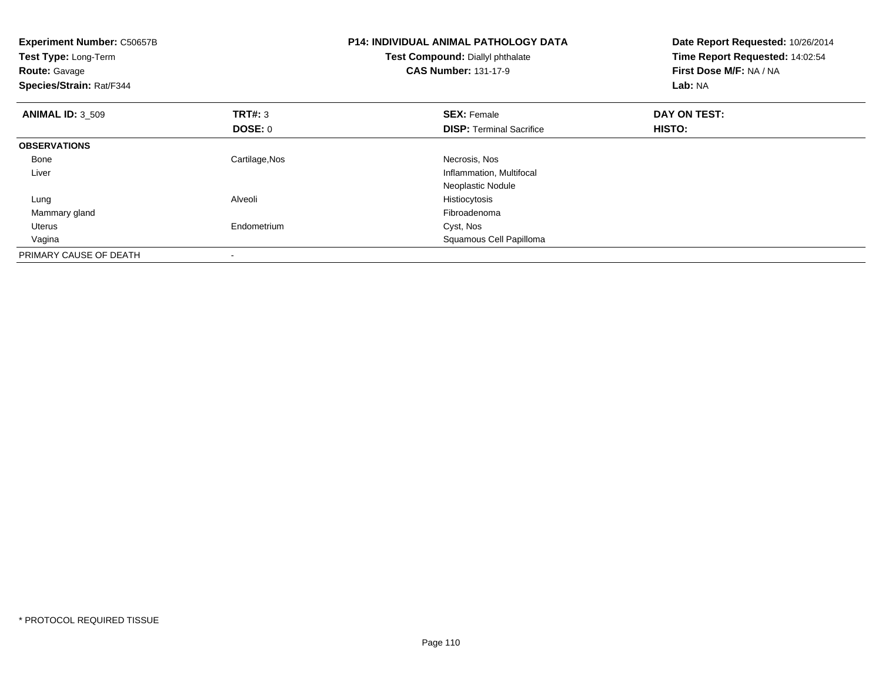**Experiment Number:** C50657B
**Test Type:** Long-Term
**Route:** Gavage
**Species/Strain:** Rat/F344

**P14: INDIVIDUAL ANIMAL PATHOLOGY DATA**
**Test Compound:** Diallyl phthalate
**CAS Number:** 131-17-9

**Date Report Requested:** 10/26/2014
**Time Report Requested:** 14:02:54
**First Dose M/F:** NA / NA
**Lab:** NA

| **ANIMAL ID:** 3_509 | **TRT#:** 3 | **SEX:** Female | **DAY ON TEST:** |
|---|---|---|---|
| | **DOSE:** 0 | **DISP:** Terminal Sacrifice | **HISTO:** |
| **OBSERVATIONS** | | | |
| Bone | Cartilage,Nos | Necrosis, Nos | |
| Liver | | Inflammation, Multifocal | |
| | | Neoplastic Nodule | |
| Lung | Alveoli | Histiocytosis | |
| Mammary gland | | Fibroadenoma | |
| Uterus | Endometrium | Cyst, Nos | |
| Vagina | | Squamous Cell Papilloma | |
| PRIMARY CAUSE OF DEATH | - | | |

* PROTOCOL REQUIRED TISSUE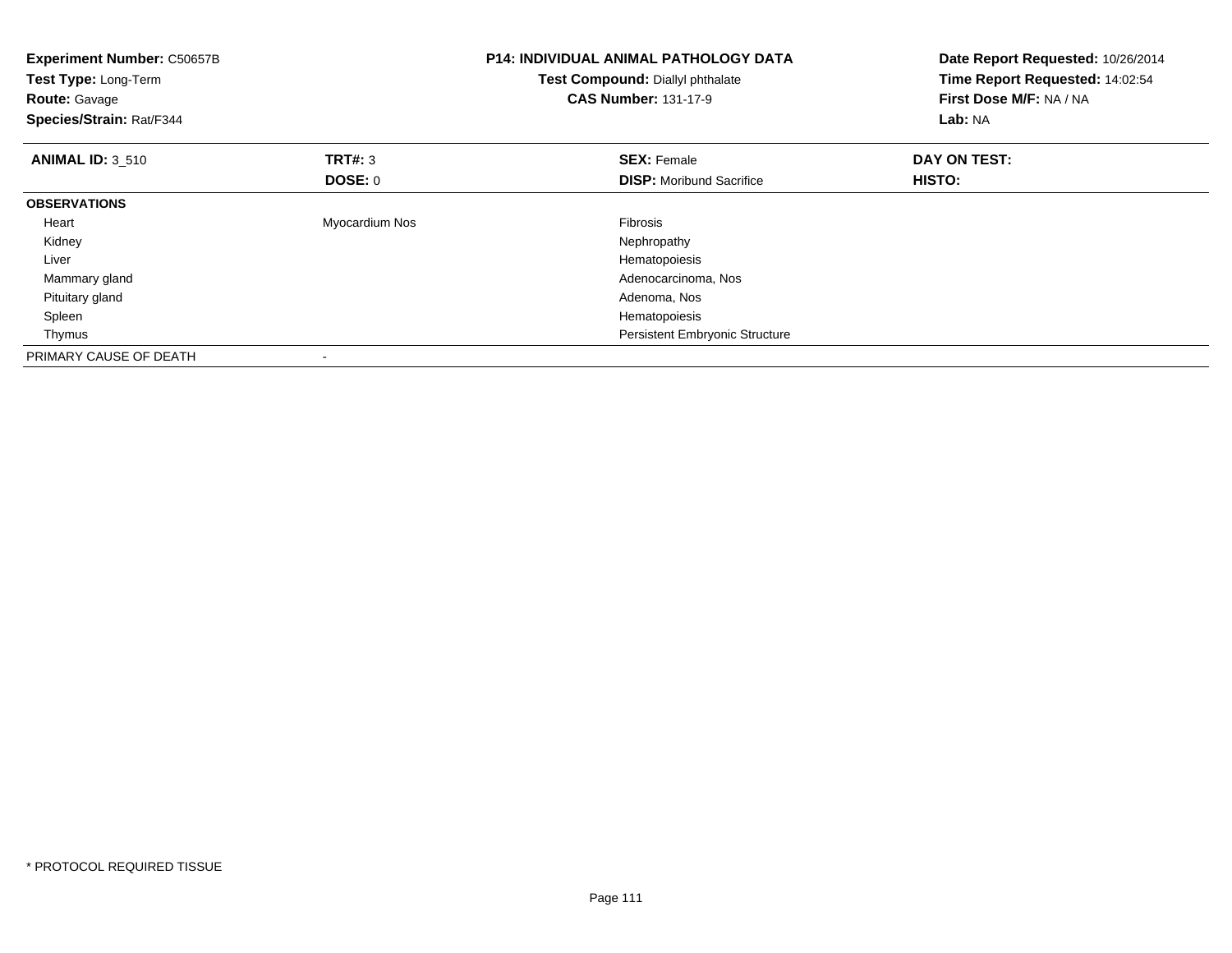**Experiment Number:** C50657B
**Test Type:** Long-Term
**Route:** Gavage
**Species/Strain:** Rat/F344

**P14: INDIVIDUAL ANIMAL PATHOLOGY DATA**
**Test Compound:** Diallyl phthalate
**CAS Number:** 131-17-9

**Date Report Requested:** 10/26/2014
**Time Report Requested:** 14:02:54
**First Dose M/F:** NA / NA
**Lab:** NA

| **ANIMAL ID:** 3_510 | **TRT#:** 3 | **SEX:** Female | **DAY ON TEST:** |
|---|---|---|---|
| | **DOSE:** 0 | **DISP:** Moribund Sacrifice | **HISTO:** |
| **OBSERVATIONS** | | | |
| Heart | Myocardium Nos | Fibrosis | |
| Kidney | | Nephropathy | |
| Liver | | Hematopoiesis | |
| Mammary gland | | Adenocarcinoma, Nos | |
| Pituitary gland | | Adenoma, Nos | |
| Spleen | | Hematopoiesis | |
| Thymus | | Persistent Embryonic Structure | |
| PRIMARY CAUSE OF DEATH | - | | |

* PROTOCOL REQUIRED TISSUE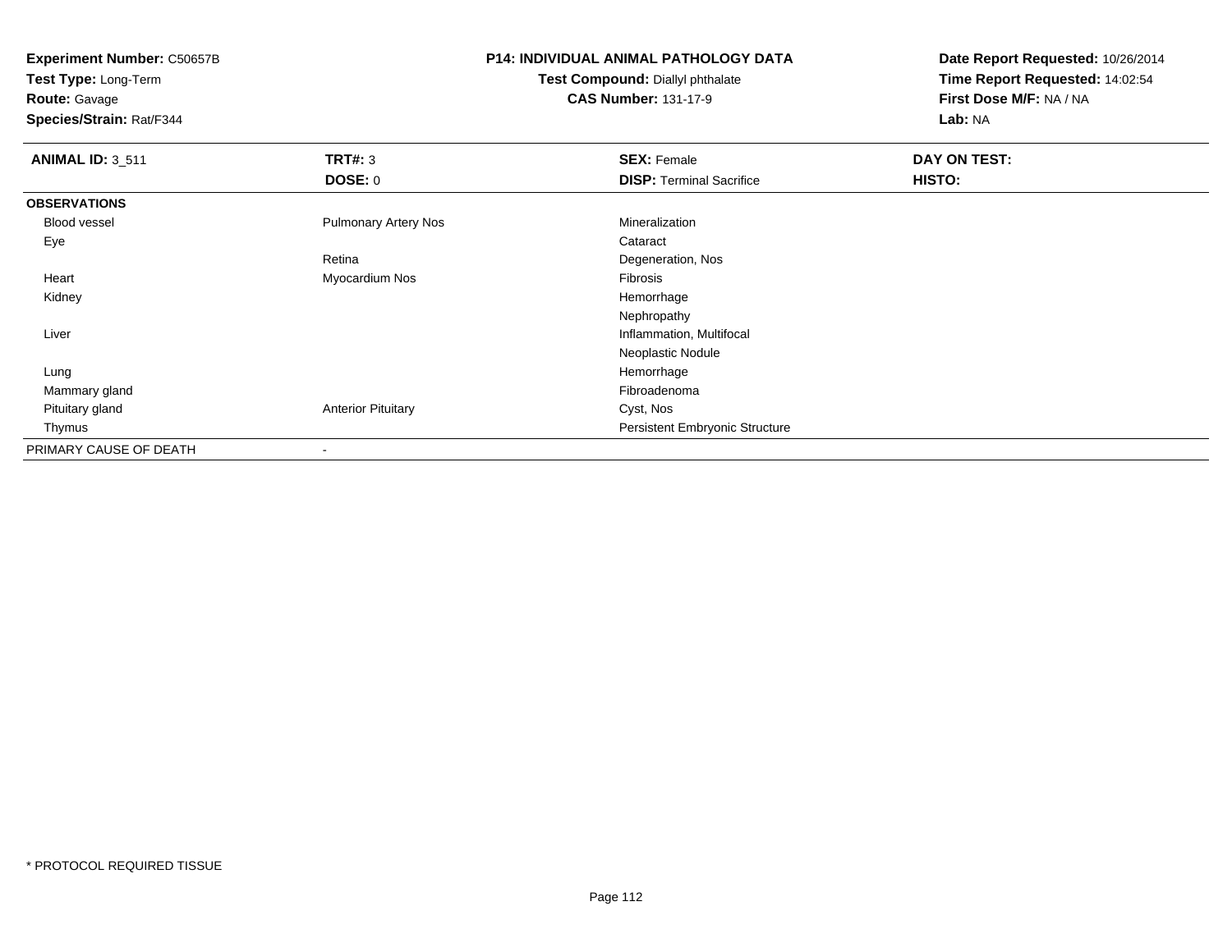**Experiment Number:** C50657B
**Test Type:** Long-Term
**Route:** Gavage
**Species/Strain:** Rat/F344

**P14: INDIVIDUAL ANIMAL PATHOLOGY DATA**
**Test Compound:** Diallyl phthalate
**CAS Number:** 131-17-9

**Date Report Requested:** 10/26/2014
**Time Report Requested:** 14:02:54
**First Dose M/F:** NA / NA
**Lab:** NA

| **ANIMAL ID:** 3_511 | **TRT#:** 3 | **SEX:** Female | **DAY ON TEST:** |
|---|---|---|---|
| | **DOSE:** 0 | **DISP:** Terminal Sacrifice | **HISTO:** |
| **OBSERVATIONS** | | | |
| Blood vessel | Pulmonary Artery Nos | Mineralization | |
| Eye | | Cataract | |
| | Retina | Degeneration, Nos | |
| Heart | Myocardium Nos | Fibrosis | |
| Kidney | | Hemorrhage | |
| | | Nephropathy | |
| Liver | | Inflammation, Multifocal | |
| | | Neoplastic Nodule | |
| Lung | | Hemorrhage | |
| Mammary gland | | Fibroadenoma | |
| Pituitary gland | Anterior Pituitary | Cyst, Nos | |
| Thymus | | Persistent Embryonic Structure | |
| PRIMARY CAUSE OF DEATH | - | | |

* PROTOCOL REQUIRED TISSUE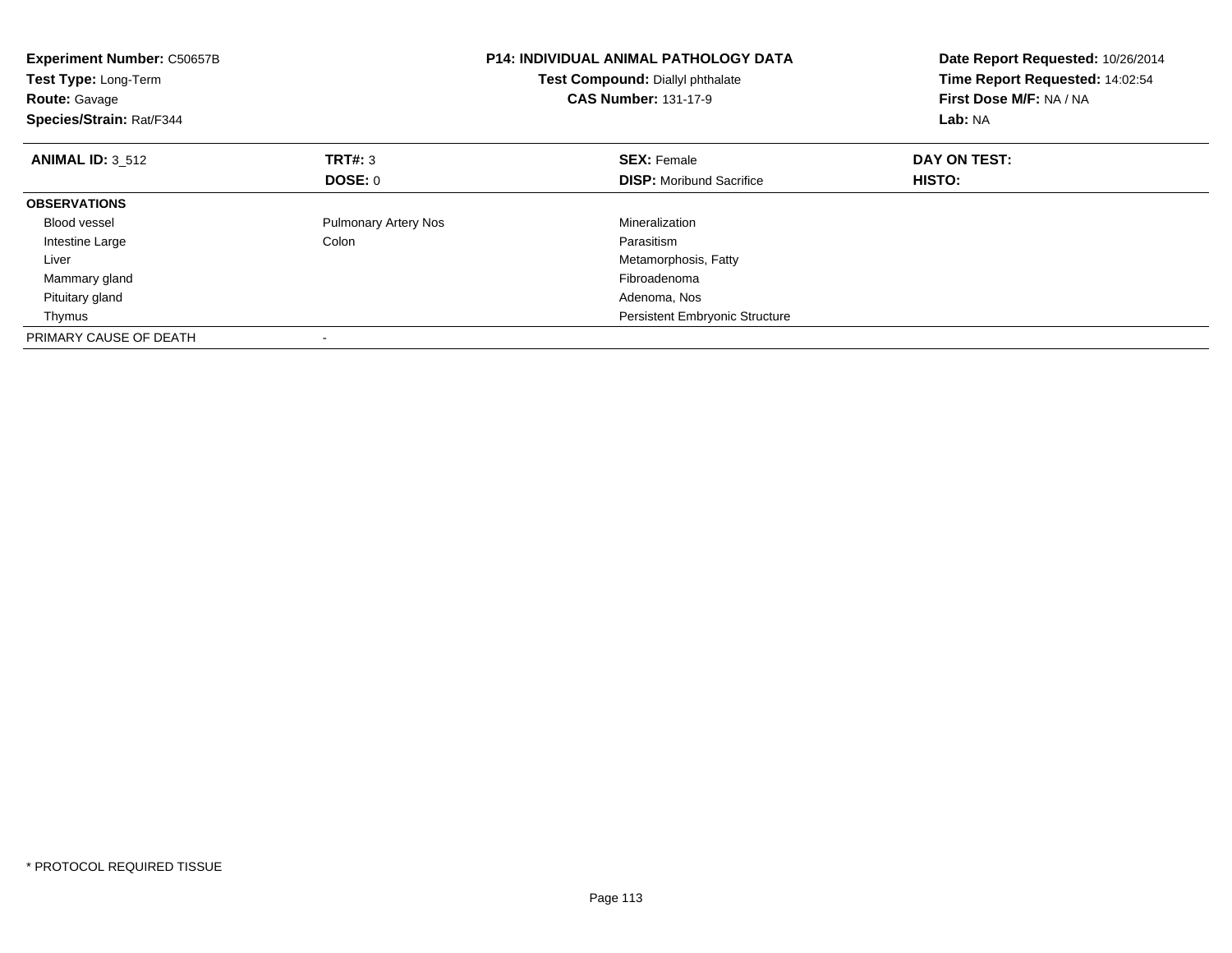**Experiment Number:** C50657B
**Test Type:** Long-Term
**Route:** Gavage
**Species/Strain:** Rat/F344

**P14: INDIVIDUAL ANIMAL PATHOLOGY DATA**
**Test Compound:** Diallyl phthalate
**CAS Number:** 131-17-9

**Date Report Requested:** 10/26/2014
**Time Report Requested:** 14:02:54
**First Dose M/F:** NA / NA
**Lab:** NA

| **ANIMAL ID:** 3_512 | **TRT#:** 3 | **SEX:** Female | **DAY ON TEST:** |
|---|---|---|---|
| | **DOSE:** 0 | **DISP:** Moribund Sacrifice | **HISTO:** |
| **OBSERVATIONS** | | | |
| Blood vessel | Pulmonary Artery Nos | Mineralization | |
| Intestine Large | Colon | Parasitism | |
| Liver | | Metamorphosis, Fatty | |
| Mammary gland | | Fibroadenoma | |
| Pituitary gland | | Adenoma, Nos | |
| Thymus | | Persistent Embryonic Structure | |
| PRIMARY CAUSE OF DEATH | - | | |

* PROTOCOL REQUIRED TISSUE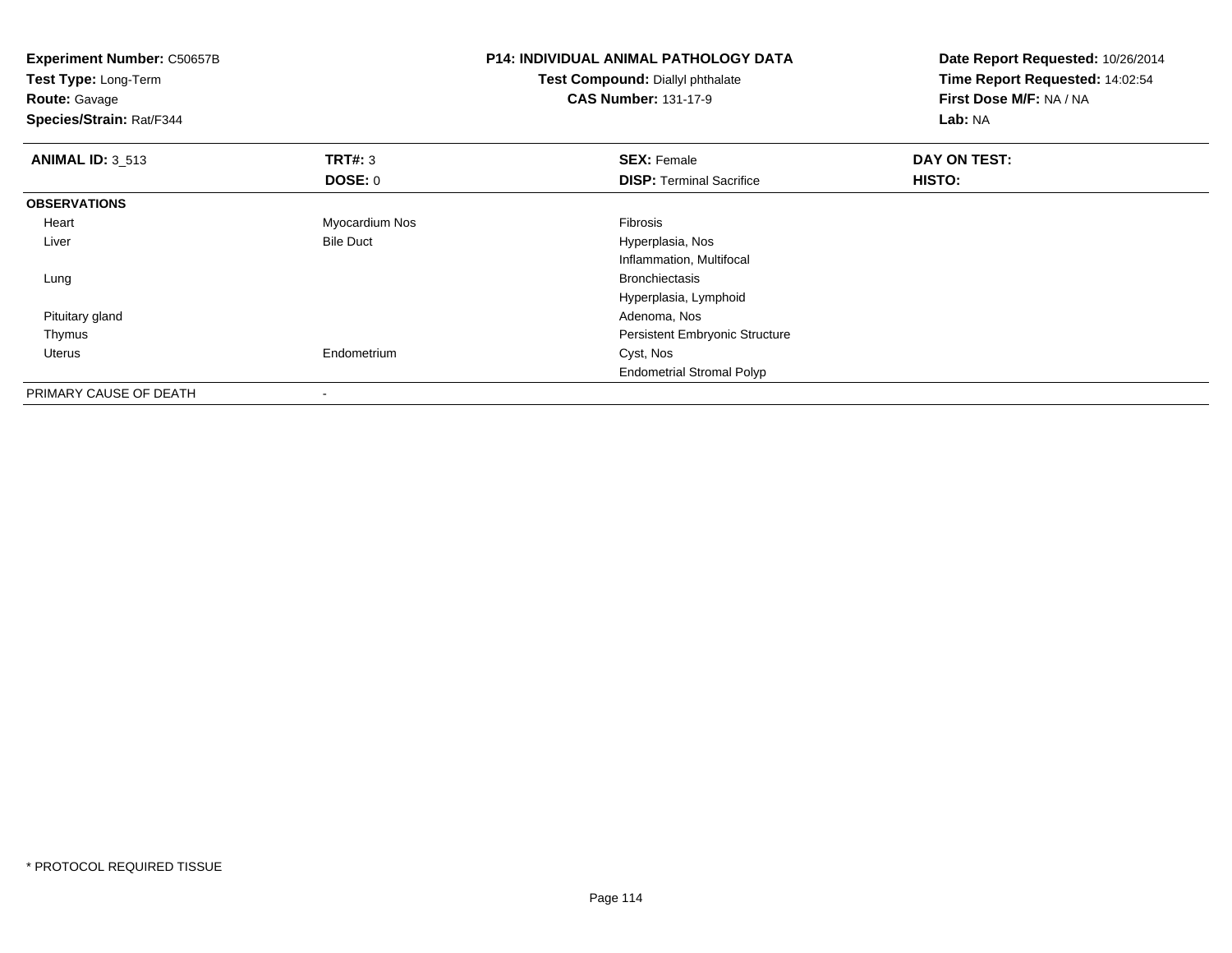**Experiment Number:** C50657B
**Test Type:** Long-Term
**Route:** Gavage
**Species/Strain:** Rat/F344

**P14: INDIVIDUAL ANIMAL PATHOLOGY DATA**
**Test Compound:** Diallyl phthalate
**CAS Number:** 131-17-9

**Date Report Requested:** 10/26/2014
**Time Report Requested:** 14:02:54
**First Dose M/F:** NA / NA
**Lab:** NA

| **ANIMAL ID:** 3_513 | **TRT#:** 3 | **SEX:** Female | **DAY ON TEST:** |
|---|---|---|---|
| | **DOSE:** 0 | **DISP:** Terminal Sacrifice | **HISTO:** |
| **OBSERVATIONS** | | | |
| Heart | Myocardium Nos | Fibrosis | |
| Liver | Bile Duct | Hyperplasia, Nos | |
| | | Inflammation, Multifocal | |
| Lung | | Bronchiectasis | |
| | | Hyperplasia, Lymphoid | |
| Pituitary gland | | Adenoma, Nos | |
| Thymus | | Persistent Embryonic Structure | |
| Uterus | Endometrium | Cyst, Nos | |
| | | Endometrial Stromal Polyp | |
| PRIMARY CAUSE OF DEATH | - | | |

* PROTOCOL REQUIRED TISSUE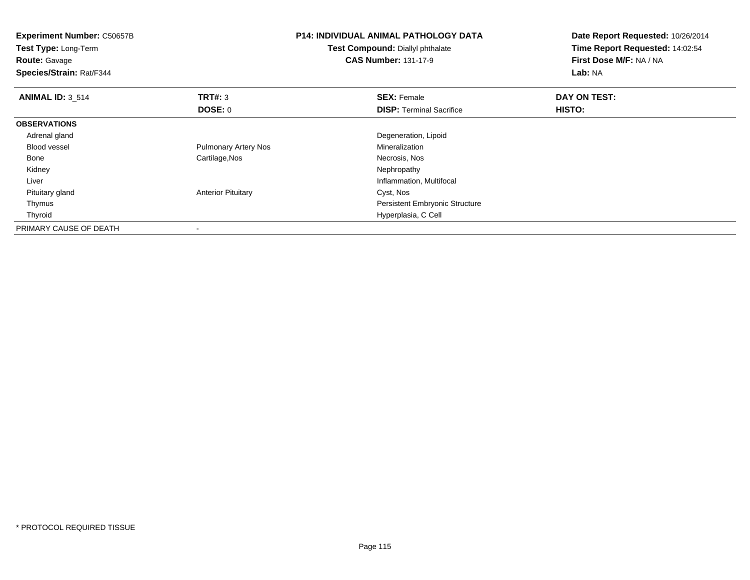**Experiment Number:** C50657B
**Test Type:** Long-Term
**Route:** Gavage
**Species/Strain:** Rat/F344

**P14: INDIVIDUAL ANIMAL PATHOLOGY DATA**
**Test Compound:** Diallyl phthalate
**CAS Number:** 131-17-9

**Date Report Requested:** 10/26/2014
**Time Report Requested:** 14:02:54
**First Dose M/F:** NA / NA
**Lab:** NA

| **ANIMAL ID:** 3_514 | **TRT#:** 3 | **SEX:** Female | **DAY ON TEST:** |
|---|---|---|---|
| | **DOSE:** 0 | **DISP:** Terminal Sacrifice | **HISTO:** |
| **OBSERVATIONS** | | | |
| Adrenal gland | | Degeneration, Lipoid | |
| Blood vessel | Pulmonary Artery Nos | Mineralization | |
| Bone | Cartilage,Nos | Necrosis, Nos | |
| Kidney | | Nephropathy | |
| Liver | | Inflammation, Multifocal | |
| Pituitary gland | Anterior Pituitary | Cyst, Nos | |
| Thymus | | Persistent Embryonic Structure | |
| Thyroid | | Hyperplasia, C Cell | |
| PRIMARY CAUSE OF DEATH | - | | |

* PROTOCOL REQUIRED TISSUE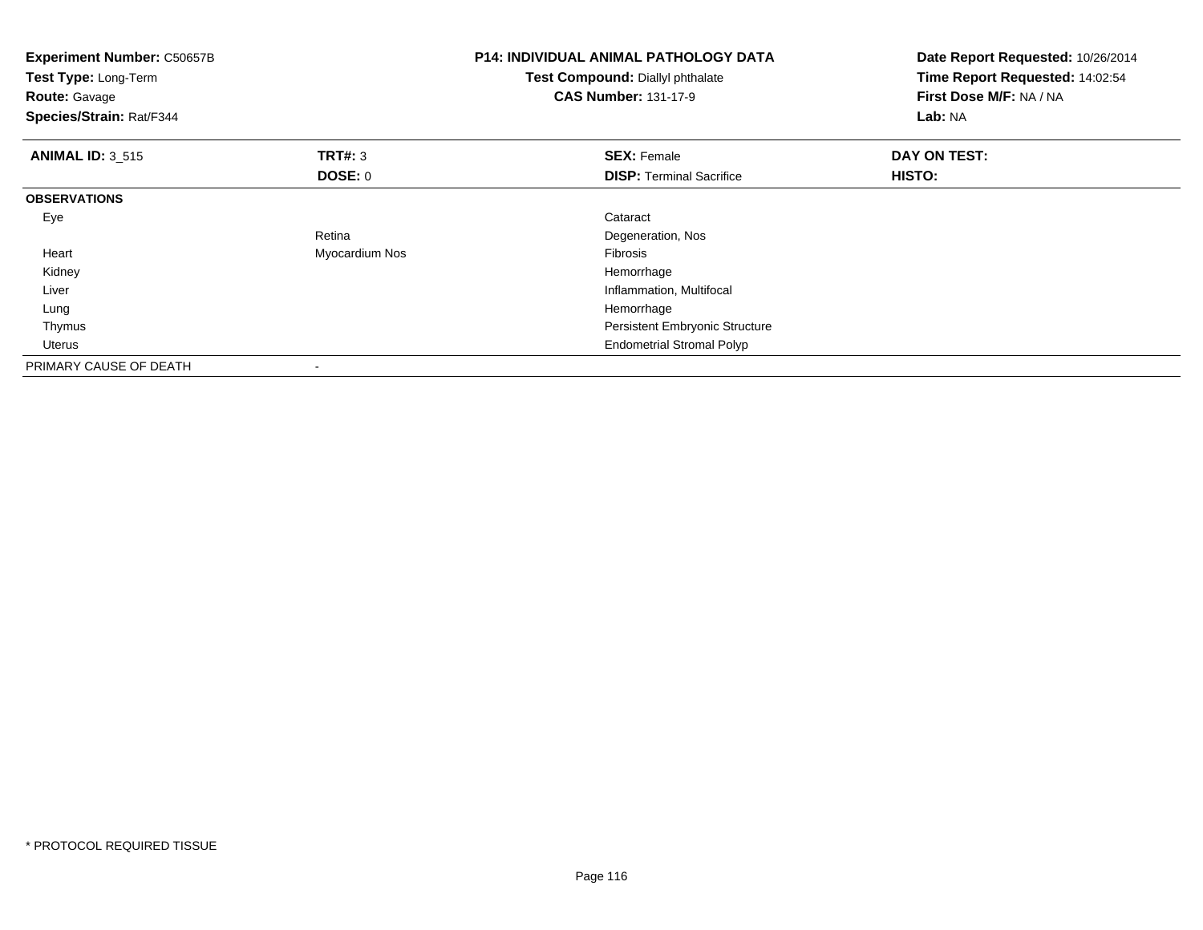**Experiment Number:** C50657B
**Test Type:** Long-Term
**Route:** Gavage
**Species/Strain:** Rat/F344

**P14: INDIVIDUAL ANIMAL PATHOLOGY DATA**
**Test Compound:** Diallyl phthalate
**CAS Number:** 131-17-9

**Date Report Requested:** 10/26/2014
**Time Report Requested:** 14:02:54
**First Dose M/F:** NA / NA
**Lab:** NA

| **ANIMAL ID:** 3_515 | **TRT#:** 3 | **SEX:** Female | **DAY ON TEST:** |
|---|---|---|---|
| | **DOSE:** 0 | **DISP:** Terminal Sacrifice | **HISTO:** |
| **OBSERVATIONS** | | | |
| Eye | | Cataract | |
| | Retina | Degeneration, Nos | |
| Heart | Myocardium Nos | Fibrosis | |
| Kidney | | Hemorrhage | |
| Liver | | Inflammation, Multifocal | |
| Lung | | Hemorrhage | |
| Thymus | | Persistent Embryonic Structure | |
| Uterus | | Endometrial Stromal Polyp | |
| PRIMARY CAUSE OF DEATH | - | | |

* PROTOCOL REQUIRED TISSUE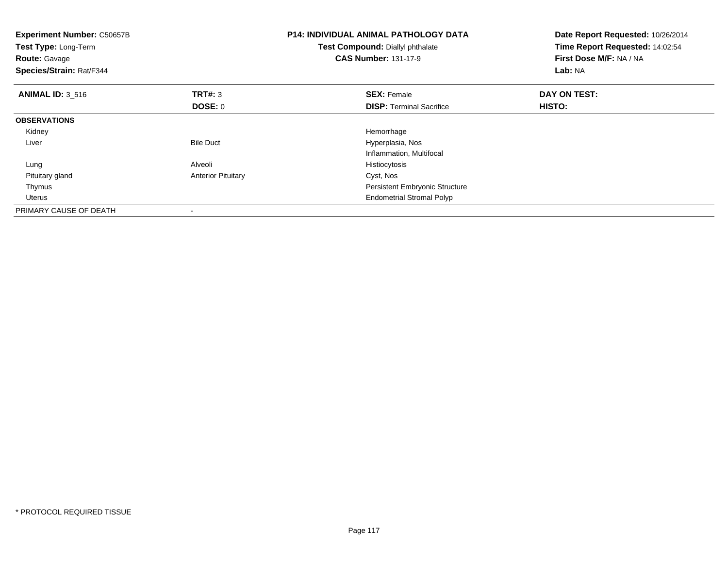**Experiment Number:** C50657B
**Test Type:** Long-Term
**Route:** Gavage
**Species/Strain:** Rat/F344

**P14: INDIVIDUAL ANIMAL PATHOLOGY DATA**
**Test Compound:** Diallyl phthalate
**CAS Number:** 131-17-9

**Date Report Requested:** 10/26/2014
**Time Report Requested:** 14:02:54
**First Dose M/F:** NA / NA
**Lab:** NA

| **ANIMAL ID:** 3_516 | **TRT#:** 3 | **SEX:** Female | **DAY ON TEST:** |
|---|---|---|---|
| | **DOSE:** 0 | **DISP:** Terminal Sacrifice | **HISTO:** |
| **OBSERVATIONS** | | | |
| Kidney | | Hemorrhage | |
| Liver | Bile Duct | Hyperplasia, Nos | |
| | | Inflammation, Multifocal | |
| Lung | Alveoli | Histiocytosis | |
| Pituitary gland | Anterior Pituitary | Cyst, Nos | |
| Thymus | | Persistent Embryonic Structure | |
| Uterus | | Endometrial Stromal Polyp | |
| PRIMARY CAUSE OF DEATH | - | | |

* PROTOCOL REQUIRED TISSUE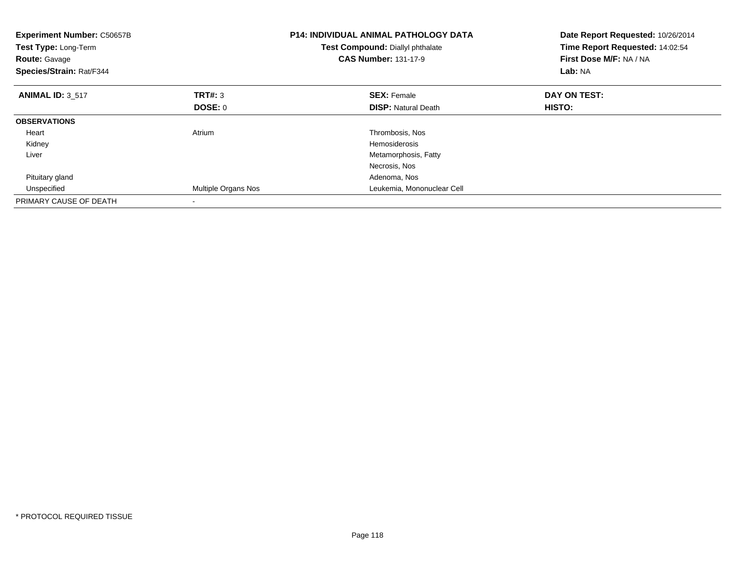**Experiment Number:** C50657B
**Test Type:** Long-Term
**Route:** Gavage
**Species/Strain:** Rat/F344

**P14: INDIVIDUAL ANIMAL PATHOLOGY DATA**
**Test Compound:** Diallyl phthalate
**CAS Number:** 131-17-9

**Date Report Requested:** 10/26/2014
**Time Report Requested:** 14:02:54
**First Dose M/F:** NA / NA
**Lab:** NA

| **ANIMAL ID:** 3_517 | **TRT#:** 3 | **SEX:** Female | **DAY ON TEST:** |
|---|---|---|---|
| | **DOSE:** 0 | **DISP:** Natural Death | **HISTO:** |
| **OBSERVATIONS** | | | |
| Heart | Atrium | Thrombosis, Nos | |
| Kidney | | Hemosiderosis | |
| Liver | | Metamorphosis, Fatty | |
| | | Necrosis, Nos | |
| Pituitary gland | | Adenoma, Nos | |
| Unspecified | Multiple Organs Nos | Leukemia, Mononuclear Cell | |
| PRIMARY CAUSE OF DEATH | - | | |

* PROTOCOL REQUIRED TISSUE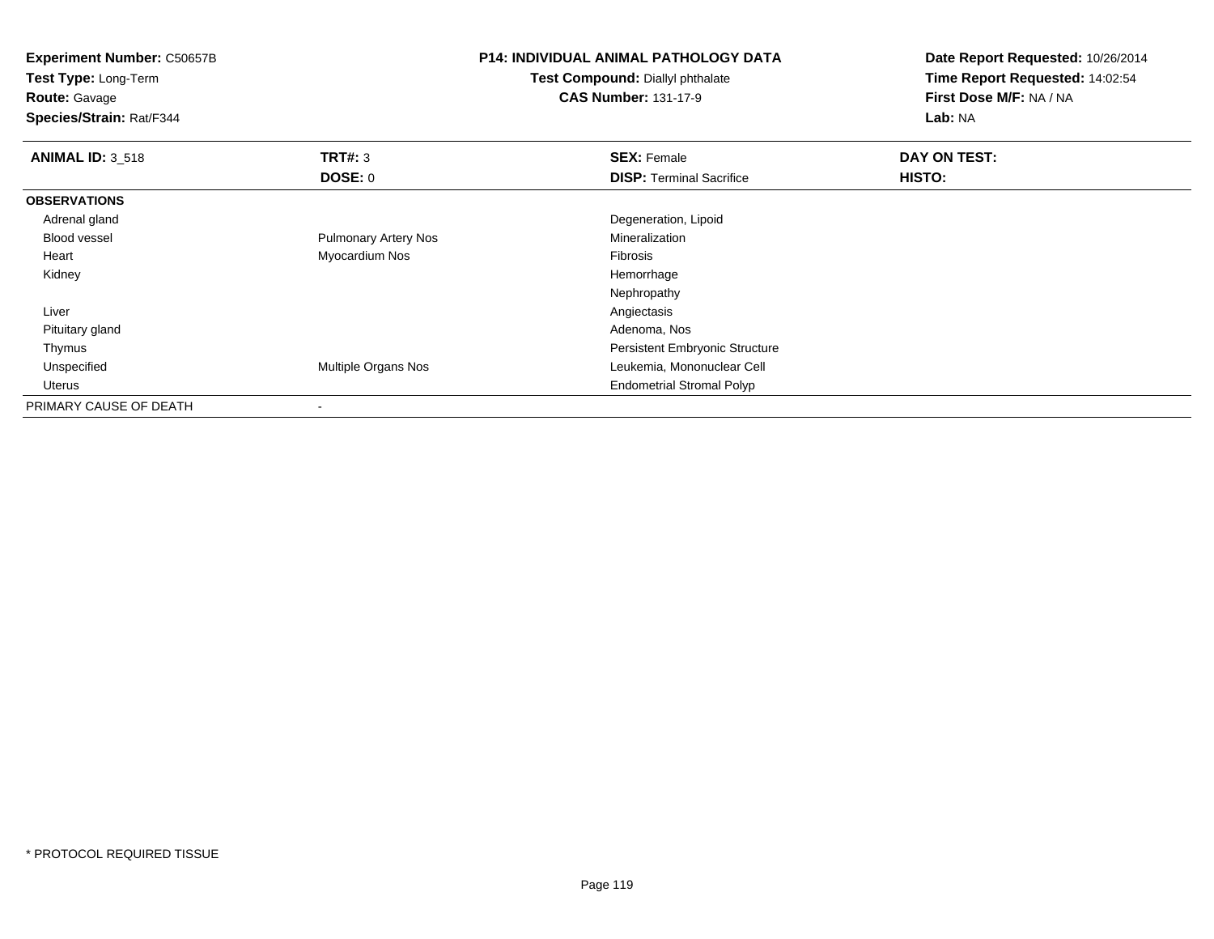**Experiment Number:** C50657B
**Test Type:** Long-Term
**Route:** Gavage
**Species/Strain:** Rat/F344

**P14: INDIVIDUAL ANIMAL PATHOLOGY DATA**
**Test Compound:** Diallyl phthalate
**CAS Number:** 131-17-9

**Date Report Requested:** 10/26/2014
**Time Report Requested:** 14:02:54
**First Dose M/F:** NA / NA
**Lab:** NA

| **ANIMAL ID:** 3_518 | **TRT#:** 3 | **SEX:** Female | **DAY ON TEST:** |
|---|---|---|---|
| | **DOSE:** 0 | **DISP:** Terminal Sacrifice | **HISTO:** |
| **OBSERVATIONS** | | | |
| Adrenal gland | | Degeneration, Lipoid | |
| Blood vessel | Pulmonary Artery Nos | Mineralization | |
| Heart | Myocardium Nos | Fibrosis | |
| Kidney | | Hemorrhage | |
| | | Nephropathy | |
| Liver | | Angiectasis | |
| Pituitary gland | | Adenoma, Nos | |
| Thymus | | Persistent Embryonic Structure | |
| Unspecified | Multiple Organs Nos | Leukemia, Mononuclear Cell | |
| Uterus | | Endometrial Stromal Polyp | |
| PRIMARY CAUSE OF DEATH | - | | |

* PROTOCOL REQUIRED TISSUE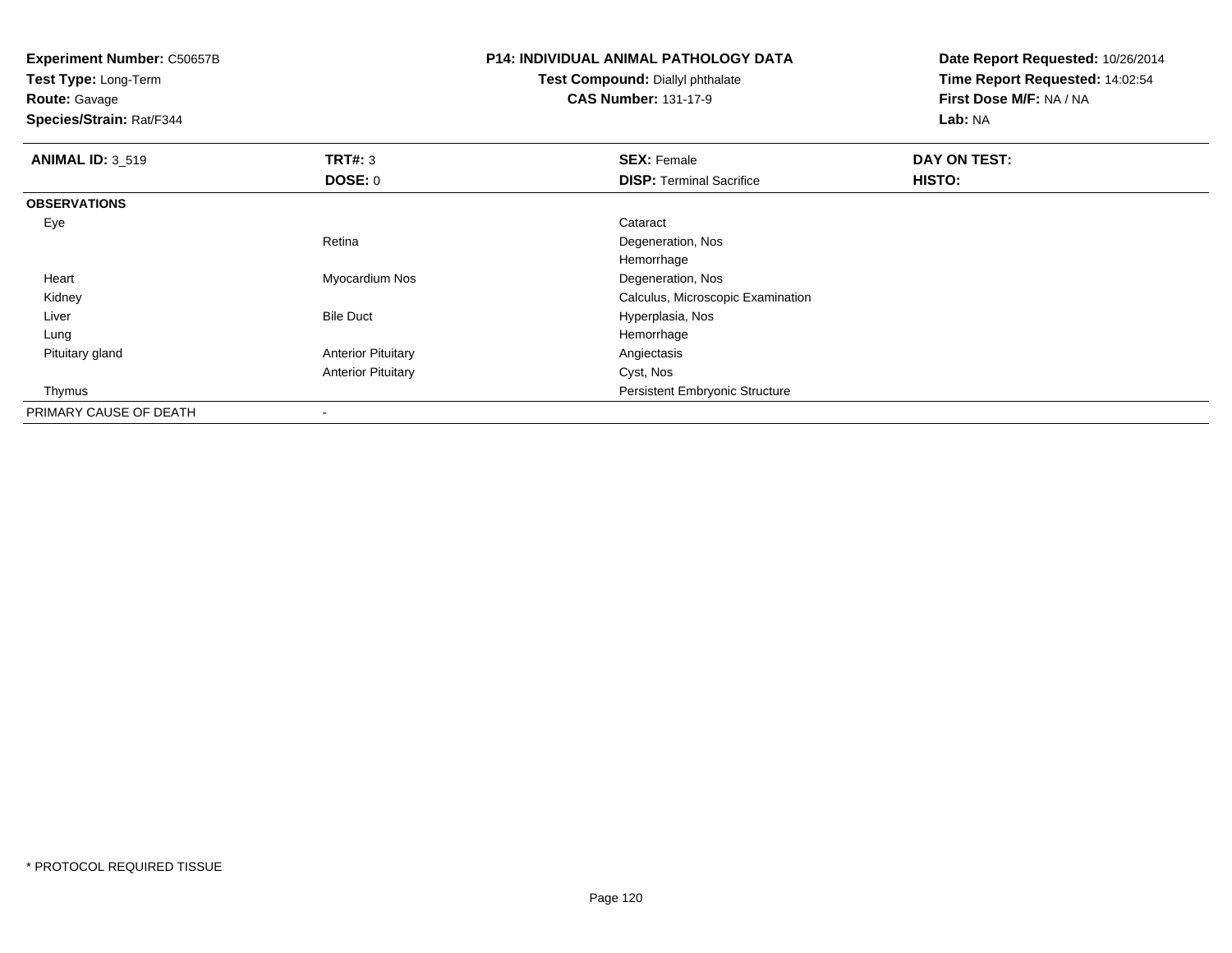**Experiment Number:** C50657B
**Test Type:** Long-Term
**Route:** Gavage
**Species/Strain:** Rat/F344

**P14: INDIVIDUAL ANIMAL PATHOLOGY DATA**
**Test Compound:** Diallyl phthalate
**CAS Number:** 131-17-9

**Date Report Requested:** 10/26/2014
**Time Report Requested:** 14:02:54
**First Dose M/F:** NA / NA
**Lab:** NA

| **ANIMAL ID:** 3_519 | **TRT#:** 3 | **SEX:** Female | **DAY ON TEST:** |
|---|---|---|---|
| | **DOSE:** 0 | **DISP:** Terminal Sacrifice | **HISTO:** |
| **OBSERVATIONS** | | | |
| Eye | | Cataract | |
| | Retina | Degeneration, Nos | |
| | | Hemorrhage | |
| Heart | Myocardium Nos | Degeneration, Nos | |
| Kidney | | Calculus, Microscopic Examination | |
| Liver | Bile Duct | Hyperplasia, Nos | |
| Lung | | Hemorrhage | |
| Pituitary gland | Anterior Pituitary | Angiectasis | |
| | Anterior Pituitary | Cyst, Nos | |
| Thymus | | Persistent Embryonic Structure | |
| PRIMARY CAUSE OF DEATH | - | | |

* PROTOCOL REQUIRED TISSUE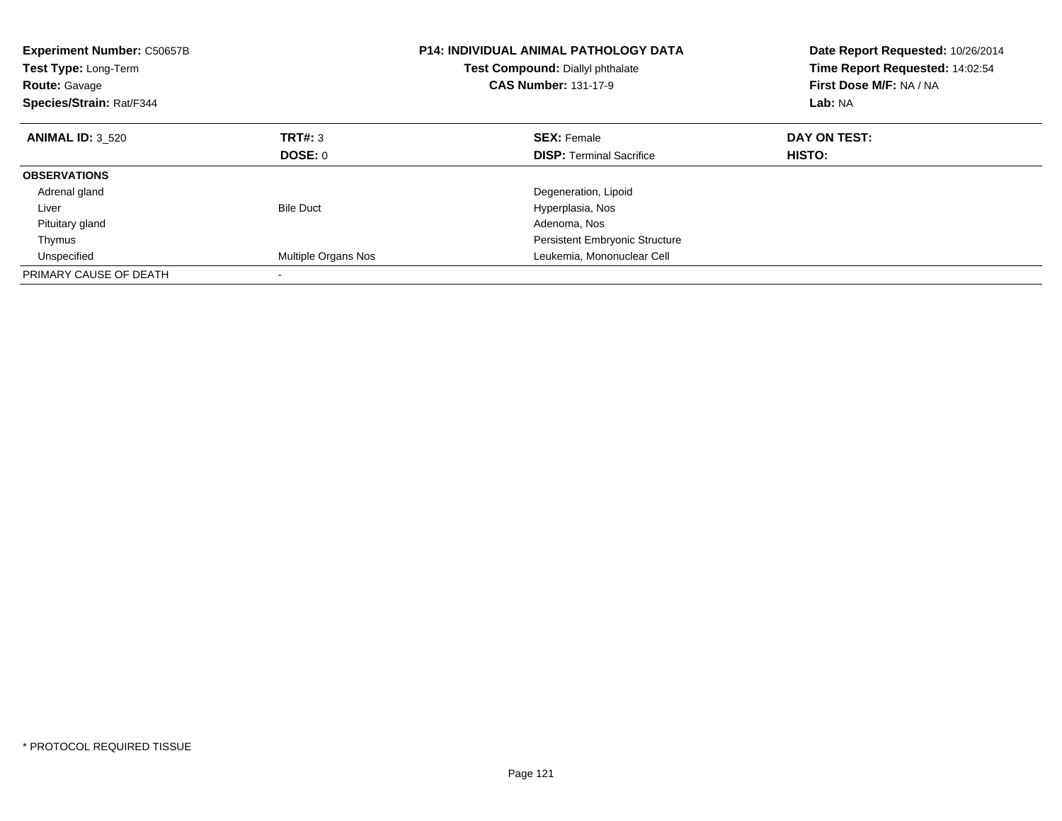**Experiment Number:** C50657B
**Test Type:** Long-Term
**Route:** Gavage
**Species/Strain:** Rat/F344

**P14: INDIVIDUAL ANIMAL PATHOLOGY DATA**
**Test Compound:** Diallyl phthalate
**CAS Number:** 131-17-9

**Date Report Requested:** 10/26/2014
**Time Report Requested:** 14:02:54
**First Dose M/F:** NA / NA
**Lab:** NA

| **ANIMAL ID:** 3_520 | **TRT#:** 3 | **SEX:** Female | **DAY ON TEST:** |
|---|---|---|---|
| | **DOSE:** 0 | **DISP:** Terminal Sacrifice | **HISTO:** |
| **OBSERVATIONS** | | | |
| Adrenal gland | | Degeneration, Lipoid | |
| Liver | Bile Duct | Hyperplasia, Nos | |
| Pituitary gland | | Adenoma, Nos | |
| Thymus | | Persistent Embryonic Structure | |
| Unspecified | Multiple Organs Nos | Leukemia, Mononuclear Cell | |
| PRIMARY CAUSE OF DEATH | - | | |

* PROTOCOL REQUIRED TISSUE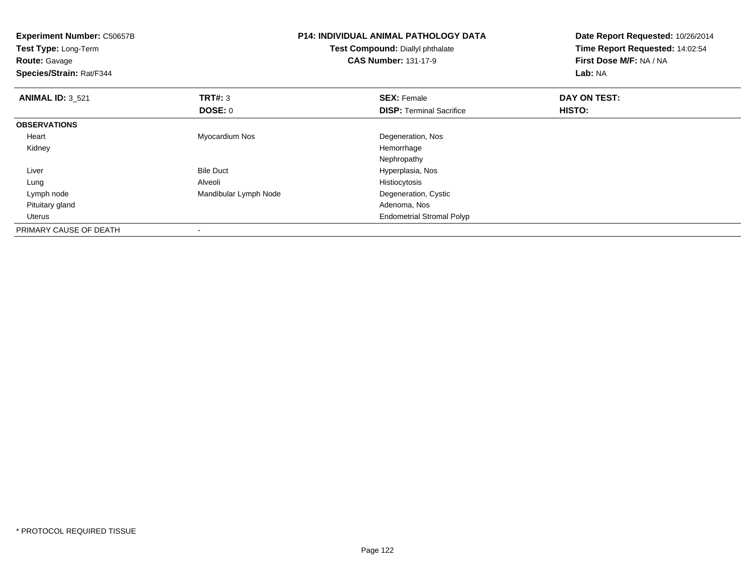**Experiment Number:** C50657B
**Test Type:** Long-Term
**Route:** Gavage
**Species/Strain:** Rat/F344

**P14: INDIVIDUAL ANIMAL PATHOLOGY DATA**
**Test Compound:** Diallyl phthalate
**CAS Number:** 131-17-9

**Date Report Requested:** 10/26/2014
**Time Report Requested:** 14:02:54
**First Dose M/F:** NA / NA
**Lab:** NA

| **ANIMAL ID:** 3_521 | **TRT#:** 3 | **SEX:** Female | **DAY ON TEST:** |
|---|---|---|---|
| | **DOSE:** 0 | **DISP:** Terminal Sacrifice | **HISTO:** |
| **OBSERVATIONS** | | | |
| Heart | Myocardium Nos | Degeneration, Nos | |
| Kidney | | Hemorrhage | |
| | | Nephropathy | |
| Liver | Bile Duct | Hyperplasia, Nos | |
| Lung | Alveoli | Histiocytosis | |
| Lymph node | Mandibular Lymph Node | Degeneration, Cystic | |
| Pituitary gland | | Adenoma, Nos | |
| Uterus | | Endometrial Stromal Polyp | |
| PRIMARY CAUSE OF DEATH | - | | |

* PROTOCOL REQUIRED TISSUE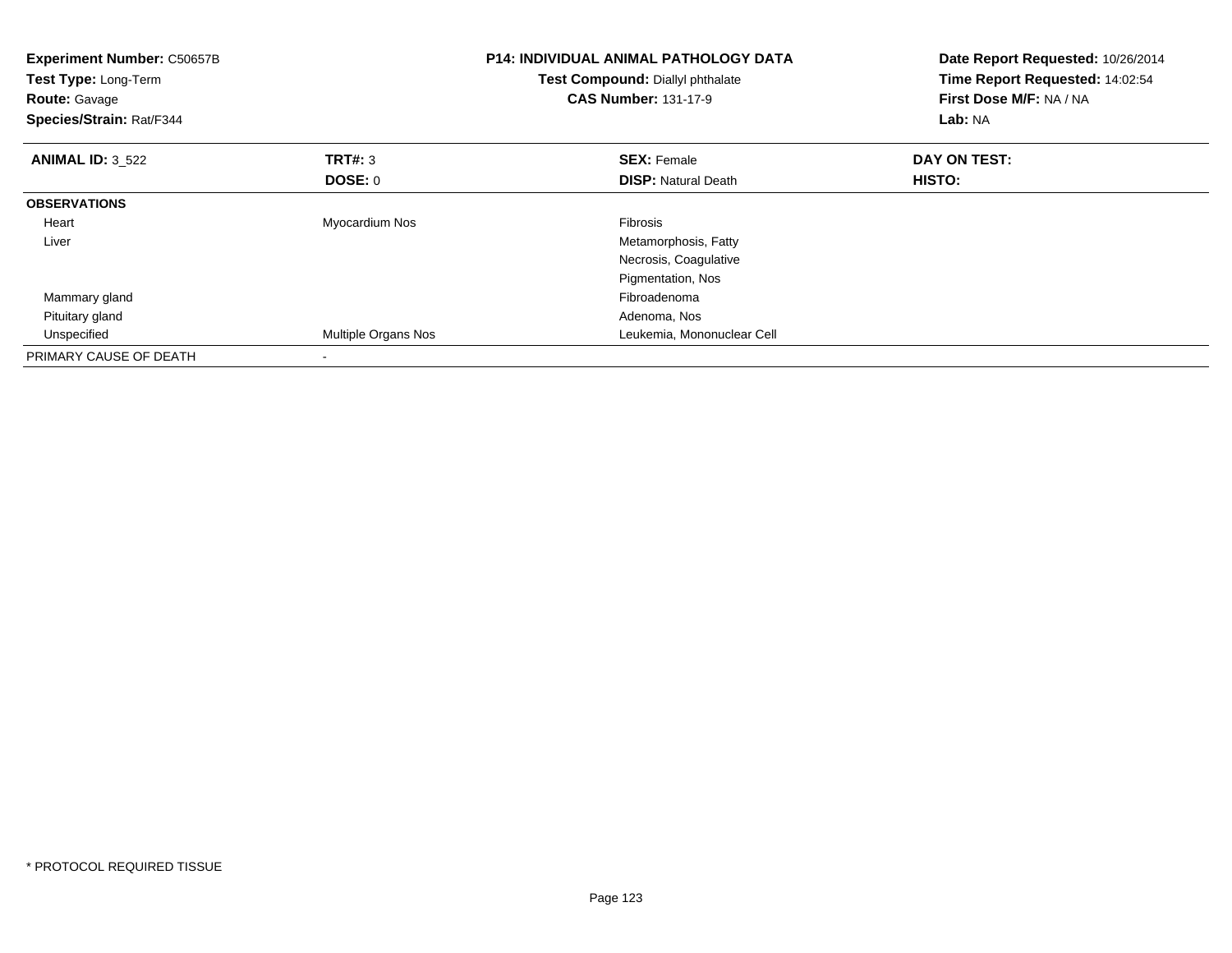**Experiment Number:** C50657B
**Test Type:** Long-Term
**Route:** Gavage
**Species/Strain:** Rat/F344

**P14: INDIVIDUAL ANIMAL PATHOLOGY DATA**
**Test Compound:** Diallyl phthalate
**CAS Number:** 131-17-9

**Date Report Requested:** 10/26/2014
**Time Report Requested:** 14:02:54
**First Dose M/F:** NA / NA
**Lab:** NA

| **ANIMAL ID:** 3_522 | **TRT#:** 3 | **SEX:** Female | **DAY ON TEST:** |
|---|---|---|---|
| | **DOSE:** 0 | **DISP:** Natural Death | **HISTO:** |
| **OBSERVATIONS** | | | |
| Heart | Myocardium Nos | Fibrosis | |
| Liver | | Metamorphosis, Fatty | |
| | | Necrosis, Coagulative | |
| | | Pigmentation, Nos | |
| Mammary gland | | Fibroadenoma | |
| Pituitary gland | | Adenoma, Nos | |
| Unspecified | Multiple Organs Nos | Leukemia, Mononuclear Cell | |
| PRIMARY CAUSE OF DEATH | - | | |

* PROTOCOL REQUIRED TISSUE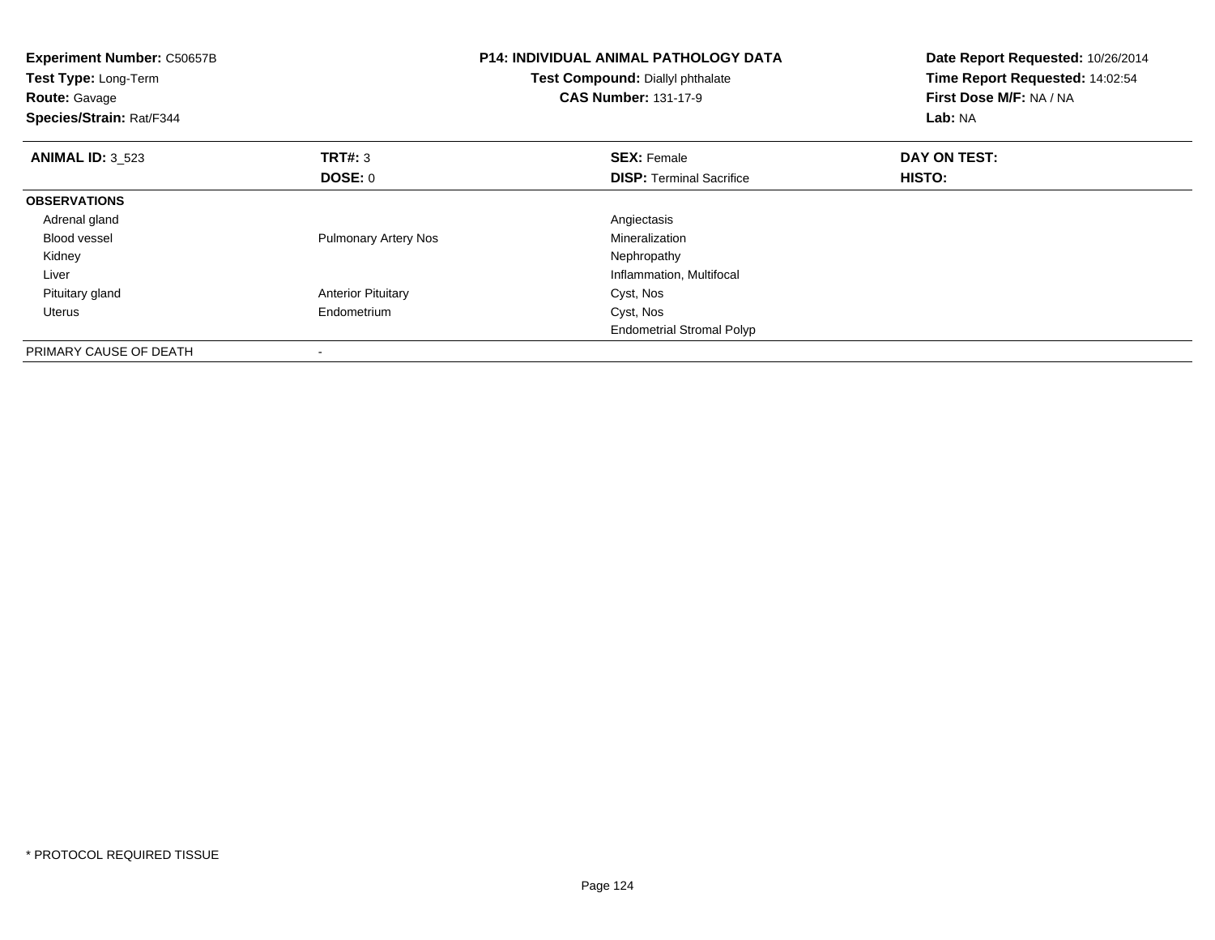**Experiment Number:** C50657B
**Test Type:** Long-Term
**Route:** Gavage
**Species/Strain:** Rat/F344

**P14: INDIVIDUAL ANIMAL PATHOLOGY DATA**
**Test Compound:** Diallyl phthalate
**CAS Number:** 131-17-9

**Date Report Requested:** 10/26/2014
**Time Report Requested:** 14:02:54
**First Dose M/F:** NA / NA
**Lab:** NA

| **ANIMAL ID:** 3_523 | **TRT#:** 3 | **SEX:** Female | **DAY ON TEST:** |
|---|---|---|---|
| | **DOSE:** 0 | **DISP:** Terminal Sacrifice | **HISTO:** |
| **OBSERVATIONS** | | | |
| Adrenal gland | | Angiectasis | |
| Blood vessel | Pulmonary Artery Nos | Mineralization | |
| Kidney | | Nephropathy | |
| Liver | | Inflammation, Multifocal | |
| Pituitary gland | Anterior Pituitary | Cyst, Nos | |
| Uterus | Endometrium | Cyst, Nos | |
| | | Endometrial Stromal Polyp | |
| PRIMARY CAUSE OF DEATH | - | | |

* PROTOCOL REQUIRED TISSUE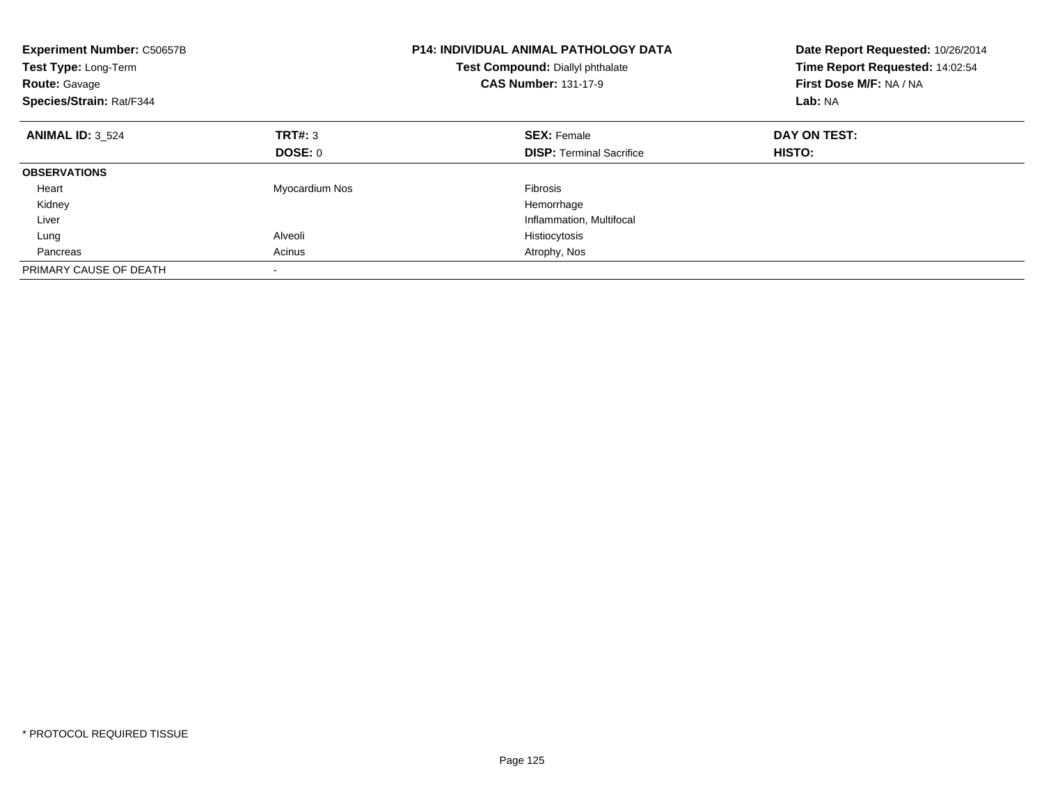**Experiment Number:** C50657B
**Test Type:** Long-Term
**Route:** Gavage
**Species/Strain:** Rat/F344

**P14: INDIVIDUAL ANIMAL PATHOLOGY DATA**
**Test Compound:** Diallyl phthalate
**CAS Number:** 131-17-9

**Date Report Requested:** 10/26/2014
**Time Report Requested:** 14:02:54
**First Dose M/F:** NA / NA
**Lab:** NA

| **ANIMAL ID:** 3_524 | **TRT#:** 3 | **SEX:** Female | **DAY ON TEST:** |
|---|---|---|---|
| | **DOSE:** 0 | **DISP:** Terminal Sacrifice | **HISTO:** |
| **OBSERVATIONS** | | | |
| Heart | Myocardium Nos | Fibrosis | |
| Kidney | | Hemorrhage | |
| Liver | | Inflammation, Multifocal | |
| Lung | Alveoli | Histiocytosis | |
| Pancreas | Acinus | Atrophy, Nos | |
| PRIMARY CAUSE OF DEATH | - | | |

* PROTOCOL REQUIRED TISSUE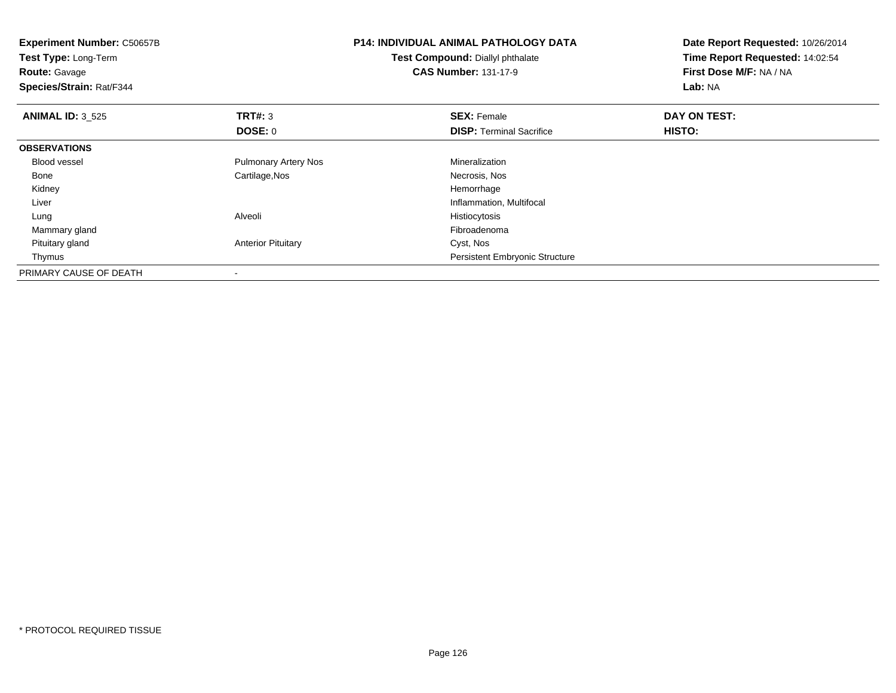**Experiment Number:** C50657B
**Test Type:** Long-Term
**Route:** Gavage
**Species/Strain:** Rat/F344

**P14: INDIVIDUAL ANIMAL PATHOLOGY DATA**
**Test Compound:** Diallyl phthalate
**CAS Number:** 131-17-9

**Date Report Requested:** 10/26/2014
**Time Report Requested:** 14:02:54
**First Dose M/F:** NA / NA
**Lab:** NA

| **ANIMAL ID:** 3_525 | **TRT#:** 3 | **SEX:** Female | **DAY ON TEST:** |
|---|---|---|---|
| | **DOSE:** 0 | **DISP:** Terminal Sacrifice | **HISTO:** |
| **OBSERVATIONS** | | | |
| Blood vessel | Pulmonary Artery Nos | Mineralization | |
| Bone | Cartilage,Nos | Necrosis, Nos | |
| Kidney | | Hemorrhage | |
| Liver | | Inflammation, Multifocal | |
| Lung | Alveoli | Histiocytosis | |
| Mammary gland | | Fibroadenoma | |
| Pituitary gland | Anterior Pituitary | Cyst, Nos | |
| Thymus | | Persistent Embryonic Structure | |
| PRIMARY CAUSE OF DEATH | - | | |

* PROTOCOL REQUIRED TISSUE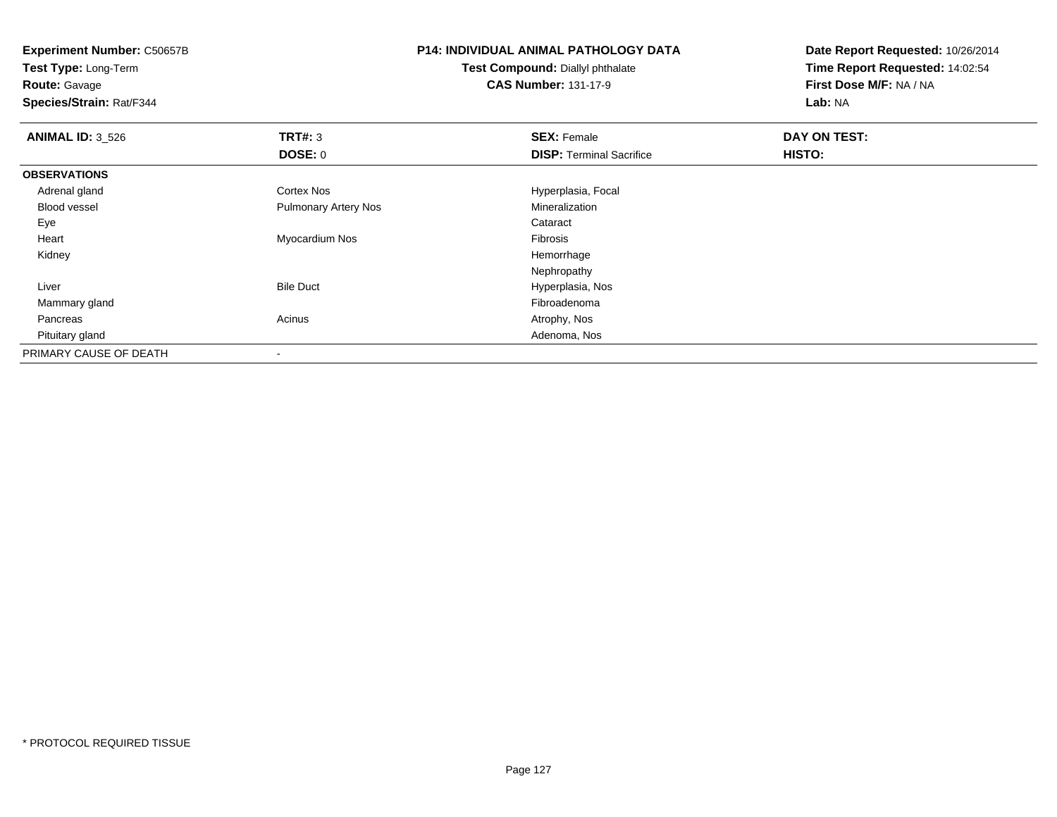**Experiment Number:** C50657B
**Test Type:** Long-Term
**Route:** Gavage
**Species/Strain:** Rat/F344

**P14: INDIVIDUAL ANIMAL PATHOLOGY DATA**
**Test Compound:** Diallyl phthalate
**CAS Number:** 131-17-9

**Date Report Requested:** 10/26/2014
**Time Report Requested:** 14:02:54
**First Dose M/F:** NA / NA
**Lab:** NA

| **ANIMAL ID:** 3_526 | **TRT#:** 3 | **SEX:** Female | **DAY ON TEST:** |
|---|---|---|---|
| | **DOSE:** 0 | **DISP:** Terminal Sacrifice | **HISTO:** |
| **OBSERVATIONS** | | | |
| Adrenal gland | Cortex Nos | Hyperplasia, Focal | |
| Blood vessel | Pulmonary Artery Nos | Mineralization | |
| Eye | | Cataract | |
| Heart | Myocardium Nos | Fibrosis | |
| Kidney | | Hemorrhage | |
| | | Nephropathy | |
| Liver | Bile Duct | Hyperplasia, Nos | |
| Mammary gland | | Fibroadenoma | |
| Pancreas | Acinus | Atrophy, Nos | |
| Pituitary gland | | Adenoma, Nos | |
| PRIMARY CAUSE OF DEATH | - | | |

* PROTOCOL REQUIRED TISSUE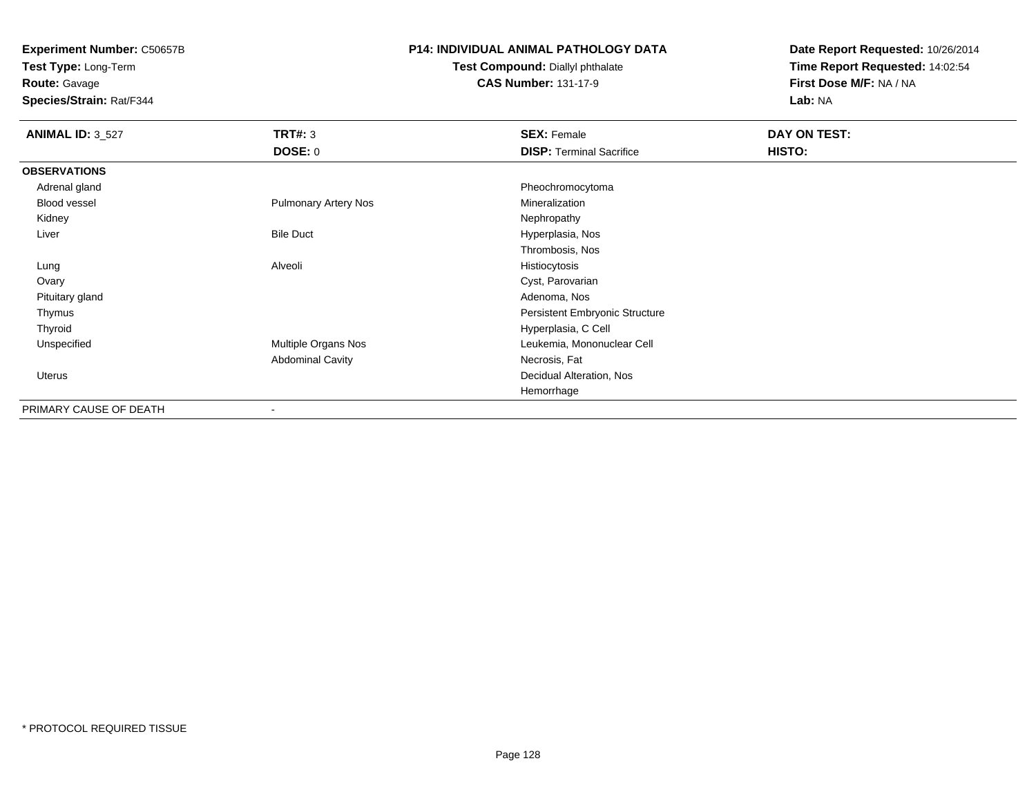**Experiment Number:** C50657B
**Test Type:** Long-Term
**Route:** Gavage
**Species/Strain:** Rat/F344

**P14: INDIVIDUAL ANIMAL PATHOLOGY DATA**
**Test Compound:** Diallyl phthalate
**CAS Number:** 131-17-9

**Date Report Requested:** 10/26/2014
**Time Report Requested:** 14:02:54
**First Dose M/F:** NA / NA
**Lab:** NA

| **ANIMAL ID:** 3_527 | **TRT#:** 3 | **SEX:** Female | **DAY ON TEST:** |
|---|---|---|---|
| | **DOSE:** 0 | **DISP:** Terminal Sacrifice | **HISTO:** |
| **OBSERVATIONS** | | | |
| Adrenal gland | | Pheochromocytoma | |
| Blood vessel | Pulmonary Artery Nos | Mineralization | |
| Kidney | | Nephropathy | |
| Liver | Bile Duct | Hyperplasia, Nos | |
| | | Thrombosis, Nos | |
| Lung | Alveoli | Histiocytosis | |
| Ovary | | Cyst, Parovarian | |
| Pituitary gland | | Adenoma, Nos | |
| Thymus | | Persistent Embryonic Structure | |
| Thyroid | | Hyperplasia, C Cell | |
| Unspecified | Multiple Organs Nos | Leukemia, Mononuclear Cell | |
| | Abdominal Cavity | Necrosis, Fat | |
| Uterus | | Decidual Alteration, Nos | |
| | | Hemorrhage | |
| PRIMARY CAUSE OF DEATH | - | | |

\* PROTOCOL REQUIRED TISSUE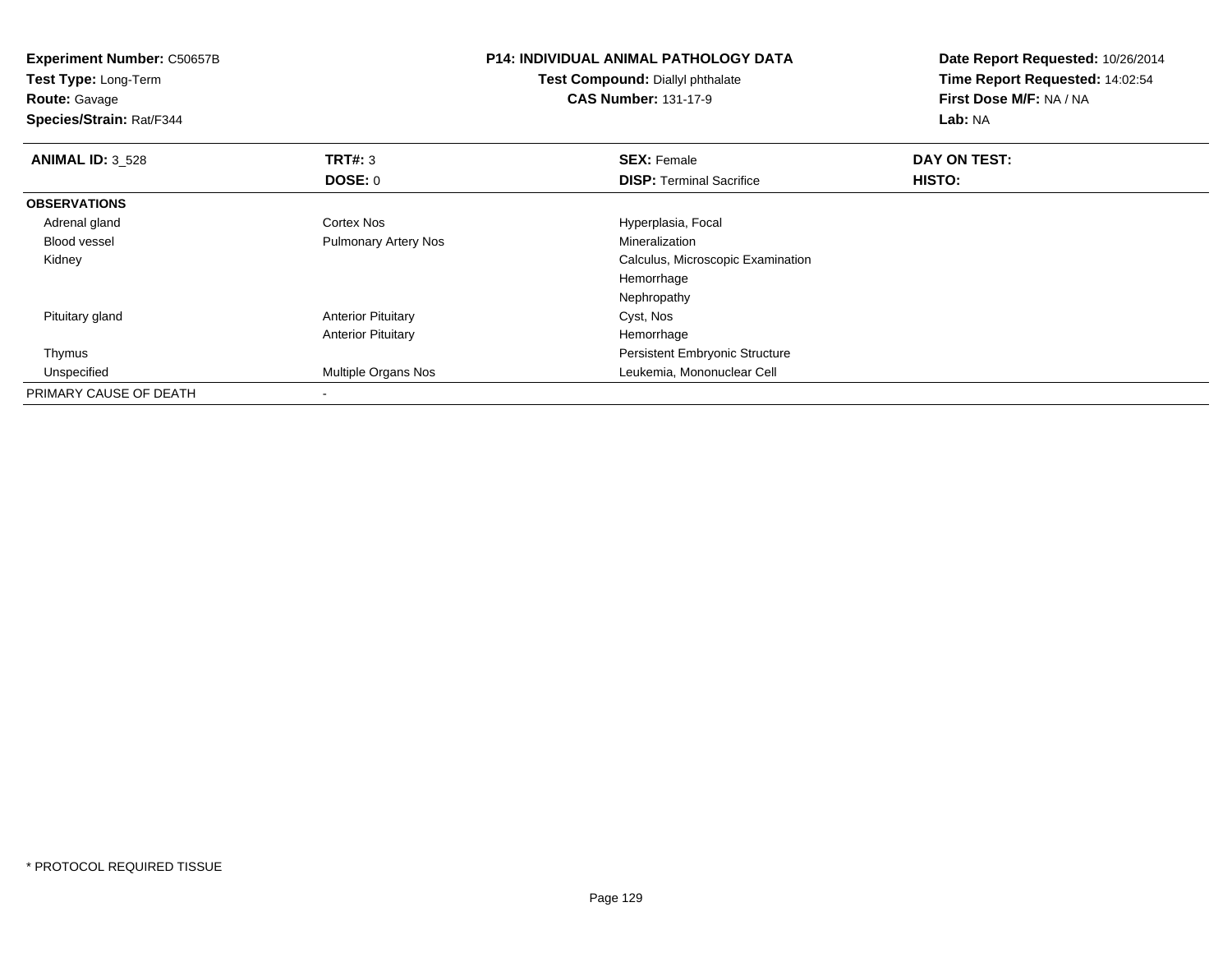**Experiment Number:** C50657B
**Test Type:** Long-Term
**Route:** Gavage
**Species/Strain:** Rat/F344

**P14: INDIVIDUAL ANIMAL PATHOLOGY DATA**
**Test Compound:** Diallyl phthalate
**CAS Number:** 131-17-9

**Date Report Requested:** 10/26/2014
**Time Report Requested:** 14:02:54
**First Dose M/F:** NA / NA
**Lab:** NA

| **ANIMAL ID:** 3_528 | **TRT#:** 3 | **SEX:** Female | **DAY ON TEST:** |
|---|---|---|---|
| | **DOSE:** 0 | **DISP:** Terminal Sacrifice | **HISTO:** |
| **OBSERVATIONS** | | | |
| Adrenal gland | Cortex Nos | Hyperplasia, Focal | |
| Blood vessel | Pulmonary Artery Nos | Mineralization | |
| Kidney | | Calculus, Microscopic Examination | |
| | | Hemorrhage | |
| | | Nephropathy | |
| Pituitary gland | Anterior Pituitary | Cyst, Nos | |
| | Anterior Pituitary | Hemorrhage | |
| Thymus | | Persistent Embryonic Structure | |
| Unspecified | Multiple Organs Nos | Leukemia, Mononuclear Cell | |
| PRIMARY CAUSE OF DEATH | - | | |

* PROTOCOL REQUIRED TISSUE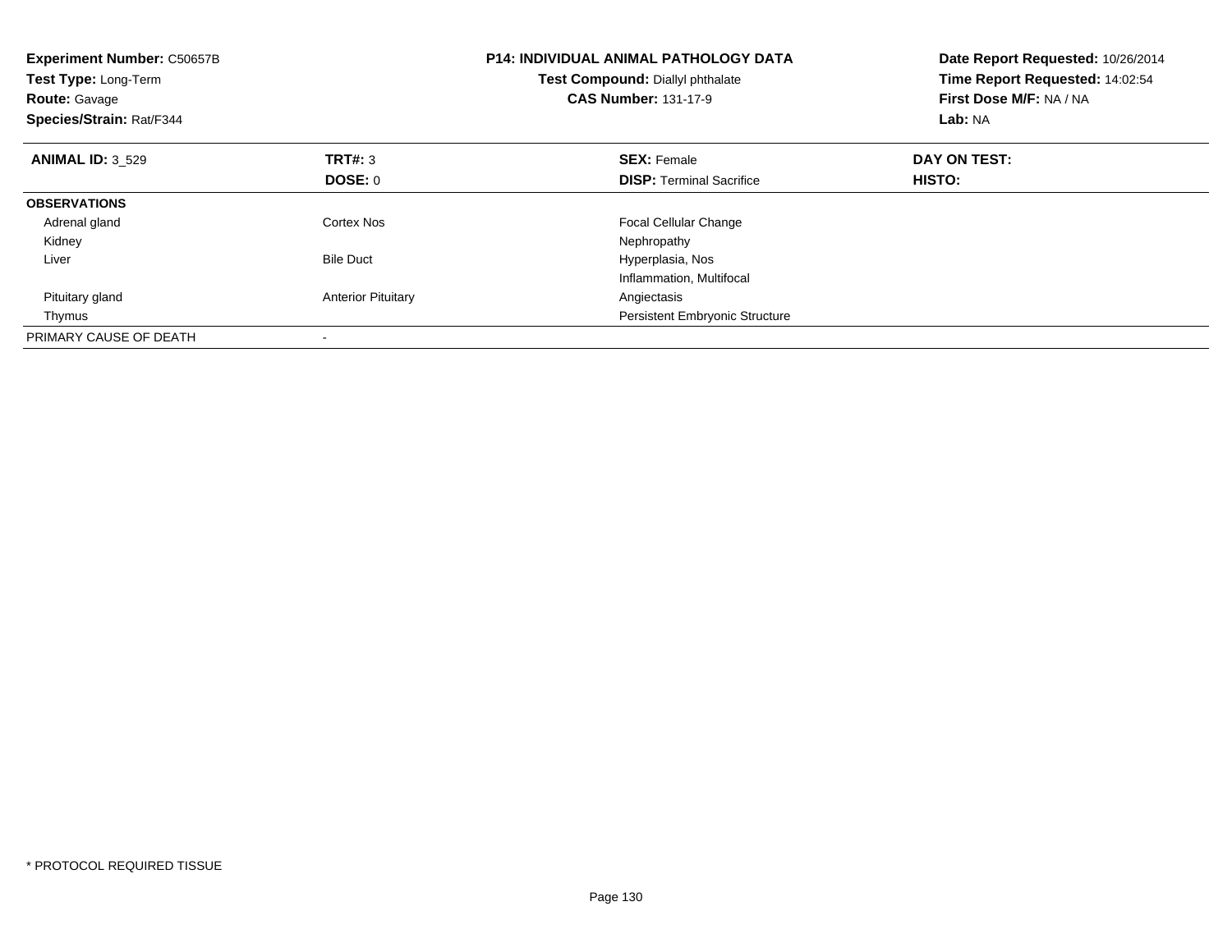**Experiment Number:** C50657B
**Test Type:** Long-Term
**Route:** Gavage
**Species/Strain:** Rat/F344

**P14: INDIVIDUAL ANIMAL PATHOLOGY DATA**
**Test Compound:** Diallyl phthalate
**CAS Number:** 131-17-9

**Date Report Requested:** 10/26/2014
**Time Report Requested:** 14:02:54
**First Dose M/F:** NA / NA
**Lab:** NA

| **ANIMAL ID:** 3_529 | **TRT#:** 3 | **SEX:** Female | **DAY ON TEST:** |
|---|---|---|---|
| | **DOSE:** 0 | **DISP:** Terminal Sacrifice | **HISTO:** |
| **OBSERVATIONS** | | | |
| Adrenal gland | Cortex Nos | Focal Cellular Change | |
| Kidney | | Nephropathy | |
| Liver | Bile Duct | Hyperplasia, Nos | |
| | | Inflammation, Multifocal | |
| Pituitary gland | Anterior Pituitary | Angiectasis | |
| Thymus | | Persistent Embryonic Structure | |
| PRIMARY CAUSE OF DEATH | - | | |

* PROTOCOL REQUIRED TISSUE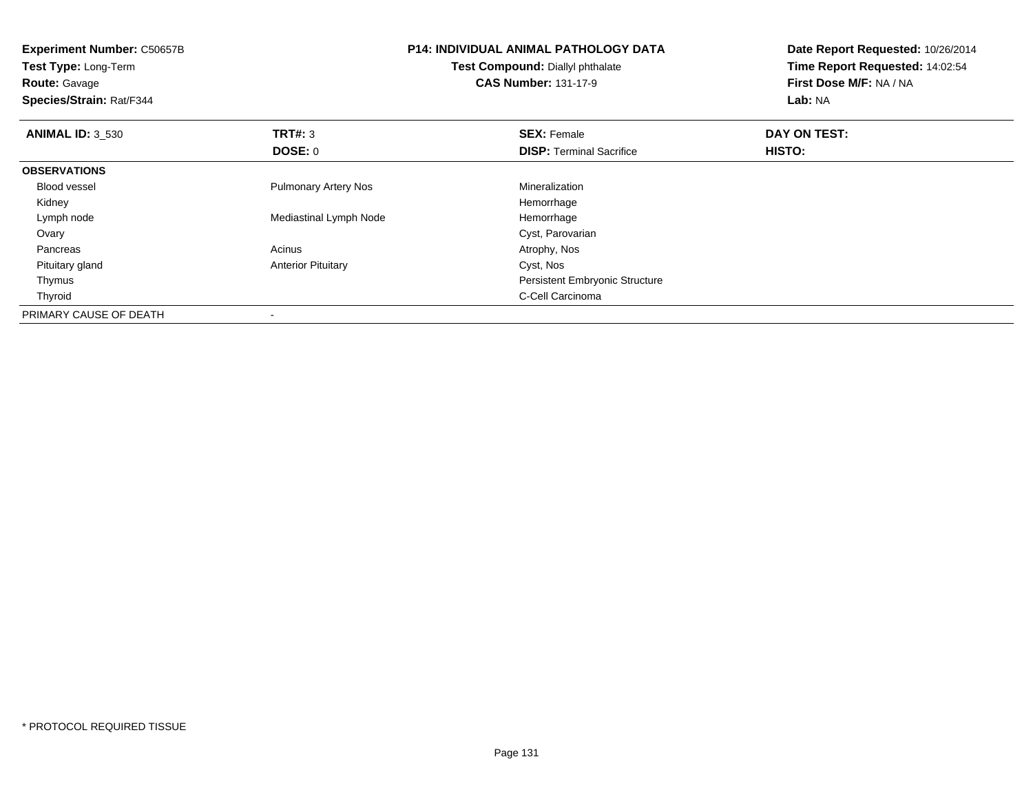**Experiment Number:** C50657B
**Test Type:** Long-Term
**Route:** Gavage
**Species/Strain:** Rat/F344

**P14: INDIVIDUAL ANIMAL PATHOLOGY DATA**
**Test Compound:** Diallyl phthalate
**CAS Number:** 131-17-9

**Date Report Requested:** 10/26/2014
**Time Report Requested:** 14:02:54
**First Dose M/F:** NA / NA
**Lab:** NA

| **ANIMAL ID:** 3_530 | **TRT#:** 3 | **SEX:** Female | **DAY ON TEST:** |
|---|---|---|---|
| | **DOSE:** 0 | **DISP:** Terminal Sacrifice | **HISTO:** |
| **OBSERVATIONS** | | | |
| Blood vessel | Pulmonary Artery Nos | Mineralization | |
| Kidney | | Hemorrhage | |
| Lymph node | Mediastinal Lymph Node | Hemorrhage | |
| Ovary | | Cyst, Parovarian | |
| Pancreas | Acinus | Atrophy, Nos | |
| Pituitary gland | Anterior Pituitary | Cyst, Nos | |
| Thymus | | Persistent Embryonic Structure | |
| Thyroid | | C-Cell Carcinoma | |
| PRIMARY CAUSE OF DEATH | - | | |

* PROTOCOL REQUIRED TISSUE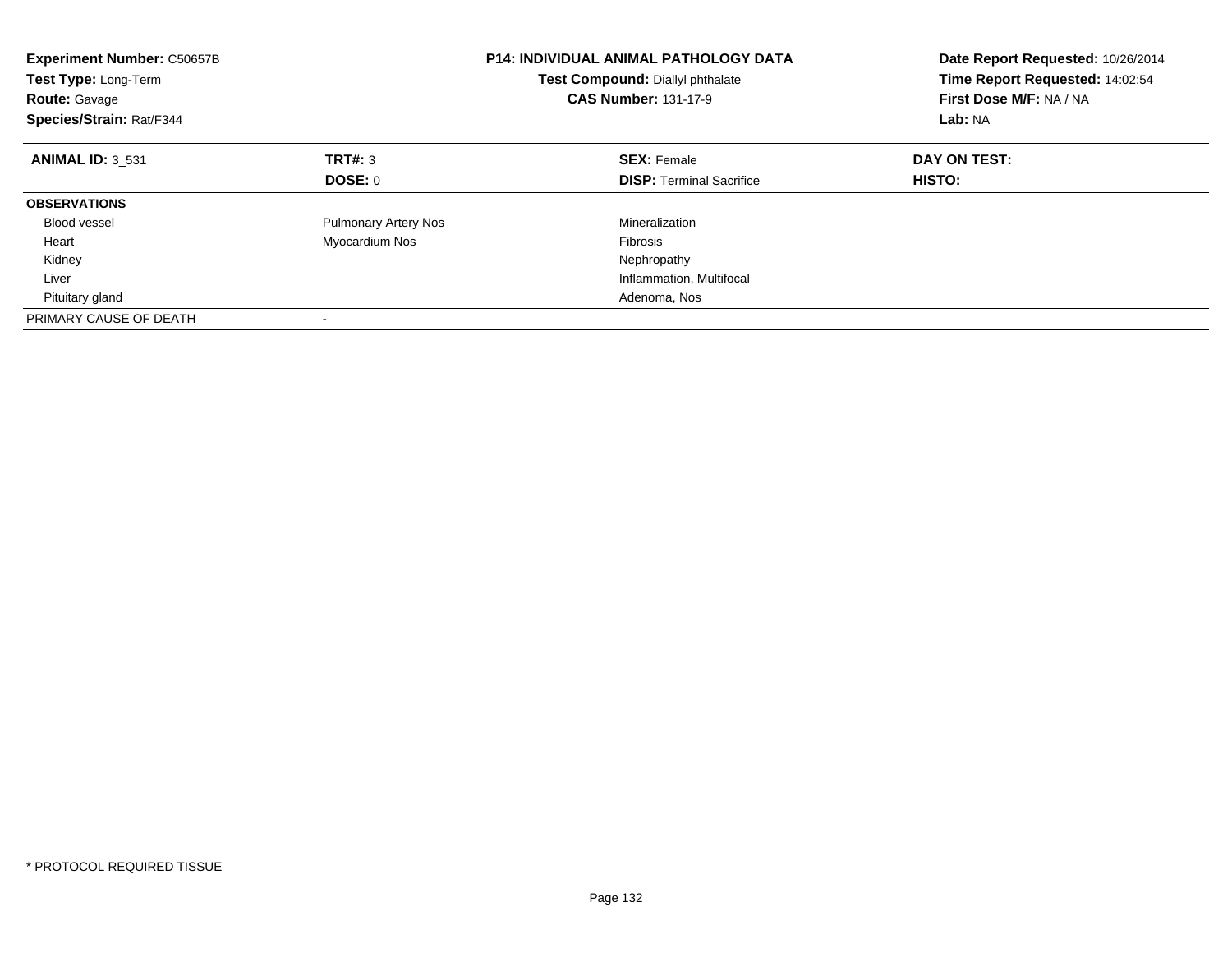**Experiment Number:** C50657B
**Test Type:** Long-Term
**Route:** Gavage
**Species/Strain:** Rat/F344

**P14: INDIVIDUAL ANIMAL PATHOLOGY DATA**
**Test Compound:** Diallyl phthalate
**CAS Number:** 131-17-9

**Date Report Requested:** 10/26/2014
**Time Report Requested:** 14:02:54
**First Dose M/F:** NA / NA
**Lab:** NA

| **ANIMAL ID:** 3_531 | **TRT#:** 3 | **SEX:** Female | **DAY ON TEST:** |
|---|---|---|---|
| | **DOSE:** 0 | **DISP:** Terminal Sacrifice | **HISTO:** |
| **OBSERVATIONS** | | | |
| Blood vessel | Pulmonary Artery Nos | Mineralization | |
| Heart | Myocardium Nos | Fibrosis | |
| Kidney | | Nephropathy | |
| Liver | | Inflammation, Multifocal | |
| Pituitary gland | | Adenoma, Nos | |
| PRIMARY CAUSE OF DEATH | - | | |

* PROTOCOL REQUIRED TISSUE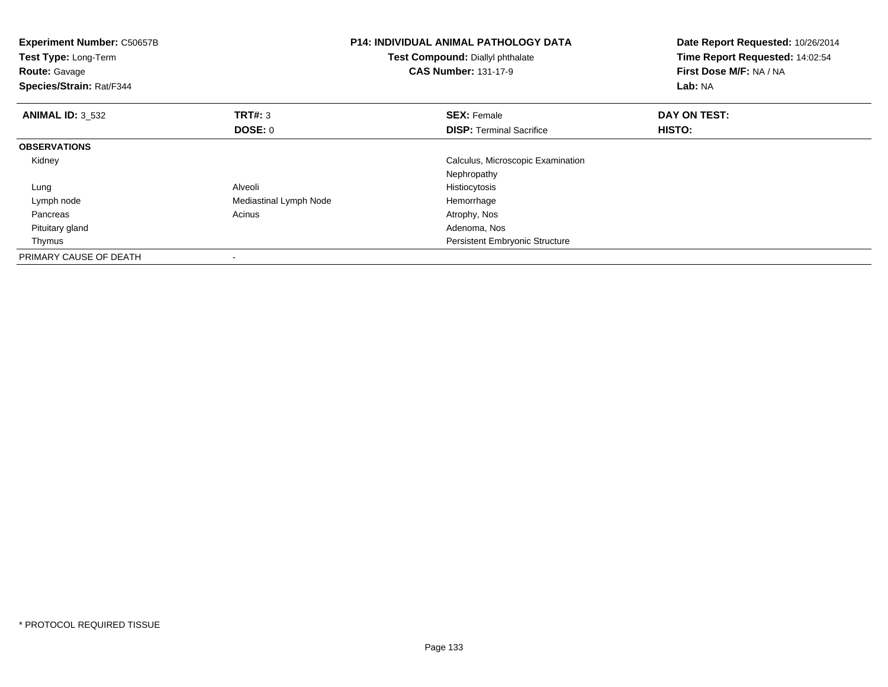**Experiment Number:** C50657B
**Test Type:** Long-Term
**Route:** Gavage
**Species/Strain:** Rat/F344

**P14: INDIVIDUAL ANIMAL PATHOLOGY DATA**
**Test Compound:** Diallyl phthalate
**CAS Number:** 131-17-9

**Date Report Requested:** 10/26/2014
**Time Report Requested:** 14:02:54
**First Dose M/F:** NA / NA
**Lab:** NA

| **ANIMAL ID:** 3_532 | **TRT#:** 3 | **SEX:** Female | **DAY ON TEST:** |
|---|---|---|---|
| | **DOSE:** 0 | **DISP:** Terminal Sacrifice | **HISTO:** |
| **OBSERVATIONS** | | | |
| Kidney | | Calculus, Microscopic Examination | |
| | | Nephropathy | |
| Lung | Alveoli | Histiocytosis | |
| Lymph node | Mediastinal Lymph Node | Hemorrhage | |
| Pancreas | Acinus | Atrophy, Nos | |
| Pituitary gland | | Adenoma, Nos | |
| Thymus | | Persistent Embryonic Structure | |
| PRIMARY CAUSE OF DEATH | - | | |

* PROTOCOL REQUIRED TISSUE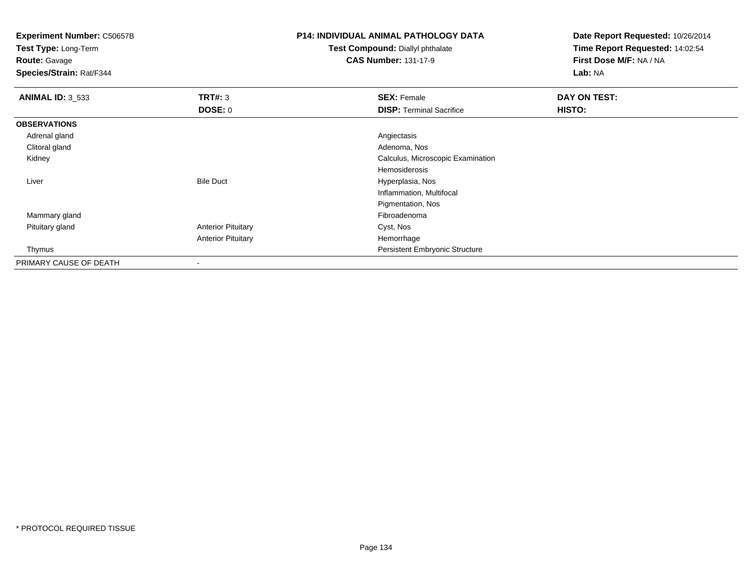**Experiment Number:** C50657B
**Test Type:** Long-Term
**Route:** Gavage
**Species/Strain:** Rat/F344

**P14: INDIVIDUAL ANIMAL PATHOLOGY DATA**
**Test Compound:** Diallyl phthalate
**CAS Number:** 131-17-9

**Date Report Requested:** 10/26/2014
**Time Report Requested:** 14:02:54
**First Dose M/F:** NA / NA
**Lab:** NA

| **ANIMAL ID:** 3_533 | **TRT#:** 3 | **SEX:** Female | **DAY ON TEST:** |
|---|---|---|---|
| | **DOSE:** 0 | **DISP:** Terminal Sacrifice | **HISTO:** |
| **OBSERVATIONS** | | | |
| Adrenal gland | | Angiectasis | |
| Clitoral gland | | Adenoma, Nos | |
| Kidney | | Calculus, Microscopic Examination | |
| | | Hemosiderosis | |
| Liver | Bile Duct | Hyperplasia, Nos | |
| | | Inflammation, Multifocal | |
| | | Pigmentation, Nos | |
| Mammary gland | | Fibroadenoma | |
| Pituitary gland | Anterior Pituitary | Cyst, Nos | |
| | Anterior Pituitary | Hemorrhage | |
| Thymus | | Persistent Embryonic Structure | |
| PRIMARY CAUSE OF DEATH | - | | |

* PROTOCOL REQUIRED TISSUE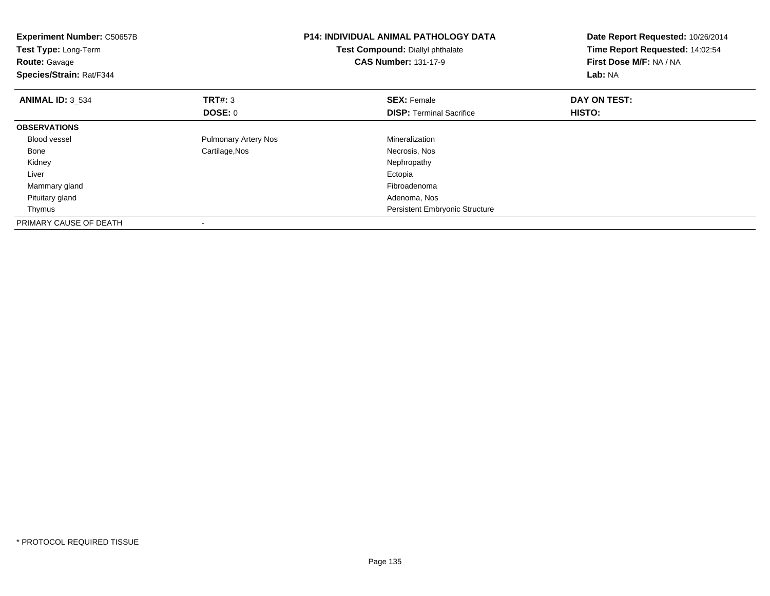**Experiment Number:** C50657B
**Test Type:** Long-Term
**Route:** Gavage
**Species/Strain:** Rat/F344

**P14: INDIVIDUAL ANIMAL PATHOLOGY DATA**
**Test Compound:** Diallyl phthalate
**CAS Number:** 131-17-9

**Date Report Requested:** 10/26/2014
**Time Report Requested:** 14:02:54
**First Dose M/F:** NA / NA
**Lab:** NA

| **ANIMAL ID:** 3_534 | **TRT#:** 3 | **SEX:** Female | **DAY ON TEST:** |
|---|---|---|---|
| | **DOSE:** 0 | **DISP:** Terminal Sacrifice | **HISTO:** |
| **OBSERVATIONS** | | | |
| Blood vessel | Pulmonary Artery Nos | Mineralization | |
| Bone | Cartilage,Nos | Necrosis, Nos | |
| Kidney | | Nephropathy | |
| Liver | | Ectopia | |
| Mammary gland | | Fibroadenoma | |
| Pituitary gland | | Adenoma, Nos | |
| Thymus | | Persistent Embryonic Structure | |
| PRIMARY CAUSE OF DEATH | - | | |

* PROTOCOL REQUIRED TISSUE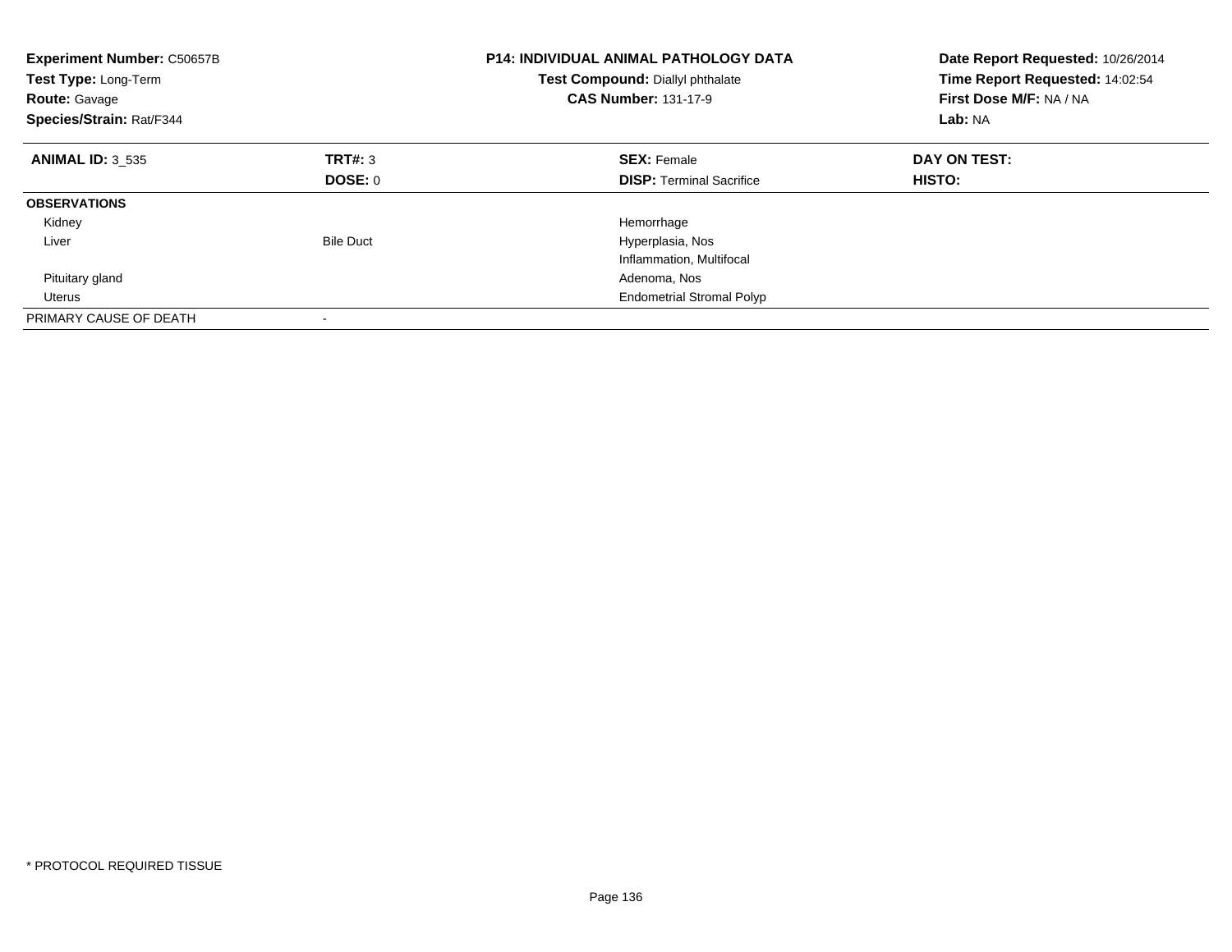**Experiment Number:** C50657B
**Test Type:** Long-Term
**Route:** Gavage
**Species/Strain:** Rat/F344

**P14: INDIVIDUAL ANIMAL PATHOLOGY DATA**
**Test Compound:** Diallyl phthalate
**CAS Number:** 131-17-9

**Date Report Requested:** 10/26/2014
**Time Report Requested:** 14:02:54
**First Dose M/F:** NA / NA
**Lab:** NA

| **ANIMAL ID:** 3_535 | **TRT#:** 3 | **SEX:** Female | **DAY ON TEST:** |
|---|---|---|---|
| | **DOSE:** 0 | **DISP:** Terminal Sacrifice | **HISTO:** |
| **OBSERVATIONS** | | | |
| Kidney | | Hemorrhage | |
| Liver | Bile Duct | Hyperplasia, Nos | |
| | | Inflammation, Multifocal | |
| Pituitary gland | | Adenoma, Nos | |
| Uterus | | Endometrial Stromal Polyp | |
| PRIMARY CAUSE OF DEATH | - | | |

* PROTOCOL REQUIRED TISSUE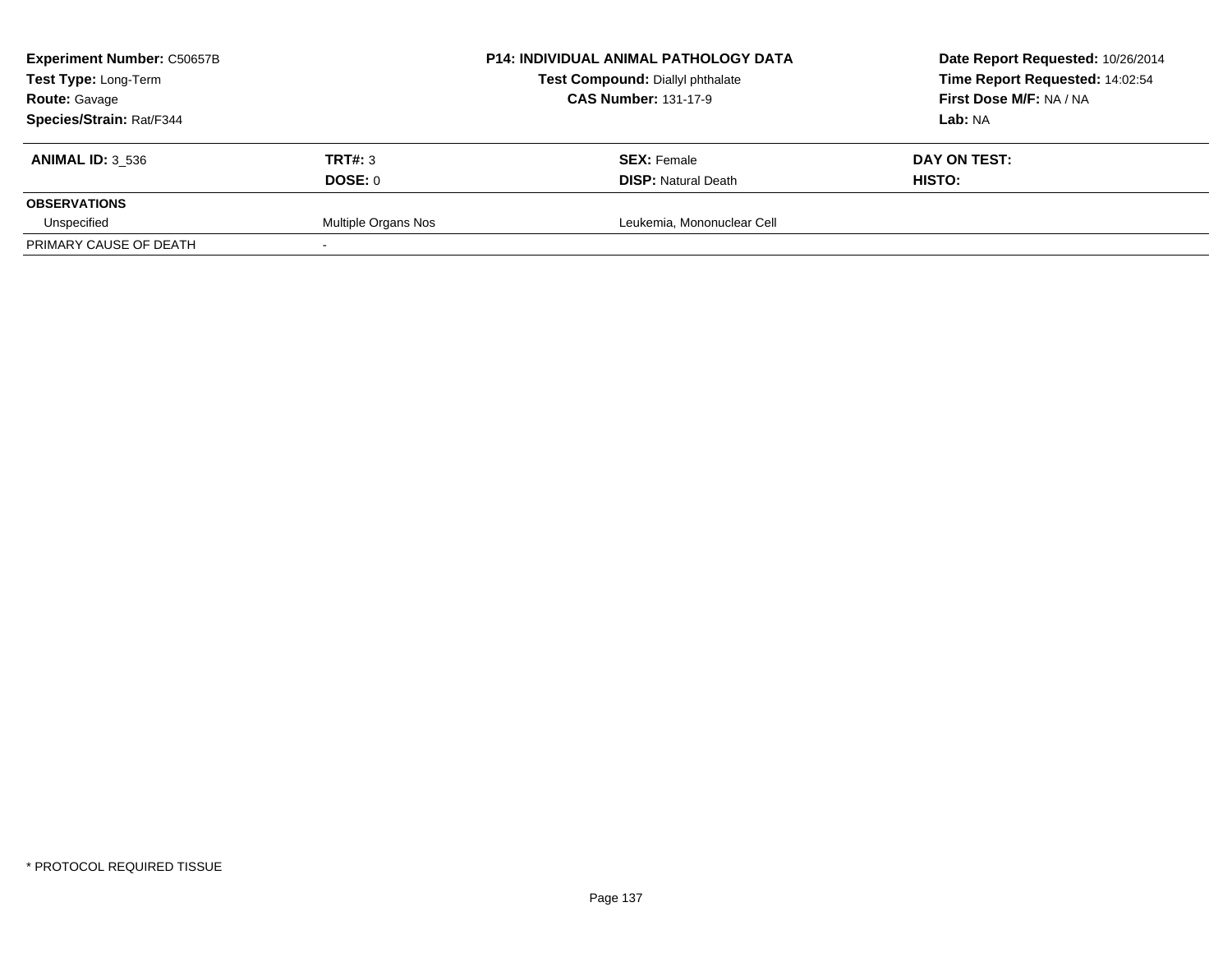**Experiment Number:** C50657B
**Test Type:** Long-Term
**Route:** Gavage
**Species/Strain:** Rat/F344

**P14: INDIVIDUAL ANIMAL PATHOLOGY DATA**
**Test Compound:** Diallyl phthalate
**CAS Number:** 131-17-9

**Date Report Requested:** 10/26/2014
**Time Report Requested:** 14:02:54
**First Dose M/F:** NA / NA
**Lab:** NA

| **ANIMAL ID:** 3_536 | **TRT#:** 3 | **SEX:** Female | **DAY ON TEST:** |
|---|---|---|---|
| | **DOSE:** 0 | **DISP:** Natural Death | **HISTO:** |
| **OBSERVATIONS** | | | |
| Unspecified | Multiple Organs Nos | Leukemia, Mononuclear Cell | |
| PRIMARY CAUSE OF DEATH | - | | |

\* PROTOCOL REQUIRED TISSUE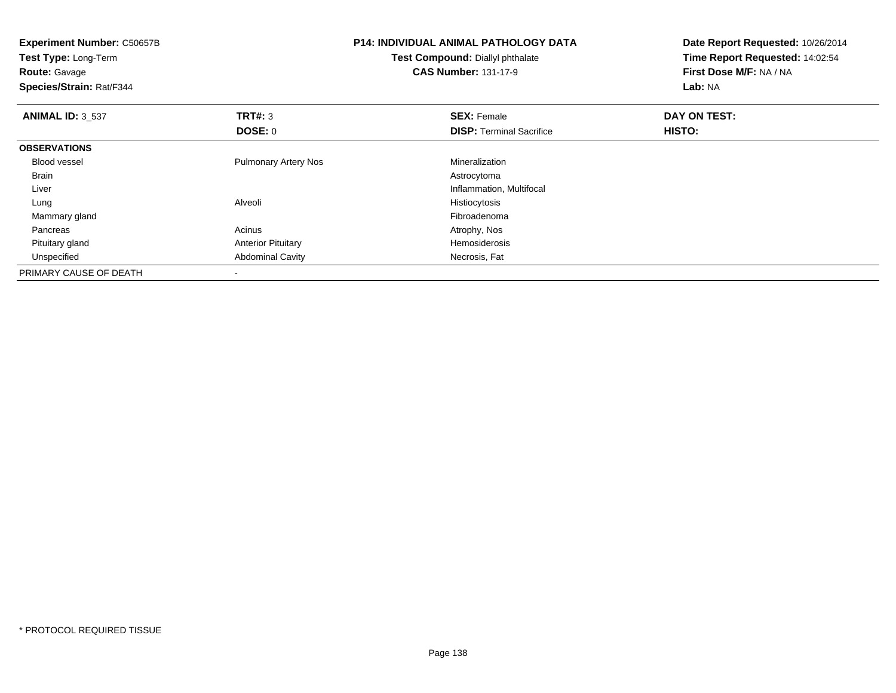**Experiment Number:** C50657B
**Test Type:** Long-Term
**Route:** Gavage
**Species/Strain:** Rat/F344

**P14: INDIVIDUAL ANIMAL PATHOLOGY DATA**
**Test Compound:** Diallyl phthalate
**CAS Number:** 131-17-9

**Date Report Requested:** 10/26/2014
**Time Report Requested:** 14:02:54
**First Dose M/F:** NA / NA
**Lab:** NA

| **ANIMAL ID:** 3_537 | **TRT#:** 3 | **SEX:** Female | **DAY ON TEST:** |
|---|---|---|---|
| | **DOSE:** 0 | **DISP:** Terminal Sacrifice | **HISTO:** |
| **OBSERVATIONS** | | | |
| Blood vessel | Pulmonary Artery Nos | Mineralization | |
| Brain | | Astrocytoma | |
| Liver | | Inflammation, Multifocal | |
| Lung | Alveoli | Histiocytosis | |
| Mammary gland | | Fibroadenoma | |
| Pancreas | Acinus | Atrophy, Nos | |
| Pituitary gland | Anterior Pituitary | Hemosiderosis | |
| Unspecified | Abdominal Cavity | Necrosis, Fat | |
| PRIMARY CAUSE OF DEATH | - | | |

* PROTOCOL REQUIRED TISSUE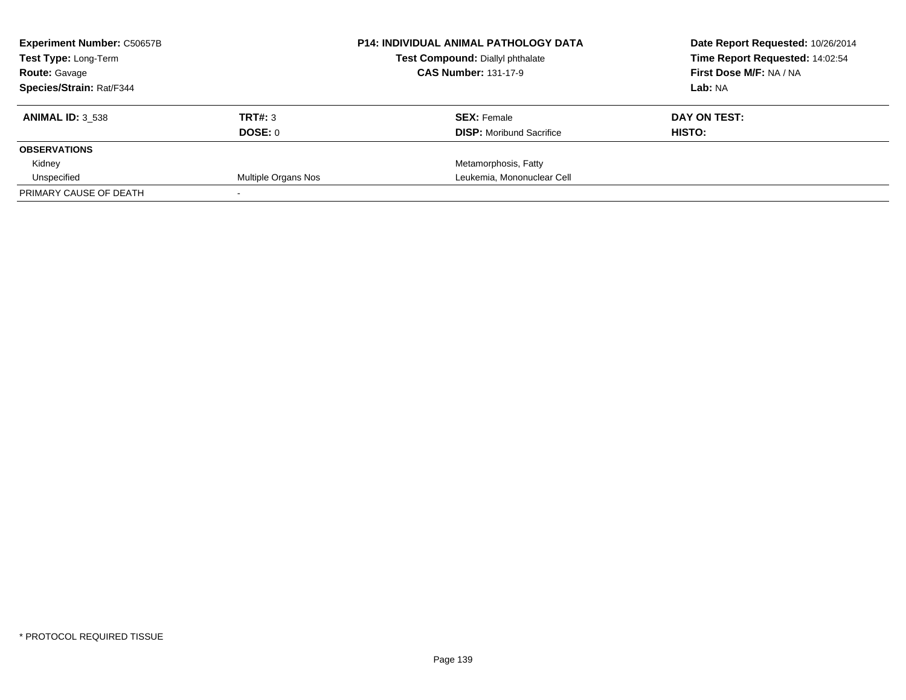**Experiment Number:** C50657B
**Test Type:** Long-Term
**Route:** Gavage
**Species/Strain:** Rat/F344

**P14: INDIVIDUAL ANIMAL PATHOLOGY DATA**
**Test Compound:** Diallyl phthalate
**CAS Number:** 131-17-9

**Date Report Requested:** 10/26/2014
**Time Report Requested:** 14:02:54
**First Dose M/F:** NA / NA
**Lab:** NA

| **ANIMAL ID:** 3_538 | **TRT#:** 3 | **SEX:** Female | **DAY ON TEST:** |
|---|---|---|---|
| | **DOSE:** 0 | **DISP:** Moribund Sacrifice | **HISTO:** |
| **OBSERVATIONS** | | | |
| Kidney | | Metamorphosis, Fatty | |
| Unspecified | Multiple Organs Nos | Leukemia, Mononuclear Cell | |
| PRIMARY CAUSE OF DEATH | - | | |

* PROTOCOL REQUIRED TISSUE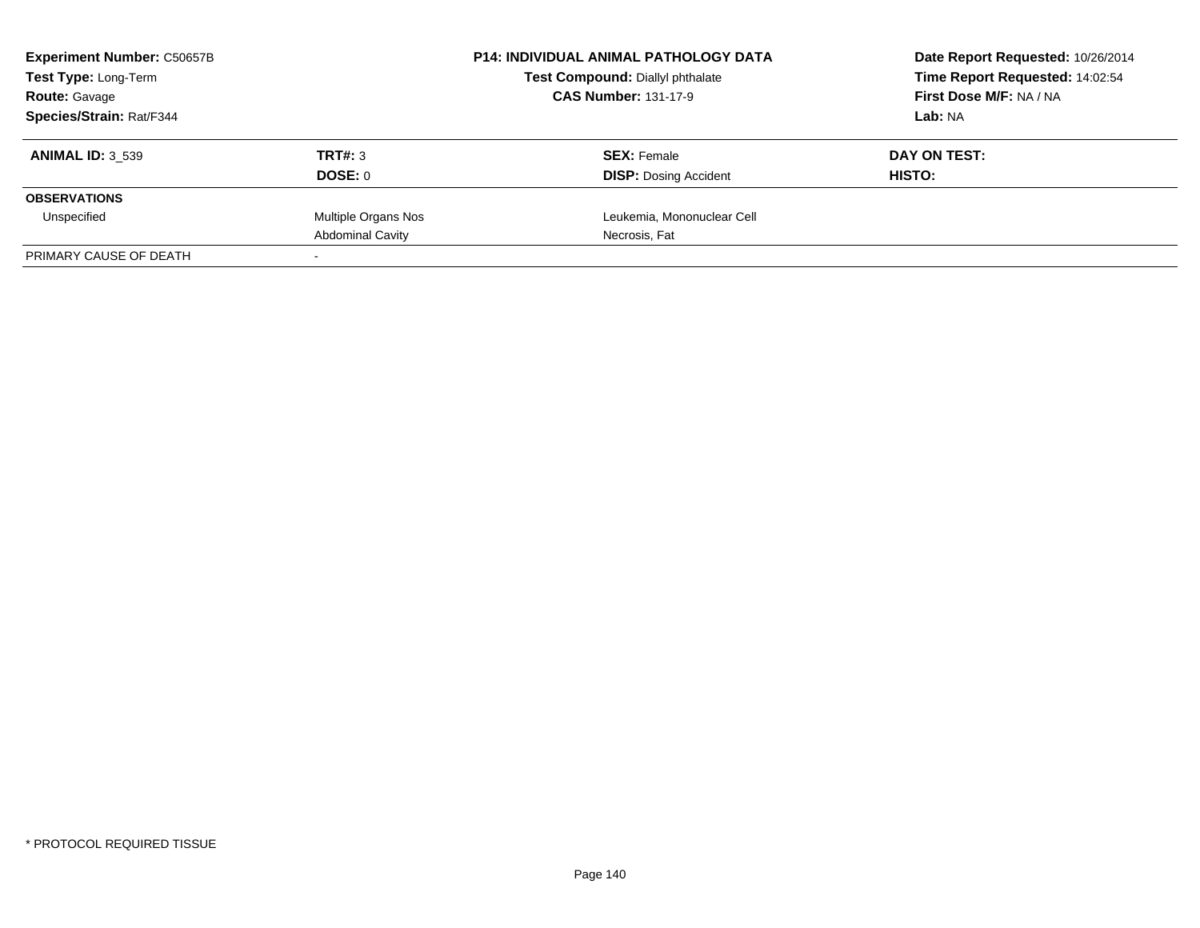**Experiment Number:** C50657B
**Test Type:** Long-Term
**Route:** Gavage
**Species/Strain:** Rat/F344

**P14: INDIVIDUAL ANIMAL PATHOLOGY DATA**
**Test Compound:** Diallyl phthalate
**CAS Number:** 131-17-9

**Date Report Requested:** 10/26/2014
**Time Report Requested:** 14:02:54
**First Dose M/F:** NA / NA
**Lab:** NA

| **ANIMAL ID:** 3_539 | **TRT#:** 3 | **SEX:** Female | **DAY ON TEST:** |
|---|---|---|---|
| | **DOSE:** 0 | **DISP:** Dosing Accident | **HISTO:** |
| **OBSERVATIONS** | | | |
| Unspecified | Multiple Organs Nos | Leukemia, Mononuclear Cell | |
| | Abdominal Cavity | Necrosis, Fat | |
| PRIMARY CAUSE OF DEATH | - | | |

* PROTOCOL REQUIRED TISSUE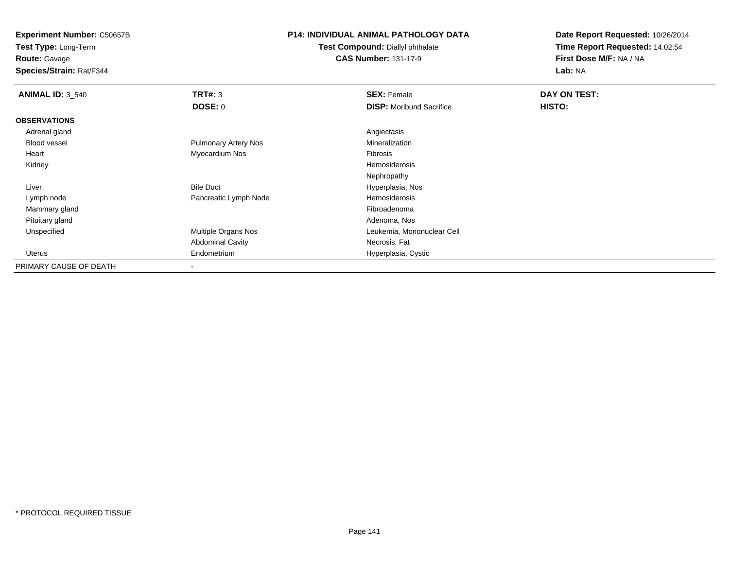**Experiment Number:** C50657B
**Test Type:** Long-Term
**Route:** Gavage
**Species/Strain:** Rat/F344

**P14: INDIVIDUAL ANIMAL PATHOLOGY DATA**
**Test Compound:** Diallyl phthalate
**CAS Number:** 131-17-9

**Date Report Requested:** 10/26/2014
**Time Report Requested:** 14:02:54
**First Dose M/F:** NA / NA
**Lab:** NA

| **ANIMAL ID:** 3_540 | **TRT#:** 3 | **SEX:** Female | **DAY ON TEST:** |
|---|---|---|---|
| | **DOSE:** 0 | **DISP:** Moribund Sacrifice | **HISTO:** |
| **OBSERVATIONS** | | | |
| Adrenal gland | | Angiectasis | |
| Blood vessel | Pulmonary Artery Nos | Mineralization | |
| Heart | Myocardium Nos | Fibrosis | |
| Kidney | | Hemosiderosis | |
| | | Nephropathy | |
| Liver | Bile Duct | Hyperplasia, Nos | |
| Lymph node | Pancreatic Lymph Node | Hemosiderosis | |
| Mammary gland | | Fibroadenoma | |
| Pituitary gland | | Adenoma, Nos | |
| Unspecified | Multiple Organs Nos | Leukemia, Mononuclear Cell | |
| | Abdominal Cavity | Necrosis, Fat | |
| Uterus | Endometrium | Hyperplasia, Cystic | |
| PRIMARY CAUSE OF DEATH | - | | |

* PROTOCOL REQUIRED TISSUE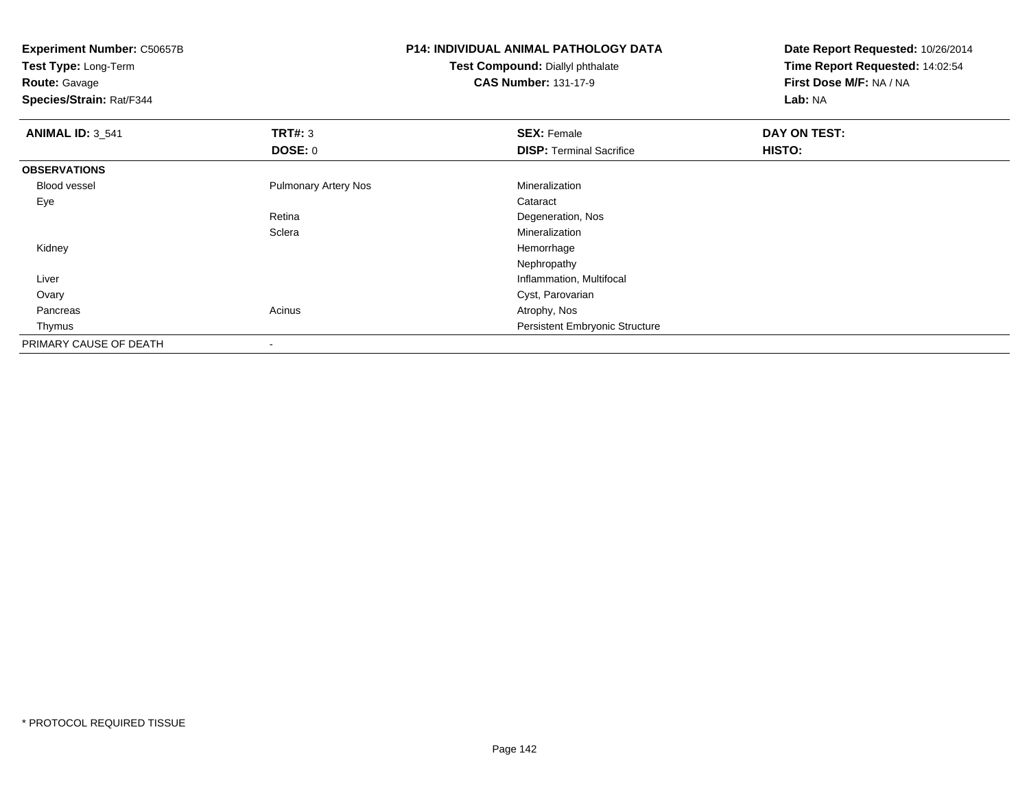**Experiment Number:** C50657B
**Test Type:** Long-Term
**Route:** Gavage
**Species/Strain:** Rat/F344

**P14: INDIVIDUAL ANIMAL PATHOLOGY DATA**
**Test Compound:** Diallyl phthalate
**CAS Number:** 131-17-9

**Date Report Requested:** 10/26/2014
**Time Report Requested:** 14:02:54
**First Dose M/F:** NA / NA
**Lab:** NA

| **ANIMAL ID:** 3_541 | **TRT#:** 3 | **SEX:** Female | **DAY ON TEST:** |
|---|---|---|---|
| | **DOSE:** 0 | **DISP:** Terminal Sacrifice | **HISTO:** |
| **OBSERVATIONS** | | | |
| Blood vessel | Pulmonary Artery Nos | Mineralization | |
| Eye | | Cataract | |
| | Retina | Degeneration, Nos | |
| | Sclera | Mineralization | |
| Kidney | | Hemorrhage | |
| | | Nephropathy | |
| Liver | | Inflammation, Multifocal | |
| Ovary | | Cyst, Parovarian | |
| Pancreas | Acinus | Atrophy, Nos | |
| Thymus | | Persistent Embryonic Structure | |
| PRIMARY CAUSE OF DEATH | - | | |

* PROTOCOL REQUIRED TISSUE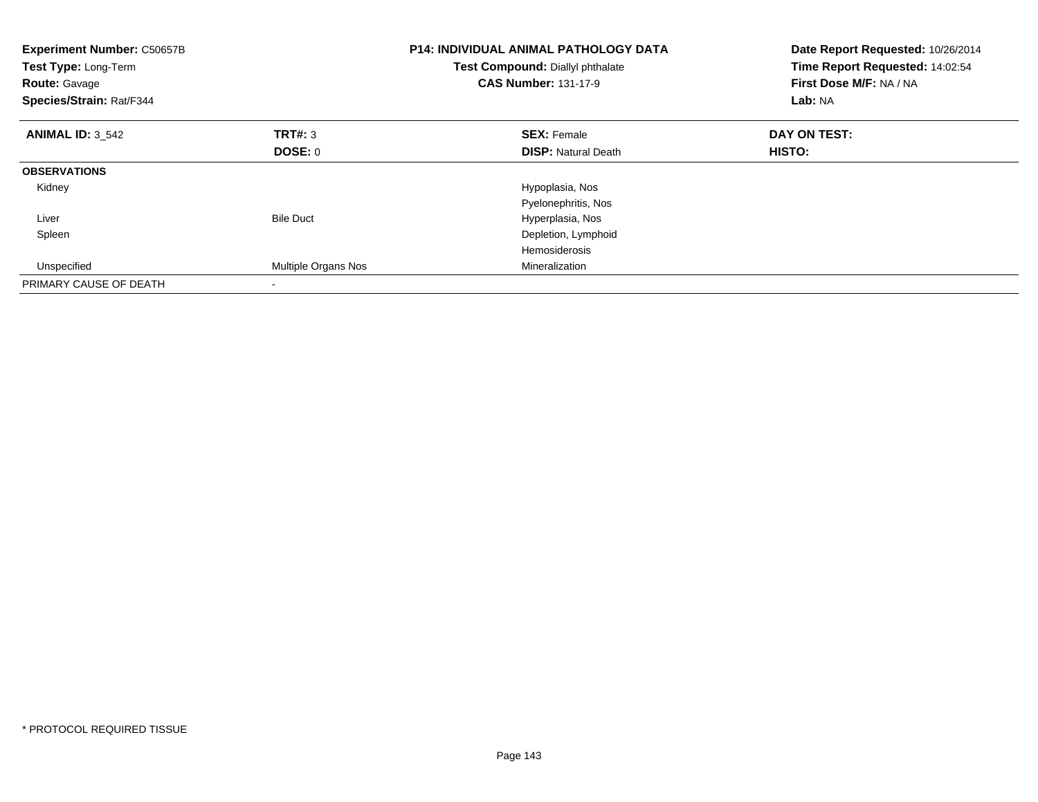**Experiment Number:** C50657B
**Test Type:** Long-Term
**Route:** Gavage
**Species/Strain:** Rat/F344

**P14: INDIVIDUAL ANIMAL PATHOLOGY DATA**
**Test Compound:** Diallyl phthalate
**CAS Number:** 131-17-9

**Date Report Requested:** 10/26/2014
**Time Report Requested:** 14:02:54
**First Dose M/F:** NA / NA
**Lab:** NA

| **ANIMAL ID:** 3_542 | **TRT#:** 3 | **SEX:** Female | **DAY ON TEST:** |
|---|---|---|---|
| | **DOSE:** 0 | **DISP:** Natural Death | **HISTO:** |
| **OBSERVATIONS** | | | |
| Kidney | | Hypoplasia, Nos | |
| | | Pyelonephritis, Nos | |
| Liver | Bile Duct | Hyperplasia, Nos | |
| Spleen | | Depletion, Lymphoid | |
| | | Hemosiderosis | |
| Unspecified | Multiple Organs Nos | Mineralization | |
| PRIMARY CAUSE OF DEATH | - | | |

* PROTOCOL REQUIRED TISSUE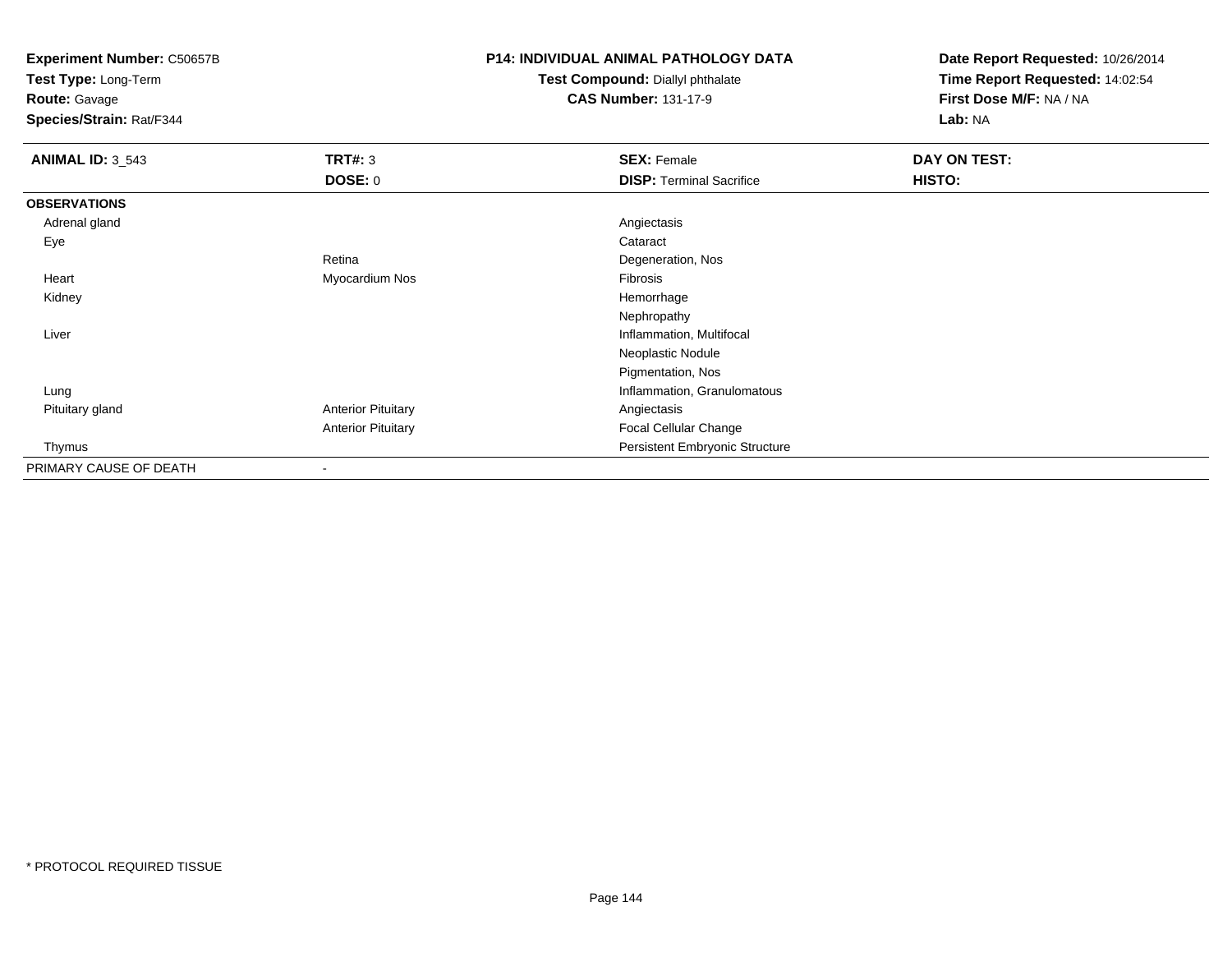**Experiment Number:** C50657B
**Test Type:** Long-Term
**Route:** Gavage
**Species/Strain:** Rat/F344

**P14: INDIVIDUAL ANIMAL PATHOLOGY DATA**
**Test Compound:** Diallyl phthalate
**CAS Number:** 131-17-9

**Date Report Requested:** 10/26/2014
**Time Report Requested:** 14:02:54
**First Dose M/F:** NA / NA
**Lab:** NA

| **ANIMAL ID:** 3_543 | **TRT#:** 3 | **SEX:** Female | **DAY ON TEST:** |
|---|---|---|---|
| | **DOSE:** 0 | **DISP:** Terminal Sacrifice | **HISTO:** |
| **OBSERVATIONS** | | | |
| Adrenal gland | | Angiectasis | |
| Eye | | Cataract | |
| | Retina | Degeneration, Nos | |
| Heart | Myocardium Nos | Fibrosis | |
| Kidney | | Hemorrhage | |
| | | Nephropathy | |
| Liver | | Inflammation, Multifocal | |
| | | Neoplastic Nodule | |
| | | Pigmentation, Nos | |
| Lung | | Inflammation, Granulomatous | |
| Pituitary gland | Anterior Pituitary | Angiectasis | |
| | Anterior Pituitary | Focal Cellular Change | |
| Thymus | | Persistent Embryonic Structure | |
| PRIMARY CAUSE OF DEATH | - | | |

* PROTOCOL REQUIRED TISSUE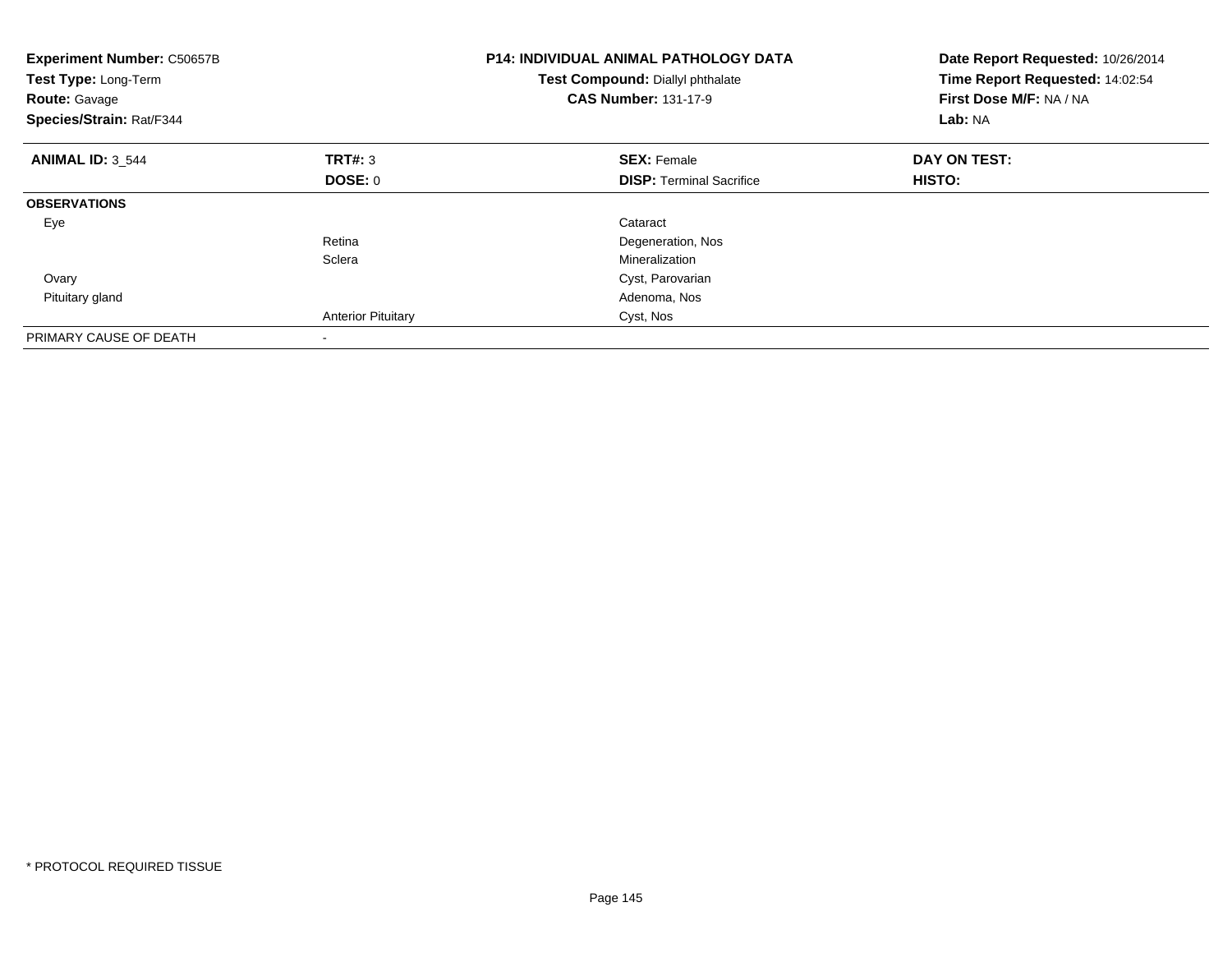**Experiment Number:** C50657B
**Test Type:** Long-Term
**Route:** Gavage
**Species/Strain:** Rat/F344

**P14: INDIVIDUAL ANIMAL PATHOLOGY DATA**
**Test Compound:** Diallyl phthalate
**CAS Number:** 131-17-9

**Date Report Requested:** 10/26/2014
**Time Report Requested:** 14:02:54
**First Dose M/F:** NA / NA
**Lab:** NA

| **ANIMAL ID:** 3_544 | **TRT#:** 3 | **SEX:** Female | **DAY ON TEST:** |
|---|---|---|---|
| | **DOSE:** 0 | **DISP:** Terminal Sacrifice | **HISTO:** |
| **OBSERVATIONS** | | | |
| Eye | | Cataract | |
| | Retina | Degeneration, Nos | |
| | Sclera | Mineralization | |
| Ovary | | Cyst, Parovarian | |
| Pituitary gland | | Adenoma, Nos | |
| | Anterior Pituitary | Cyst, Nos | |
| PRIMARY CAUSE OF DEATH | - | | |

\* PROTOCOL REQUIRED TISSUE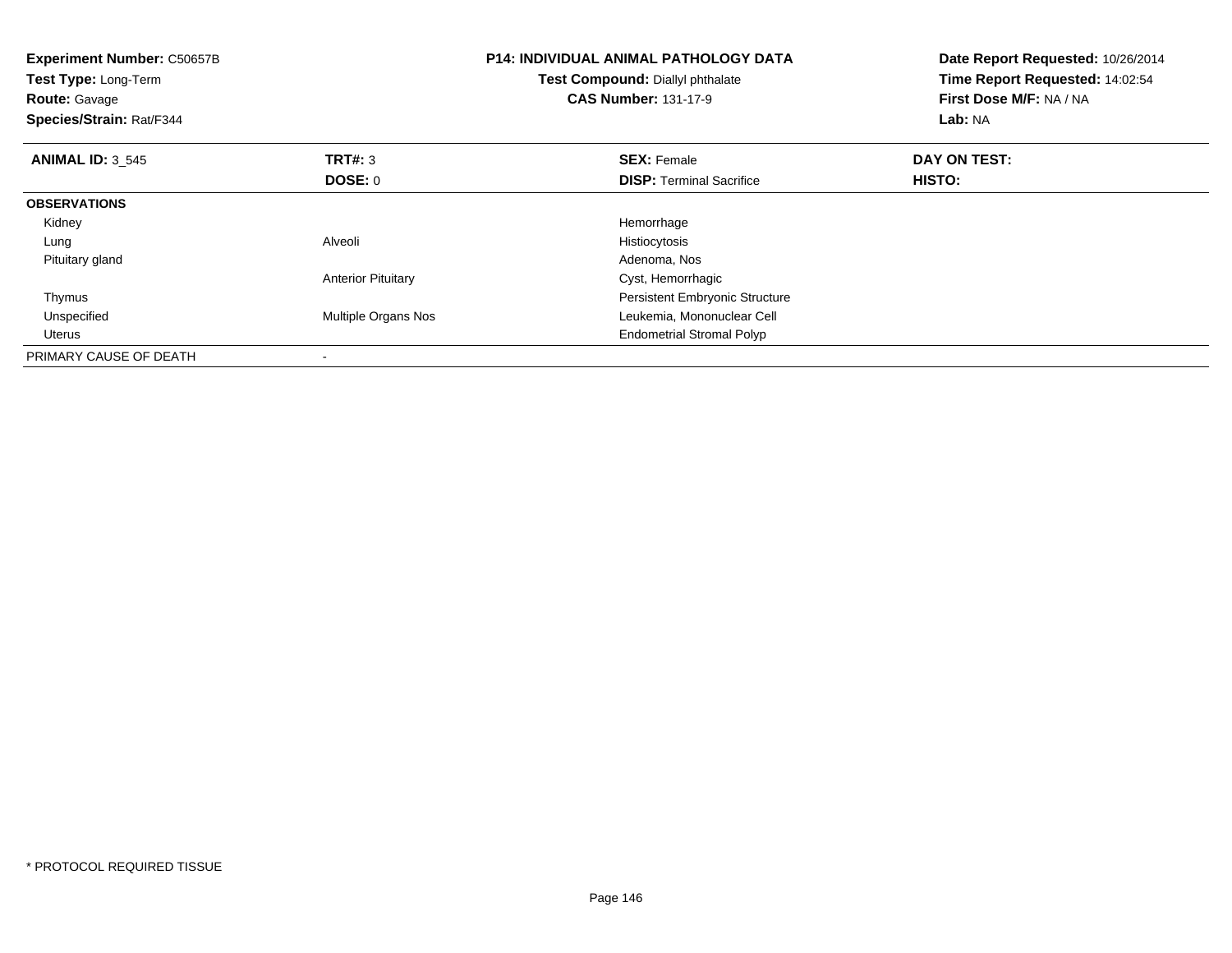**Experiment Number:** C50657B
**Test Type:** Long-Term
**Route:** Gavage
**Species/Strain:** Rat/F344

**P14: INDIVIDUAL ANIMAL PATHOLOGY DATA**
**Test Compound:** Diallyl phthalate
**CAS Number:** 131-17-9

**Date Report Requested:** 10/26/2014
**Time Report Requested:** 14:02:54
**First Dose M/F:** NA / NA
**Lab:** NA

| **ANIMAL ID:** 3_545 | **TRT#:** 3 | **SEX:** Female | **DAY ON TEST:** |
|---|---|---|---|
| | **DOSE:** 0 | **DISP:** Terminal Sacrifice | **HISTO:** |
| **OBSERVATIONS** | | | |
| Kidney | | Hemorrhage | |
| Lung | Alveoli | Histiocytosis | |
| Pituitary gland | | Adenoma, Nos | |
| | Anterior Pituitary | Cyst, Hemorrhagic | |
| Thymus | | Persistent Embryonic Structure | |
| Unspecified | Multiple Organs Nos | Leukemia, Mononuclear Cell | |
| Uterus | | Endometrial Stromal Polyp | |
| PRIMARY CAUSE OF DEATH | - | | |

* PROTOCOL REQUIRED TISSUE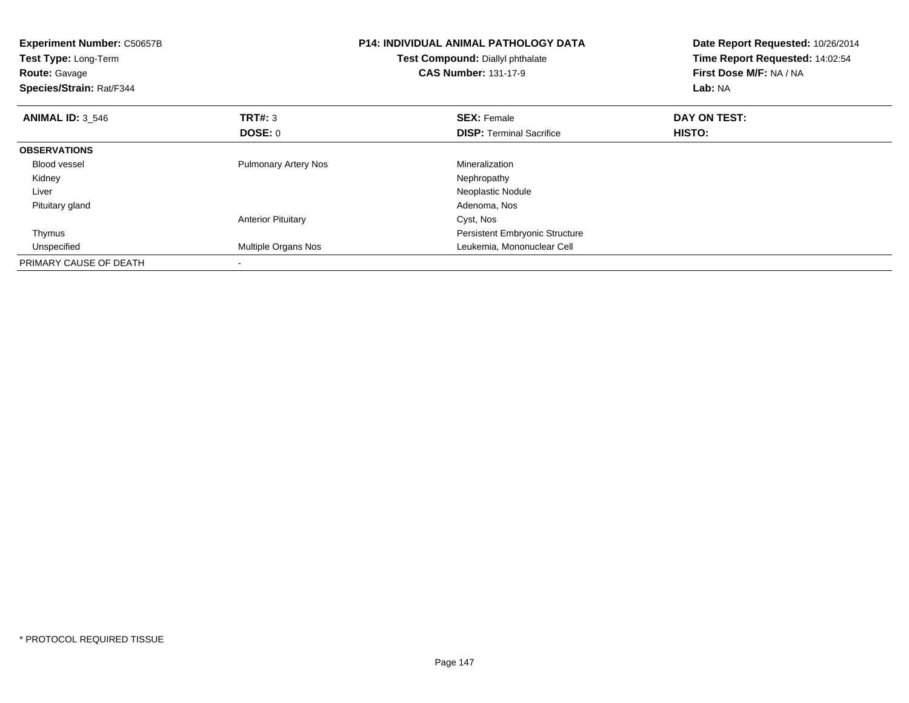**Experiment Number:** C50657B
**Test Type:** Long-Term
**Route:** Gavage
**Species/Strain:** Rat/F344

**P14: INDIVIDUAL ANIMAL PATHOLOGY DATA**
**Test Compound:** Diallyl phthalate
**CAS Number:** 131-17-9

**Date Report Requested:** 10/26/2014
**Time Report Requested:** 14:02:54
**First Dose M/F:** NA / NA
**Lab:** NA

| **ANIMAL ID:** 3_546 | **TRT#:** 3 | **SEX:** Female | **DAY ON TEST:** |
|---|---|---|---|
| | **DOSE:** 0 | **DISP:** Terminal Sacrifice | **HISTO:** |
| **OBSERVATIONS** | | | |
| Blood vessel | Pulmonary Artery Nos | Mineralization | |
| Kidney | | Nephropathy | |
| Liver | | Neoplastic Nodule | |
| Pituitary gland | | Adenoma, Nos | |
| | Anterior Pituitary | Cyst, Nos | |
| Thymus | | Persistent Embryonic Structure | |
| Unspecified | Multiple Organs Nos | Leukemia, Mononuclear Cell | |
| PRIMARY CAUSE OF DEATH | - | | |

* PROTOCOL REQUIRED TISSUE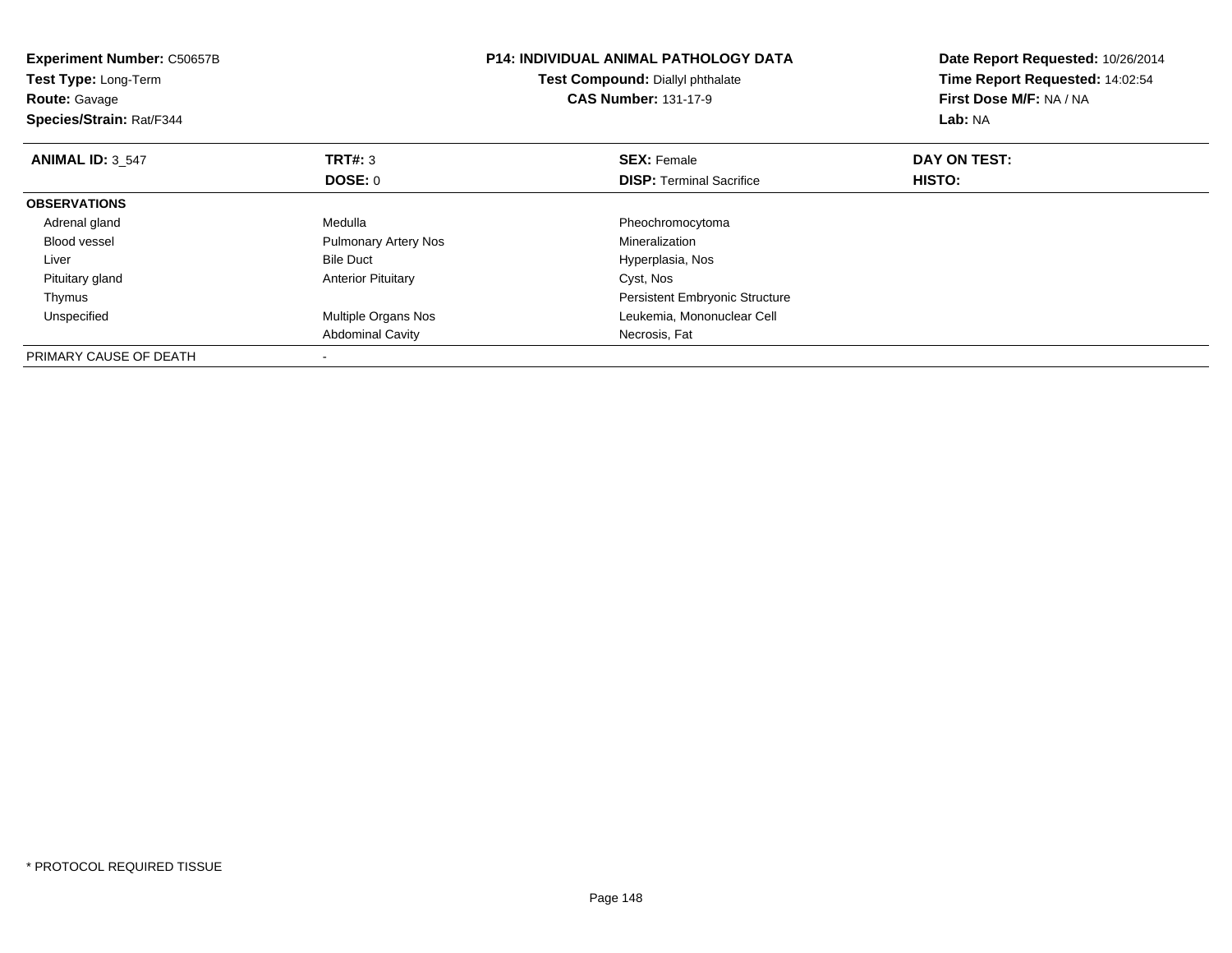**Experiment Number:** C50657B
**Test Type:** Long-Term
**Route:** Gavage
**Species/Strain:** Rat/F344

**P14: INDIVIDUAL ANIMAL PATHOLOGY DATA**
**Test Compound:** Diallyl phthalate
**CAS Number:** 131-17-9

**Date Report Requested:** 10/26/2014
**Time Report Requested:** 14:02:54
**First Dose M/F:** NA / NA
**Lab:** NA

| **ANIMAL ID:** 3_547 | **TRT#:** 3 | **SEX:** Female | **DAY ON TEST:** |
|---|---|---|---|
| | **DOSE:** 0 | **DISP:** Terminal Sacrifice | **HISTO:** |
| **OBSERVATIONS** | | | |
| Adrenal gland | Medulla | Pheochromocytoma | |
| Blood vessel | Pulmonary Artery Nos | Mineralization | |
| Liver | Bile Duct | Hyperplasia, Nos | |
| Pituitary gland | Anterior Pituitary | Cyst, Nos | |
| Thymus | | Persistent Embryonic Structure | |
| Unspecified | Multiple Organs Nos | Leukemia, Mononuclear Cell | |
| | Abdominal Cavity | Necrosis, Fat | |
| PRIMARY CAUSE OF DEATH | - | | |

* PROTOCOL REQUIRED TISSUE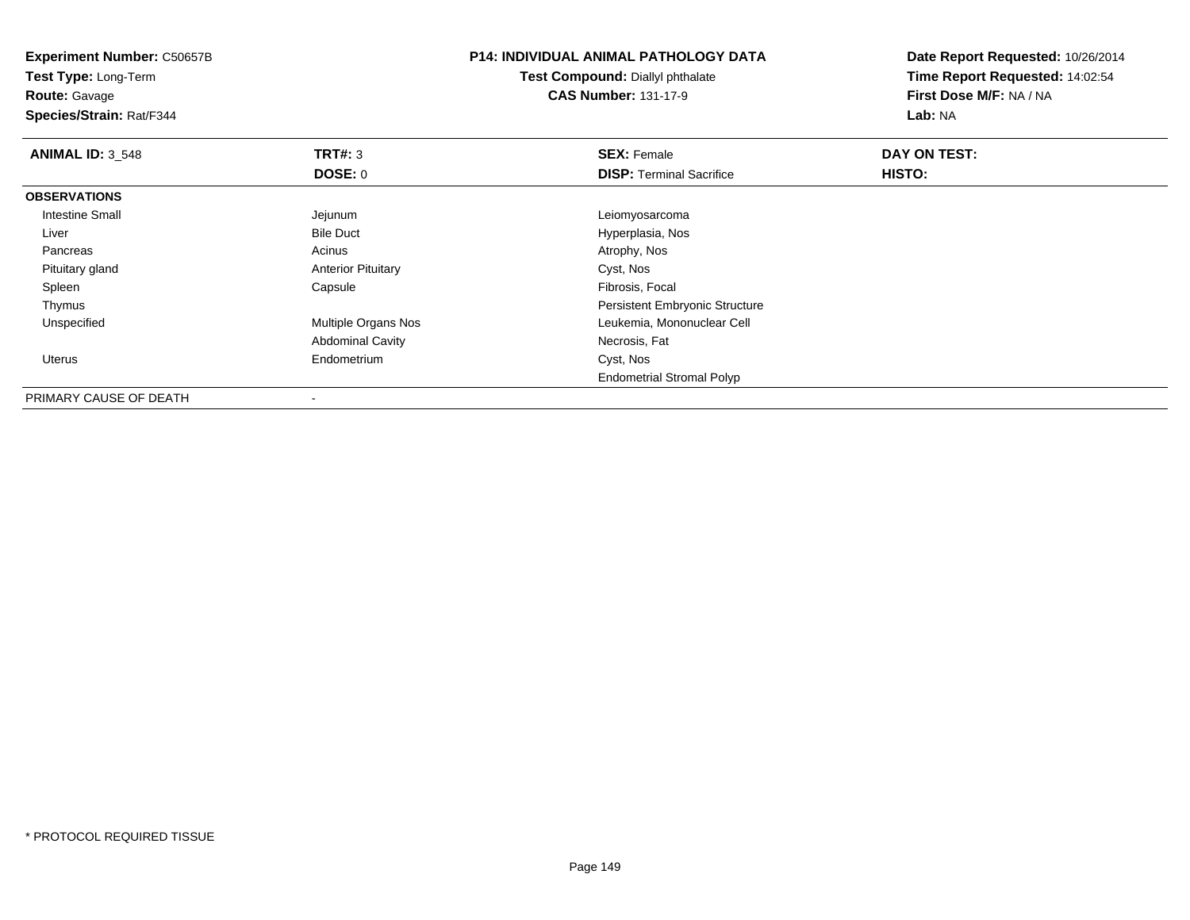**Experiment Number:** C50657B
**Test Type:** Long-Term
**Route:** Gavage
**Species/Strain:** Rat/F344

**P14: INDIVIDUAL ANIMAL PATHOLOGY DATA**
**Test Compound:** Diallyl phthalate
**CAS Number:** 131-17-9

**Date Report Requested:** 10/26/2014
**Time Report Requested:** 14:02:54
**First Dose M/F:** NA / NA
**Lab:** NA

| **ANIMAL ID:** 3_548 | **TRT#:** 3 | **SEX:** Female | **DAY ON TEST:** |
|---|---|---|---|
| | **DOSE:** 0 | **DISP:** Terminal Sacrifice | **HISTO:** |
| **OBSERVATIONS** | | | |
| Intestine Small | Jejunum | Leiomyosarcoma | |
| Liver | Bile Duct | Hyperplasia, Nos | |
| Pancreas | Acinus | Atrophy, Nos | |
| Pituitary gland | Anterior Pituitary | Cyst, Nos | |
| Spleen | Capsule | Fibrosis, Focal | |
| Thymus | | Persistent Embryonic Structure | |
| Unspecified | Multiple Organs Nos | Leukemia, Mononuclear Cell | |
| | Abdominal Cavity | Necrosis, Fat | |
| Uterus | Endometrium | Cyst, Nos | |
| | | Endometrial Stromal Polyp | |
| PRIMARY CAUSE OF DEATH | - | | |

* PROTOCOL REQUIRED TISSUE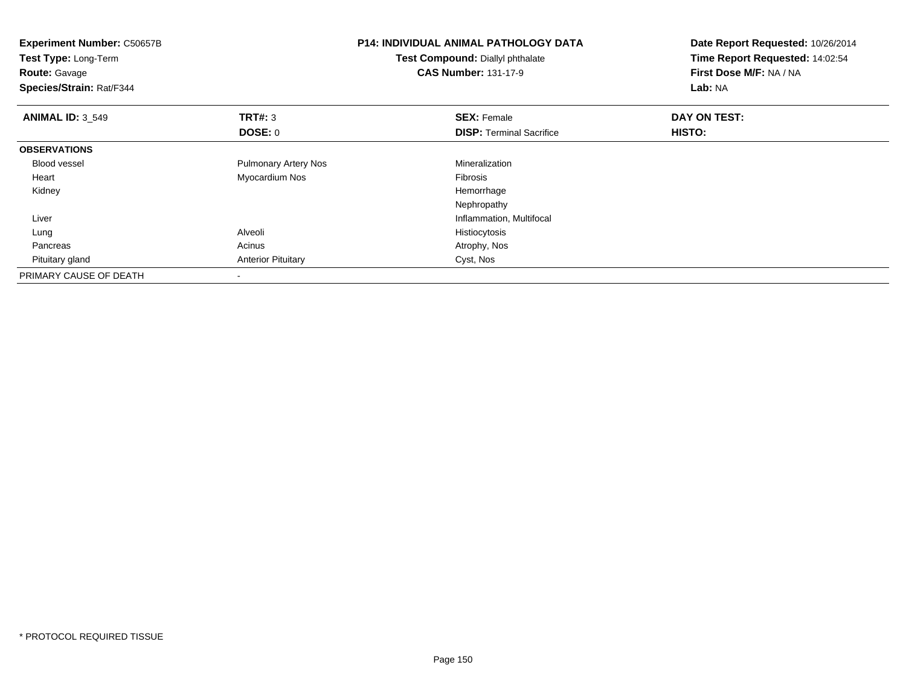**Experiment Number:** C50657B
**Test Type:** Long-Term
**Route:** Gavage
**Species/Strain:** Rat/F344

**P14: INDIVIDUAL ANIMAL PATHOLOGY DATA**
**Test Compound:** Diallyl phthalate
**CAS Number:** 131-17-9

**Date Report Requested:** 10/26/2014
**Time Report Requested:** 14:02:54
**First Dose M/F:** NA / NA
**Lab:** NA

| **ANIMAL ID:** 3_549 | **TRT#:** 3 | **SEX:** Female | **DAY ON TEST:** |
|---|---|---|---|
| | **DOSE:** 0 | **DISP:** Terminal Sacrifice | **HISTO:** |
| **OBSERVATIONS** | | | |
| Blood vessel | Pulmonary Artery Nos | Mineralization | |
| Heart | Myocardium Nos | Fibrosis | |
| Kidney | | Hemorrhage | |
| | | Nephropathy | |
| Liver | | Inflammation, Multifocal | |
| Lung | Alveoli | Histiocytosis | |
| Pancreas | Acinus | Atrophy, Nos | |
| Pituitary gland | Anterior Pituitary | Cyst, Nos | |
| PRIMARY CAUSE OF DEATH | - | | |

* PROTOCOL REQUIRED TISSUE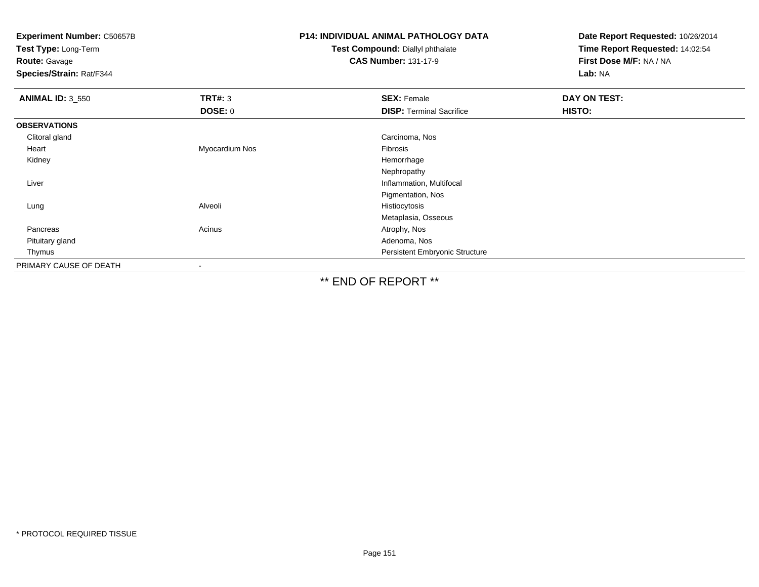**Experiment Number:** C50657B
**Test Type:** Long-Term
**Route:** Gavage
**Species/Strain:** Rat/F344

**P14: INDIVIDUAL ANIMAL PATHOLOGY DATA**
**Test Compound:** Diallyl phthalate
**CAS Number:** 131-17-9

**Date Report Requested:** 10/26/2014
**Time Report Requested:** 14:02:54
**First Dose M/F:** NA / NA
**Lab:** NA

| **ANIMAL ID:** 3_550 | **TRT#:** 3 | **SEX:** Female | **DAY ON TEST:** |
|---|---|---|---|
| | **DOSE:** 0 | **DISP:** Terminal Sacrifice | **HISTO:** |
| **OBSERVATIONS** | | | |
| Clitoral gland | | Carcinoma, Nos | |
| Heart | Myocardium Nos | Fibrosis | |
| Kidney | | Hemorrhage | |
| | | Nephropathy | |
| Liver | | Inflammation, Multifocal | |
| | | Pigmentation, Nos | |
| Lung | Alveoli | Histiocytosis | |
| | | Metaplasia, Osseous | |
| Pancreas | Acinus | Atrophy, Nos | |
| Pituitary gland | | Adenoma, Nos | |
| Thymus | | Persistent Embryonic Structure | |
| PRIMARY CAUSE OF DEATH | - | | |

** END OF REPORT **

* PROTOCOL REQUIRED TISSUE